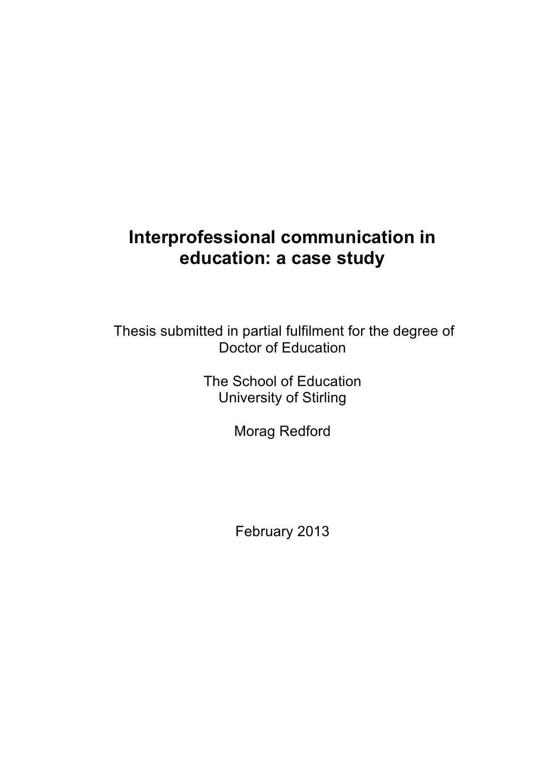# Interprofessional communication in education: a case study

Thesis submitted in partial fulfilment for the degree of Doctor of Education

The School of Education
University of Stirling

Morag Redford

February 2013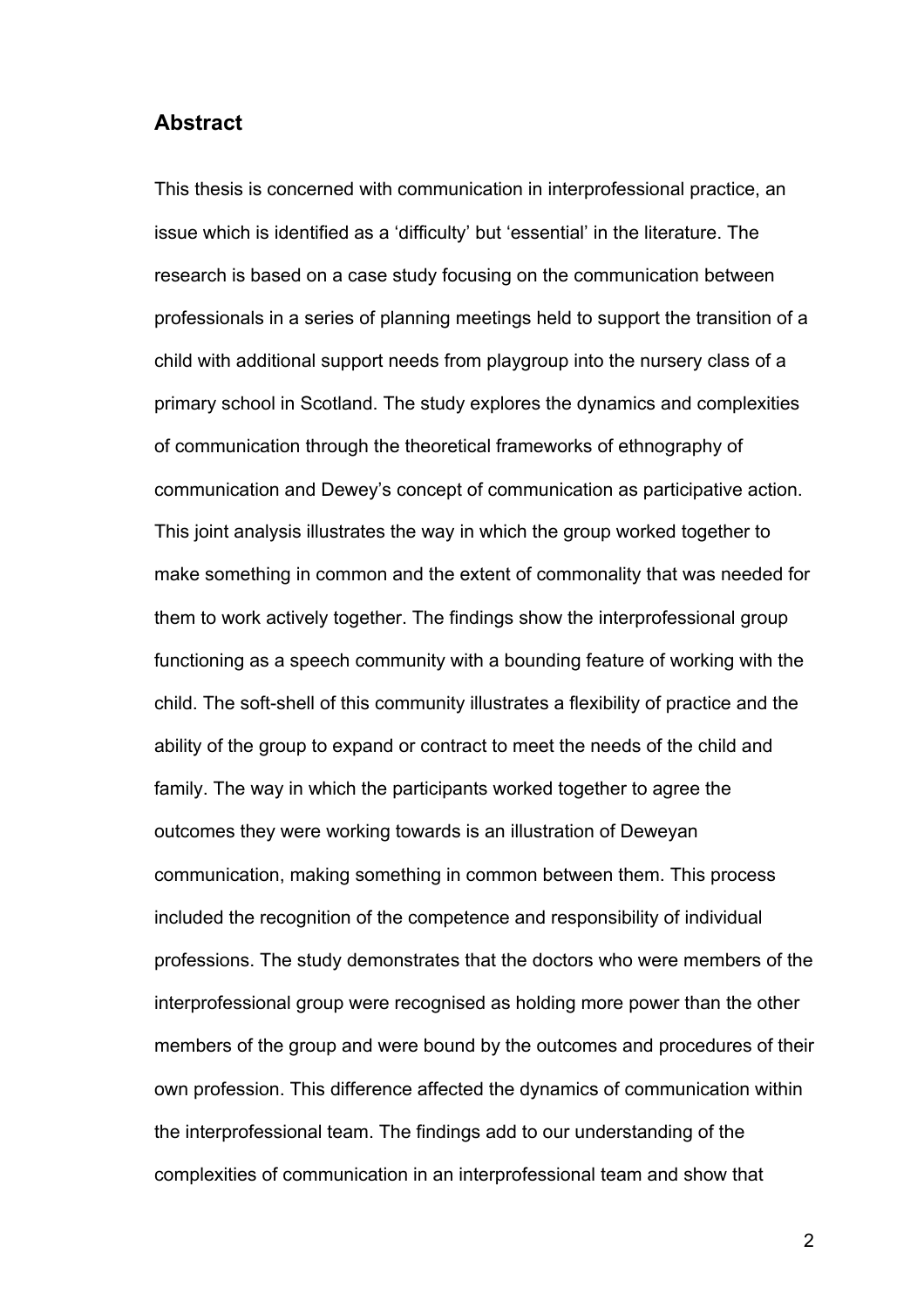## Abstract

This thesis is concerned with communication in interprofessional practice, an issue which is identified as a 'difficulty' but 'essential' in the literature. The research is based on a case study focusing on the communication between professionals in a series of planning meetings held to support the transition of a child with additional support needs from playgroup into the nursery class of a primary school in Scotland. The study explores the dynamics and complexities of communication through the theoretical frameworks of ethnography of communication and Dewey's concept of communication as participative action. This joint analysis illustrates the way in which the group worked together to make something in common and the extent of commonality that was needed for them to work actively together. The findings show the interprofessional group functioning as a speech community with a bounding feature of working with the child. The soft-shell of this community illustrates a flexibility of practice and the ability of the group to expand or contract to meet the needs of the child and family. The way in which the participants worked together to agree the outcomes they were working towards is an illustration of Deweyan communication, making something in common between them. This process included the recognition of the competence and responsibility of individual professions. The study demonstrates that the doctors who were members of the interprofessional group were recognised as holding more power than the other members of the group and were bound by the outcomes and procedures of their own profession. This difference affected the dynamics of communication within the interprofessional team. The findings add to our understanding of the complexities of communication in an interprofessional team and show that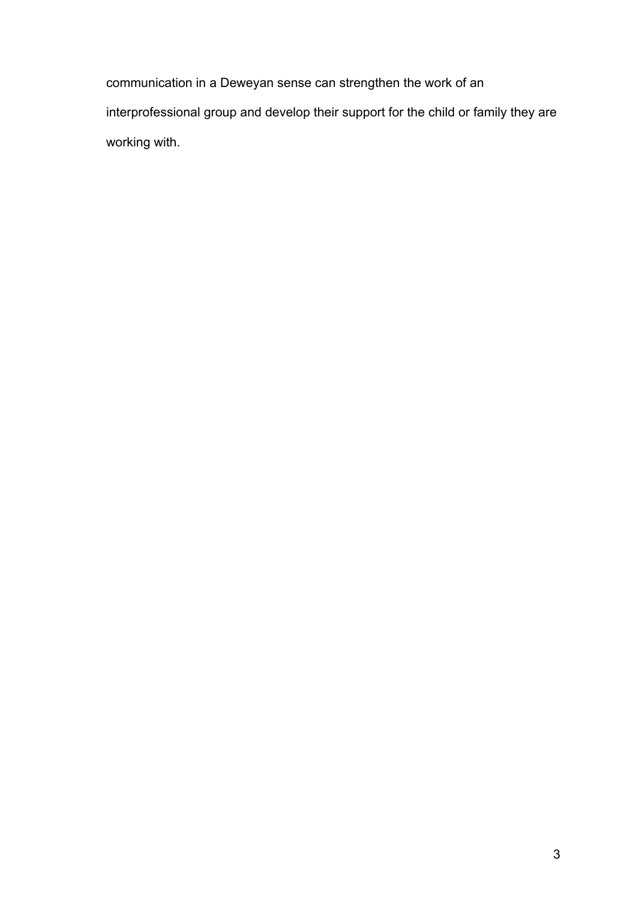communication in a Deweyan sense can strengthen the work of an interprofessional group and develop their support for the child or family they are working with.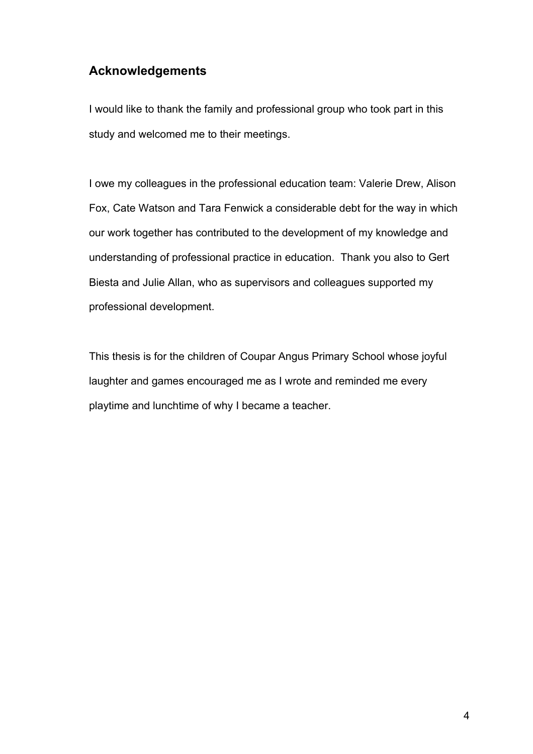## Acknowledgements

I would like to thank the family and professional group who took part in this study and welcomed me to their meetings.

I owe my colleagues in the professional education team: Valerie Drew, Alison Fox, Cate Watson and Tara Fenwick a considerable debt for the way in which our work together has contributed to the development of my knowledge and understanding of professional practice in education. Thank you also to Gert Biesta and Julie Allan, who as supervisors and colleagues supported my professional development.

This thesis is for the children of Coupar Angus Primary School whose joyful laughter and games encouraged me as I wrote and reminded me every playtime and lunchtime of why I became a teacher.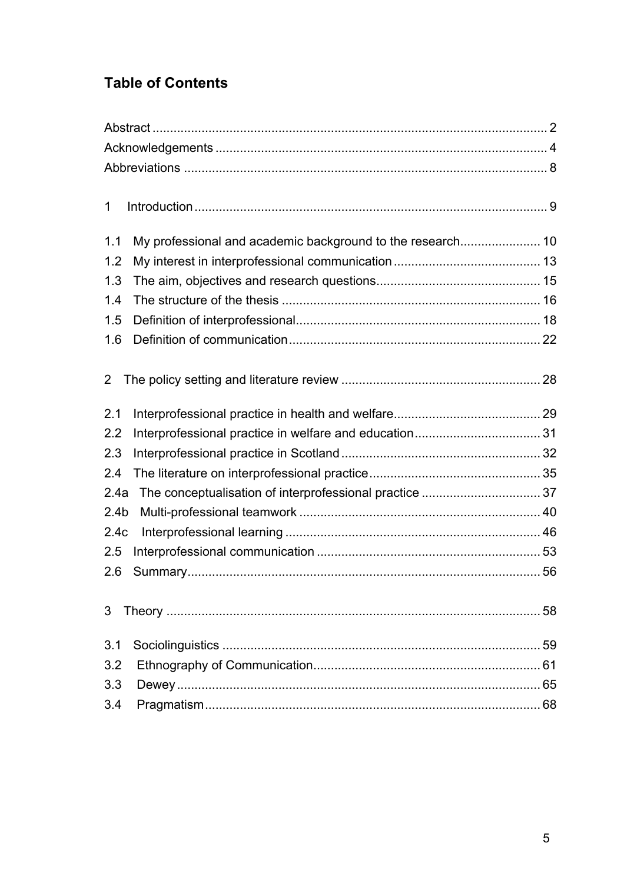## Table of Contents

Abstract ........................................................................................................... 2
Acknowledgements ........................................................................................... 4
Abbreviations .................................................................................................... 8

1 Introduction ................................................................................................... 9

1.1 My professional and academic background to the research ....................... 10
1.2 My interest in interprofessional communication ......................................... 13
1.3 The aim, objectives and research questions ............................................... 15
1.4 The structure of the thesis .......................................................................... 16
1.5 Definition of interprofessional ...................................................................... 18
1.6 Definition of communication ........................................................................ 22

2 The policy setting and literature review ......................................................... 28

2.1 Interprofessional practice in health and welfare .......................................... 29
2.2 Interprofessional practice in welfare and education .................................... 31
2.3 Interprofessional practice in Scotland ......................................................... 32
2.4 The literature on interprofessional practice ................................................. 35
2.4a The conceptualisation of interprofessional practice .................................. 37
2.4b Multi-professional teamwork ..................................................................... 40
2.4c Interprofessional learning ......................................................................... 46
2.5 Interprofessional communication ................................................................ 53
2.6 Summary ..................................................................................................... 56

3 Theory ........................................................................................................... 58

3.1 Sociolinguistics ........................................................................................... 59
3.2 Ethnography of Communication .................................................................. 61
3.3 Dewey ......................................................................................................... 65
3.4 Pragmatism ................................................................................................. 68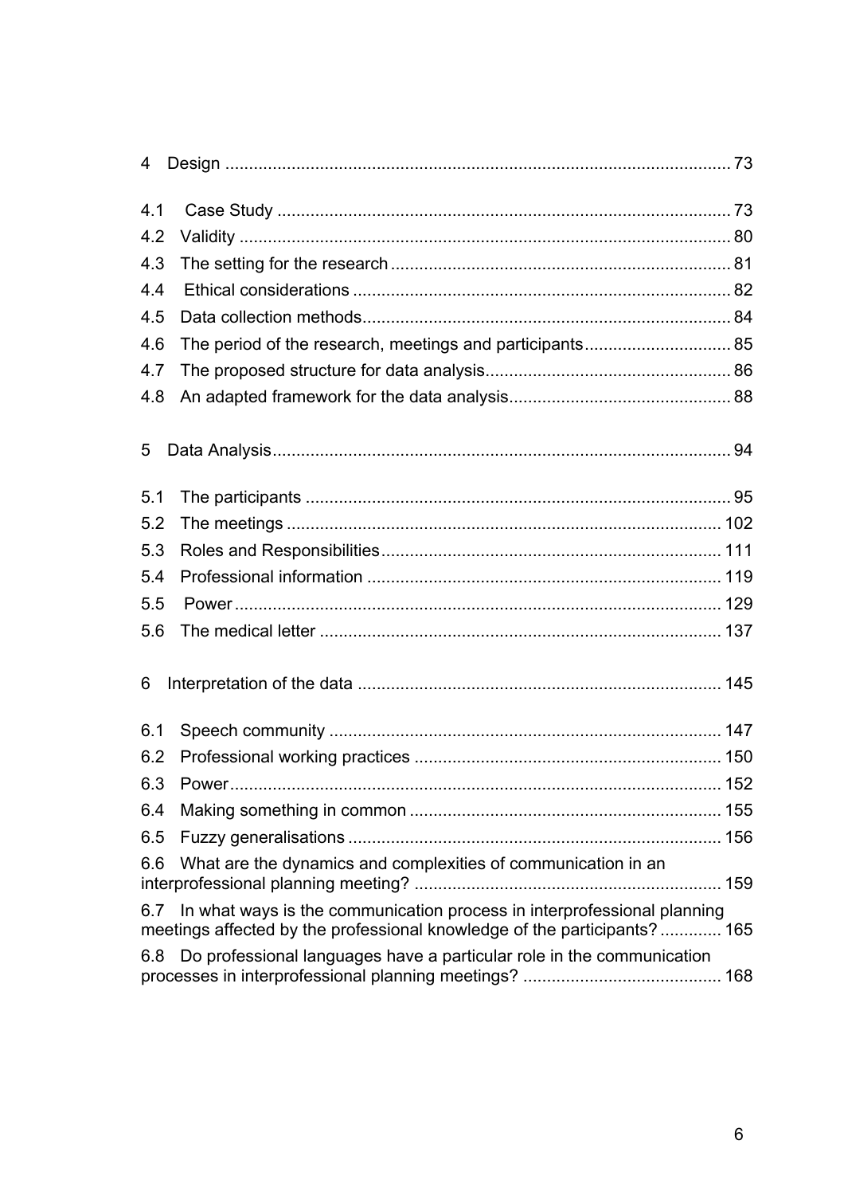4 Design ........................................................................................................ 73

4.1 Case Study ............................................................................................. 73
4.2 Validity ..................................................................................................... 80
4.3 The setting for the research ....................................................................... 81
4.4 Ethical considerations ............................................................................... 82
4.5 Data collection methods............................................................................. 84
4.6 The period of the research, meetings and participants............................... 85
4.7 The proposed structure for data analysis.................................................... 86
4.8 An adapted framework for the data analysis............................................... 88

5 Data Analysis................................................................................................. 94

5.1 The participants .......................................................................................... 95
5.2 The meetings ............................................................................................ 102
5.3 Roles and Responsibilities........................................................................ 111
5.4 Professional information ........................................................................... 119
5.5 Power ....................................................................................................... 129
5.6 The medical letter ..................................................................................... 137

6 Interpretation of the data ............................................................................. 145

6.1 Speech community ................................................................................... 147
6.2 Professional working practices ................................................................. 150
6.3 Power........................................................................................................ 152
6.4 Making something in common .................................................................. 155
6.5 Fuzzy generalisations ............................................................................... 156
6.6 What are the dynamics and complexities of communication in an interprofessional planning meeting? ................................................................. 159
6.7 In what ways is the communication process in interprofessional planning meetings affected by the professional knowledge of the participants? ............. 165
6.8 Do professional languages have a particular role in the communication processes in interprofessional planning meetings? .......................................... 168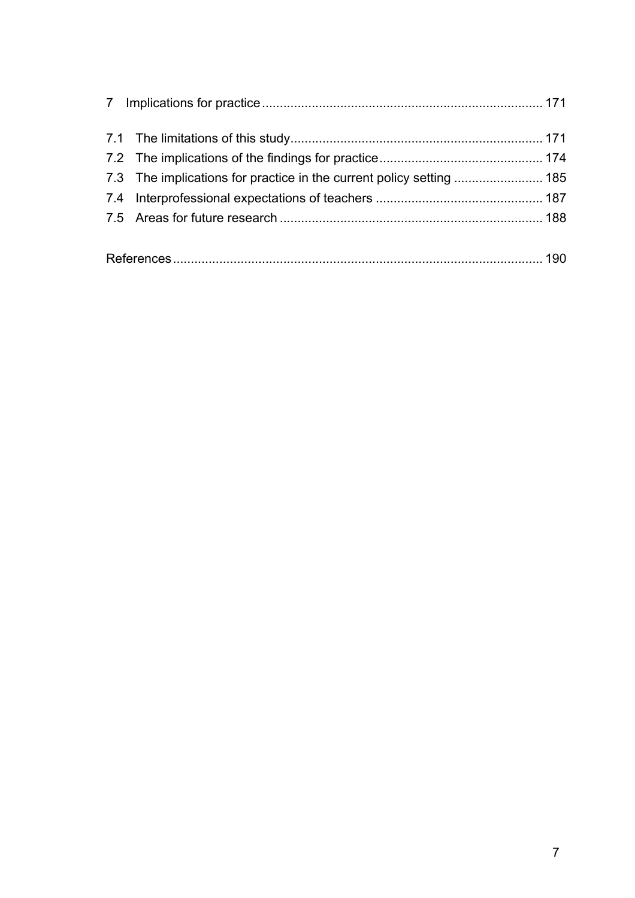7 Implications for practice ............................................................................ 171

7.1 The limitations of this study ...................................................................... 171

7.2 The implications of the findings for practice ............................................. 174

7.3 The implications for practice in the current policy setting ......................... 185

7.4 Interprofessional expectations of teachers ............................................... 187

7.5 Areas for future research .......................................................................... 188

References ....................................................................................................... 190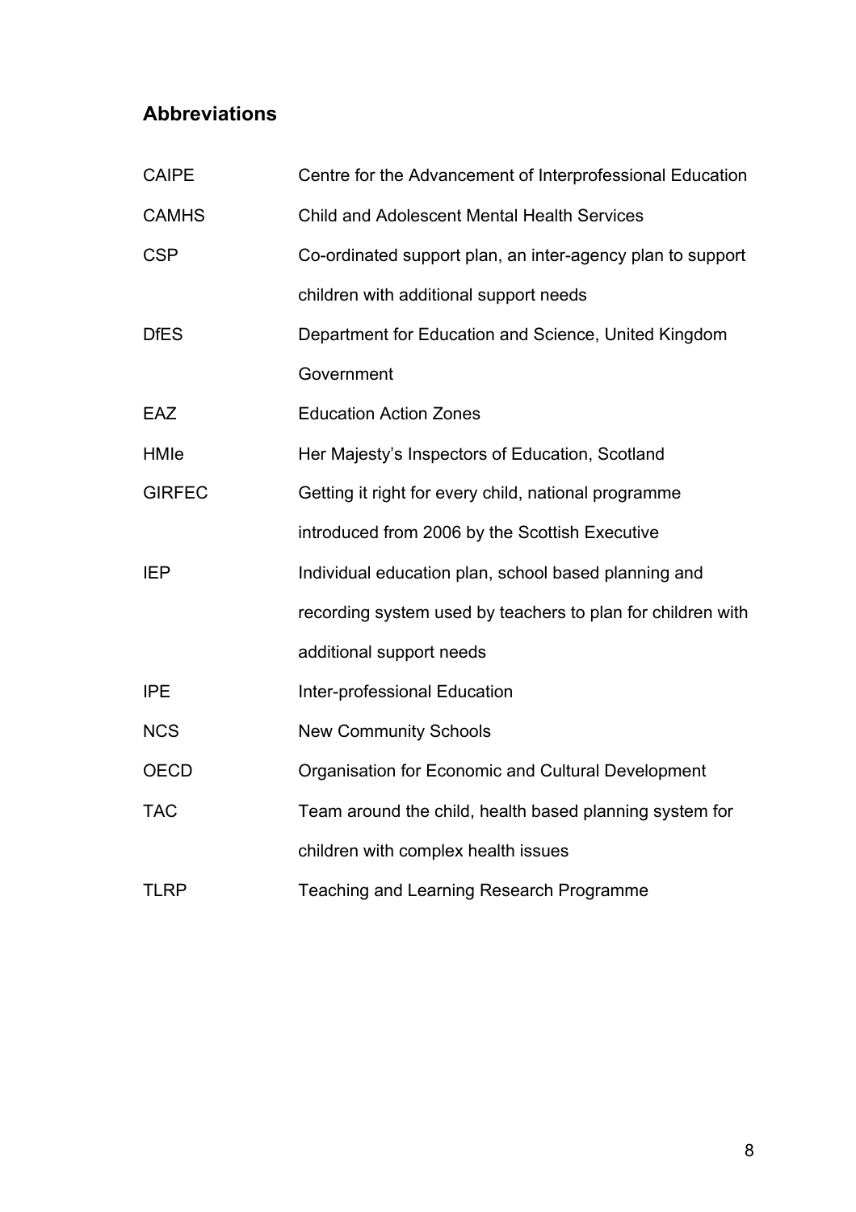## Abbreviations

| | |
|---|---|
| CAIPE | Centre for the Advancement of Interprofessional Education |
| CAMHS | Child and Adolescent Mental Health Services |
| CSP | Co-ordinated support plan, an inter-agency plan to support children with additional support needs |
| DfES | Department for Education and Science, United Kingdom Government |
| EAZ | Education Action Zones |
| HMIe | Her Majesty's Inspectors of Education, Scotland |
| GIRFEC | Getting it right for every child, national programme introduced from 2006 by the Scottish Executive |
| IEP | Individual education plan, school based planning and recording system used by teachers to plan for children with additional support needs |
| IPE | Inter-professional Education |
| NCS | New Community Schools |
| OECD | Organisation for Economic and Cultural Development |
| TAC | Team around the child, health based planning system for children with complex health issues |
| TLRP | Teaching and Learning Research Programme |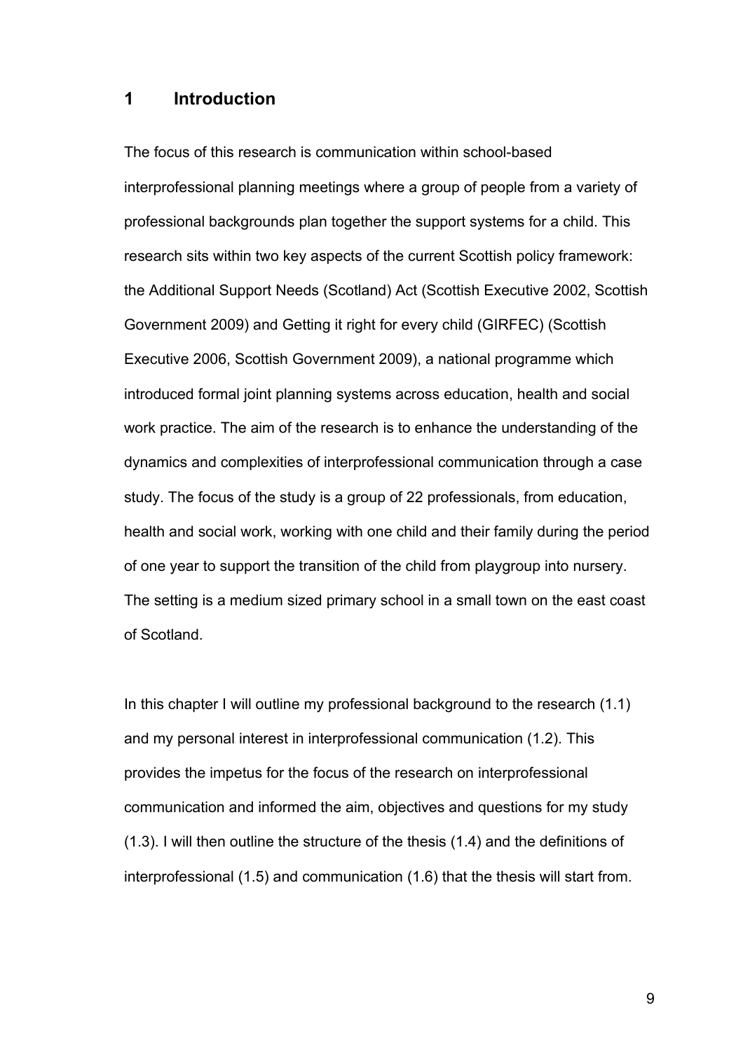# 1 Introduction

The focus of this research is communication within school-based interprofessional planning meetings where a group of people from a variety of professional backgrounds plan together the support systems for a child. This research sits within two key aspects of the current Scottish policy framework: the Additional Support Needs (Scotland) Act (Scottish Executive 2002, Scottish Government 2009) and Getting it right for every child (GIRFEC) (Scottish Executive 2006, Scottish Government 2009), a national programme which introduced formal joint planning systems across education, health and social work practice. The aim of the research is to enhance the understanding of the dynamics and complexities of interprofessional communication through a case study. The focus of the study is a group of 22 professionals, from education, health and social work, working with one child and their family during the period of one year to support the transition of the child from playgroup into nursery. The setting is a medium sized primary school in a small town on the east coast of Scotland.

In this chapter I will outline my professional background to the research (1.1) and my personal interest in interprofessional communication (1.2). This provides the impetus for the focus of the research on interprofessional communication and informed the aim, objectives and questions for my study (1.3). I will then outline the structure of the thesis (1.4) and the definitions of interprofessional (1.5) and communication (1.6) that the thesis will start from.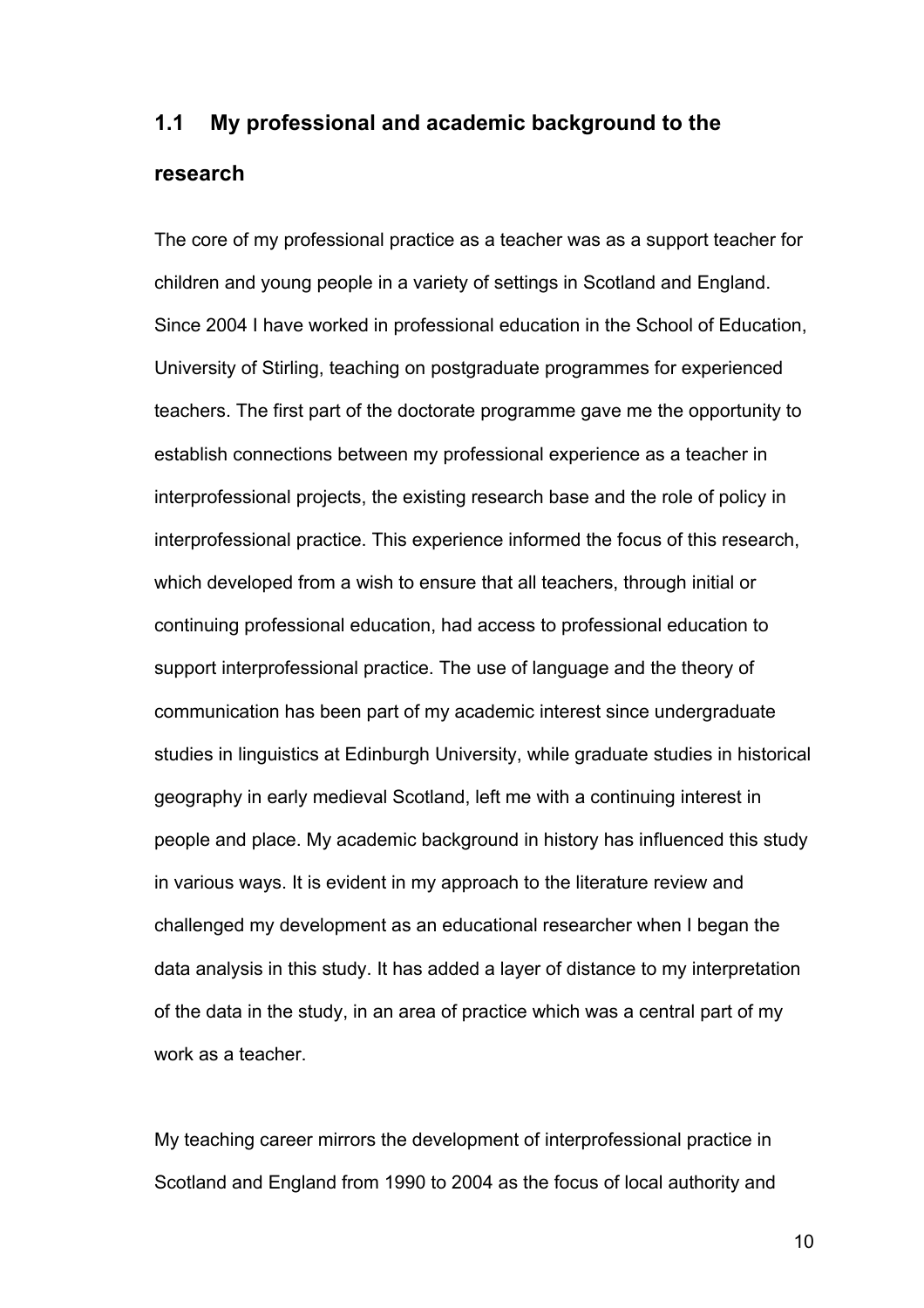## 1.1 My professional and academic background to the research

The core of my professional practice as a teacher was as a support teacher for children and young people in a variety of settings in Scotland and England. Since 2004 I have worked in professional education in the School of Education, University of Stirling, teaching on postgraduate programmes for experienced teachers. The first part of the doctorate programme gave me the opportunity to establish connections between my professional experience as a teacher in interprofessional projects, the existing research base and the role of policy in interprofessional practice. This experience informed the focus of this research, which developed from a wish to ensure that all teachers, through initial or continuing professional education, had access to professional education to support interprofessional practice. The use of language and the theory of communication has been part of my academic interest since undergraduate studies in linguistics at Edinburgh University, while graduate studies in historical geography in early medieval Scotland, left me with a continuing interest in people and place. My academic background in history has influenced this study in various ways. It is evident in my approach to the literature review and challenged my development as an educational researcher when I began the data analysis in this study. It has added a layer of distance to my interpretation of the data in the study, in an area of practice which was a central part of my work as a teacher.

My teaching career mirrors the development of interprofessional practice in Scotland and England from 1990 to 2004 as the focus of local authority and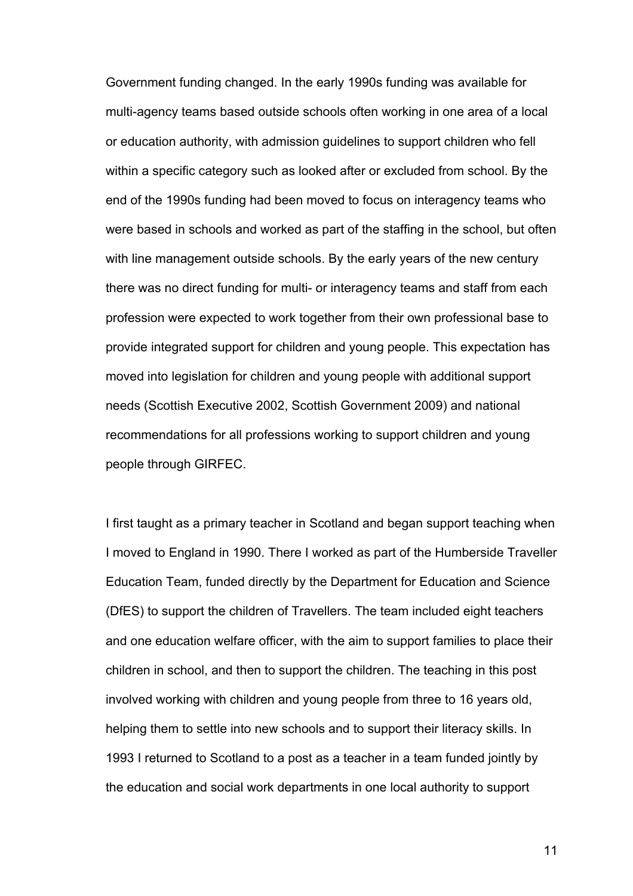Government funding changed. In the early 1990s funding was available for multi-agency teams based outside schools often working in one area of a local or education authority, with admission guidelines to support children who fell within a specific category such as looked after or excluded from school. By the end of the 1990s funding had been moved to focus on interagency teams who were based in schools and worked as part of the staffing in the school, but often with line management outside schools. By the early years of the new century there was no direct funding for multi- or interagency teams and staff from each profession were expected to work together from their own professional base to provide integrated support for children and young people. This expectation has moved into legislation for children and young people with additional support needs (Scottish Executive 2002, Scottish Government 2009) and national recommendations for all professions working to support children and young people through GIRFEC.

I first taught as a primary teacher in Scotland and began support teaching when I moved to England in 1990. There I worked as part of the Humberside Traveller Education Team, funded directly by the Department for Education and Science (DfES) to support the children of Travellers. The team included eight teachers and one education welfare officer, with the aim to support families to place their children in school, and then to support the children. The teaching in this post involved working with children and young people from three to 16 years old, helping them to settle into new schools and to support their literacy skills. In 1993 I returned to Scotland to a post as a teacher in a team funded jointly by the education and social work departments in one local authority to support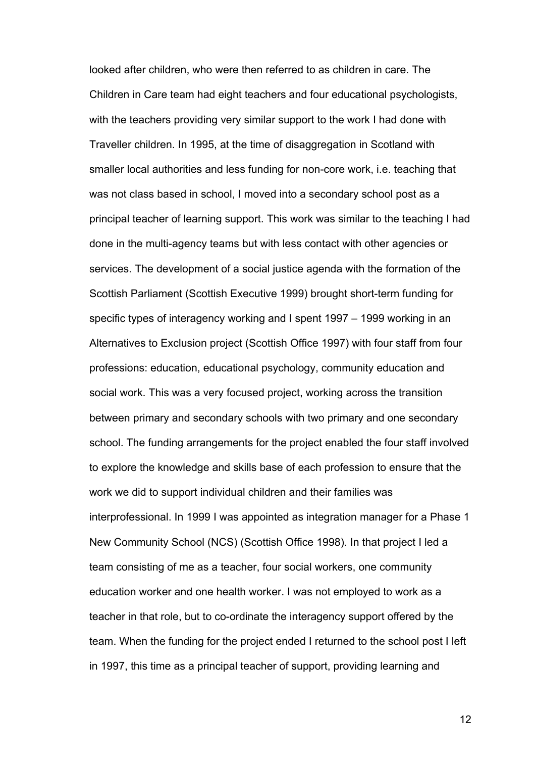looked after children, who were then referred to as children in care. The Children in Care team had eight teachers and four educational psychologists, with the teachers providing very similar support to the work I had done with Traveller children. In 1995, at the time of disaggregation in Scotland with smaller local authorities and less funding for non-core work, i.e. teaching that was not class based in school, I moved into a secondary school post as a principal teacher of learning support. This work was similar to the teaching I had done in the multi-agency teams but with less contact with other agencies or services. The development of a social justice agenda with the formation of the Scottish Parliament (Scottish Executive 1999) brought short-term funding for specific types of interagency working and I spent 1997 – 1999 working in an Alternatives to Exclusion project (Scottish Office 1997) with four staff from four professions: education, educational psychology, community education and social work. This was a very focused project, working across the transition between primary and secondary schools with two primary and one secondary school. The funding arrangements for the project enabled the four staff involved to explore the knowledge and skills base of each profession to ensure that the work we did to support individual children and their families was interprofessional. In 1999 I was appointed as integration manager for a Phase 1 New Community School (NCS) (Scottish Office 1998). In that project I led a team consisting of me as a teacher, four social workers, one community education worker and one health worker. I was not employed to work as a teacher in that role, but to co-ordinate the interagency support offered by the team. When the funding for the project ended I returned to the school post I left in 1997, this time as a principal teacher of support, providing learning and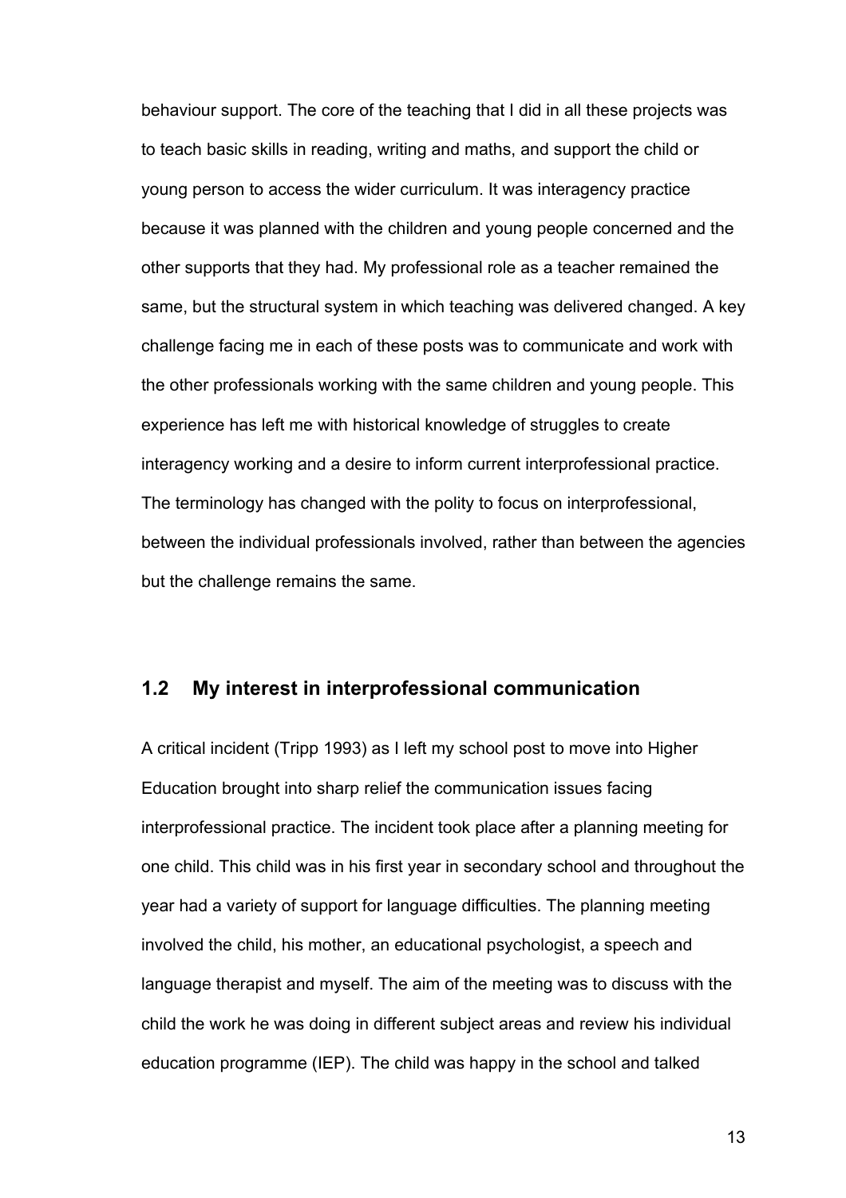behaviour support. The core of the teaching that I did in all these projects was to teach basic skills in reading, writing and maths, and support the child or young person to access the wider curriculum. It was interagency practice because it was planned with the children and young people concerned and the other supports that they had. My professional role as a teacher remained the same, but the structural system in which teaching was delivered changed. A key challenge facing me in each of these posts was to communicate and work with the other professionals working with the same children and young people. This experience has left me with historical knowledge of struggles to create interagency working and a desire to inform current interprofessional practice. The terminology has changed with the polity to focus on interprofessional, between the individual professionals involved, rather than between the agencies but the challenge remains the same.

## 1.2 My interest in interprofessional communication

A critical incident (Tripp 1993) as I left my school post to move into Higher Education brought into sharp relief the communication issues facing interprofessional practice. The incident took place after a planning meeting for one child. This child was in his first year in secondary school and throughout the year had a variety of support for language difficulties. The planning meeting involved the child, his mother, an educational psychologist, a speech and language therapist and myself. The aim of the meeting was to discuss with the child the work he was doing in different subject areas and review his individual education programme (IEP). The child was happy in the school and talked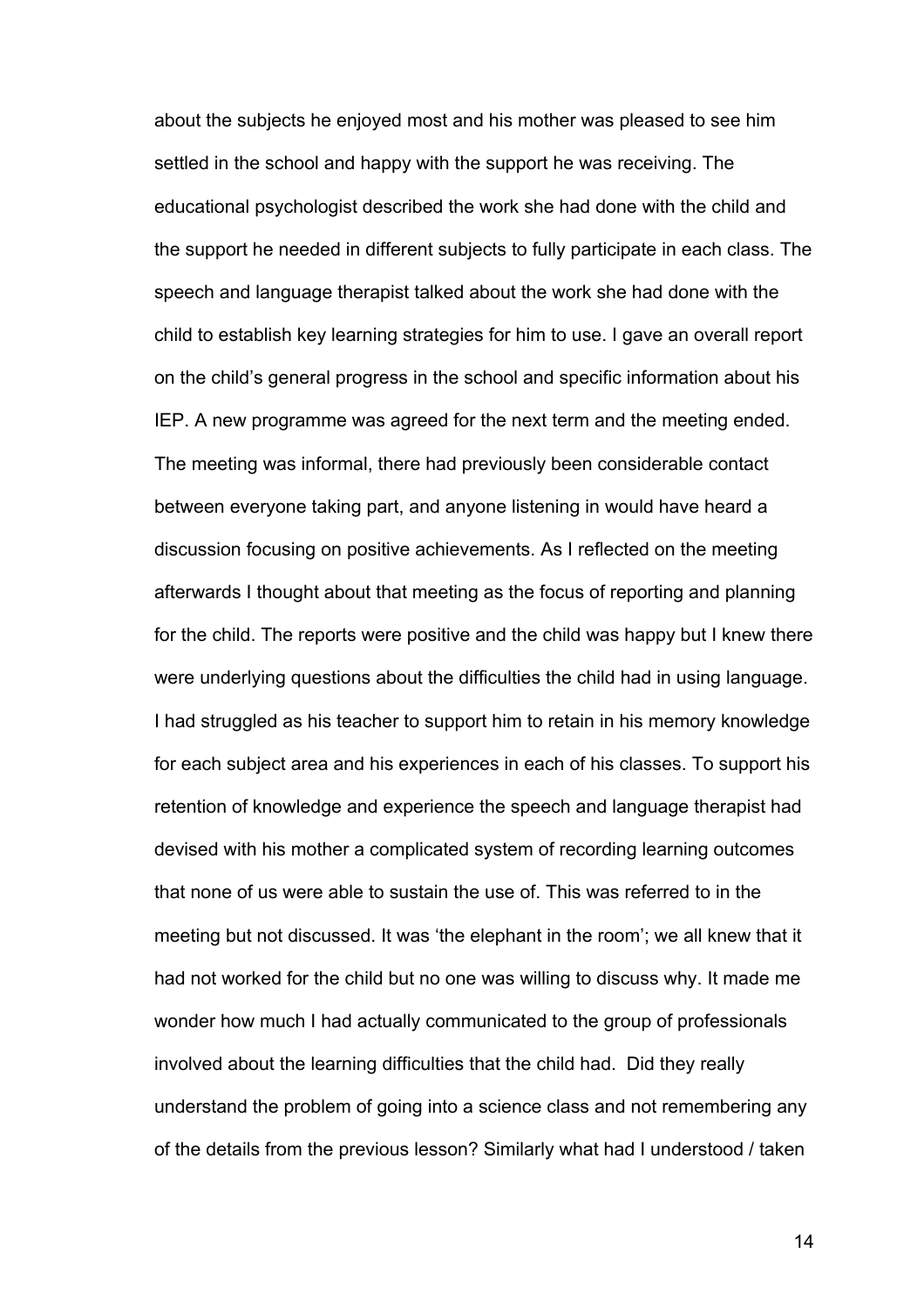about the subjects he enjoyed most and his mother was pleased to see him settled in the school and happy with the support he was receiving. The educational psychologist described the work she had done with the child and the support he needed in different subjects to fully participate in each class. The speech and language therapist talked about the work she had done with the child to establish key learning strategies for him to use. I gave an overall report on the child's general progress in the school and specific information about his IEP. A new programme was agreed for the next term and the meeting ended. The meeting was informal, there had previously been considerable contact between everyone taking part, and anyone listening in would have heard a discussion focusing on positive achievements. As I reflected on the meeting afterwards I thought about that meeting as the focus of reporting and planning for the child. The reports were positive and the child was happy but I knew there were underlying questions about the difficulties the child had in using language. I had struggled as his teacher to support him to retain in his memory knowledge for each subject area and his experiences in each of his classes. To support his retention of knowledge and experience the speech and language therapist had devised with his mother a complicated system of recording learning outcomes that none of us were able to sustain the use of. This was referred to in the meeting but not discussed. It was 'the elephant in the room'; we all knew that it had not worked for the child but no one was willing to discuss why. It made me wonder how much I had actually communicated to the group of professionals involved about the learning difficulties that the child had. Did they really understand the problem of going into a science class and not remembering any of the details from the previous lesson? Similarly what had I understood / taken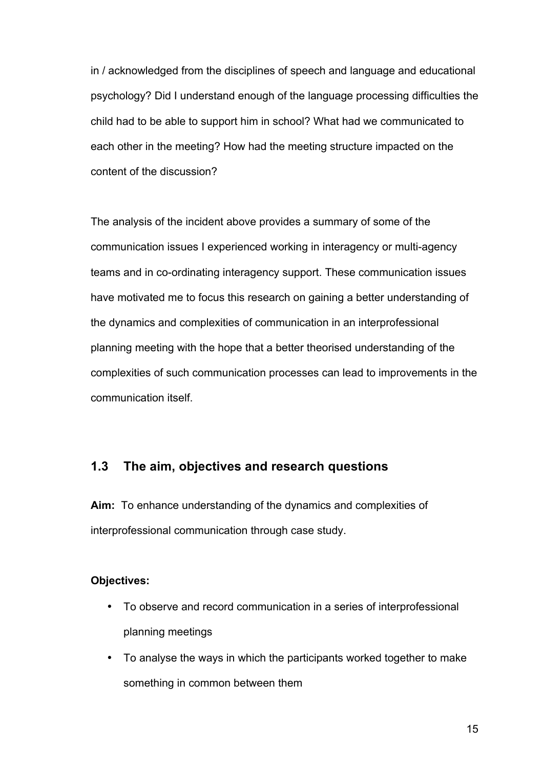in / acknowledged from the disciplines of speech and language and educational psychology? Did I understand enough of the language processing difficulties the child had to be able to support him in school? What had we communicated to each other in the meeting? How had the meeting structure impacted on the content of the discussion?

The analysis of the incident above provides a summary of some of the communication issues I experienced working in interagency or multi-agency teams and in co-ordinating interagency support. These communication issues have motivated me to focus this research on gaining a better understanding of the dynamics and complexities of communication in an interprofessional planning meeting with the hope that a better theorised understanding of the complexities of such communication processes can lead to improvements in the communication itself.

## 1.3 The aim, objectives and research questions

**Aim:** To enhance understanding of the dynamics and complexities of interprofessional communication through case study.

**Objectives:**

- To observe and record communication in a series of interprofessional planning meetings
- To analyse the ways in which the participants worked together to make something in common between them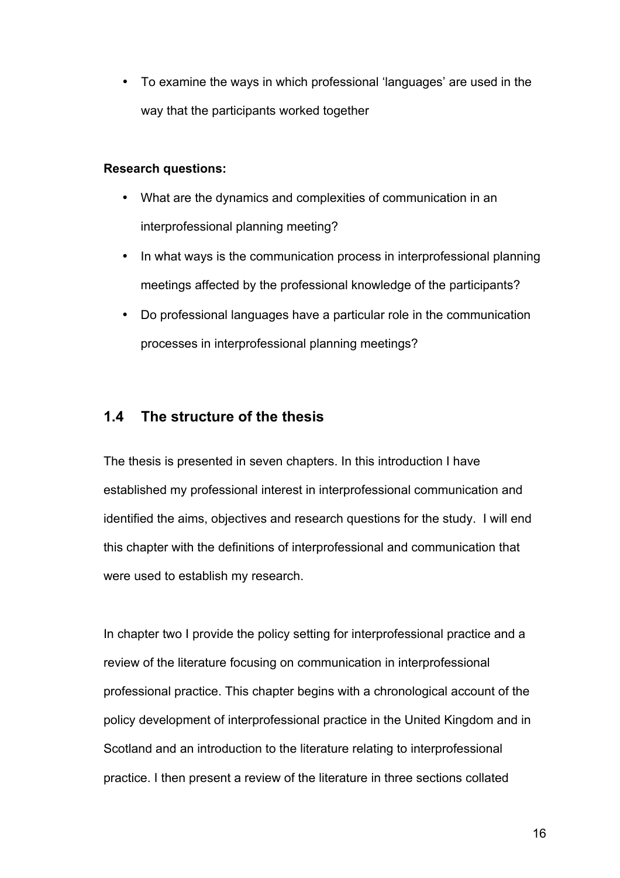- To examine the ways in which professional 'languages' are used in the way that the participants worked together

**Research questions:**

- What are the dynamics and complexities of communication in an interprofessional planning meeting?
- In what ways is the communication process in interprofessional planning meetings affected by the professional knowledge of the participants?
- Do professional languages have a particular role in the communication processes in interprofessional planning meetings?

## 1.4 The structure of the thesis

The thesis is presented in seven chapters. In this introduction I have established my professional interest in interprofessional communication and identified the aims, objectives and research questions for the study. I will end this chapter with the definitions of interprofessional and communication that were used to establish my research.

In chapter two I provide the policy setting for interprofessional practice and a review of the literature focusing on communication in interprofessional professional practice. This chapter begins with a chronological account of the policy development of interprofessional practice in the United Kingdom and in Scotland and an introduction to the literature relating to interprofessional practice. I then present a review of the literature in three sections collated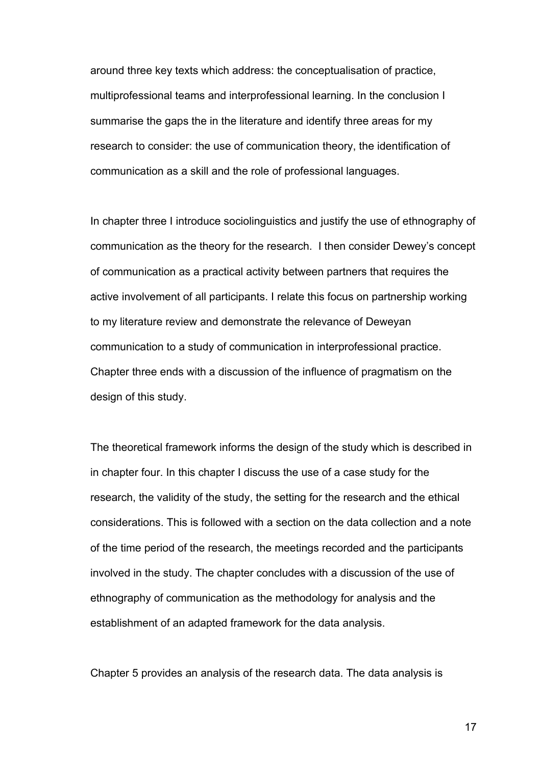around three key texts which address: the conceptualisation of practice, multiprofessional teams and interprofessional learning. In the conclusion I summarise the gaps the in the literature and identify three areas for my research to consider: the use of communication theory, the identification of communication as a skill and the role of professional languages.

In chapter three I introduce sociolinguistics and justify the use of ethnography of communication as the theory for the research. I then consider Dewey's concept of communication as a practical activity between partners that requires the active involvement of all participants. I relate this focus on partnership working to my literature review and demonstrate the relevance of Deweyan communication to a study of communication in interprofessional practice. Chapter three ends with a discussion of the influence of pragmatism on the design of this study.

The theoretical framework informs the design of the study which is described in in chapter four. In this chapter I discuss the use of a case study for the research, the validity of the study, the setting for the research and the ethical considerations. This is followed with a section on the data collection and a note of the time period of the research, the meetings recorded and the participants involved in the study. The chapter concludes with a discussion of the use of ethnography of communication as the methodology for analysis and the establishment of an adapted framework for the data analysis.

Chapter 5 provides an analysis of the research data. The data analysis is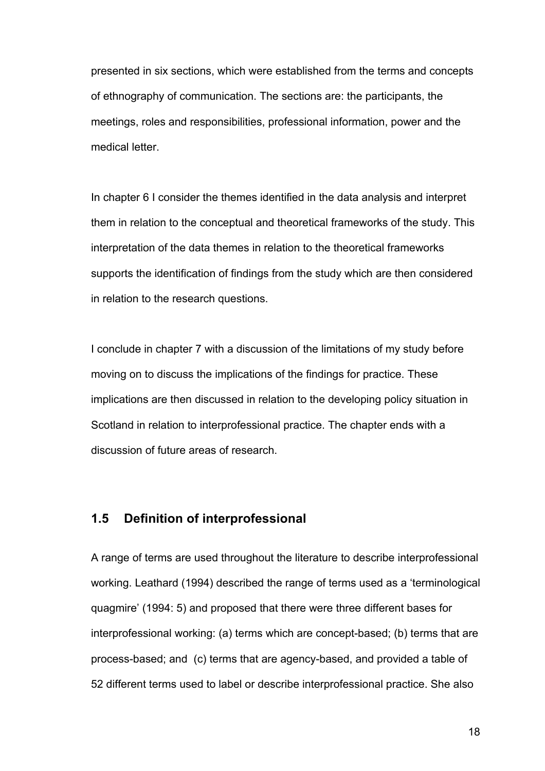presented in six sections, which were established from the terms and concepts of ethnography of communication. The sections are: the participants, the meetings, roles and responsibilities, professional information, power and the medical letter.

In chapter 6 I consider the themes identified in the data analysis and interpret them in relation to the conceptual and theoretical frameworks of the study. This interpretation of the data themes in relation to the theoretical frameworks supports the identification of findings from the study which are then considered in relation to the research questions.

I conclude in chapter 7 with a discussion of the limitations of my study before moving on to discuss the implications of the findings for practice. These implications are then discussed in relation to the developing policy situation in Scotland in relation to interprofessional practice. The chapter ends with a discussion of future areas of research.

## 1.5 Definition of interprofessional

A range of terms are used throughout the literature to describe interprofessional working. Leathard (1994) described the range of terms used as a 'terminological quagmire' (1994: 5) and proposed that there were three different bases for interprofessional working: (a) terms which are concept-based; (b) terms that are process-based; and (c) terms that are agency-based, and provided a table of 52 different terms used to label or describe interprofessional practice. She also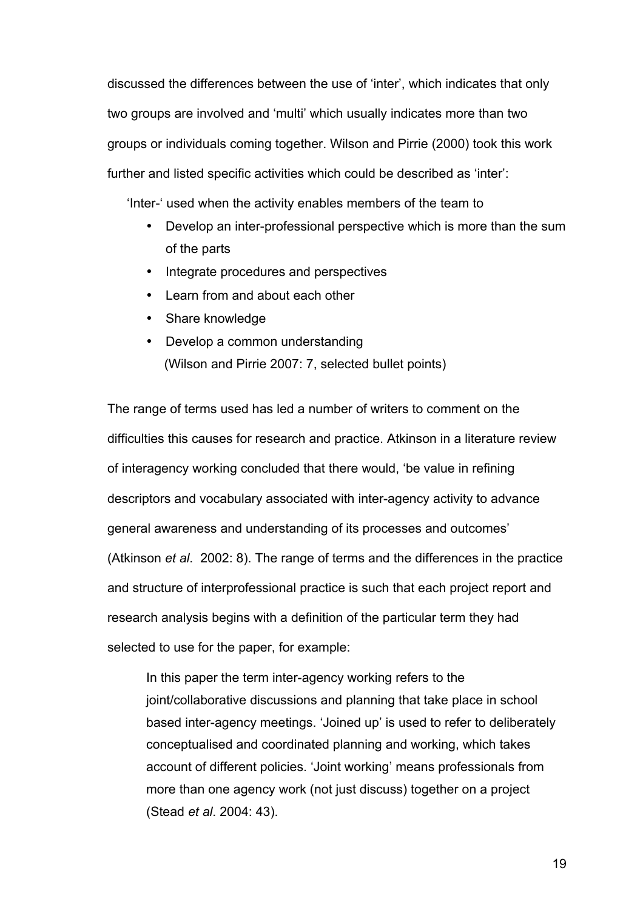discussed the differences between the use of 'inter', which indicates that only two groups are involved and 'multi' which usually indicates more than two groups or individuals coming together. Wilson and Pirrie (2000) took this work further and listed specific activities which could be described as 'inter':

> 'Inter-' used when the activity enables members of the team to
>
> - Develop an inter-professional perspective which is more than the sum of the parts
> - Integrate procedures and perspectives
> - Learn from and about each other
> - Share knowledge
> - Develop a common understanding
>
> (Wilson and Pirrie 2007: 7, selected bullet points)

The range of terms used has led a number of writers to comment on the difficulties this causes for research and practice. Atkinson in a literature review of interagency working concluded that there would, 'be value in refining descriptors and vocabulary associated with inter-agency activity to advance general awareness and understanding of its processes and outcomes' (Atkinson *et al*. 2002: 8). The range of terms and the differences in the practice and structure of interprofessional practice is such that each project report and research analysis begins with a definition of the particular term they had selected to use for the paper, for example:

> In this paper the term inter-agency working refers to the joint/collaborative discussions and planning that take place in school based inter-agency meetings. 'Joined up' is used to refer to deliberately conceptualised and coordinated planning and working, which takes account of different policies. 'Joint working' means professionals from more than one agency work (not just discuss) together on a project (Stead *et al*. 2004: 43).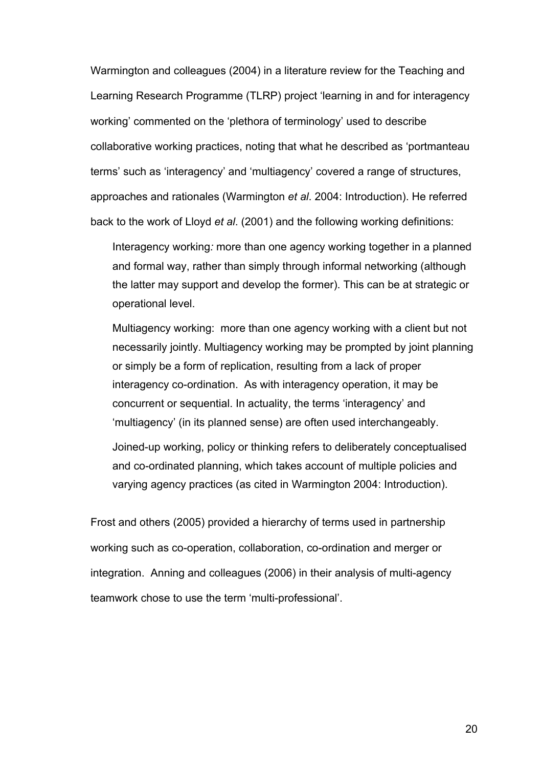Warmington and colleagues (2004) in a literature review for the Teaching and Learning Research Programme (TLRP) project 'learning in and for interagency working' commented on the 'plethora of terminology' used to describe collaborative working practices, noting that what he described as 'portmanteau terms' such as 'interagency' and 'multiagency' covered a range of structures, approaches and rationales (Warmington *et al*. 2004: Introduction). He referred back to the work of Lloyd *et al*. (2001) and the following working definitions:

> Interagency working*:* more than one agency working together in a planned and formal way, rather than simply through informal networking (although the latter may support and develop the former). This can be at strategic or operational level.
>
> Multiagency working: more than one agency working with a client but not necessarily jointly. Multiagency working may be prompted by joint planning or simply be a form of replication, resulting from a lack of proper interagency co-ordination. As with interagency operation, it may be concurrent or sequential. In actuality, the terms 'interagency' and 'multiagency' (in its planned sense) are often used interchangeably.
>
> Joined-up working, policy or thinking refers to deliberately conceptualised and co-ordinated planning, which takes account of multiple policies and varying agency practices (as cited in Warmington 2004: Introduction).

Frost and others (2005) provided a hierarchy of terms used in partnership working such as co-operation, collaboration, co-ordination and merger or integration. Anning and colleagues (2006) in their analysis of multi-agency teamwork chose to use the term 'multi-professional'.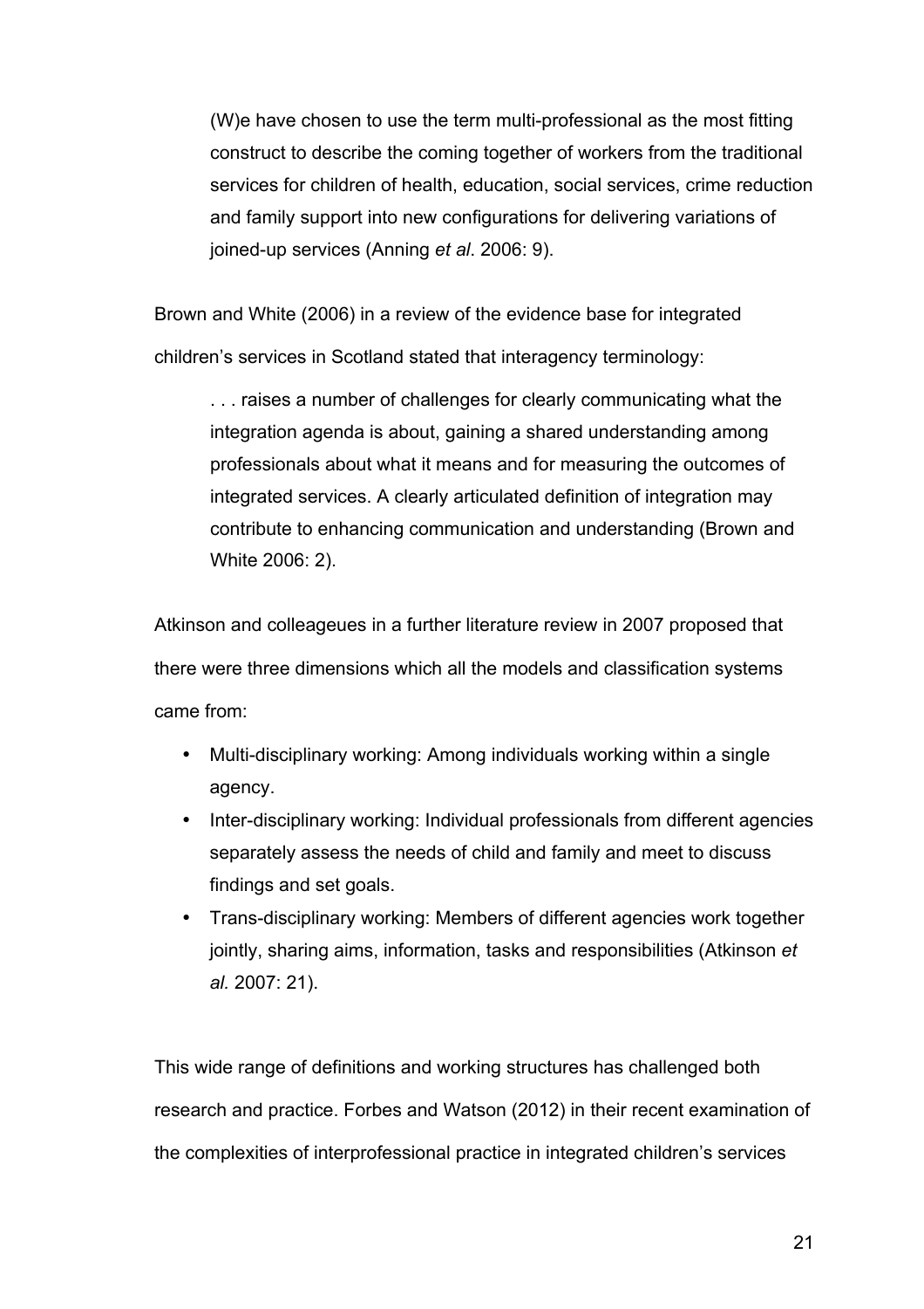> (W)e have chosen to use the term multi-professional as the most fitting construct to describe the coming together of workers from the traditional services for children of health, education, social services, crime reduction and family support into new configurations for delivering variations of joined-up services (Anning *et al*. 2006: 9).

Brown and White (2006) in a review of the evidence base for integrated children's services in Scotland stated that interagency terminology:

> . . . raises a number of challenges for clearly communicating what the integration agenda is about, gaining a shared understanding among professionals about what it means and for measuring the outcomes of integrated services. A clearly articulated definition of integration may contribute to enhancing communication and understanding (Brown and White 2006: 2).

Atkinson and colleageues in a further literature review in 2007 proposed that there were three dimensions which all the models and classification systems came from:

- Multi-disciplinary working: Among individuals working within a single agency.
- Inter-disciplinary working: Individual professionals from different agencies separately assess the needs of child and family and meet to discuss findings and set goals.
- Trans-disciplinary working: Members of different agencies work together jointly, sharing aims, information, tasks and responsibilities (Atkinson *et al.* 2007: 21).

This wide range of definitions and working structures has challenged both research and practice. Forbes and Watson (2012) in their recent examination of the complexities of interprofessional practice in integrated children's services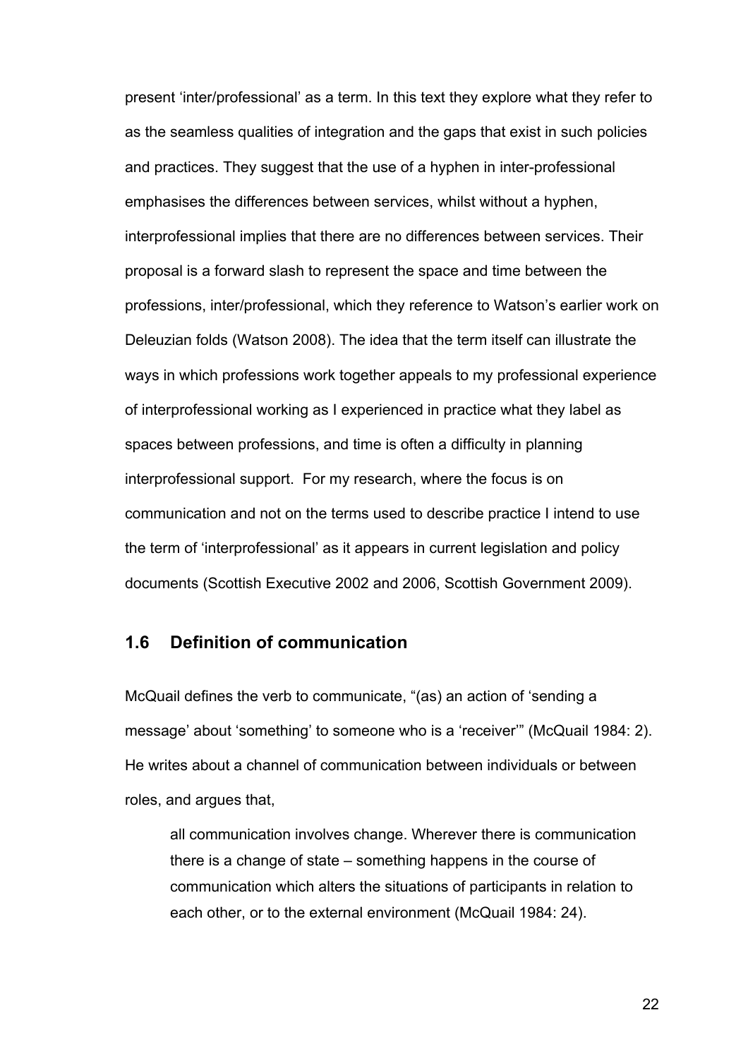present ‘inter/professional’ as a term. In this text they explore what they refer to as the seamless qualities of integration and the gaps that exist in such policies and practices. They suggest that the use of a hyphen in inter-professional emphasises the differences between services, whilst without a hyphen, interprofessional implies that there are no differences between services. Their proposal is a forward slash to represent the space and time between the professions, inter/professional, which they reference to Watson’s earlier work on Deleuzian folds (Watson 2008). The idea that the term itself can illustrate the ways in which professions work together appeals to my professional experience of interprofessional working as I experienced in practice what they label as spaces between professions, and time is often a difficulty in planning interprofessional support. For my research, where the focus is on communication and not on the terms used to describe practice I intend to use the term of ‘interprofessional’ as it appears in current legislation and policy documents (Scottish Executive 2002 and 2006, Scottish Government 2009).

## 1.6 Definition of communication

McQuail defines the verb to communicate, “(as) an action of ‘sending a message’ about ‘something’ to someone who is a ‘receiver’” (McQuail 1984: 2). He writes about a channel of communication between individuals or between roles, and argues that,

> all communication involves change. Wherever there is communication there is a change of state – something happens in the course of communication which alters the situations of participants in relation to each other, or to the external environment (McQuail 1984: 24).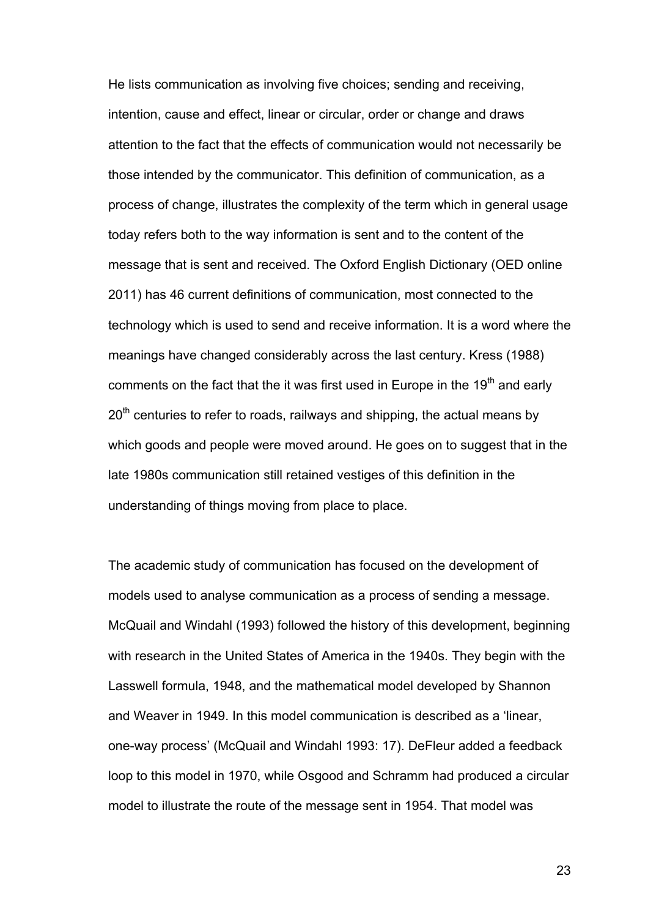He lists communication as involving five choices; sending and receiving, intention, cause and effect, linear or circular, order or change and draws attention to the fact that the effects of communication would not necessarily be those intended by the communicator. This definition of communication, as a process of change, illustrates the complexity of the term which in general usage today refers both to the way information is sent and to the content of the message that is sent and received. The Oxford English Dictionary (OED online 2011) has 46 current definitions of communication, most connected to the technology which is used to send and receive information. It is a word where the meanings have changed considerably across the last century. Kress (1988) comments on the fact that the it was first used in Europe in the 19th and early 20th centuries to refer to roads, railways and shipping, the actual means by which goods and people were moved around. He goes on to suggest that in the late 1980s communication still retained vestiges of this definition in the understanding of things moving from place to place.

The academic study of communication has focused on the development of models used to analyse communication as a process of sending a message. McQuail and Windahl (1993) followed the history of this development, beginning with research in the United States of America in the 1940s. They begin with the Lasswell formula, 1948, and the mathematical model developed by Shannon and Weaver in 1949. In this model communication is described as a 'linear, one-way process' (McQuail and Windahl 1993: 17). DeFleur added a feedback loop to this model in 1970, while Osgood and Schramm had produced a circular model to illustrate the route of the message sent in 1954. That model was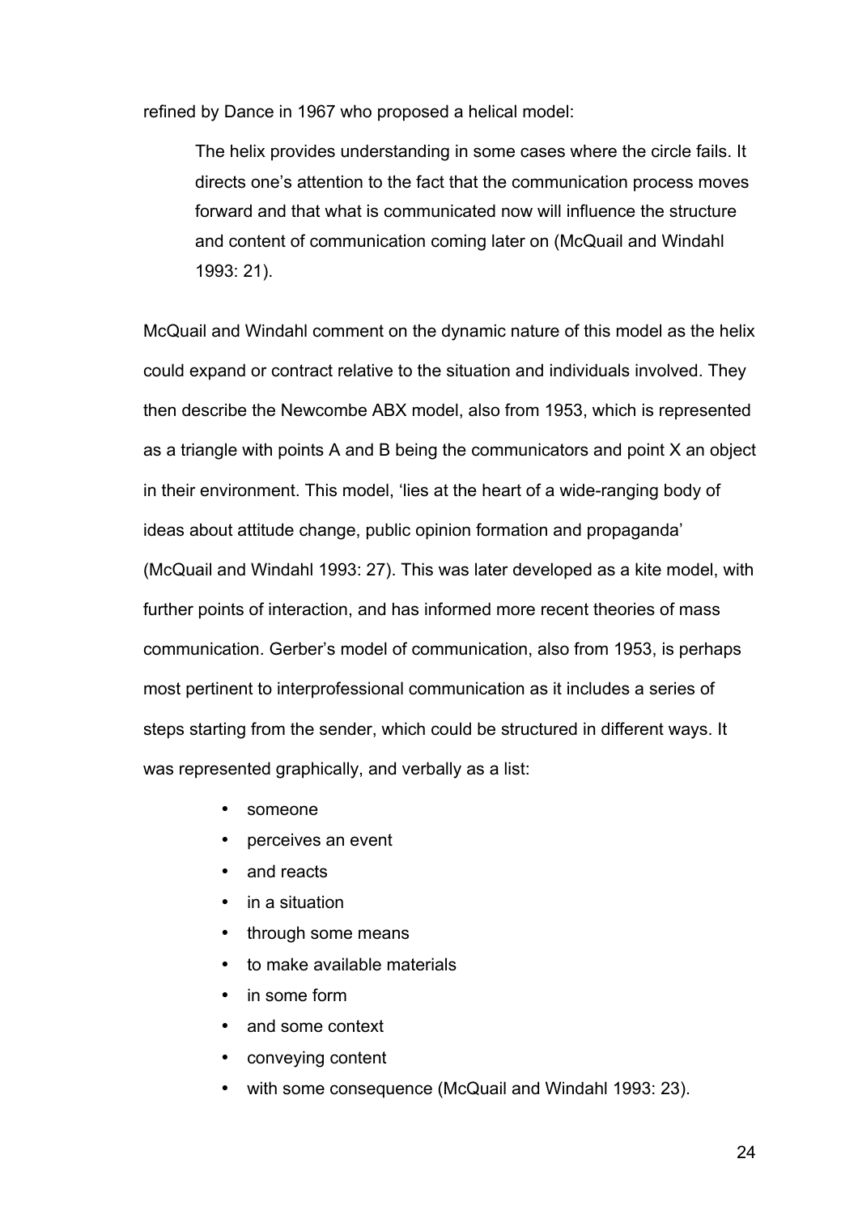refined by Dance in 1967 who proposed a helical model:

> The helix provides understanding in some cases where the circle fails. It directs one's attention to the fact that the communication process moves forward and that what is communicated now will influence the structure and content of communication coming later on (McQuail and Windahl 1993: 21).

McQuail and Windahl comment on the dynamic nature of this model as the helix could expand or contract relative to the situation and individuals involved. They then describe the Newcombe ABX model, also from 1953, which is represented as a triangle with points A and B being the communicators and point X an object in their environment. This model, 'lies at the heart of a wide-ranging body of ideas about attitude change, public opinion formation and propaganda' (McQuail and Windahl 1993: 27). This was later developed as a kite model, with further points of interaction, and has informed more recent theories of mass communication. Gerber's model of communication, also from 1953, is perhaps most pertinent to interprofessional communication as it includes a series of steps starting from the sender, which could be structured in different ways. It was represented graphically, and verbally as a list:

- someone
- perceives an event
- and reacts
- in a situation
- through some means
- to make available materials
- in some form
- and some context
- conveying content
- with some consequence (McQuail and Windahl 1993: 23).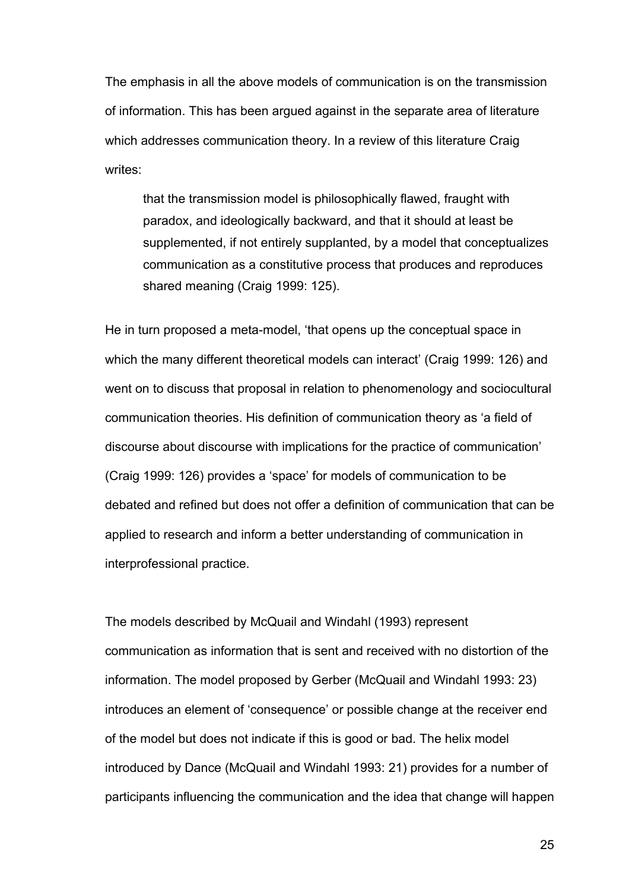The emphasis in all the above models of communication is on the transmission of information. This has been argued against in the separate area of literature which addresses communication theory. In a review of this literature Craig writes:

> that the transmission model is philosophically flawed, fraught with paradox, and ideologically backward, and that it should at least be supplemented, if not entirely supplanted, by a model that conceptualizes communication as a constitutive process that produces and reproduces shared meaning (Craig 1999: 125).

He in turn proposed a meta-model, 'that opens up the conceptual space in which the many different theoretical models can interact' (Craig 1999: 126) and went on to discuss that proposal in relation to phenomenology and sociocultural communication theories. His definition of communication theory as 'a field of discourse about discourse with implications for the practice of communication' (Craig 1999: 126) provides a 'space' for models of communication to be debated and refined but does not offer a definition of communication that can be applied to research and inform a better understanding of communication in interprofessional practice.

The models described by McQuail and Windahl (1993) represent communication as information that is sent and received with no distortion of the information. The model proposed by Gerber (McQuail and Windahl 1993: 23) introduces an element of 'consequence' or possible change at the receiver end of the model but does not indicate if this is good or bad. The helix model introduced by Dance (McQuail and Windahl 1993: 21) provides for a number of participants influencing the communication and the idea that change will happen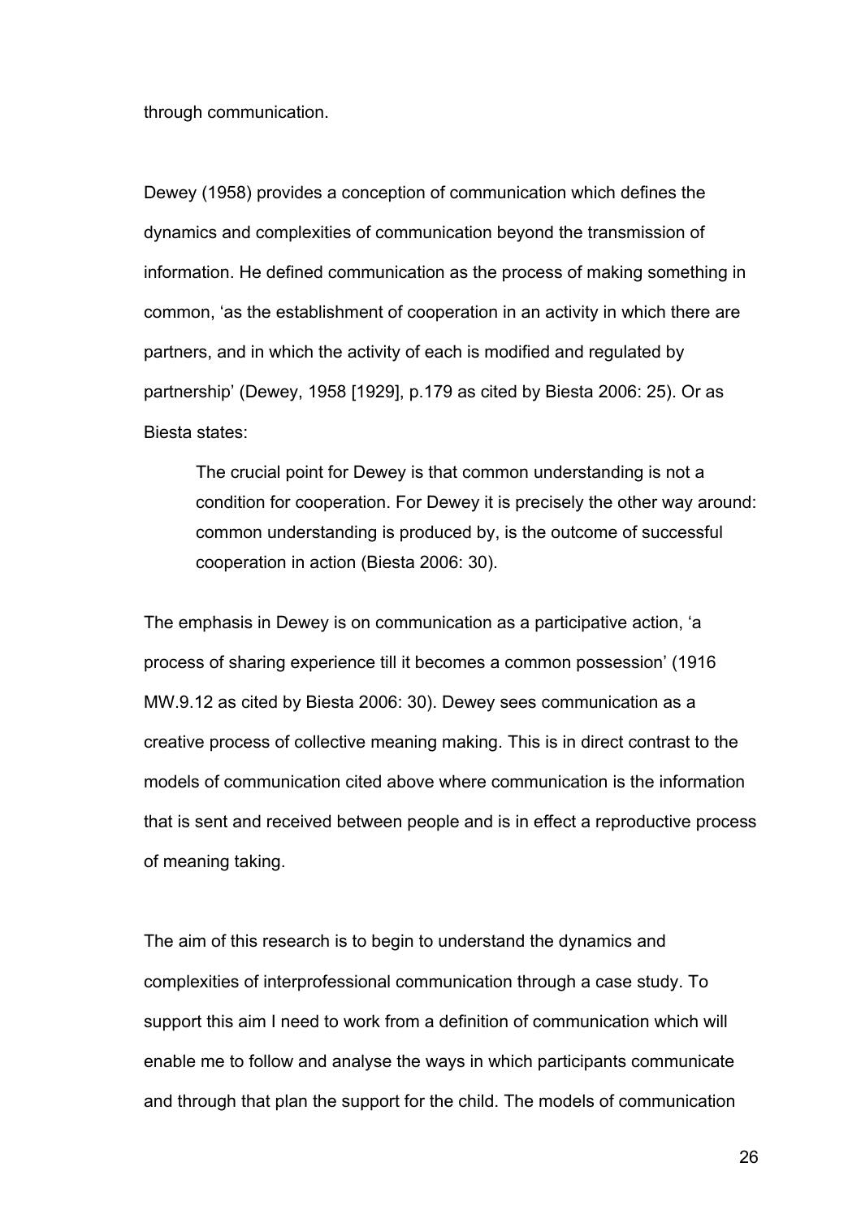through communication.

Dewey (1958) provides a conception of communication which defines the dynamics and complexities of communication beyond the transmission of information. He defined communication as the process of making something in common, 'as the establishment of cooperation in an activity in which there are partners, and in which the activity of each is modified and regulated by partnership' (Dewey, 1958 [1929], p.179 as cited by Biesta 2006: 25). Or as Biesta states:

> The crucial point for Dewey is that common understanding is not a condition for cooperation. For Dewey it is precisely the other way around: common understanding is produced by, is the outcome of successful cooperation in action (Biesta 2006: 30).

The emphasis in Dewey is on communication as a participative action, 'a process of sharing experience till it becomes a common possession' (1916 MW.9.12 as cited by Biesta 2006: 30). Dewey sees communication as a creative process of collective meaning making. This is in direct contrast to the models of communication cited above where communication is the information that is sent and received between people and is in effect a reproductive process of meaning taking.

The aim of this research is to begin to understand the dynamics and complexities of interprofessional communication through a case study. To support this aim I need to work from a definition of communication which will enable me to follow and analyse the ways in which participants communicate and through that plan the support for the child. The models of communication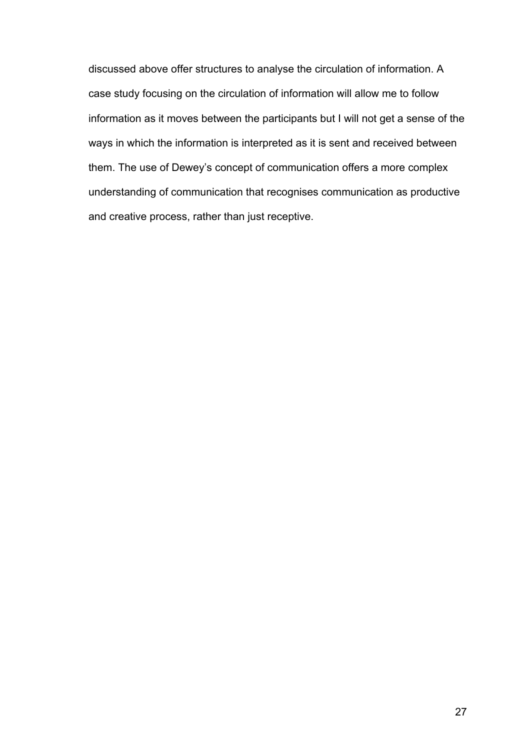discussed above offer structures to analyse the circulation of information. A case study focusing on the circulation of information will allow me to follow information as it moves between the participants but I will not get a sense of the ways in which the information is interpreted as it is sent and received between them. The use of Dewey's concept of communication offers a more complex understanding of communication that recognises communication as productive and creative process, rather than just receptive.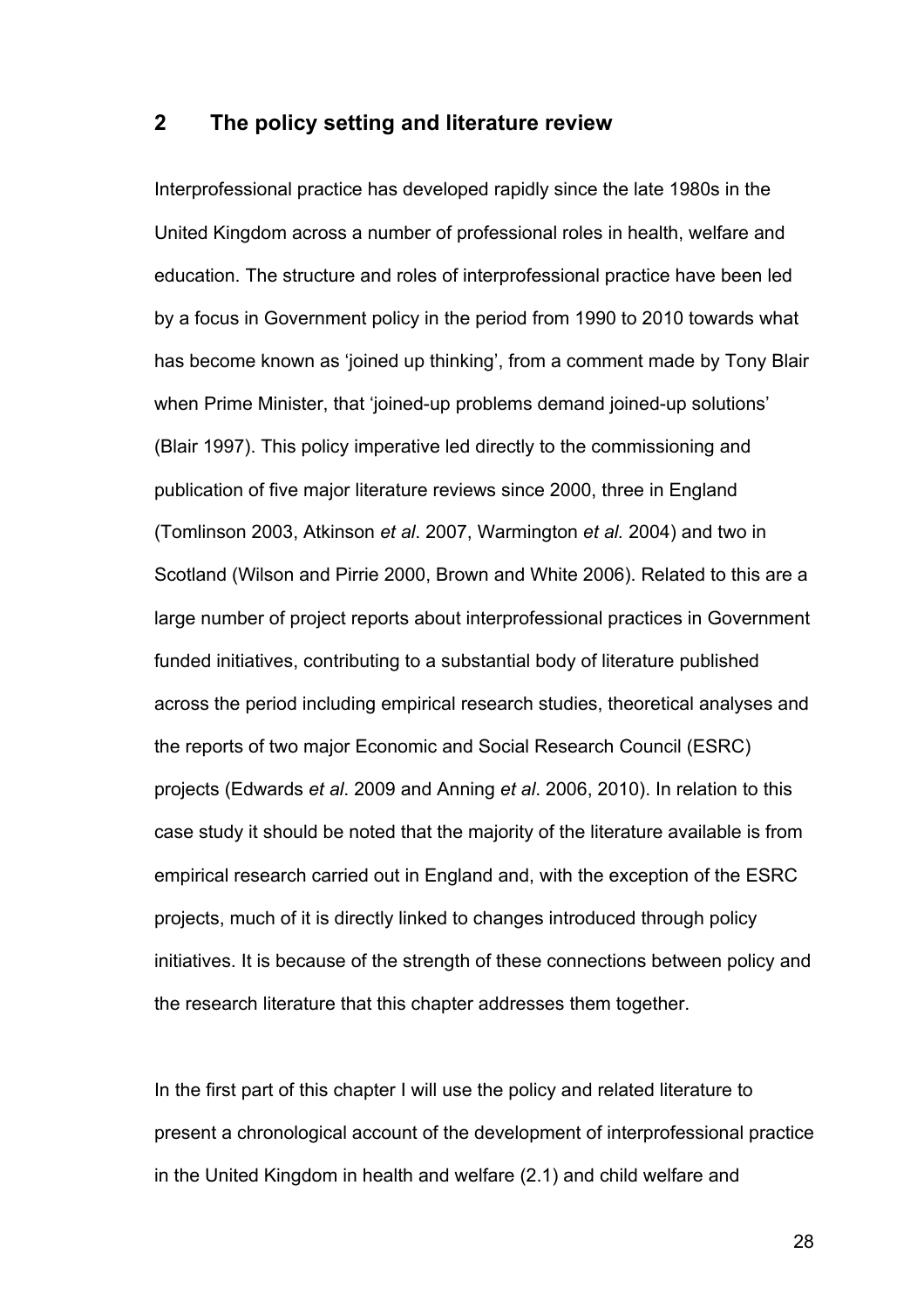## 2 The policy setting and literature review

Interprofessional practice has developed rapidly since the late 1980s in the United Kingdom across a number of professional roles in health, welfare and education. The structure and roles of interprofessional practice have been led by a focus in Government policy in the period from 1990 to 2010 towards what has become known as 'joined up thinking', from a comment made by Tony Blair when Prime Minister, that 'joined-up problems demand joined-up solutions' (Blair 1997). This policy imperative led directly to the commissioning and publication of five major literature reviews since 2000, three in England (Tomlinson 2003, Atkinson *et al*. 2007, Warmington *et al.* 2004) and two in Scotland (Wilson and Pirrie 2000, Brown and White 2006). Related to this are a large number of project reports about interprofessional practices in Government funded initiatives, contributing to a substantial body of literature published across the period including empirical research studies, theoretical analyses and the reports of two major Economic and Social Research Council (ESRC) projects (Edwards *et al*. 2009 and Anning *et al*. 2006, 2010). In relation to this case study it should be noted that the majority of the literature available is from empirical research carried out in England and, with the exception of the ESRC projects, much of it is directly linked to changes introduced through policy initiatives. It is because of the strength of these connections between policy and the research literature that this chapter addresses them together.

In the first part of this chapter I will use the policy and related literature to present a chronological account of the development of interprofessional practice in the United Kingdom in health and welfare (2.1) and child welfare and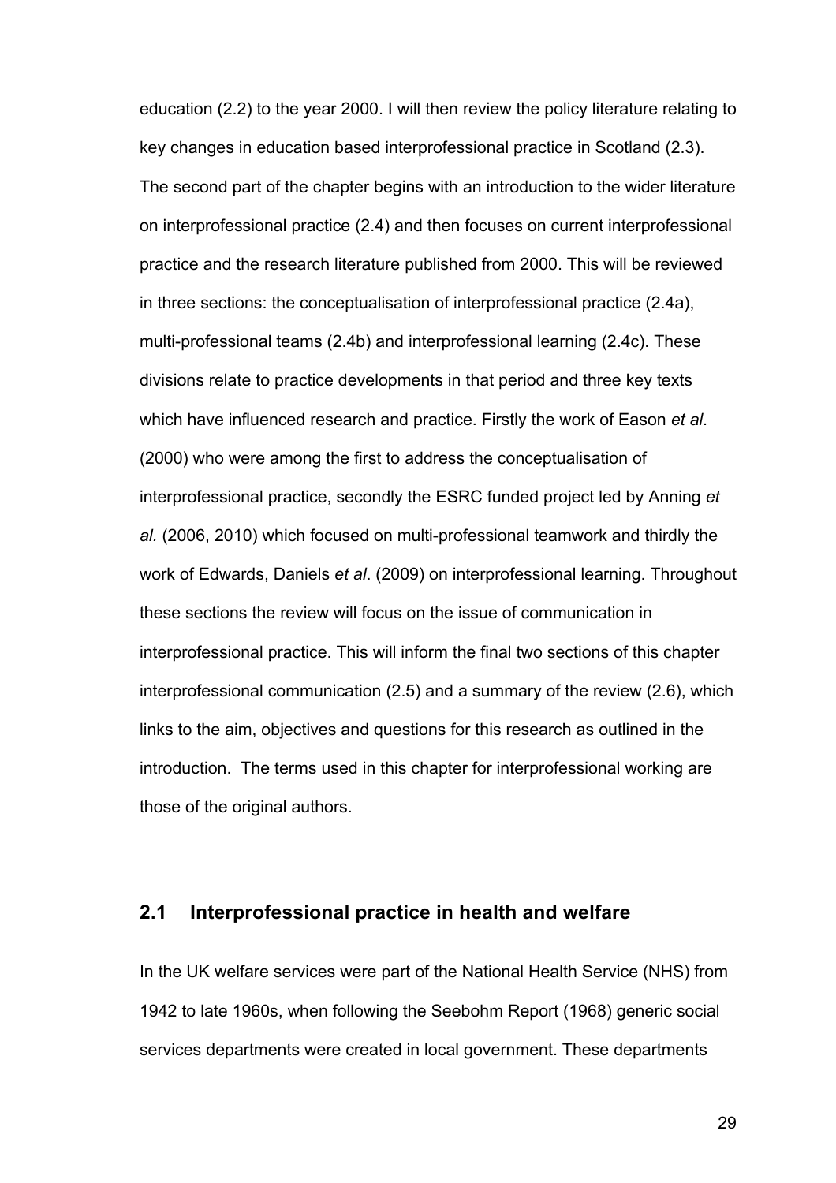education (2.2) to the year 2000. I will then review the policy literature relating to key changes in education based interprofessional practice in Scotland (2.3). The second part of the chapter begins with an introduction to the wider literature on interprofessional practice (2.4) and then focuses on current interprofessional practice and the research literature published from 2000. This will be reviewed in three sections: the conceptualisation of interprofessional practice (2.4a), multi-professional teams (2.4b) and interprofessional learning (2.4c). These divisions relate to practice developments in that period and three key texts which have influenced research and practice. Firstly the work of Eason *et al*. (2000) who were among the first to address the conceptualisation of interprofessional practice, secondly the ESRC funded project led by Anning *et al.* (2006, 2010) which focused on multi-professional teamwork and thirdly the work of Edwards, Daniels *et al*. (2009) on interprofessional learning. Throughout these sections the review will focus on the issue of communication in interprofessional practice. This will inform the final two sections of this chapter interprofessional communication (2.5) and a summary of the review (2.6), which links to the aim, objectives and questions for this research as outlined in the introduction. The terms used in this chapter for interprofessional working are those of the original authors.

## 2.1 Interprofessional practice in health and welfare

In the UK welfare services were part of the National Health Service (NHS) from 1942 to late 1960s, when following the Seebohm Report (1968) generic social services departments were created in local government. These departments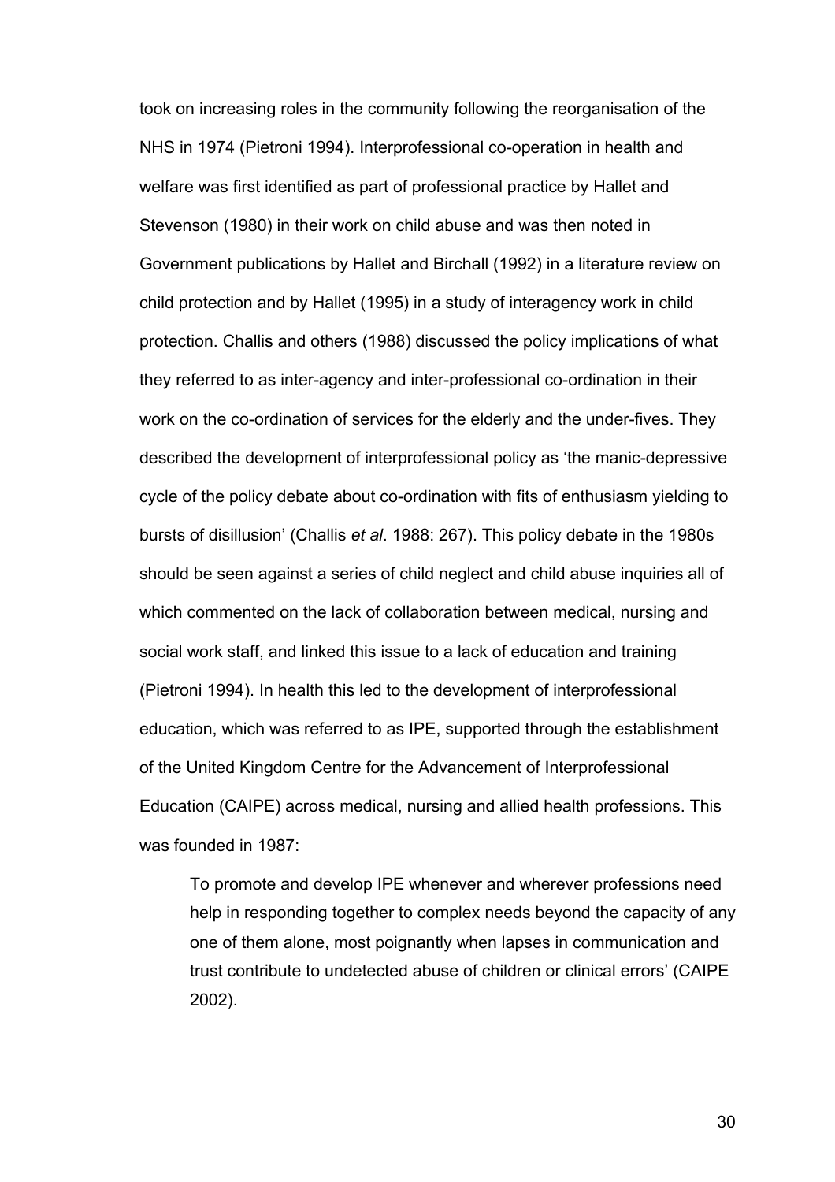took on increasing roles in the community following the reorganisation of the NHS in 1974 (Pietroni 1994). Interprofessional co-operation in health and welfare was first identified as part of professional practice by Hallet and Stevenson (1980) in their work on child abuse and was then noted in Government publications by Hallet and Birchall (1992) in a literature review on child protection and by Hallet (1995) in a study of interagency work in child protection. Challis and others (1988) discussed the policy implications of what they referred to as inter-agency and inter-professional co-ordination in their work on the co-ordination of services for the elderly and the under-fives. They described the development of interprofessional policy as 'the manic-depressive cycle of the policy debate about co-ordination with fits of enthusiasm yielding to bursts of disillusion' (Challis *et al*. 1988: 267). This policy debate in the 1980s should be seen against a series of child neglect and child abuse inquiries all of which commented on the lack of collaboration between medical, nursing and social work staff, and linked this issue to a lack of education and training (Pietroni 1994). In health this led to the development of interprofessional education, which was referred to as IPE, supported through the establishment of the United Kingdom Centre for the Advancement of Interprofessional Education (CAIPE) across medical, nursing and allied health professions. This was founded in 1987:

> To promote and develop IPE whenever and wherever professions need help in responding together to complex needs beyond the capacity of any one of them alone, most poignantly when lapses in communication and trust contribute to undetected abuse of children or clinical errors' (CAIPE 2002).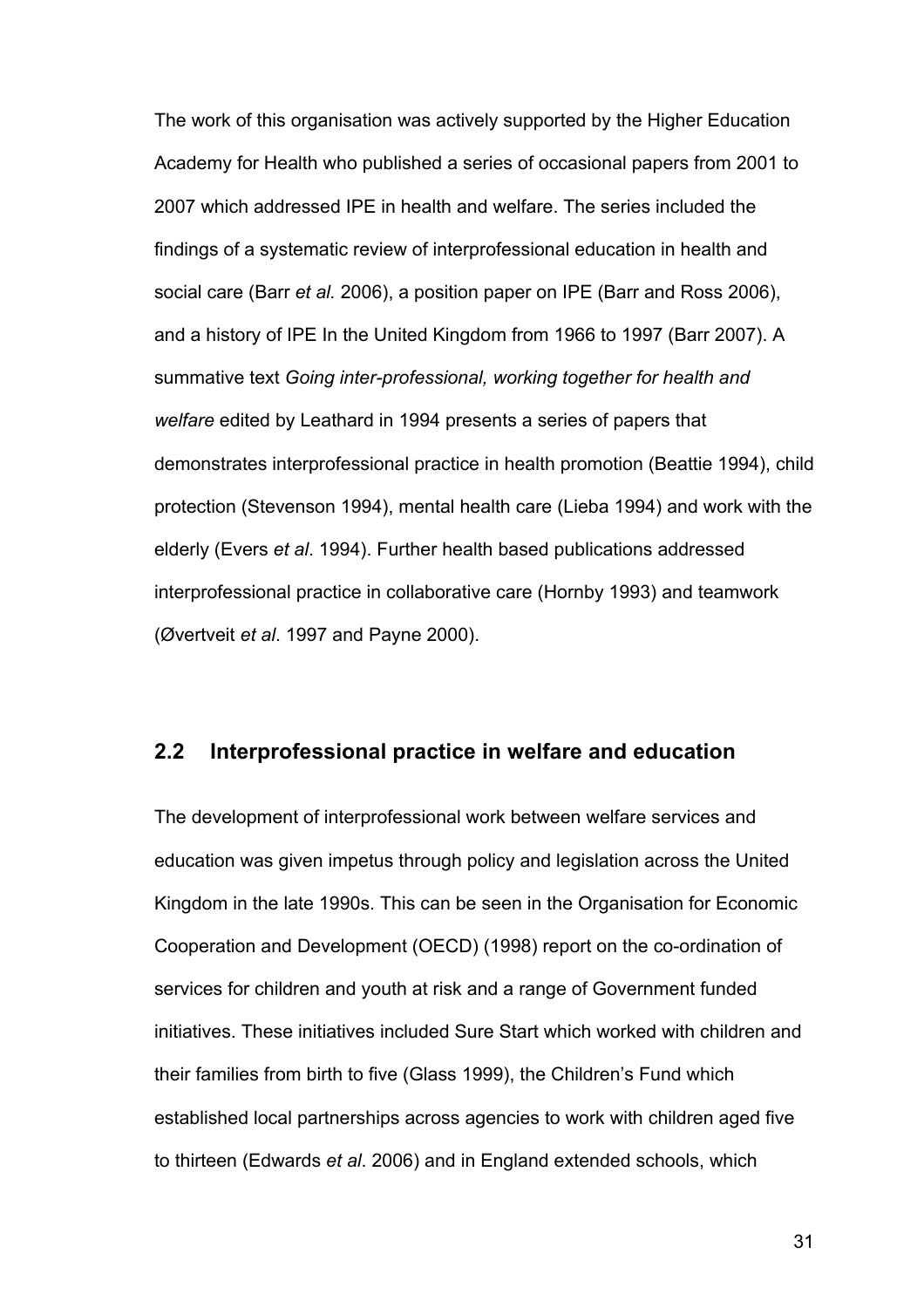The work of this organisation was actively supported by the Higher Education Academy for Health who published a series of occasional papers from 2001 to 2007 which addressed IPE in health and welfare. The series included the findings of a systematic review of interprofessional education in health and social care (Barr *et al.* 2006), a position paper on IPE (Barr and Ross 2006), and a history of IPE In the United Kingdom from 1966 to 1997 (Barr 2007). A summative text *Going inter-professional, working together for health and welfare* edited by Leathard in 1994 presents a series of papers that demonstrates interprofessional practice in health promotion (Beattie 1994), child protection (Stevenson 1994), mental health care (Lieba 1994) and work with the elderly (Evers *et al*. 1994). Further health based publications addressed interprofessional practice in collaborative care (Hornby 1993) and teamwork (Øvertveit *et al*. 1997 and Payne 2000).

## 2.2 Interprofessional practice in welfare and education

The development of interprofessional work between welfare services and education was given impetus through policy and legislation across the United Kingdom in the late 1990s. This can be seen in the Organisation for Economic Cooperation and Development (OECD) (1998) report on the co-ordination of services for children and youth at risk and a range of Government funded initiatives. These initiatives included Sure Start which worked with children and their families from birth to five (Glass 1999), the Children's Fund which established local partnerships across agencies to work with children aged five to thirteen (Edwards *et al*. 2006) and in England extended schools, which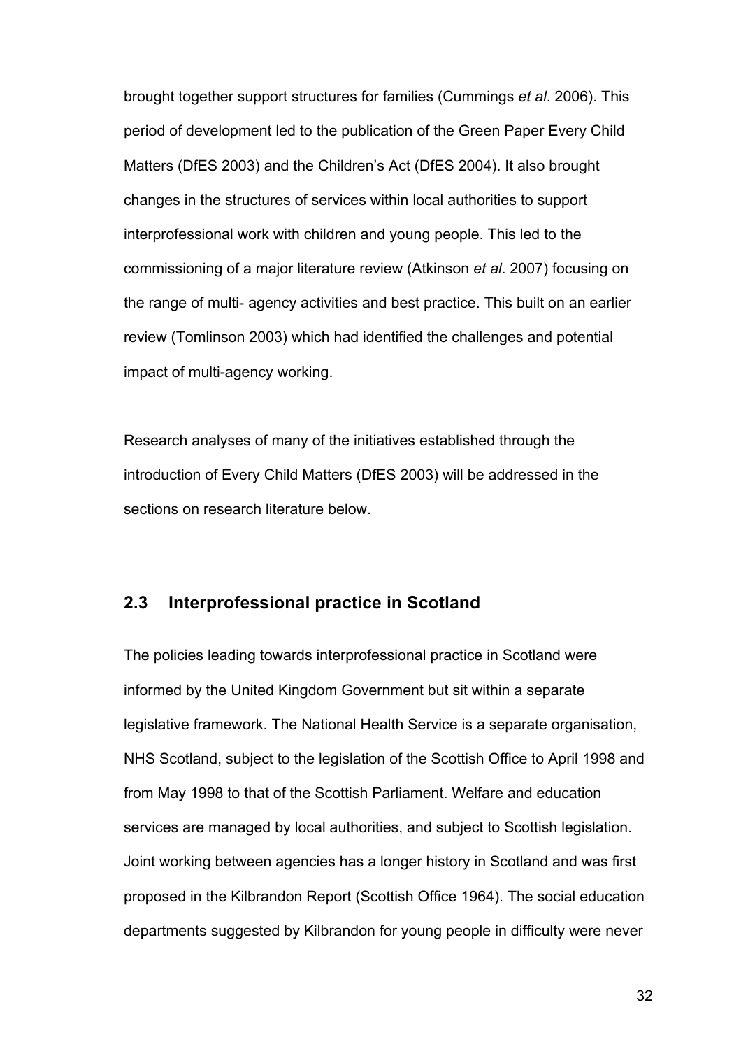brought together support structures for families (Cummings *et al*. 2006). This period of development led to the publication of the Green Paper Every Child Matters (DfES 2003) and the Children's Act (DfES 2004). It also brought changes in the structures of services within local authorities to support interprofessional work with children and young people. This led to the commissioning of a major literature review (Atkinson *et al*. 2007) focusing on the range of multi- agency activities and best practice. This built on an earlier review (Tomlinson 2003) which had identified the challenges and potential impact of multi-agency working.

Research analyses of many of the initiatives established through the introduction of Every Child Matters (DfES 2003) will be addressed in the sections on research literature below.

## 2.3 Interprofessional practice in Scotland

The policies leading towards interprofessional practice in Scotland were informed by the United Kingdom Government but sit within a separate legislative framework. The National Health Service is a separate organisation, NHS Scotland, subject to the legislation of the Scottish Office to April 1998 and from May 1998 to that of the Scottish Parliament. Welfare and education services are managed by local authorities, and subject to Scottish legislation. Joint working between agencies has a longer history in Scotland and was first proposed in the Kilbrandon Report (Scottish Office 1964). The social education departments suggested by Kilbrandon for young people in difficulty were never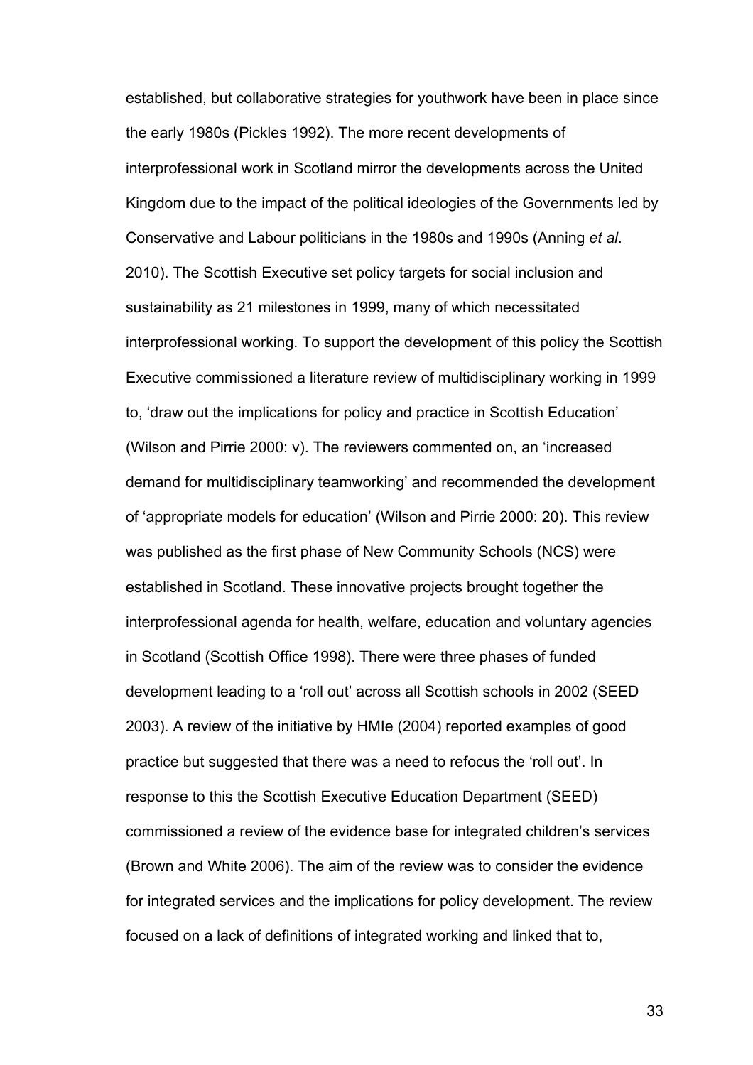established, but collaborative strategies for youthwork have been in place since the early 1980s (Pickles 1992). The more recent developments of interprofessional work in Scotland mirror the developments across the United Kingdom due to the impact of the political ideologies of the Governments led by Conservative and Labour politicians in the 1980s and 1990s (Anning *et al*. 2010). The Scottish Executive set policy targets for social inclusion and sustainability as 21 milestones in 1999, many of which necessitated interprofessional working. To support the development of this policy the Scottish Executive commissioned a literature review of multidisciplinary working in 1999 to, 'draw out the implications for policy and practice in Scottish Education' (Wilson and Pirrie 2000: v). The reviewers commented on, an 'increased demand for multidisciplinary teamworking' and recommended the development of 'appropriate models for education' (Wilson and Pirrie 2000: 20). This review was published as the first phase of New Community Schools (NCS) were established in Scotland. These innovative projects brought together the interprofessional agenda for health, welfare, education and voluntary agencies in Scotland (Scottish Office 1998). There were three phases of funded development leading to a 'roll out' across all Scottish schools in 2002 (SEED 2003). A review of the initiative by HMIe (2004) reported examples of good practice but suggested that there was a need to refocus the 'roll out'. In response to this the Scottish Executive Education Department (SEED) commissioned a review of the evidence base for integrated children's services (Brown and White 2006). The aim of the review was to consider the evidence for integrated services and the implications for policy development. The review focused on a lack of definitions of integrated working and linked that to,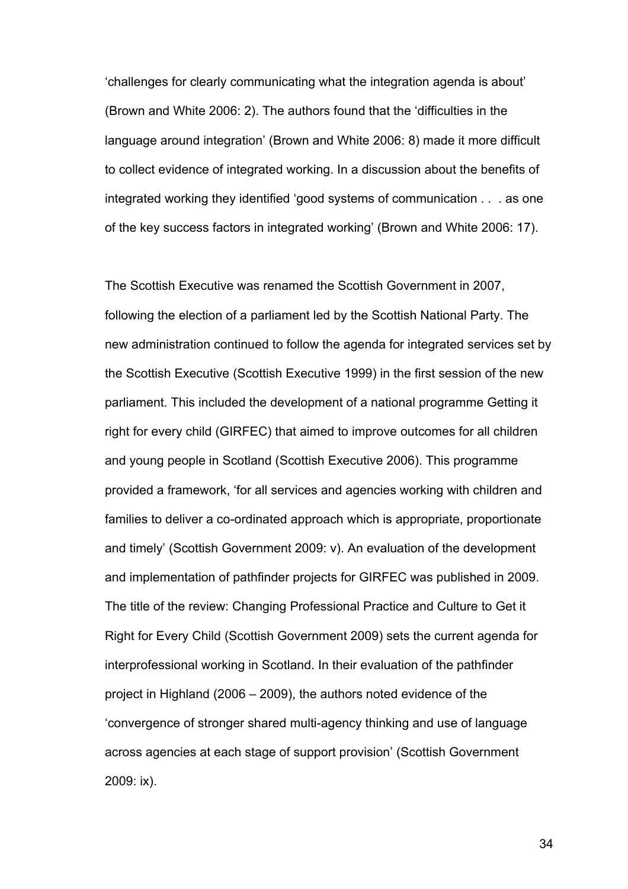'challenges for clearly communicating what the integration agenda is about' (Brown and White 2006: 2). The authors found that the 'difficulties in the language around integration' (Brown and White 2006: 8) made it more difficult to collect evidence of integrated working. In a discussion about the benefits of integrated working they identified 'good systems of communication . . . as one of the key success factors in integrated working' (Brown and White 2006: 17).

The Scottish Executive was renamed the Scottish Government in 2007, following the election of a parliament led by the Scottish National Party. The new administration continued to follow the agenda for integrated services set by the Scottish Executive (Scottish Executive 1999) in the first session of the new parliament. This included the development of a national programme Getting it right for every child (GIRFEC) that aimed to improve outcomes for all children and young people in Scotland (Scottish Executive 2006). This programme provided a framework, 'for all services and agencies working with children and families to deliver a co-ordinated approach which is appropriate, proportionate and timely' (Scottish Government 2009: v). An evaluation of the development and implementation of pathfinder projects for GIRFEC was published in 2009. The title of the review: Changing Professional Practice and Culture to Get it Right for Every Child (Scottish Government 2009) sets the current agenda for interprofessional working in Scotland. In their evaluation of the pathfinder project in Highland (2006 – 2009), the authors noted evidence of the 'convergence of stronger shared multi-agency thinking and use of language across agencies at each stage of support provision' (Scottish Government 2009: ix).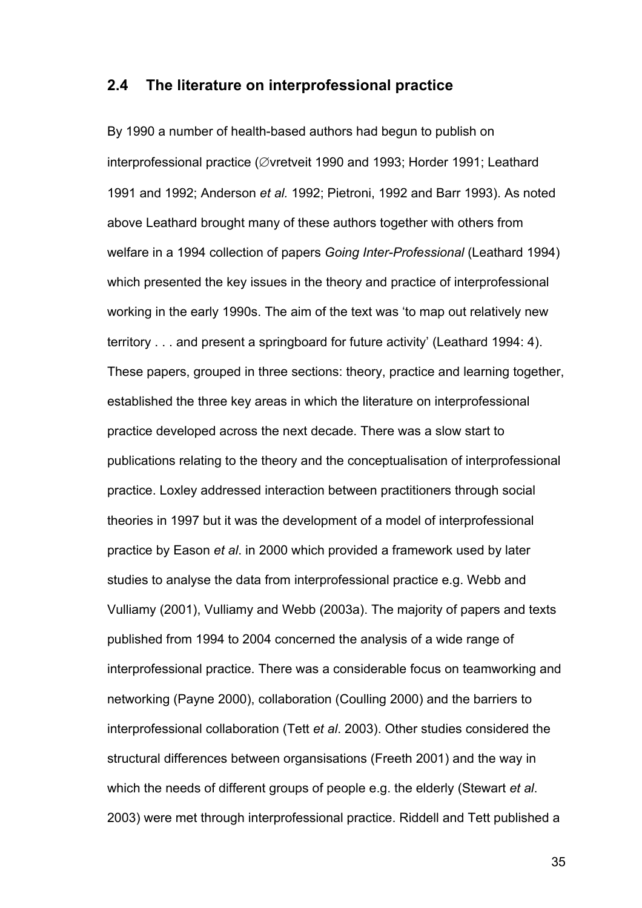## 2.4 The literature on interprofessional practice

By 1990 a number of health-based authors had begun to publish on interprofessional practice (∅vretveit 1990 and 1993; Horder 1991; Leathard 1991 and 1992; Anderson *et al.* 1992; Pietroni, 1992 and Barr 1993). As noted above Leathard brought many of these authors together with others from welfare in a 1994 collection of papers *Going Inter-Professional* (Leathard 1994) which presented the key issues in the theory and practice of interprofessional working in the early 1990s. The aim of the text was 'to map out relatively new territory . . . and present a springboard for future activity' (Leathard 1994: 4). These papers, grouped in three sections: theory, practice and learning together, established the three key areas in which the literature on interprofessional practice developed across the next decade. There was a slow start to publications relating to the theory and the conceptualisation of interprofessional practice. Loxley addressed interaction between practitioners through social theories in 1997 but it was the development of a model of interprofessional practice by Eason *et al*. in 2000 which provided a framework used by later studies to analyse the data from interprofessional practice e.g. Webb and Vulliamy (2001), Vulliamy and Webb (2003a). The majority of papers and texts published from 1994 to 2004 concerned the analysis of a wide range of interprofessional practice. There was a considerable focus on teamworking and networking (Payne 2000), collaboration (Coulling 2000) and the barriers to interprofessional collaboration (Tett *et al*. 2003). Other studies considered the structural differences between organsisations (Freeth 2001) and the way in which the needs of different groups of people e.g. the elderly (Stewart *et al*. 2003) were met through interprofessional practice. Riddell and Tett published a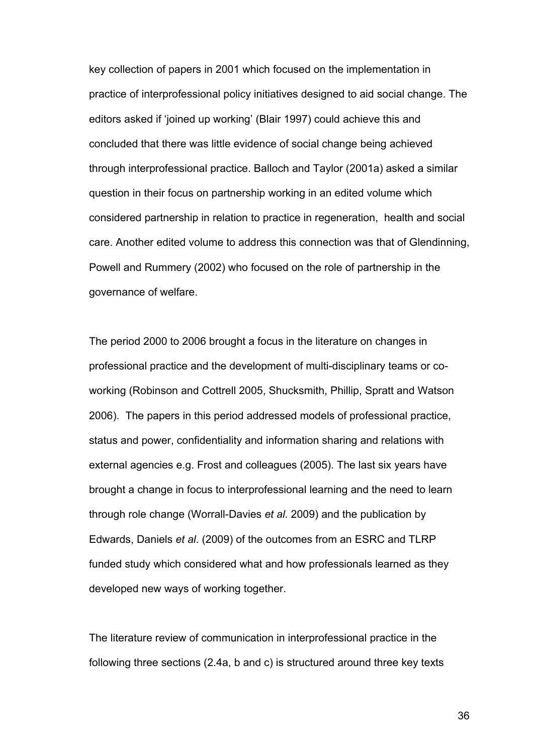key collection of papers in 2001 which focused on the implementation in practice of interprofessional policy initiatives designed to aid social change. The editors asked if 'joined up working' (Blair 1997) could achieve this and concluded that there was little evidence of social change being achieved through interprofessional practice. Balloch and Taylor (2001a) asked a similar question in their focus on partnership working in an edited volume which considered partnership in relation to practice in regeneration, health and social care. Another edited volume to address this connection was that of Glendinning, Powell and Rummery (2002) who focused on the role of partnership in the governance of welfare.

The period 2000 to 2006 brought a focus in the literature on changes in professional practice and the development of multi-disciplinary teams or co-working (Robinson and Cottrell 2005, Shucksmith, Phillip, Spratt and Watson 2006). The papers in this period addressed models of professional practice, status and power, confidentiality and information sharing and relations with external agencies e.g. Frost and colleagues (2005). The last six years have brought a change in focus to interprofessional learning and the need to learn through role change (Worrall-Davies *et al.* 2009) and the publication by Edwards, Daniels *et al*. (2009) of the outcomes from an ESRC and TLRP funded study which considered what and how professionals learned as they developed new ways of working together.

The literature review of communication in interprofessional practice in the following three sections (2.4a, b and c) is structured around three key texts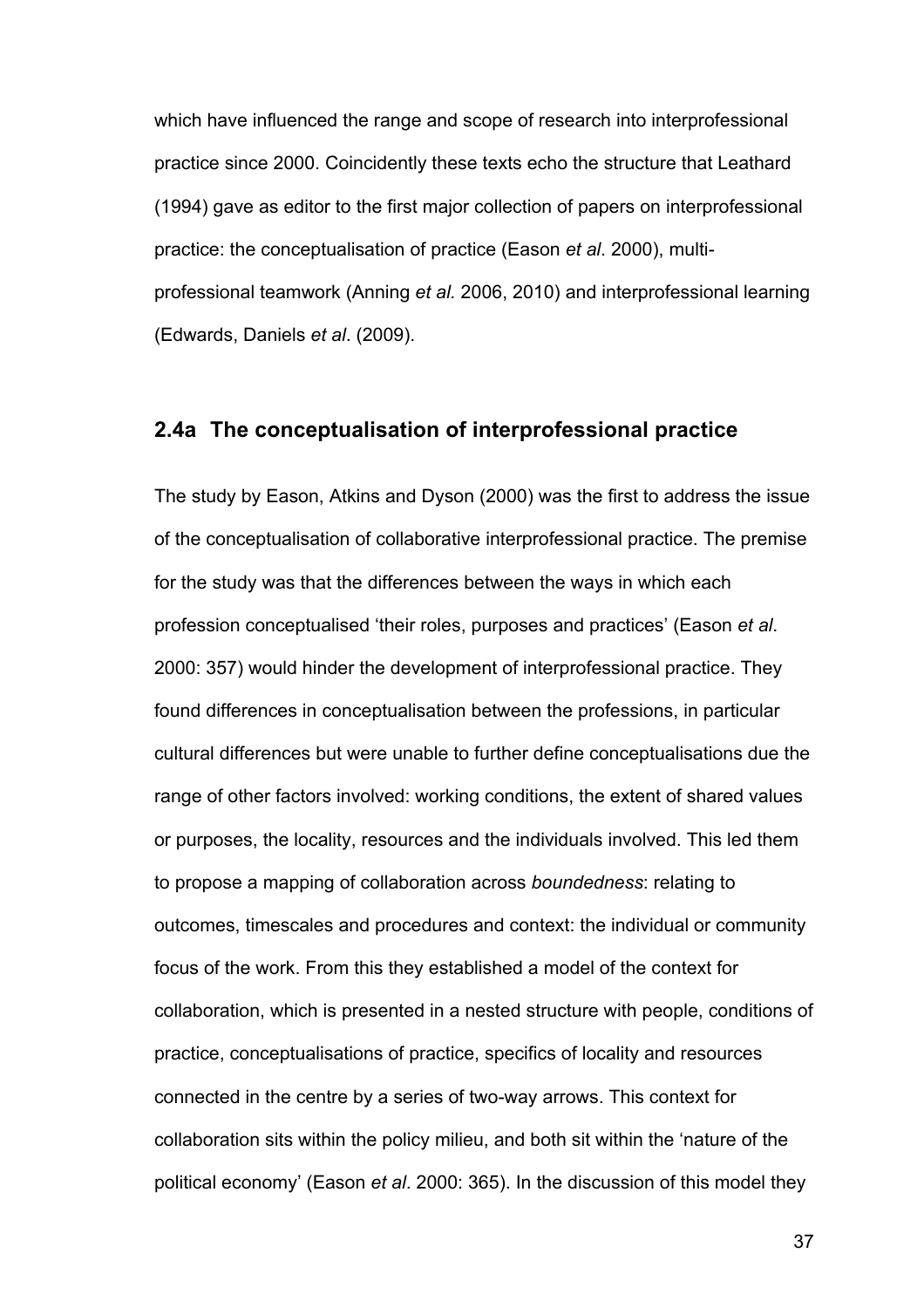which have influenced the range and scope of research into interprofessional practice since 2000. Coincidently these texts echo the structure that Leathard (1994) gave as editor to the first major collection of papers on interprofessional practice: the conceptualisation of practice (Eason *et al*. 2000), multi-professional teamwork (Anning *et al.* 2006, 2010) and interprofessional learning (Edwards, Daniels *et al*. (2009).

## 2.4a The conceptualisation of interprofessional practice

The study by Eason, Atkins and Dyson (2000) was the first to address the issue of the conceptualisation of collaborative interprofessional practice. The premise for the study was that the differences between the ways in which each profession conceptualised 'their roles, purposes and practices' (Eason *et al*. 2000: 357) would hinder the development of interprofessional practice. They found differences in conceptualisation between the professions, in particular cultural differences but were unable to further define conceptualisations due the range of other factors involved: working conditions, the extent of shared values or purposes, the locality, resources and the individuals involved. This led them to propose a mapping of collaboration across *boundedness*: relating to outcomes, timescales and procedures and context: the individual or community focus of the work. From this they established a model of the context for collaboration, which is presented in a nested structure with people, conditions of practice, conceptualisations of practice, specifics of locality and resources connected in the centre by a series of two-way arrows. This context for collaboration sits within the policy milieu, and both sit within the 'nature of the political economy' (Eason *et al*. 2000: 365). In the discussion of this model they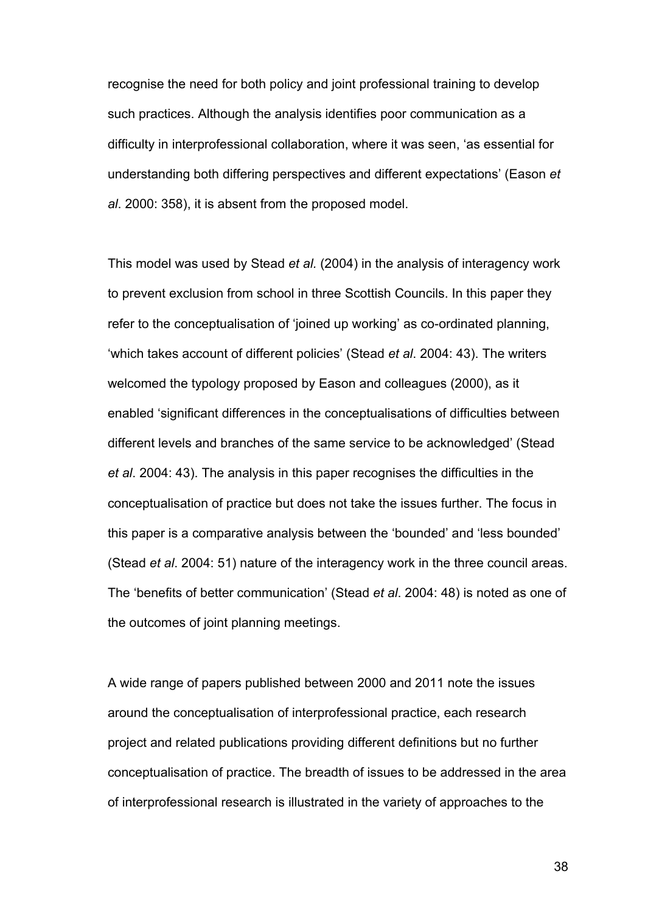recognise the need for both policy and joint professional training to develop such practices. Although the analysis identifies poor communication as a difficulty in interprofessional collaboration, where it was seen, 'as essential for understanding both differing perspectives and different expectations' (Eason *et al*. 2000: 358), it is absent from the proposed model.

This model was used by Stead *et al.* (2004) in the analysis of interagency work to prevent exclusion from school in three Scottish Councils. In this paper they refer to the conceptualisation of 'joined up working' as co-ordinated planning, 'which takes account of different policies' (Stead *et al*. 2004: 43). The writers welcomed the typology proposed by Eason and colleagues (2000), as it enabled 'significant differences in the conceptualisations of difficulties between different levels and branches of the same service to be acknowledged' (Stead *et al*. 2004: 43). The analysis in this paper recognises the difficulties in the conceptualisation of practice but does not take the issues further. The focus in this paper is a comparative analysis between the 'bounded' and 'less bounded' (Stead *et al*. 2004: 51) nature of the interagency work in the three council areas. The 'benefits of better communication' (Stead *et al*. 2004: 48) is noted as one of the outcomes of joint planning meetings.

A wide range of papers published between 2000 and 2011 note the issues around the conceptualisation of interprofessional practice, each research project and related publications providing different definitions but no further conceptualisation of practice. The breadth of issues to be addressed in the area of interprofessional research is illustrated in the variety of approaches to the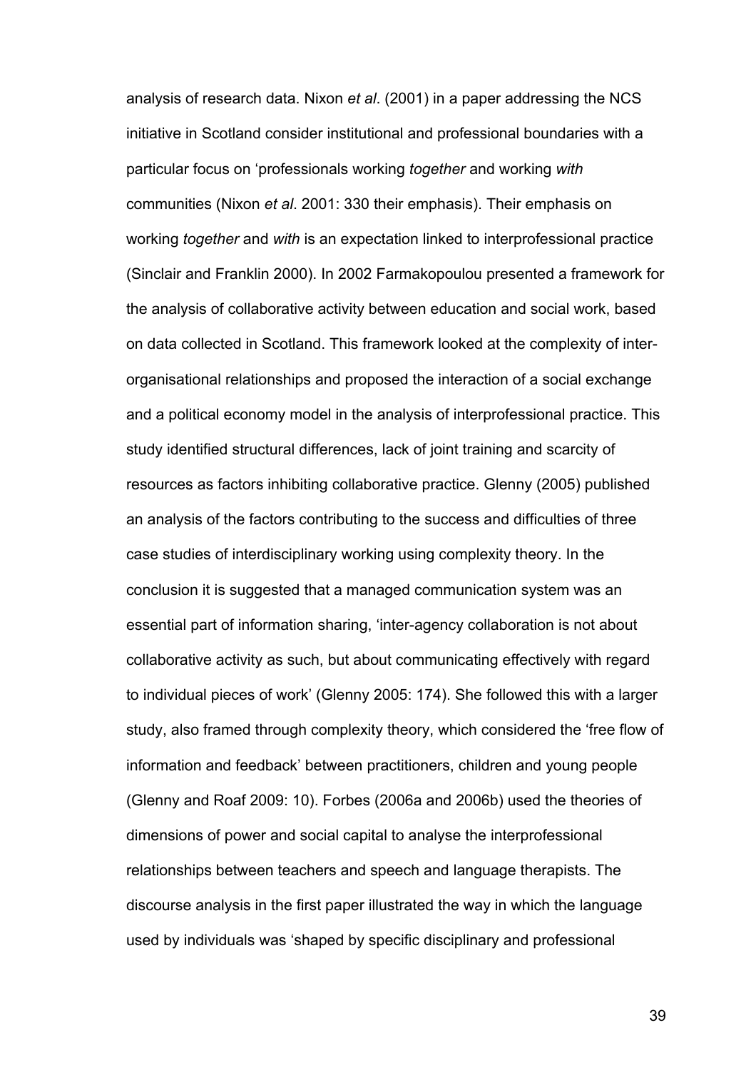analysis of research data. Nixon *et al*. (2001) in a paper addressing the NCS initiative in Scotland consider institutional and professional boundaries with a particular focus on 'professionals working *together* and working *with* communities (Nixon *et al*. 2001: 330 their emphasis). Their emphasis on working *together* and *with* is an expectation linked to interprofessional practice (Sinclair and Franklin 2000). In 2002 Farmakopoulou presented a framework for the analysis of collaborative activity between education and social work, based on data collected in Scotland. This framework looked at the complexity of inter-organisational relationships and proposed the interaction of a social exchange and a political economy model in the analysis of interprofessional practice. This study identified structural differences, lack of joint training and scarcity of resources as factors inhibiting collaborative practice. Glenny (2005) published an analysis of the factors contributing to the success and difficulties of three case studies of interdisciplinary working using complexity theory. In the conclusion it is suggested that a managed communication system was an essential part of information sharing, 'inter-agency collaboration is not about collaborative activity as such, but about communicating effectively with regard to individual pieces of work' (Glenny 2005: 174). She followed this with a larger study, also framed through complexity theory, which considered the 'free flow of information and feedback' between practitioners, children and young people (Glenny and Roaf 2009: 10). Forbes (2006a and 2006b) used the theories of dimensions of power and social capital to analyse the interprofessional relationships between teachers and speech and language therapists. The discourse analysis in the first paper illustrated the way in which the language used by individuals was 'shaped by specific disciplinary and professional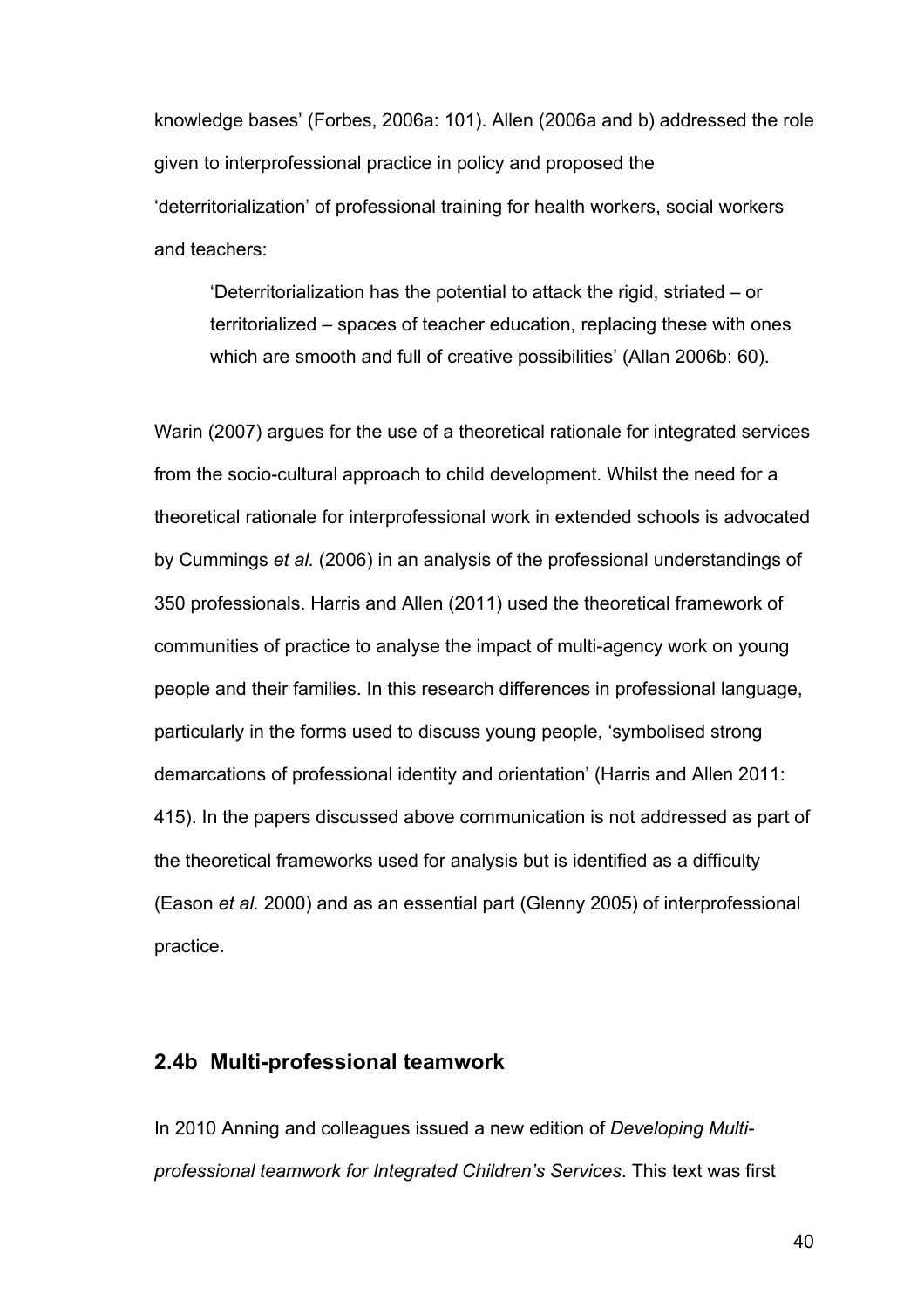knowledge bases' (Forbes, 2006a: 101). Allen (2006a and b) addressed the role given to interprofessional practice in policy and proposed the 'deterritorialization' of professional training for health workers, social workers and teachers:

> 'Deterritorialization has the potential to attack the rigid, striated – or territorialized – spaces of teacher education, replacing these with ones which are smooth and full of creative possibilities' (Allan 2006b: 60).

Warin (2007) argues for the use of a theoretical rationale for integrated services from the socio-cultural approach to child development. Whilst the need for a theoretical rationale for interprofessional work in extended schools is advocated by Cummings *et al.* (2006) in an analysis of the professional understandings of 350 professionals. Harris and Allen (2011) used the theoretical framework of communities of practice to analyse the impact of multi-agency work on young people and their families. In this research differences in professional language, particularly in the forms used to discuss young people, 'symbolised strong demarcations of professional identity and orientation' (Harris and Allen 2011: 415). In the papers discussed above communication is not addressed as part of the theoretical frameworks used for analysis but is identified as a difficulty (Eason *et al.* 2000) and as an essential part (Glenny 2005) of interprofessional practice.

### 2.4b Multi-professional teamwork

In 2010 Anning and colleagues issued a new edition of *Developing Multi-professional teamwork for Integrated Children's Services*. This text was first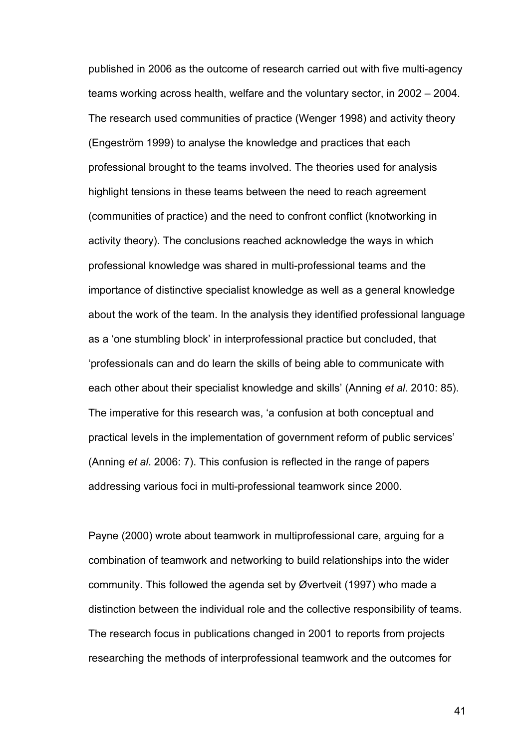published in 2006 as the outcome of research carried out with five multi-agency teams working across health, welfare and the voluntary sector, in 2002 – 2004. The research used communities of practice (Wenger 1998) and activity theory (Engeström 1999) to analyse the knowledge and practices that each professional brought to the teams involved. The theories used for analysis highlight tensions in these teams between the need to reach agreement (communities of practice) and the need to confront conflict (knotworking in activity theory). The conclusions reached acknowledge the ways in which professional knowledge was shared in multi-professional teams and the importance of distinctive specialist knowledge as well as a general knowledge about the work of the team. In the analysis they identified professional language as a 'one stumbling block' in interprofessional practice but concluded, that 'professionals can and do learn the skills of being able to communicate with each other about their specialist knowledge and skills' (Anning *et al*. 2010: 85). The imperative for this research was, 'a confusion at both conceptual and practical levels in the implementation of government reform of public services' (Anning *et al*. 2006: 7). This confusion is reflected in the range of papers addressing various foci in multi-professional teamwork since 2000.

Payne (2000) wrote about teamwork in multiprofessional care, arguing for a combination of teamwork and networking to build relationships into the wider community. This followed the agenda set by Øvertveit (1997) who made a distinction between the individual role and the collective responsibility of teams. The research focus in publications changed in 2001 to reports from projects researching the methods of interprofessional teamwork and the outcomes for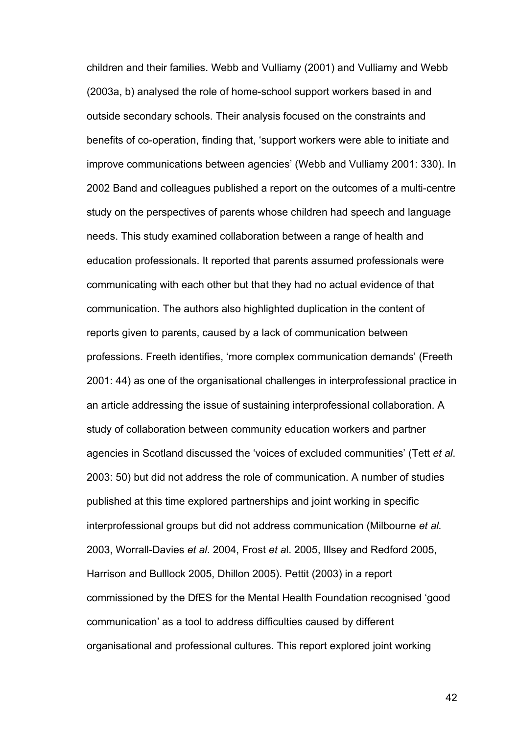children and their families. Webb and Vulliamy (2001) and Vulliamy and Webb (2003a, b) analysed the role of home-school support workers based in and outside secondary schools. Their analysis focused on the constraints and benefits of co-operation, finding that, ‘support workers were able to initiate and improve communications between agencies’ (Webb and Vulliamy 2001: 330). In 2002 Band and colleagues published a report on the outcomes of a multi-centre study on the perspectives of parents whose children had speech and language needs. This study examined collaboration between a range of health and education professionals. It reported that parents assumed professionals were communicating with each other but that they had no actual evidence of that communication. The authors also highlighted duplication in the content of reports given to parents, caused by a lack of communication between professions. Freeth identifies, ‘more complex communication demands’ (Freeth 2001: 44) as one of the organisational challenges in interprofessional practice in an article addressing the issue of sustaining interprofessional collaboration. A study of collaboration between community education workers and partner agencies in Scotland discussed the ‘voices of excluded communities’ (Tett *et al*. 2003: 50) but did not address the role of communication. A number of studies published at this time explored partnerships and joint working in specific interprofessional groups but did not address communication (Milbourne *et al.* 2003, Worrall-Davies *et al*. 2004, Frost *et a*l. 2005, Illsey and Redford 2005, Harrison and Bulllock 2005, Dhillon 2005). Pettit (2003) in a report commissioned by the DfES for the Mental Health Foundation recognised ‘good communication’ as a tool to address difficulties caused by different organisational and professional cultures. This report explored joint working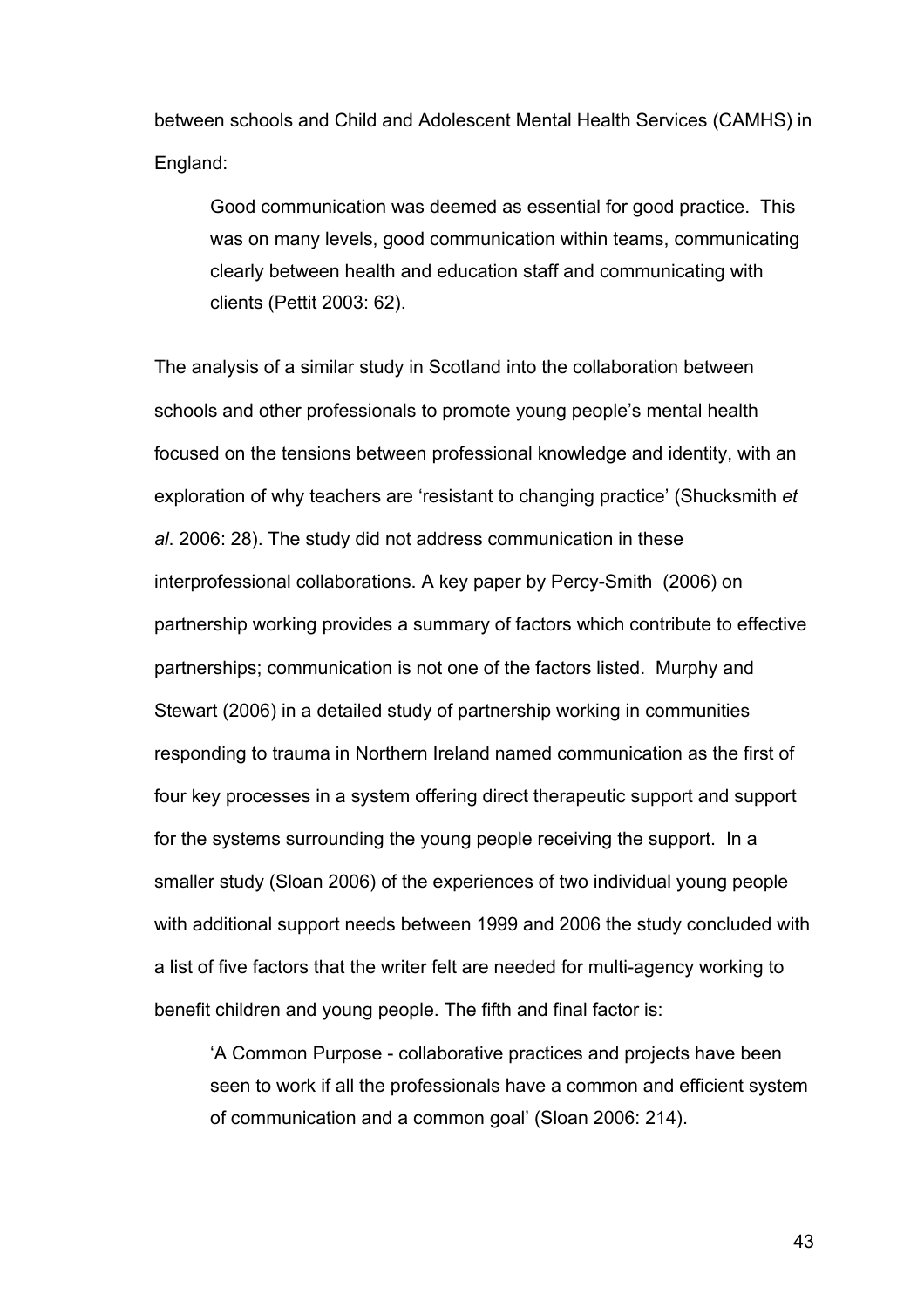between schools and Child and Adolescent Mental Health Services (CAMHS) in England:

> Good communication was deemed as essential for good practice. This was on many levels, good communication within teams, communicating clearly between health and education staff and communicating with clients (Pettit 2003: 62).

The analysis of a similar study in Scotland into the collaboration between schools and other professionals to promote young people's mental health focused on the tensions between professional knowledge and identity, with an exploration of why teachers are 'resistant to changing practice' (Shucksmith *et al*. 2006: 28). The study did not address communication in these interprofessional collaborations. A key paper by Percy-Smith (2006) on partnership working provides a summary of factors which contribute to effective partnerships; communication is not one of the factors listed. Murphy and Stewart (2006) in a detailed study of partnership working in communities responding to trauma in Northern Ireland named communication as the first of four key processes in a system offering direct therapeutic support and support for the systems surrounding the young people receiving the support. In a smaller study (Sloan 2006) of the experiences of two individual young people with additional support needs between 1999 and 2006 the study concluded with a list of five factors that the writer felt are needed for multi-agency working to benefit children and young people. The fifth and final factor is:

> 'A Common Purpose - collaborative practices and projects have been seen to work if all the professionals have a common and efficient system of communication and a common goal' (Sloan 2006: 214).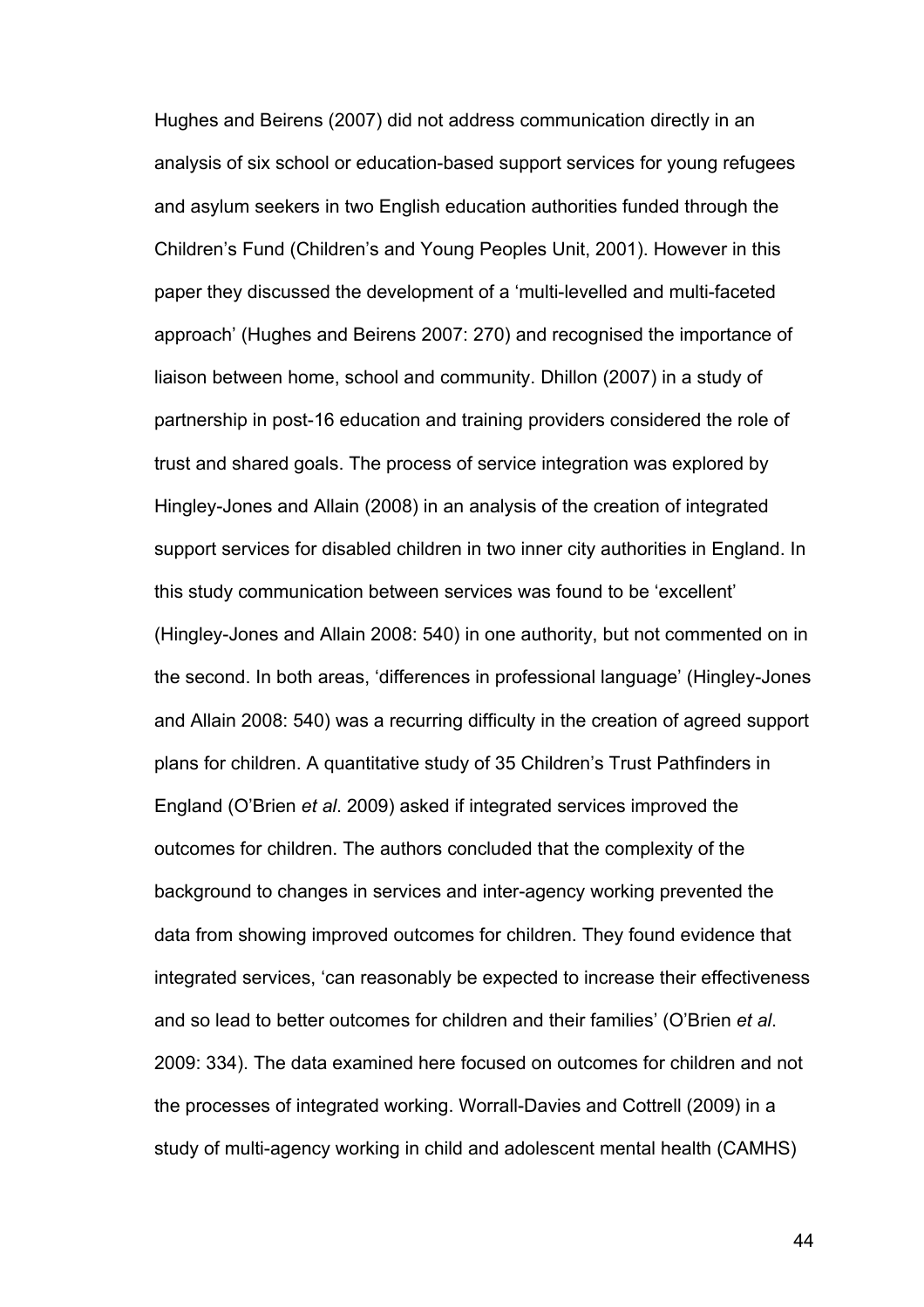Hughes and Beirens (2007) did not address communication directly in an analysis of six school or education-based support services for young refugees and asylum seekers in two English education authorities funded through the Children's Fund (Children's and Young Peoples Unit, 2001). However in this paper they discussed the development of a 'multi-levelled and multi-faceted approach' (Hughes and Beirens 2007: 270) and recognised the importance of liaison between home, school and community. Dhillon (2007) in a study of partnership in post-16 education and training providers considered the role of trust and shared goals. The process of service integration was explored by Hingley-Jones and Allain (2008) in an analysis of the creation of integrated support services for disabled children in two inner city authorities in England. In this study communication between services was found to be 'excellent' (Hingley-Jones and Allain 2008: 540) in one authority, but not commented on in the second. In both areas, 'differences in professional language' (Hingley-Jones and Allain 2008: 540) was a recurring difficulty in the creation of agreed support plans for children. A quantitative study of 35 Children's Trust Pathfinders in England (O'Brien *et al*. 2009) asked if integrated services improved the outcomes for children. The authors concluded that the complexity of the background to changes in services and inter-agency working prevented the data from showing improved outcomes for children. They found evidence that integrated services, 'can reasonably be expected to increase their effectiveness and so lead to better outcomes for children and their families' (O'Brien *et al*. 2009: 334). The data examined here focused on outcomes for children and not the processes of integrated working. Worrall-Davies and Cottrell (2009) in a study of multi-agency working in child and adolescent mental health (CAMHS)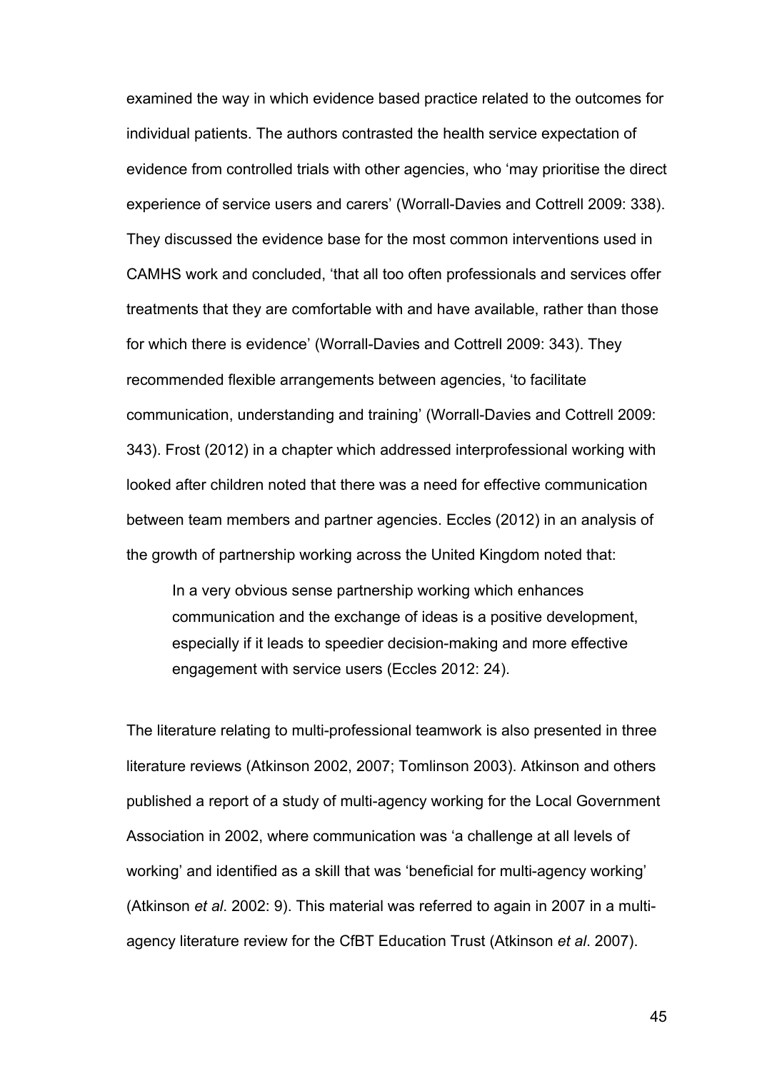examined the way in which evidence based practice related to the outcomes for individual patients. The authors contrasted the health service expectation of evidence from controlled trials with other agencies, who 'may prioritise the direct experience of service users and carers' (Worrall-Davies and Cottrell 2009: 338). They discussed the evidence base for the most common interventions used in CAMHS work and concluded, 'that all too often professionals and services offer treatments that they are comfortable with and have available, rather than those for which there is evidence' (Worrall-Davies and Cottrell 2009: 343). They recommended flexible arrangements between agencies, 'to facilitate communication, understanding and training' (Worrall-Davies and Cottrell 2009: 343). Frost (2012) in a chapter which addressed interprofessional working with looked after children noted that there was a need for effective communication between team members and partner agencies. Eccles (2012) in an analysis of the growth of partnership working across the United Kingdom noted that:

> In a very obvious sense partnership working which enhances communication and the exchange of ideas is a positive development, especially if it leads to speedier decision-making and more effective engagement with service users (Eccles 2012: 24).

The literature relating to multi-professional teamwork is also presented in three literature reviews (Atkinson 2002, 2007; Tomlinson 2003). Atkinson and others published a report of a study of multi-agency working for the Local Government Association in 2002, where communication was 'a challenge at all levels of working' and identified as a skill that was 'beneficial for multi-agency working' (Atkinson *et al*. 2002: 9). This material was referred to again in 2007 in a multi-agency literature review for the CfBT Education Trust (Atkinson *et al*. 2007).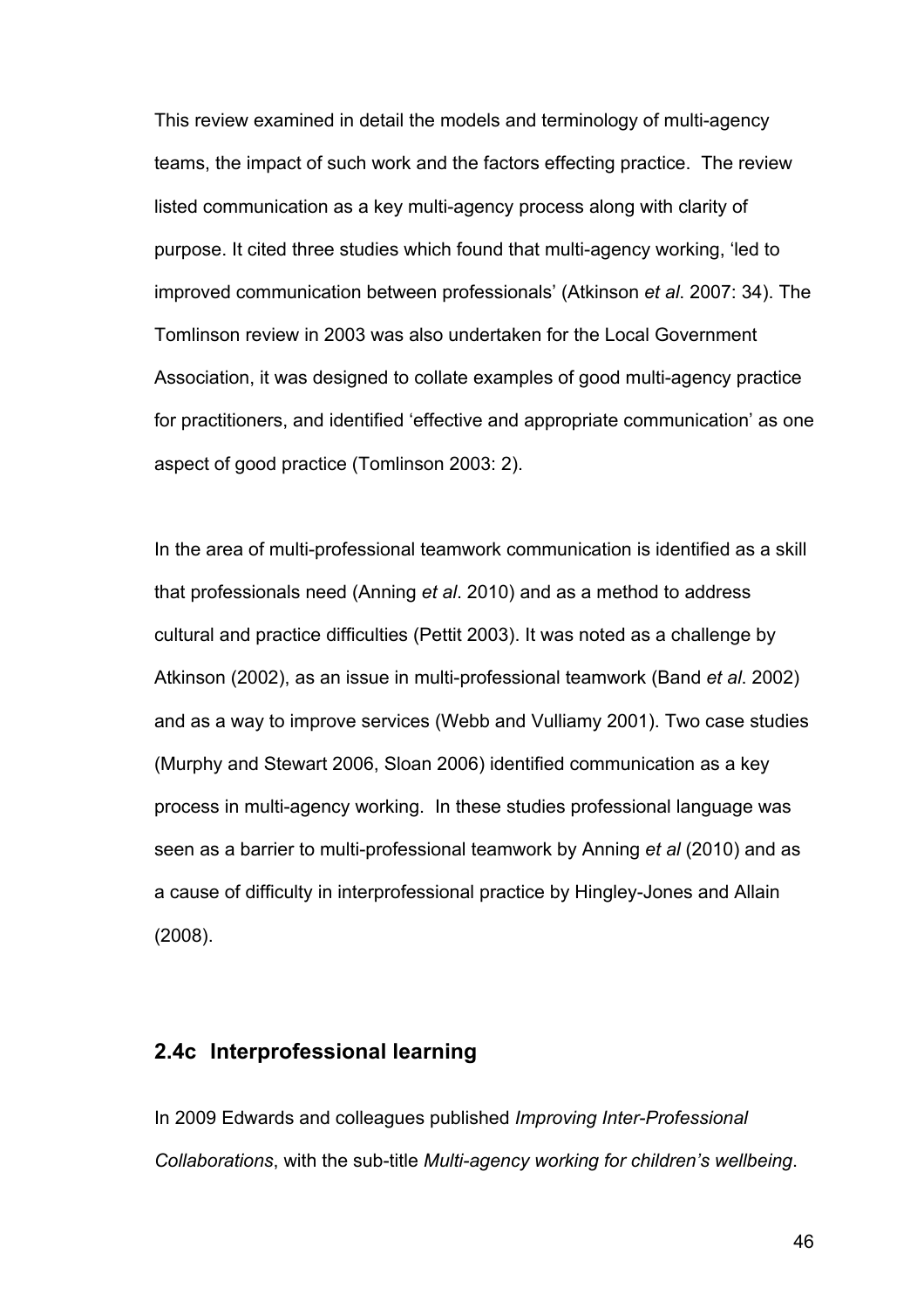This review examined in detail the models and terminology of multi-agency teams, the impact of such work and the factors effecting practice. The review listed communication as a key multi-agency process along with clarity of purpose. It cited three studies which found that multi-agency working, 'led to improved communication between professionals' (Atkinson *et al*. 2007: 34). The Tomlinson review in 2003 was also undertaken for the Local Government Association, it was designed to collate examples of good multi-agency practice for practitioners, and identified 'effective and appropriate communication' as one aspect of good practice (Tomlinson 2003: 2).

In the area of multi-professional teamwork communication is identified as a skill that professionals need (Anning *et al*. 2010) and as a method to address cultural and practice difficulties (Pettit 2003). It was noted as a challenge by Atkinson (2002), as an issue in multi-professional teamwork (Band *et al*. 2002) and as a way to improve services (Webb and Vulliamy 2001). Two case studies (Murphy and Stewart 2006, Sloan 2006) identified communication as a key process in multi-agency working. In these studies professional language was seen as a barrier to multi-professional teamwork by Anning *et al* (2010) and as a cause of difficulty in interprofessional practice by Hingley-Jones and Allain (2008).

### 2.4c Interprofessional learning

In 2009 Edwards and colleagues published *Improving Inter-Professional Collaborations*, with the sub-title *Multi-agency working for children's wellbeing*.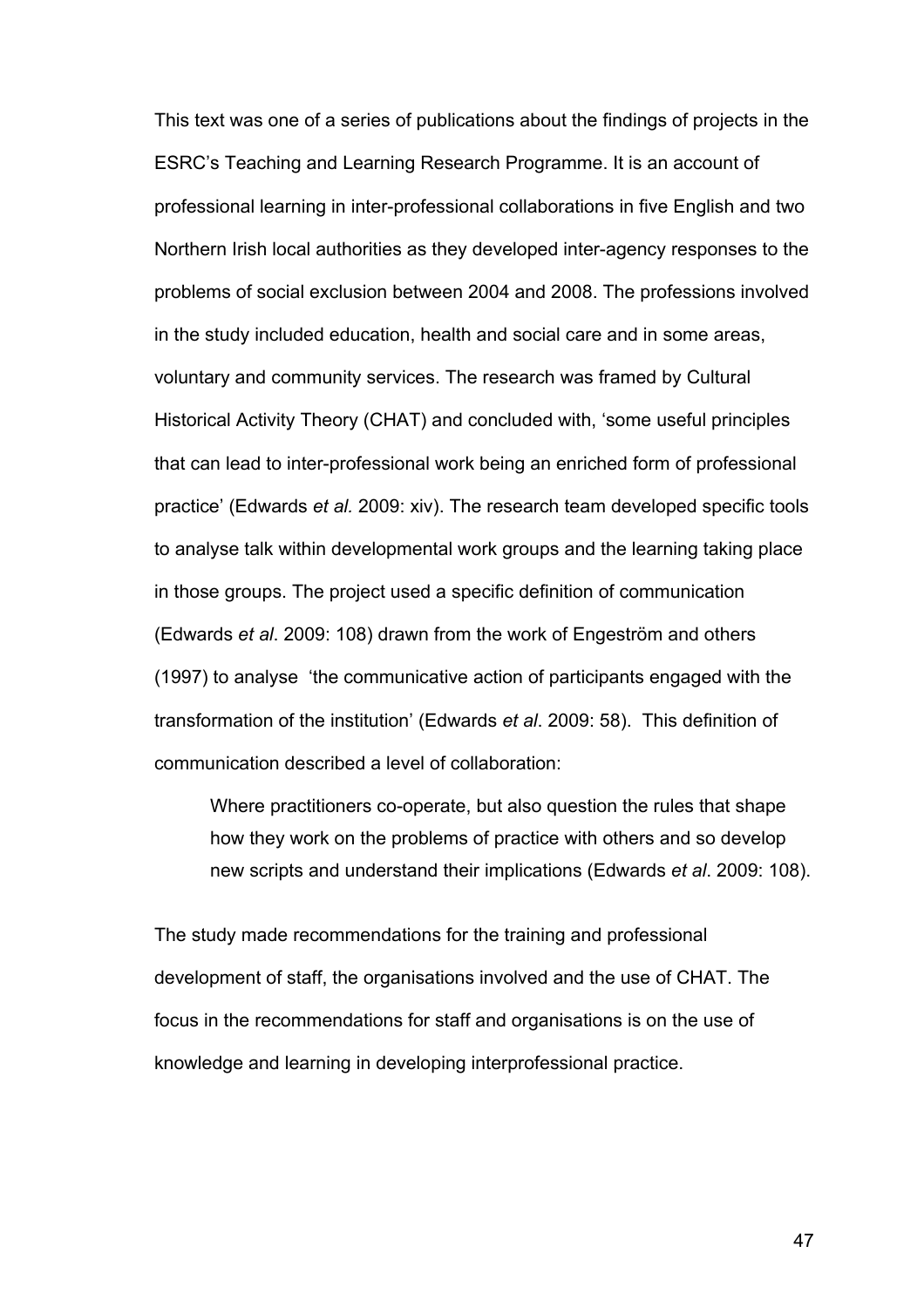This text was one of a series of publications about the findings of projects in the ESRC's Teaching and Learning Research Programme. It is an account of professional learning in inter-professional collaborations in five English and two Northern Irish local authorities as they developed inter-agency responses to the problems of social exclusion between 2004 and 2008. The professions involved in the study included education, health and social care and in some areas, voluntary and community services. The research was framed by Cultural Historical Activity Theory (CHAT) and concluded with, 'some useful principles that can lead to inter-professional work being an enriched form of professional practice' (Edwards *et al.* 2009: xiv). The research team developed specific tools to analyse talk within developmental work groups and the learning taking place in those groups. The project used a specific definition of communication (Edwards *et al*. 2009: 108) drawn from the work of Engeström and others (1997) to analyse 'the communicative action of participants engaged with the transformation of the institution' (Edwards *et al*. 2009: 58). This definition of communication described a level of collaboration:

> Where practitioners co-operate, but also question the rules that shape how they work on the problems of practice with others and so develop new scripts and understand their implications (Edwards *et al*. 2009: 108).

The study made recommendations for the training and professional development of staff, the organisations involved and the use of CHAT. The focus in the recommendations for staff and organisations is on the use of knowledge and learning in developing interprofessional practice.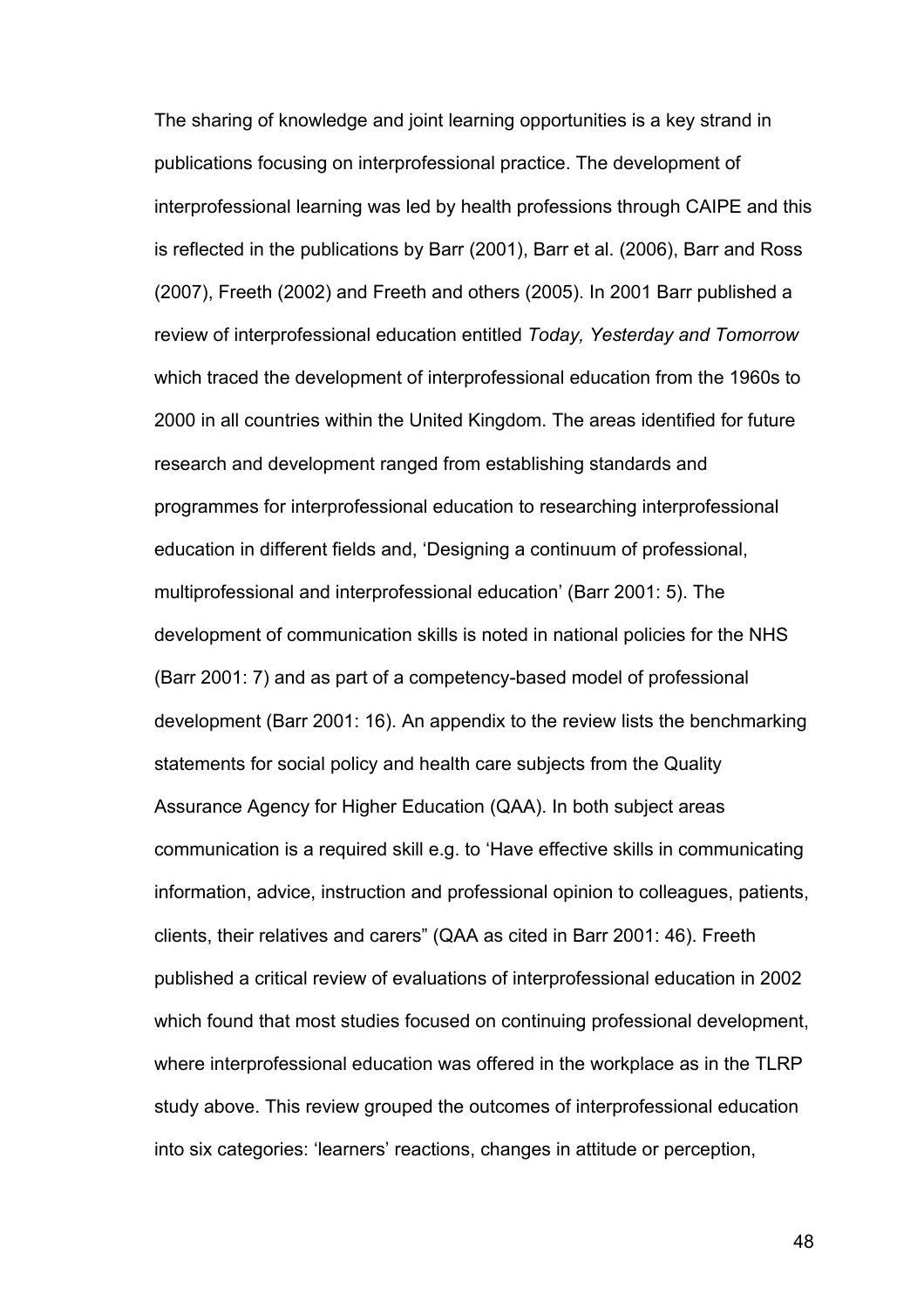The sharing of knowledge and joint learning opportunities is a key strand in publications focusing on interprofessional practice. The development of interprofessional learning was led by health professions through CAIPE and this is reflected in the publications by Barr (2001), Barr et al. (2006), Barr and Ross (2007), Freeth (2002) and Freeth and others (2005). In 2001 Barr published a review of interprofessional education entitled *Today, Yesterday and Tomorrow* which traced the development of interprofessional education from the 1960s to 2000 in all countries within the United Kingdom. The areas identified for future research and development ranged from establishing standards and programmes for interprofessional education to researching interprofessional education in different fields and, 'Designing a continuum of professional, multiprofessional and interprofessional education' (Barr 2001: 5). The development of communication skills is noted in national policies for the NHS (Barr 2001: 7) and as part of a competency-based model of professional development (Barr 2001: 16). An appendix to the review lists the benchmarking statements for social policy and health care subjects from the Quality Assurance Agency for Higher Education (QAA). In both subject areas communication is a required skill e.g. to 'Have effective skills in communicating information, advice, instruction and professional opinion to colleagues, patients, clients, their relatives and carers" (QAA as cited in Barr 2001: 46). Freeth published a critical review of evaluations of interprofessional education in 2002 which found that most studies focused on continuing professional development, where interprofessional education was offered in the workplace as in the TLRP study above. This review grouped the outcomes of interprofessional education into six categories: 'learners' reactions, changes in attitude or perception,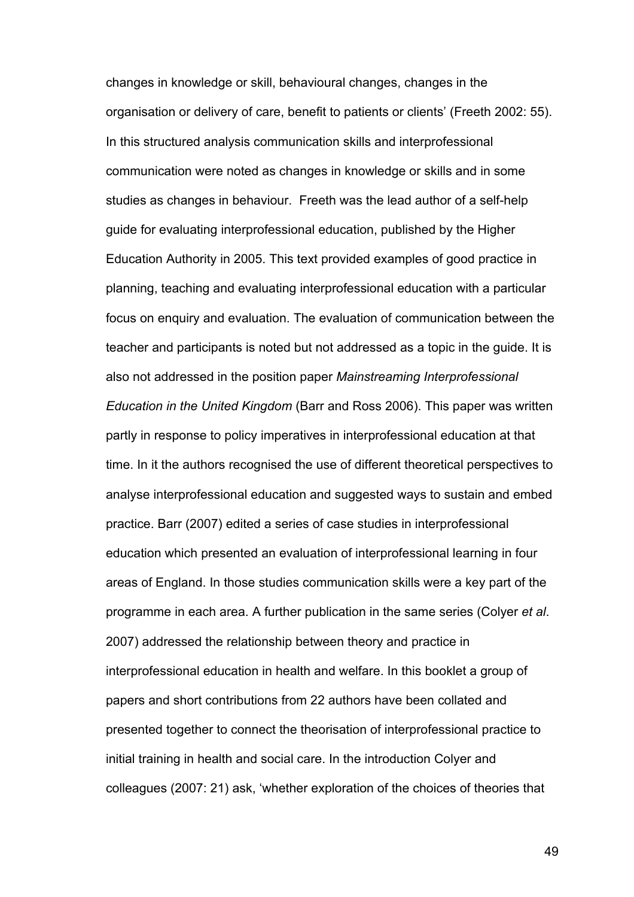changes in knowledge or skill, behavioural changes, changes in the organisation or delivery of care, benefit to patients or clients' (Freeth 2002: 55). In this structured analysis communication skills and interprofessional communication were noted as changes in knowledge or skills and in some studies as changes in behaviour. Freeth was the lead author of a self-help guide for evaluating interprofessional education, published by the Higher Education Authority in 2005. This text provided examples of good practice in planning, teaching and evaluating interprofessional education with a particular focus on enquiry and evaluation. The evaluation of communication between the teacher and participants is noted but not addressed as a topic in the guide. It is also not addressed in the position paper *Mainstreaming Interprofessional Education in the United Kingdom* (Barr and Ross 2006). This paper was written partly in response to policy imperatives in interprofessional education at that time. In it the authors recognised the use of different theoretical perspectives to analyse interprofessional education and suggested ways to sustain and embed practice. Barr (2007) edited a series of case studies in interprofessional education which presented an evaluation of interprofessional learning in four areas of England. In those studies communication skills were a key part of the programme in each area. A further publication in the same series (Colyer *et al*. 2007) addressed the relationship between theory and practice in interprofessional education in health and welfare. In this booklet a group of papers and short contributions from 22 authors have been collated and presented together to connect the theorisation of interprofessional practice to initial training in health and social care. In the introduction Colyer and colleagues (2007: 21) ask, 'whether exploration of the choices of theories that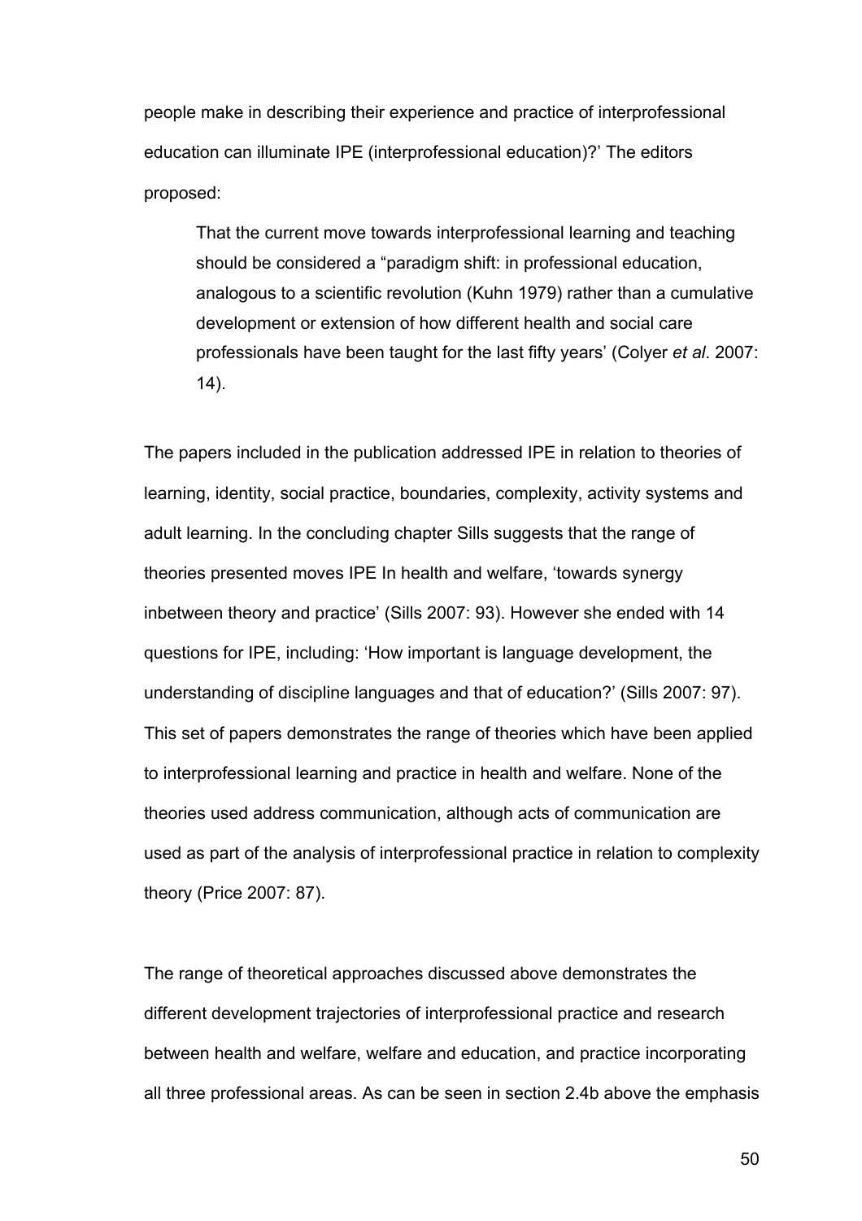people make in describing their experience and practice of interprofessional education can illuminate IPE (interprofessional education)?' The editors proposed:

> That the current move towards interprofessional learning and teaching should be considered a "paradigm shift: in professional education, analogous to a scientific revolution (Kuhn 1979) rather than a cumulative development or extension of how different health and social care professionals have been taught for the last fifty years' (Colyer *et al*. 2007: 14).

The papers included in the publication addressed IPE in relation to theories of learning, identity, social practice, boundaries, complexity, activity systems and adult learning. In the concluding chapter Sills suggests that the range of theories presented moves IPE In health and welfare, 'towards synergy inbetween theory and practice' (Sills 2007: 93). However she ended with 14 questions for IPE, including: 'How important is language development, the understanding of discipline languages and that of education?' (Sills 2007: 97). This set of papers demonstrates the range of theories which have been applied to interprofessional learning and practice in health and welfare. None of the theories used address communication, although acts of communication are used as part of the analysis of interprofessional practice in relation to complexity theory (Price 2007: 87).

The range of theoretical approaches discussed above demonstrates the different development trajectories of interprofessional practice and research between health and welfare, welfare and education, and practice incorporating all three professional areas. As can be seen in section 2.4b above the emphasis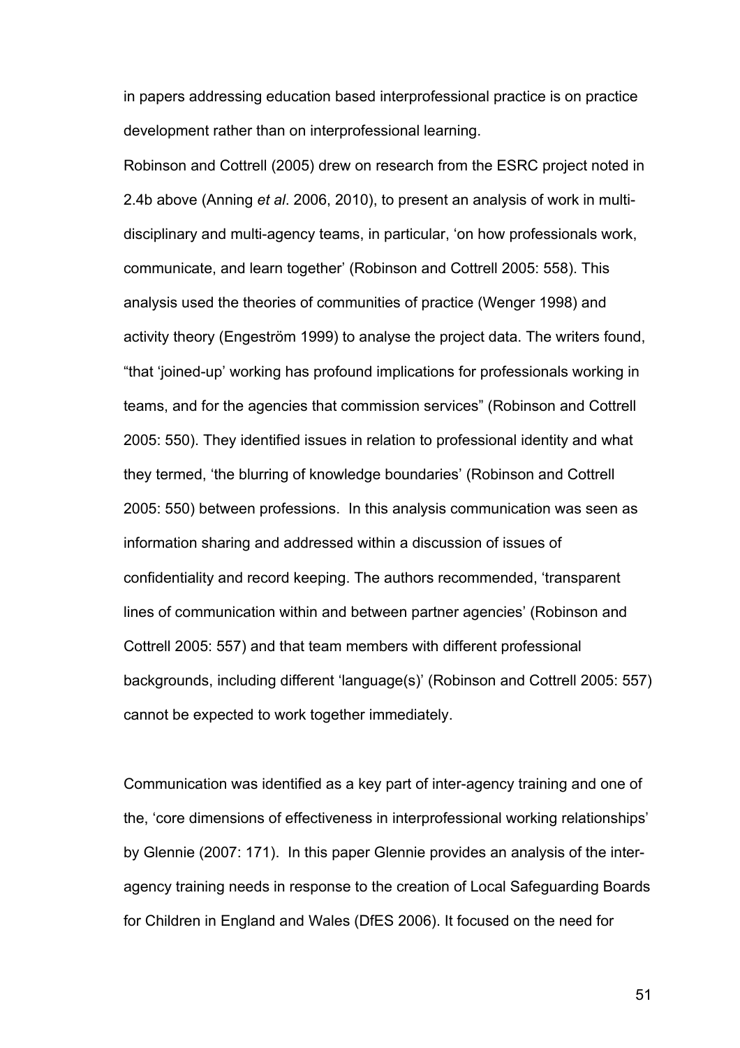in papers addressing education based interprofessional practice is on practice development rather than on interprofessional learning.

Robinson and Cottrell (2005) drew on research from the ESRC project noted in 2.4b above (Anning *et al*. 2006, 2010), to present an analysis of work in multi-disciplinary and multi-agency teams, in particular, 'on how professionals work, communicate, and learn together' (Robinson and Cottrell 2005: 558). This analysis used the theories of communities of practice (Wenger 1998) and activity theory (Engeström 1999) to analyse the project data. The writers found, "that 'joined-up' working has profound implications for professionals working in teams, and for the agencies that commission services" (Robinson and Cottrell 2005: 550). They identified issues in relation to professional identity and what they termed, 'the blurring of knowledge boundaries' (Robinson and Cottrell 2005: 550) between professions. In this analysis communication was seen as information sharing and addressed within a discussion of issues of confidentiality and record keeping. The authors recommended, 'transparent lines of communication within and between partner agencies' (Robinson and Cottrell 2005: 557) and that team members with different professional backgrounds, including different 'language(s)' (Robinson and Cottrell 2005: 557) cannot be expected to work together immediately.

Communication was identified as a key part of inter-agency training and one of the, 'core dimensions of effectiveness in interprofessional working relationships' by Glennie (2007: 171). In this paper Glennie provides an analysis of the inter-agency training needs in response to the creation of Local Safeguarding Boards for Children in England and Wales (DfES 2006). It focused on the need for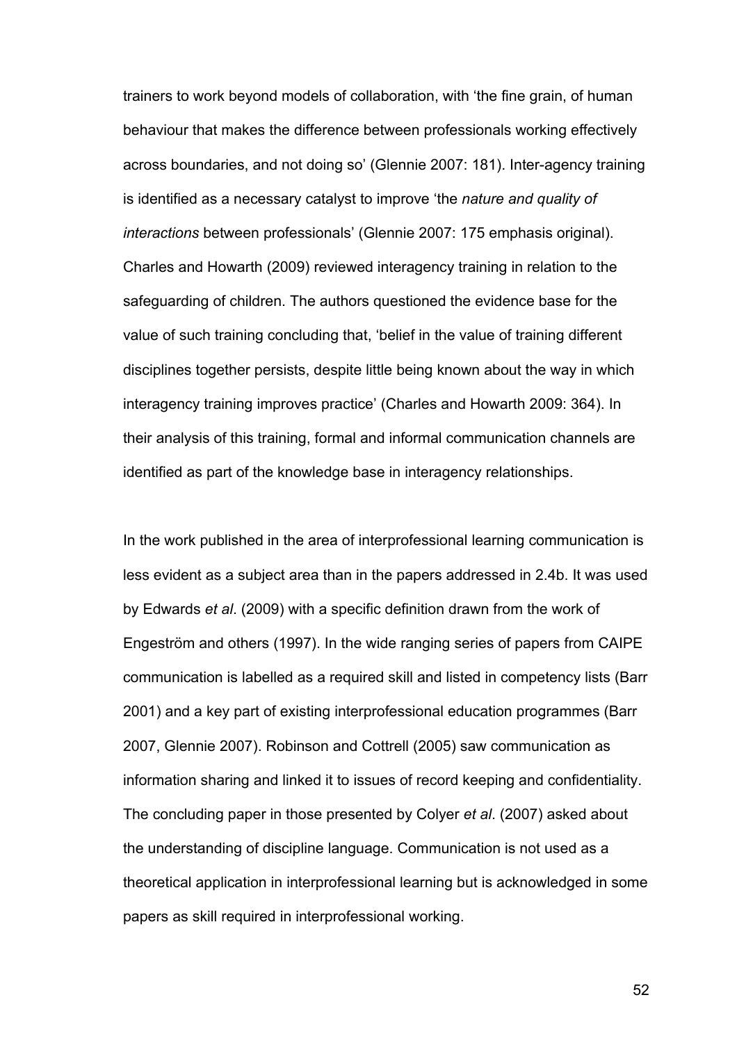trainers to work beyond models of collaboration, with 'the fine grain, of human behaviour that makes the difference between professionals working effectively across boundaries, and not doing so' (Glennie 2007: 181). Inter-agency training is identified as a necessary catalyst to improve 'the *nature and quality of interactions* between professionals' (Glennie 2007: 175 emphasis original). Charles and Howarth (2009) reviewed interagency training in relation to the safeguarding of children. The authors questioned the evidence base for the value of such training concluding that, 'belief in the value of training different disciplines together persists, despite little being known about the way in which interagency training improves practice' (Charles and Howarth 2009: 364). In their analysis of this training, formal and informal communication channels are identified as part of the knowledge base in interagency relationships.

In the work published in the area of interprofessional learning communication is less evident as a subject area than in the papers addressed in 2.4b. It was used by Edwards *et al*. (2009) with a specific definition drawn from the work of Engeström and others (1997). In the wide ranging series of papers from CAIPE communication is labelled as a required skill and listed in competency lists (Barr 2001) and a key part of existing interprofessional education programmes (Barr 2007, Glennie 2007). Robinson and Cottrell (2005) saw communication as information sharing and linked it to issues of record keeping and confidentiality. The concluding paper in those presented by Colyer *et al*. (2007) asked about the understanding of discipline language. Communication is not used as a theoretical application in interprofessional learning but is acknowledged in some papers as skill required in interprofessional working.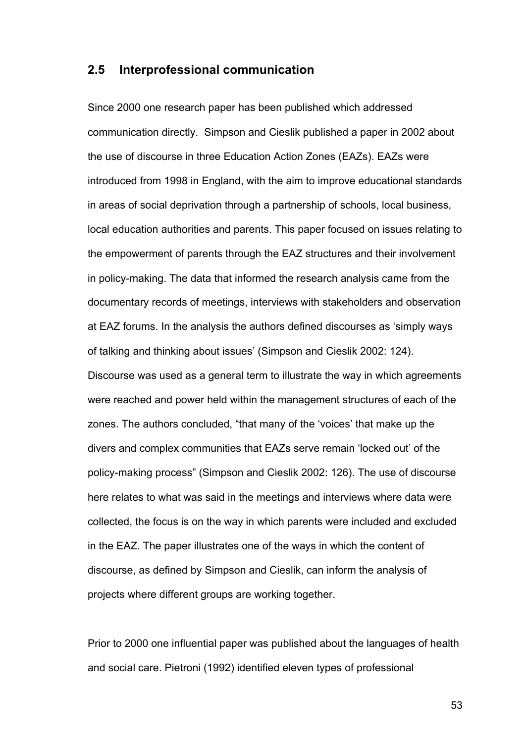## 2.5 Interprofessional communication

Since 2000 one research paper has been published which addressed communication directly. Simpson and Cieslik published a paper in 2002 about the use of discourse in three Education Action Zones (EAZs). EAZs were introduced from 1998 in England, with the aim to improve educational standards in areas of social deprivation through a partnership of schools, local business, local education authorities and parents. This paper focused on issues relating to the empowerment of parents through the EAZ structures and their involvement in policy-making. The data that informed the research analysis came from the documentary records of meetings, interviews with stakeholders and observation at EAZ forums. In the analysis the authors defined discourses as 'simply ways of talking and thinking about issues' (Simpson and Cieslik 2002: 124). Discourse was used as a general term to illustrate the way in which agreements were reached and power held within the management structures of each of the zones. The authors concluded, "that many of the 'voices' that make up the divers and complex communities that EAZs serve remain 'locked out' of the policy-making process" (Simpson and Cieslik 2002: 126). The use of discourse here relates to what was said in the meetings and interviews where data were collected, the focus is on the way in which parents were included and excluded in the EAZ. The paper illustrates one of the ways in which the content of discourse, as defined by Simpson and Cieslik, can inform the analysis of projects where different groups are working together.

Prior to 2000 one influential paper was published about the languages of health and social care. Pietroni (1992) identified eleven types of professional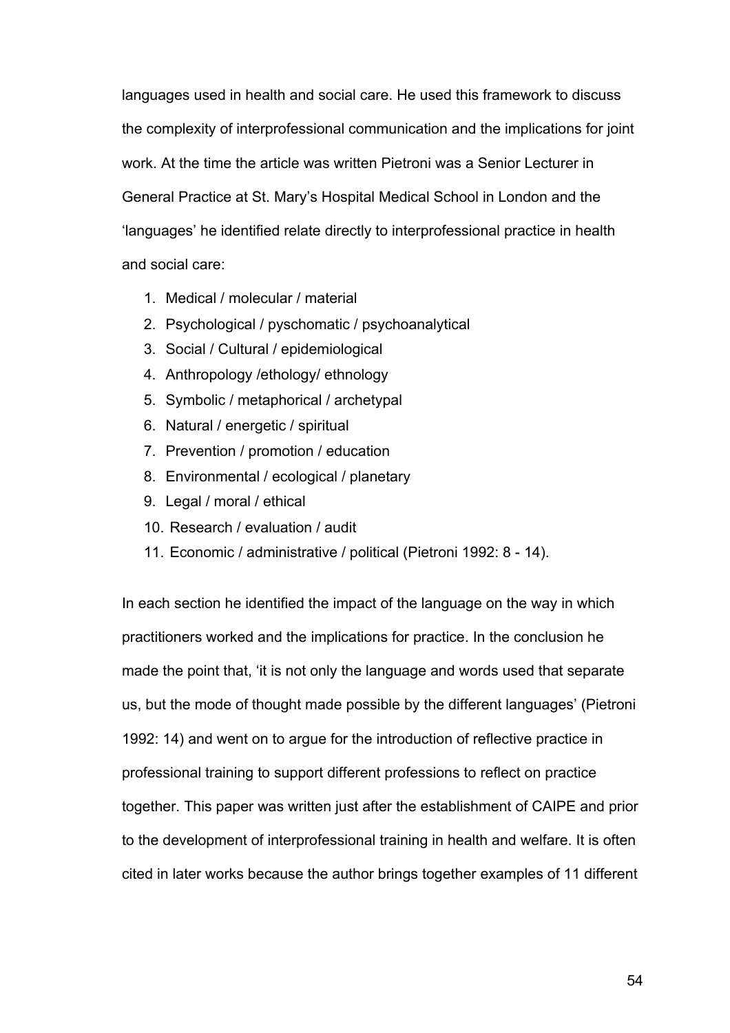languages used in health and social care. He used this framework to discuss the complexity of interprofessional communication and the implications for joint work. At the time the article was written Pietroni was a Senior Lecturer in General Practice at St. Mary's Hospital Medical School in London and the 'languages' he identified relate directly to interprofessional practice in health and social care:

1. Medical / molecular / material
2. Psychological / pyschomatic / psychoanalytical
3. Social / Cultural / epidemiological
4. Anthropology /ethology/ ethnology
5. Symbolic / metaphorical / archetypal
6. Natural / energetic / spiritual
7. Prevention / promotion / education
8. Environmental / ecological / planetary
9. Legal / moral / ethical
10. Research / evaluation / audit
11. Economic / administrative / political (Pietroni 1992: 8 - 14).

In each section he identified the impact of the language on the way in which practitioners worked and the implications for practice. In the conclusion he made the point that, 'it is not only the language and words used that separate us, but the mode of thought made possible by the different languages' (Pietroni 1992: 14) and went on to argue for the introduction of reflective practice in professional training to support different professions to reflect on practice together. This paper was written just after the establishment of CAIPE and prior to the development of interprofessional training in health and welfare. It is often cited in later works because the author brings together examples of 11 different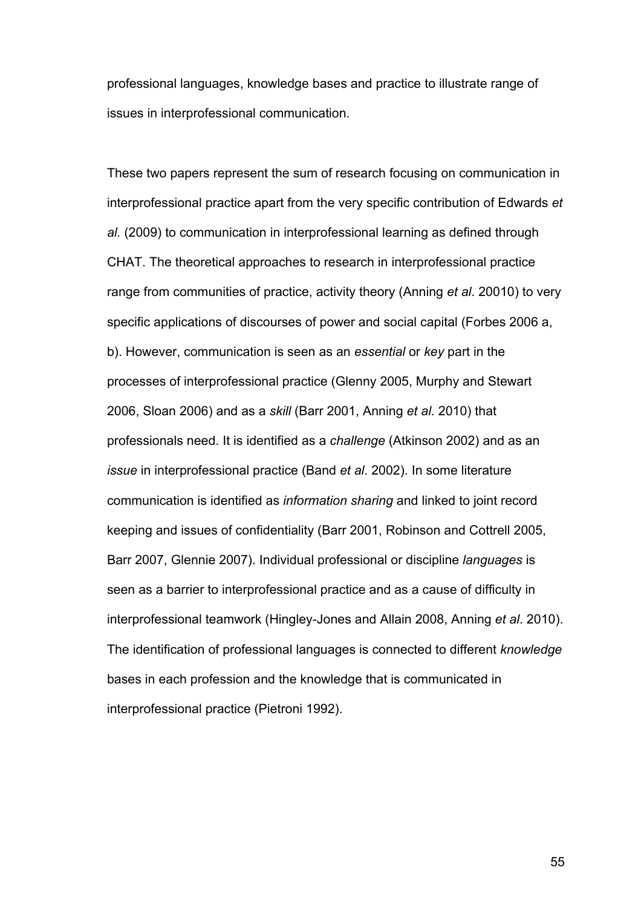professional languages, knowledge bases and practice to illustrate range of issues in interprofessional communication.

These two papers represent the sum of research focusing on communication in interprofessional practice apart from the very specific contribution of Edwards *et al.* (2009) to communication in interprofessional learning as defined through CHAT. The theoretical approaches to research in interprofessional practice range from communities of practice, activity theory (Anning *et al*. 20010) to very specific applications of discourses of power and social capital (Forbes 2006 a, b). However, communication is seen as an *essential* or *key* part in the processes of interprofessional practice (Glenny 2005, Murphy and Stewart 2006, Sloan 2006) and as a *skill* (Barr 2001, Anning *et al*. 2010) that professionals need. It is identified as a *challenge* (Atkinson 2002) and as an *issue* in interprofessional practice (Band *et al*. 2002). In some literature communication is identified as *information sharing* and linked to joint record keeping and issues of confidentiality (Barr 2001, Robinson and Cottrell 2005, Barr 2007, Glennie 2007). Individual professional or discipline *languages* is seen as a barrier to interprofessional practice and as a cause of difficulty in interprofessional teamwork (Hingley-Jones and Allain 2008, Anning *et al*. 2010). The identification of professional languages is connected to different *knowledge* bases in each profession and the knowledge that is communicated in interprofessional practice (Pietroni 1992).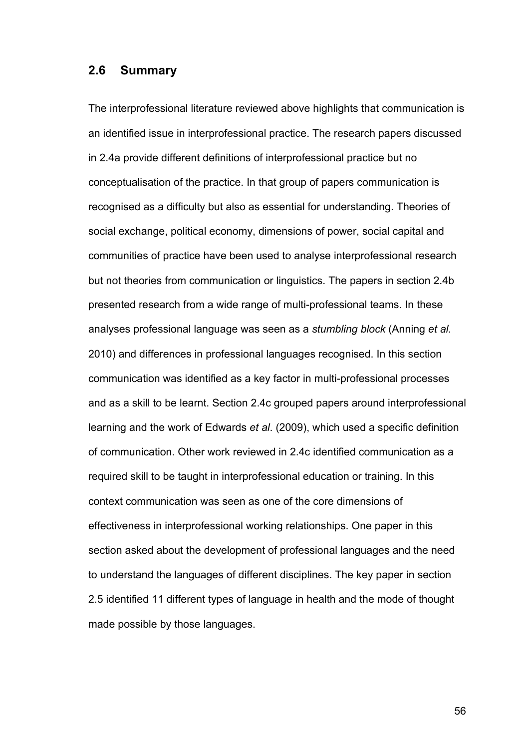## 2.6 Summary

The interprofessional literature reviewed above highlights that communication is an identified issue in interprofessional practice. The research papers discussed in 2.4a provide different definitions of interprofessional practice but no conceptualisation of the practice. In that group of papers communication is recognised as a difficulty but also as essential for understanding. Theories of social exchange, political economy, dimensions of power, social capital and communities of practice have been used to analyse interprofessional research but not theories from communication or linguistics. The papers in section 2.4b presented research from a wide range of multi-professional teams. In these analyses professional language was seen as a *stumbling block* (Anning *et al.* 2010) and differences in professional languages recognised. In this section communication was identified as a key factor in multi-professional processes and as a skill to be learnt. Section 2.4c grouped papers around interprofessional learning and the work of Edwards *et al*. (2009), which used a specific definition of communication. Other work reviewed in 2.4c identified communication as a required skill to be taught in interprofessional education or training. In this context communication was seen as one of the core dimensions of effectiveness in interprofessional working relationships. One paper in this section asked about the development of professional languages and the need to understand the languages of different disciplines. The key paper in section 2.5 identified 11 different types of language in health and the mode of thought made possible by those languages.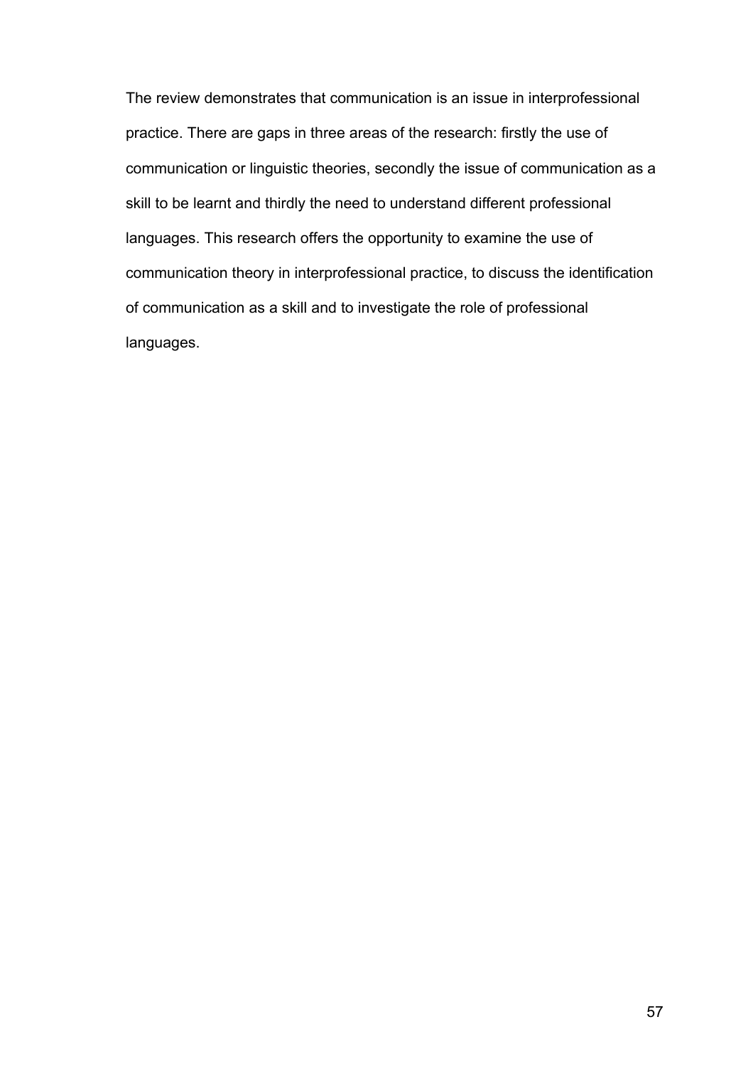The review demonstrates that communication is an issue in interprofessional practice. There are gaps in three areas of the research: firstly the use of communication or linguistic theories, secondly the issue of communication as a skill to be learnt and thirdly the need to understand different professional languages. This research offers the opportunity to examine the use of communication theory in interprofessional practice, to discuss the identification of communication as a skill and to investigate the role of professional languages.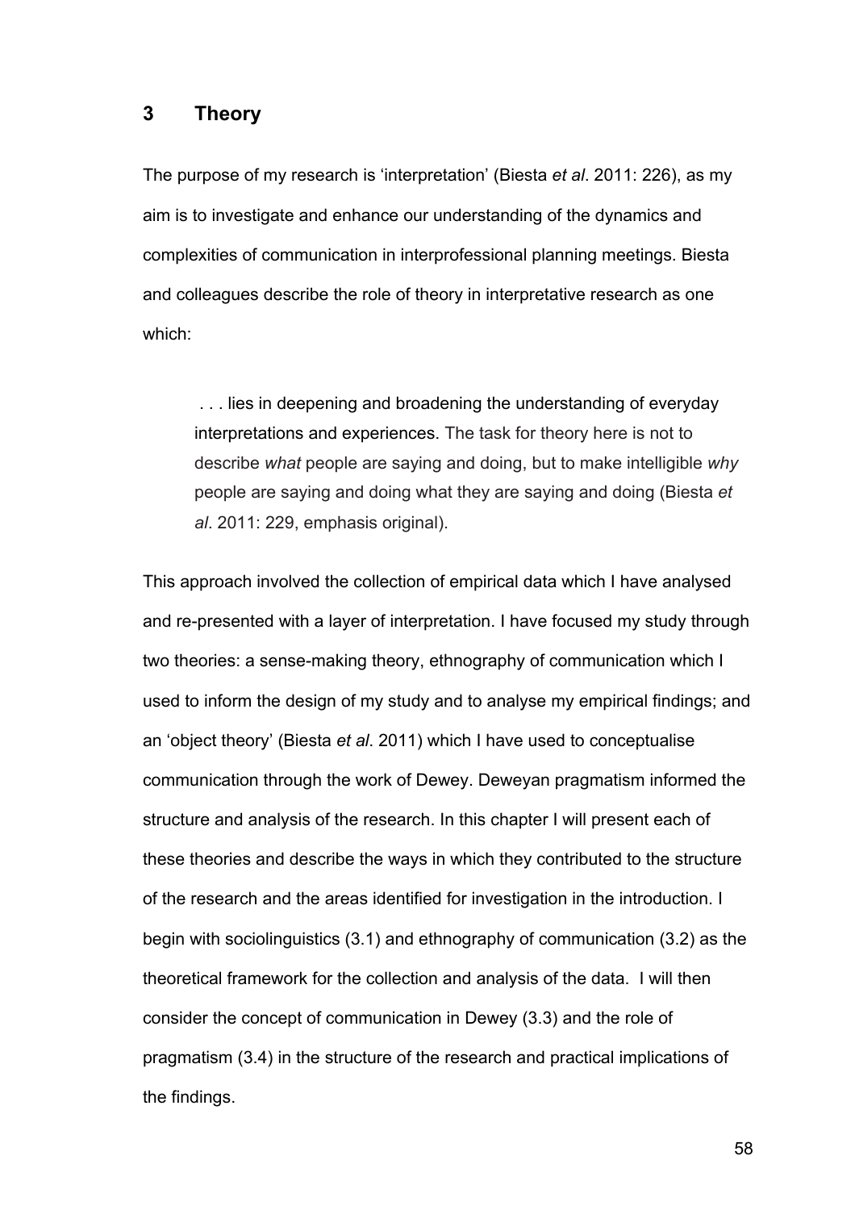# 3 Theory

The purpose of my research is 'interpretation' (Biesta *et al*. 2011: 226), as my aim is to investigate and enhance our understanding of the dynamics and complexities of communication in interprofessional planning meetings. Biesta and colleagues describe the role of theory in interpretative research as one which:

> . . . lies in deepening and broadening the understanding of everyday interpretations and experiences. The task for theory here is not to describe *what* people are saying and doing, but to make intelligible *why* people are saying and doing what they are saying and doing (Biesta *et al*. 2011: 229, emphasis original).

This approach involved the collection of empirical data which I have analysed and re-presented with a layer of interpretation. I have focused my study through two theories: a sense-making theory, ethnography of communication which I used to inform the design of my study and to analyse my empirical findings; and an 'object theory' (Biesta *et al*. 2011) which I have used to conceptualise communication through the work of Dewey. Deweyan pragmatism informed the structure and analysis of the research. In this chapter I will present each of these theories and describe the ways in which they contributed to the structure of the research and the areas identified for investigation in the introduction. I begin with sociolinguistics (3.1) and ethnography of communication (3.2) as the theoretical framework for the collection and analysis of the data. I will then consider the concept of communication in Dewey (3.3) and the role of pragmatism (3.4) in the structure of the research and practical implications of the findings.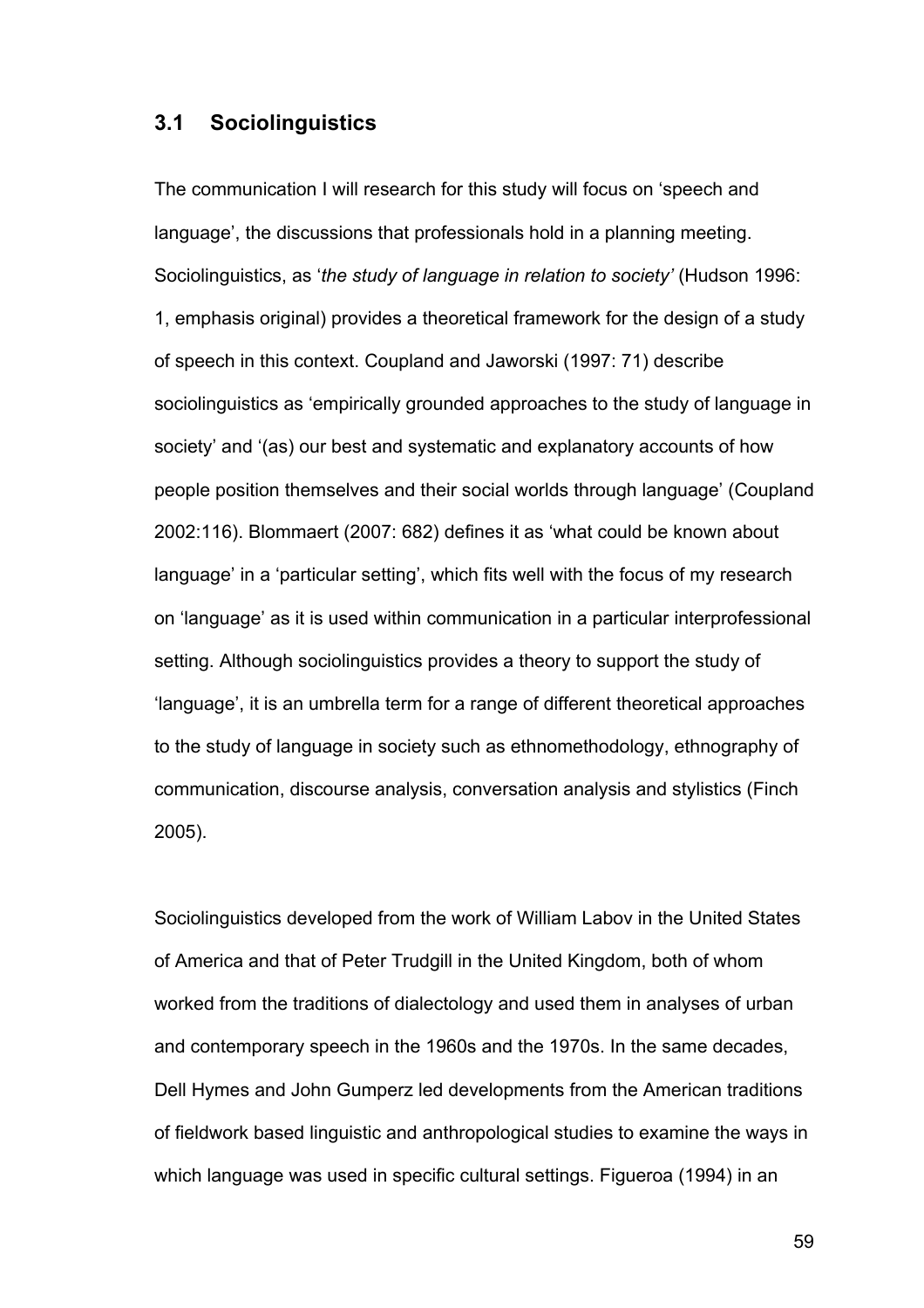## 3.1 Sociolinguistics

The communication I will research for this study will focus on 'speech and language', the discussions that professionals hold in a planning meeting. Sociolinguistics, as '*the study of language in relation to society'* (Hudson 1996: 1, emphasis original) provides a theoretical framework for the design of a study of speech in this context. Coupland and Jaworski (1997: 71) describe sociolinguistics as 'empirically grounded approaches to the study of language in society' and '(as) our best and systematic and explanatory accounts of how people position themselves and their social worlds through language' (Coupland 2002:116). Blommaert (2007: 682) defines it as 'what could be known about language' in a 'particular setting', which fits well with the focus of my research on 'language' as it is used within communication in a particular interprofessional setting. Although sociolinguistics provides a theory to support the study of 'language', it is an umbrella term for a range of different theoretical approaches to the study of language in society such as ethnomethodology, ethnography of communication, discourse analysis, conversation analysis and stylistics (Finch 2005).

Sociolinguistics developed from the work of William Labov in the United States of America and that of Peter Trudgill in the United Kingdom, both of whom worked from the traditions of dialectology and used them in analyses of urban and contemporary speech in the 1960s and the 1970s. In the same decades, Dell Hymes and John Gumperz led developments from the American traditions of fieldwork based linguistic and anthropological studies to examine the ways in which language was used in specific cultural settings. Figueroa (1994) in an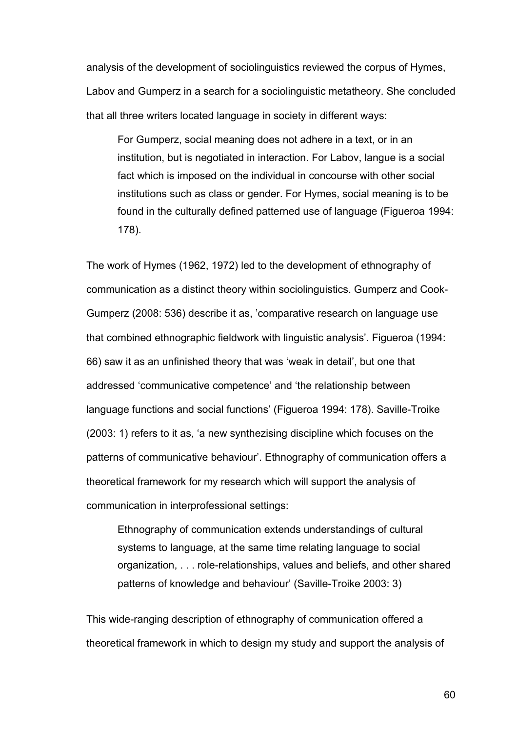analysis of the development of sociolinguistics reviewed the corpus of Hymes, Labov and Gumperz in a search for a sociolinguistic metatheory. She concluded that all three writers located language in society in different ways:

> For Gumperz, social meaning does not adhere in a text, or in an institution, but is negotiated in interaction. For Labov, langue is a social fact which is imposed on the individual in concourse with other social institutions such as class or gender. For Hymes, social meaning is to be found in the culturally defined patterned use of language (Figueroa 1994: 178).

The work of Hymes (1962, 1972) led to the development of ethnography of communication as a distinct theory within sociolinguistics. Gumperz and Cook-Gumperz (2008: 536) describe it as, 'comparative research on language use that combined ethnographic fieldwork with linguistic analysis'. Figueroa (1994: 66) saw it as an unfinished theory that was 'weak in detail', but one that addressed 'communicative competence' and 'the relationship between language functions and social functions' (Figueroa 1994: 178). Saville-Troike (2003: 1) refers to it as, 'a new synthezising discipline which focuses on the patterns of communicative behaviour'. Ethnography of communication offers a theoretical framework for my research which will support the analysis of communication in interprofessional settings:

> Ethnography of communication extends understandings of cultural systems to language, at the same time relating language to social organization, . . . role-relationships, values and beliefs, and other shared patterns of knowledge and behaviour' (Saville-Troike 2003: 3)

This wide-ranging description of ethnography of communication offered a theoretical framework in which to design my study and support the analysis of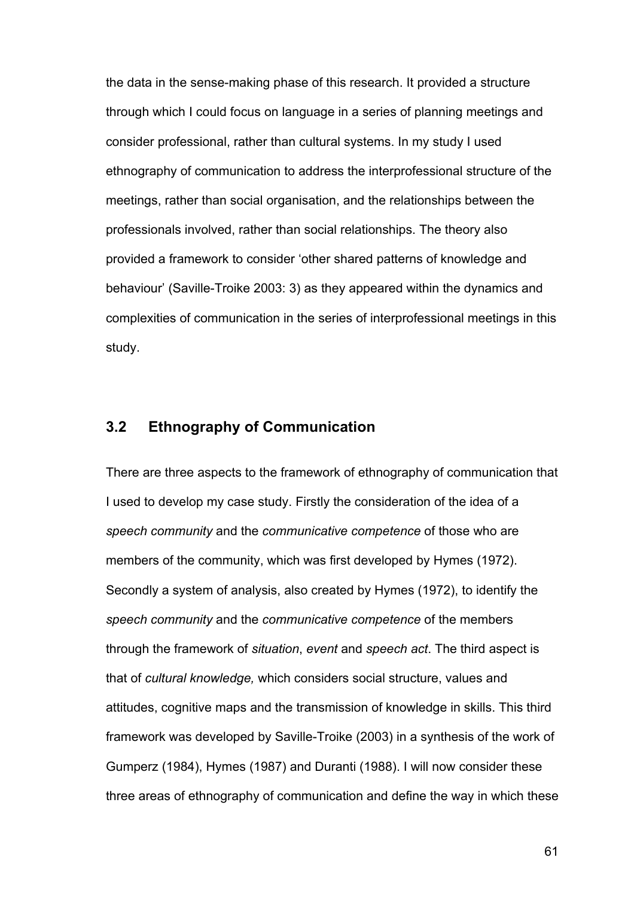the data in the sense-making phase of this research. It provided a structure through which I could focus on language in a series of planning meetings and consider professional, rather than cultural systems. In my study I used ethnography of communication to address the interprofessional structure of the meetings, rather than social organisation, and the relationships between the professionals involved, rather than social relationships. The theory also provided a framework to consider 'other shared patterns of knowledge and behaviour' (Saville-Troike 2003: 3) as they appeared within the dynamics and complexities of communication in the series of interprofessional meetings in this study.

## 3.2 Ethnography of Communication

There are three aspects to the framework of ethnography of communication that I used to develop my case study. Firstly the consideration of the idea of a *speech community* and the *communicative competence* of those who are members of the community, which was first developed by Hymes (1972). Secondly a system of analysis, also created by Hymes (1972), to identify the *speech community* and the *communicative competence* of the members through the framework of *situation*, *event* and *speech act*. The third aspect is that of *cultural knowledge,* which considers social structure, values and attitudes, cognitive maps and the transmission of knowledge in skills. This third framework was developed by Saville-Troike (2003) in a synthesis of the work of Gumperz (1984), Hymes (1987) and Duranti (1988). I will now consider these three areas of ethnography of communication and define the way in which these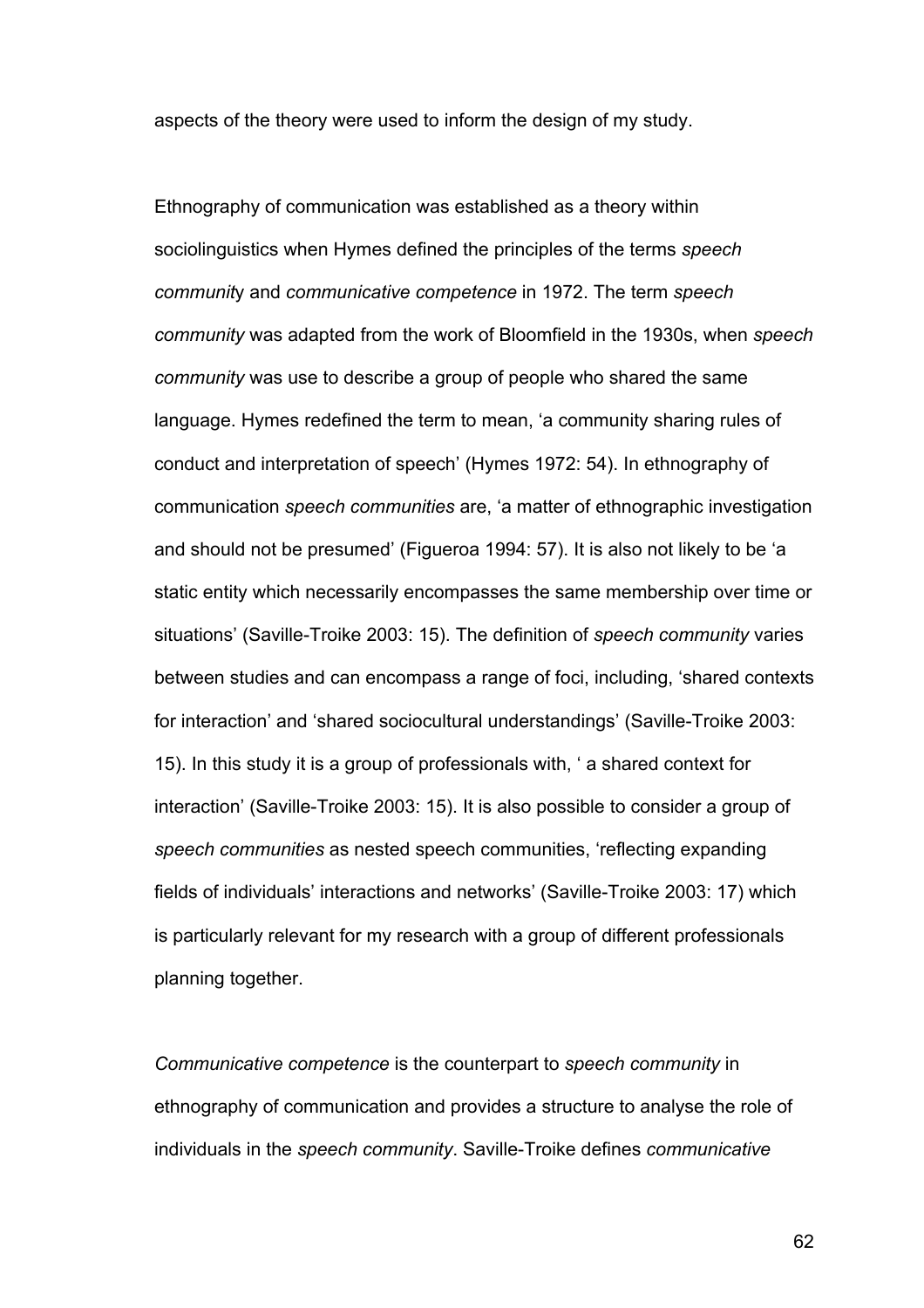aspects of the theory were used to inform the design of my study.

Ethnography of communication was established as a theory within sociolinguistics when Hymes defined the principles of the terms *speech community* and *communicative competence* in 1972. The term *speech community* was adapted from the work of Bloomfield in the 1930s, when *speech community* was use to describe a group of people who shared the same language. Hymes redefined the term to mean, 'a community sharing rules of conduct and interpretation of speech' (Hymes 1972: 54). In ethnography of communication *speech communities* are, 'a matter of ethnographic investigation and should not be presumed' (Figueroa 1994: 57). It is also not likely to be 'a static entity which necessarily encompasses the same membership over time or situations' (Saville-Troike 2003: 15). The definition of *speech community* varies between studies and can encompass a range of foci, including, 'shared contexts for interaction' and 'shared sociocultural understandings' (Saville-Troike 2003: 15). In this study it is a group of professionals with, ' a shared context for interaction' (Saville-Troike 2003: 15). It is also possible to consider a group of *speech communities* as nested speech communities, 'reflecting expanding fields of individuals' interactions and networks' (Saville-Troike 2003: 17) which is particularly relevant for my research with a group of different professionals planning together.

*Communicative competence* is the counterpart to *speech community* in ethnography of communication and provides a structure to analyse the role of individuals in the *speech community*. Saville-Troike defines *communicative*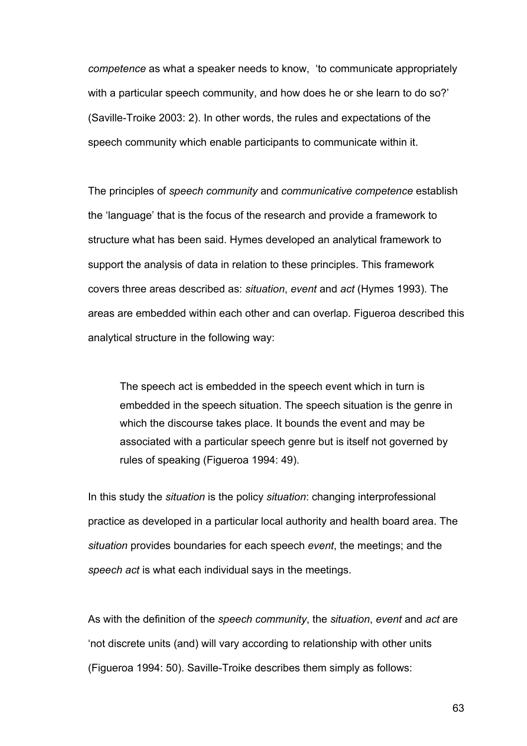*competence* as what a speaker needs to know, 'to communicate appropriately with a particular speech community, and how does he or she learn to do so?' (Saville-Troike 2003: 2). In other words, the rules and expectations of the speech community which enable participants to communicate within it.

The principles of *speech community* and *communicative competence* establish the 'language' that is the focus of the research and provide a framework to structure what has been said. Hymes developed an analytical framework to support the analysis of data in relation to these principles. This framework covers three areas described as: *situation*, *event* and *act* (Hymes 1993). The areas are embedded within each other and can overlap. Figueroa described this analytical structure in the following way:

> The speech act is embedded in the speech event which in turn is embedded in the speech situation. The speech situation is the genre in which the discourse takes place. It bounds the event and may be associated with a particular speech genre but is itself not governed by rules of speaking (Figueroa 1994: 49).

In this study the *situation* is the policy *situation*: changing interprofessional practice as developed in a particular local authority and health board area. The *situation* provides boundaries for each speech *event*, the meetings; and the *speech act* is what each individual says in the meetings.

As with the definition of the *speech community*, the *situation*, *event* and *act* are 'not discrete units (and) will vary according to relationship with other units (Figueroa 1994: 50). Saville-Troike describes them simply as follows: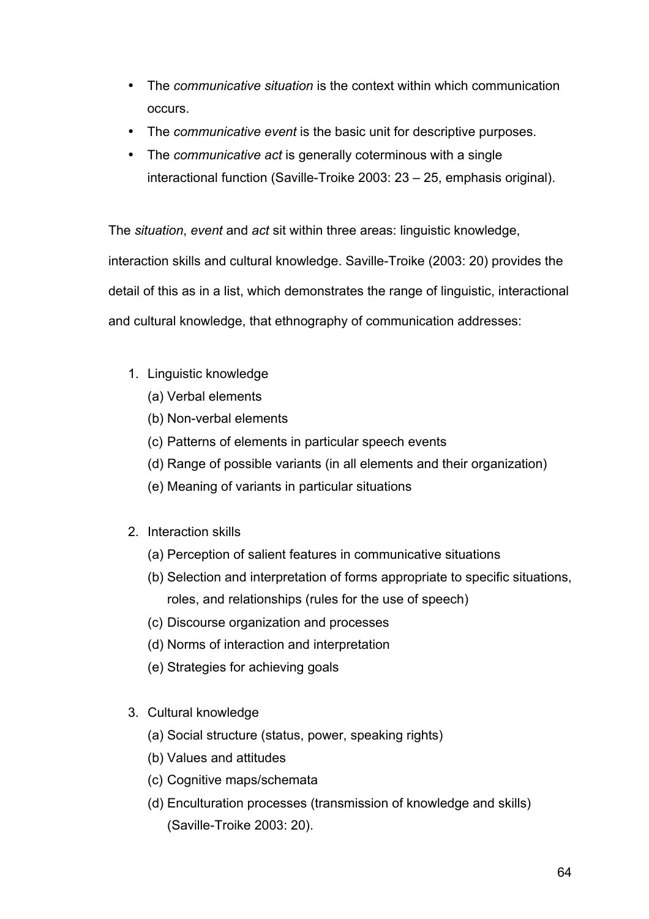- The *communicative situation* is the context within which communication occurs.
- The *communicative event* is the basic unit for descriptive purposes.
- The *communicative act* is generally coterminous with a single interactional function (Saville-Troike 2003: 23 – 25, emphasis original).

The *situation*, *event* and *act* sit within three areas: linguistic knowledge, interaction skills and cultural knowledge. Saville-Troike (2003: 20) provides the detail of this as in a list, which demonstrates the range of linguistic, interactional and cultural knowledge, that ethnography of communication addresses:

1. Linguistic knowledge
   (a) Verbal elements
   (b) Non-verbal elements
   (c) Patterns of elements in particular speech events
   (d) Range of possible variants (in all elements and their organization)
   (e) Meaning of variants in particular situations

2. Interaction skills
   (a) Perception of salient features in communicative situations
   (b) Selection and interpretation of forms appropriate to specific situations, roles, and relationships (rules for the use of speech)
   (c) Discourse organization and processes
   (d) Norms of interaction and interpretation
   (e) Strategies for achieving goals

3. Cultural knowledge
   (a) Social structure (status, power, speaking rights)
   (b) Values and attitudes
   (c) Cognitive maps/schemata
   (d) Enculturation processes (transmission of knowledge and skills) (Saville-Troike 2003: 20).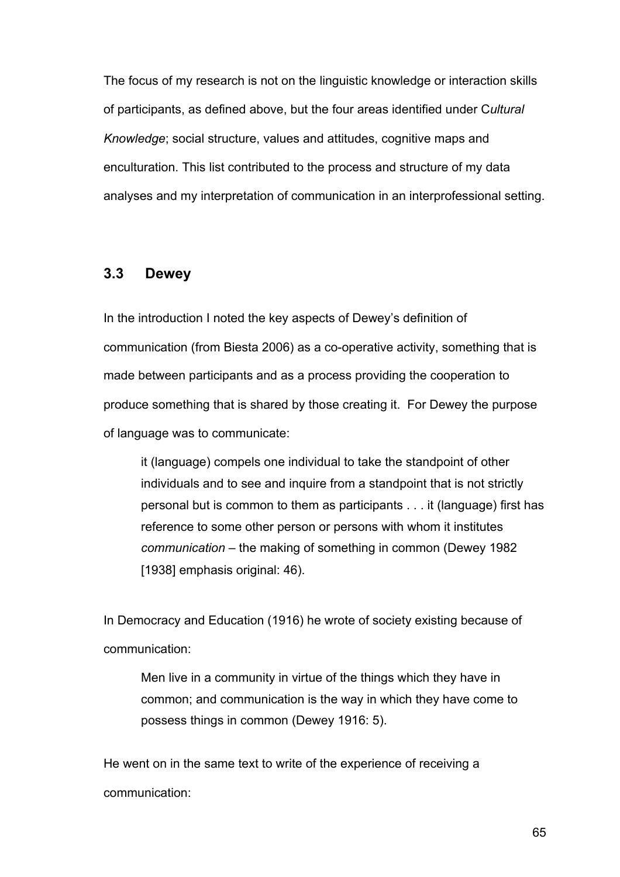The focus of my research is not on the linguistic knowledge or interaction skills of participants, as defined above, but the four areas identified under C*ultural Knowledge*; social structure, values and attitudes, cognitive maps and enculturation. This list contributed to the process and structure of my data analyses and my interpretation of communication in an interprofessional setting.

## 3.3 Dewey

In the introduction I noted the key aspects of Dewey's definition of communication (from Biesta 2006) as a co-operative activity, something that is made between participants and as a process providing the cooperation to produce something that is shared by those creating it. For Dewey the purpose of language was to communicate:

> it (language) compels one individual to take the standpoint of other individuals and to see and inquire from a standpoint that is not strictly personal but is common to them as participants . . . it (language) first has reference to some other person or persons with whom it institutes *communication* – the making of something in common (Dewey 1982 [1938] emphasis original: 46).

In Democracy and Education (1916) he wrote of society existing because of communication:

> Men live in a community in virtue of the things which they have in common; and communication is the way in which they have come to possess things in common (Dewey 1916: 5).

He went on in the same text to write of the experience of receiving a communication: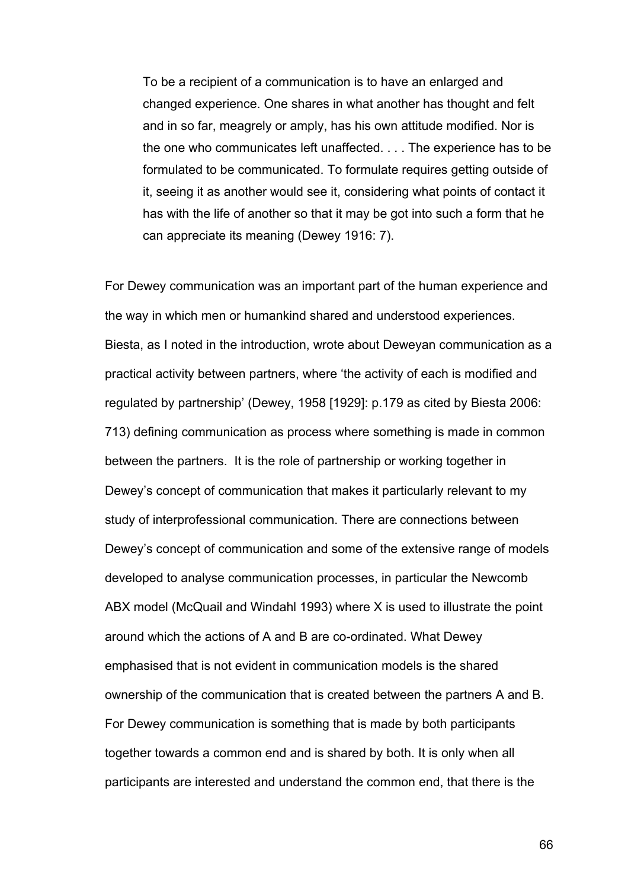> To be a recipient of a communication is to have an enlarged and changed experience. One shares in what another has thought and felt and in so far, meagrely or amply, has his own attitude modified. Nor is the one who communicates left unaffected. . . . The experience has to be formulated to be communicated. To formulate requires getting outside of it, seeing it as another would see it, considering what points of contact it has with the life of another so that it may be got into such a form that he can appreciate its meaning (Dewey 1916: 7).

For Dewey communication was an important part of the human experience and the way in which men or humankind shared and understood experiences. Biesta, as I noted in the introduction, wrote about Deweyan communication as a practical activity between partners, where 'the activity of each is modified and regulated by partnership' (Dewey, 1958 [1929]: p.179 as cited by Biesta 2006: 713) defining communication as process where something is made in common between the partners. It is the role of partnership or working together in Dewey's concept of communication that makes it particularly relevant to my study of interprofessional communication. There are connections between Dewey's concept of communication and some of the extensive range of models developed to analyse communication processes, in particular the Newcomb ABX model (McQuail and Windahl 1993) where X is used to illustrate the point around which the actions of A and B are co-ordinated. What Dewey emphasised that is not evident in communication models is the shared ownership of the communication that is created between the partners A and B. For Dewey communication is something that is made by both participants together towards a common end and is shared by both. It is only when all participants are interested and understand the common end, that there is the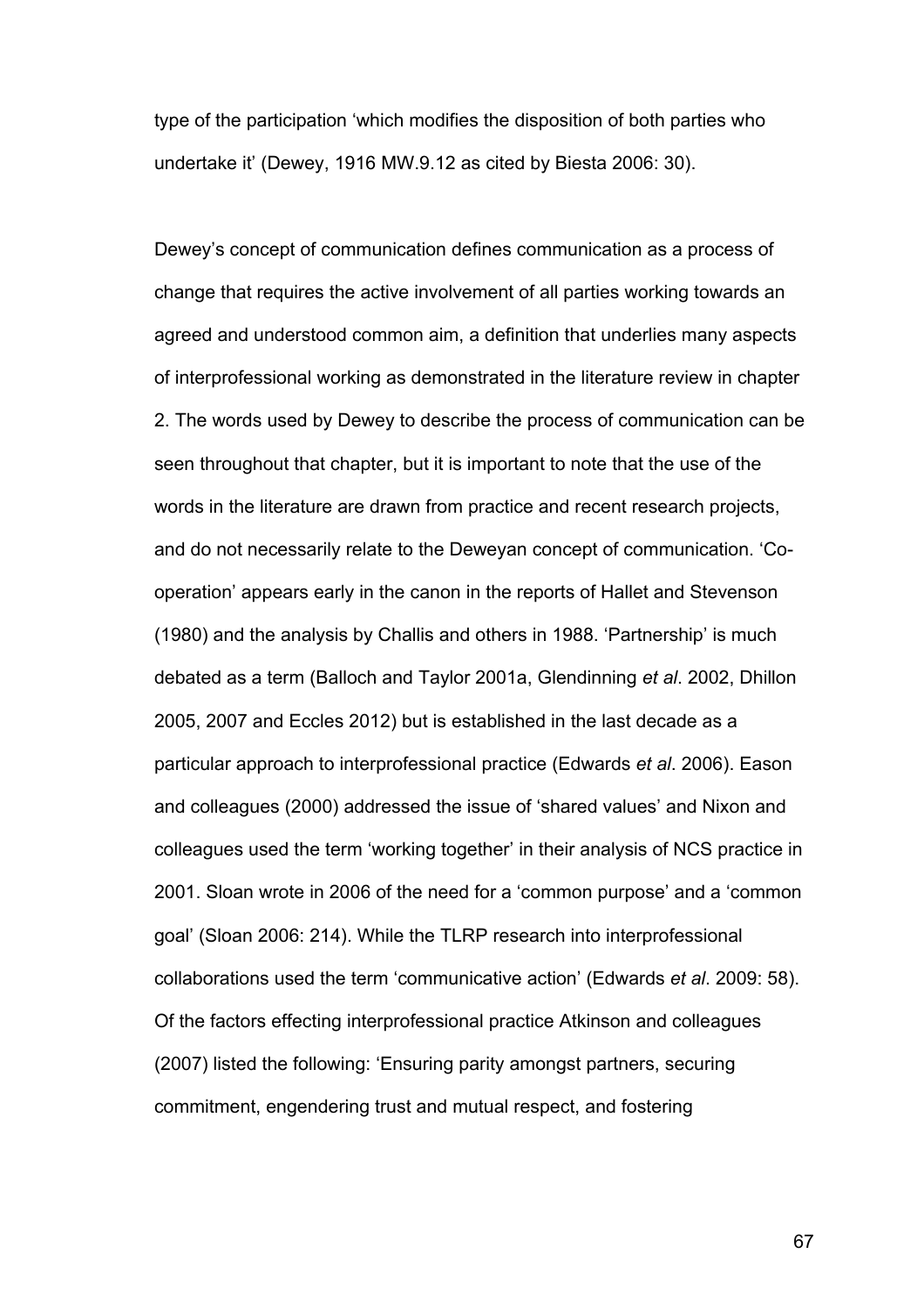type of the participation 'which modifies the disposition of both parties who undertake it' (Dewey, 1916 MW.9.12 as cited by Biesta 2006: 30).

Dewey's concept of communication defines communication as a process of change that requires the active involvement of all parties working towards an agreed and understood common aim, a definition that underlies many aspects of interprofessional working as demonstrated in the literature review in chapter 2. The words used by Dewey to describe the process of communication can be seen throughout that chapter, but it is important to note that the use of the words in the literature are drawn from practice and recent research projects, and do not necessarily relate to the Deweyan concept of communication. 'Co-operation' appears early in the canon in the reports of Hallet and Stevenson (1980) and the analysis by Challis and others in 1988. 'Partnership' is much debated as a term (Balloch and Taylor 2001a, Glendinning *et al*. 2002, Dhillon 2005, 2007 and Eccles 2012) but is established in the last decade as a particular approach to interprofessional practice (Edwards *et al*. 2006). Eason and colleagues (2000) addressed the issue of 'shared values' and Nixon and colleagues used the term 'working together' in their analysis of NCS practice in 2001. Sloan wrote in 2006 of the need for a 'common purpose' and a 'common goal' (Sloan 2006: 214). While the TLRP research into interprofessional collaborations used the term 'communicative action' (Edwards *et al*. 2009: 58). Of the factors effecting interprofessional practice Atkinson and colleagues (2007) listed the following: 'Ensuring parity amongst partners, securing commitment, engendering trust and mutual respect, and fostering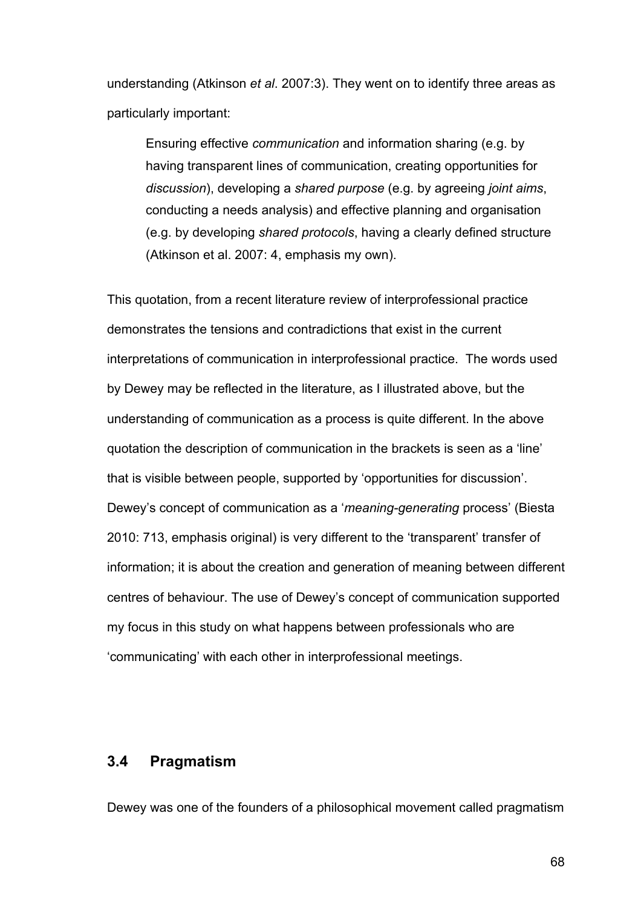understanding (Atkinson *et al*. 2007:3). They went on to identify three areas as particularly important:

> Ensuring effective *communication* and information sharing (e.g. by having transparent lines of communication, creating opportunities for *discussion*), developing a *shared purpose* (e.g. by agreeing *joint aims*, conducting a needs analysis) and effective planning and organisation (e.g. by developing *shared protocols*, having a clearly defined structure (Atkinson et al. 2007: 4, emphasis my own).

This quotation, from a recent literature review of interprofessional practice demonstrates the tensions and contradictions that exist in the current interpretations of communication in interprofessional practice. The words used by Dewey may be reflected in the literature, as I illustrated above, but the understanding of communication as a process is quite different. In the above quotation the description of communication in the brackets is seen as a 'line' that is visible between people, supported by 'opportunities for discussion'. Dewey's concept of communication as a '*meaning-generating* process' (Biesta 2010: 713, emphasis original) is very different to the 'transparent' transfer of information; it is about the creation and generation of meaning between different centres of behaviour. The use of Dewey's concept of communication supported my focus in this study on what happens between professionals who are 'communicating' with each other in interprofessional meetings.

## 3.4 Pragmatism

Dewey was one of the founders of a philosophical movement called pragmatism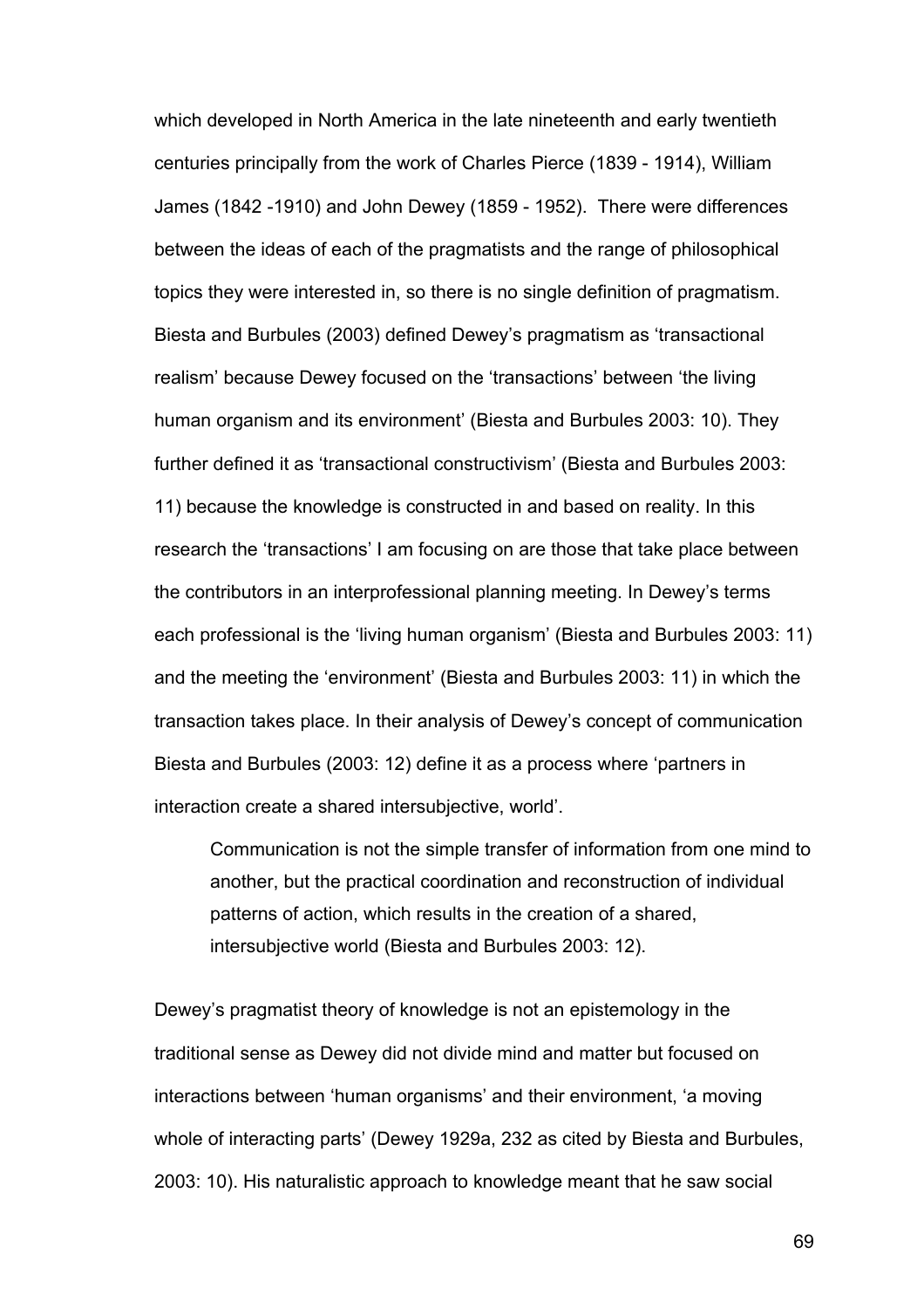which developed in North America in the late nineteenth and early twentieth centuries principally from the work of Charles Pierce (1839 - 1914), William James (1842 -1910) and John Dewey (1859 - 1952). There were differences between the ideas of each of the pragmatists and the range of philosophical topics they were interested in, so there is no single definition of pragmatism. Biesta and Burbules (2003) defined Dewey's pragmatism as 'transactional realism' because Dewey focused on the 'transactions' between 'the living human organism and its environment' (Biesta and Burbules 2003: 10). They further defined it as 'transactional constructivism' (Biesta and Burbules 2003: 11) because the knowledge is constructed in and based on reality. In this research the 'transactions' I am focusing on are those that take place between the contributors in an interprofessional planning meeting. In Dewey's terms each professional is the 'living human organism' (Biesta and Burbules 2003: 11) and the meeting the 'environment' (Biesta and Burbules 2003: 11) in which the transaction takes place. In their analysis of Dewey's concept of communication Biesta and Burbules (2003: 12) define it as a process where 'partners in interaction create a shared intersubjective, world'.

> Communication is not the simple transfer of information from one mind to another, but the practical coordination and reconstruction of individual patterns of action, which results in the creation of a shared, intersubjective world (Biesta and Burbules 2003: 12).

Dewey's pragmatist theory of knowledge is not an epistemology in the traditional sense as Dewey did not divide mind and matter but focused on interactions between 'human organisms' and their environment, 'a moving whole of interacting parts' (Dewey 1929a, 232 as cited by Biesta and Burbules, 2003: 10). His naturalistic approach to knowledge meant that he saw social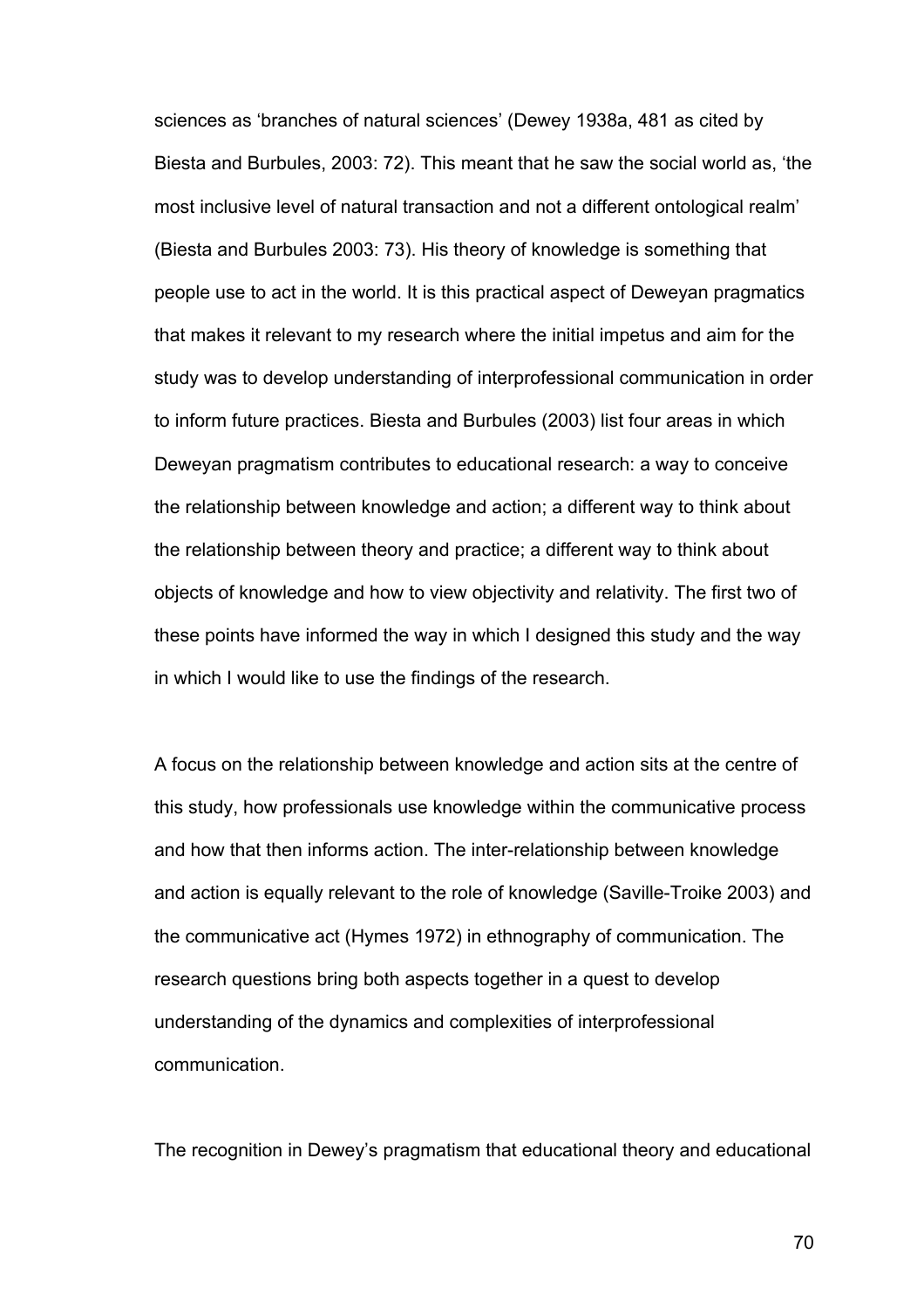sciences as 'branches of natural sciences' (Dewey 1938a, 481 as cited by Biesta and Burbules, 2003: 72). This meant that he saw the social world as, 'the most inclusive level of natural transaction and not a different ontological realm' (Biesta and Burbules 2003: 73). His theory of knowledge is something that people use to act in the world. It is this practical aspect of Deweyan pragmatics that makes it relevant to my research where the initial impetus and aim for the study was to develop understanding of interprofessional communication in order to inform future practices. Biesta and Burbules (2003) list four areas in which Deweyan pragmatism contributes to educational research: a way to conceive the relationship between knowledge and action; a different way to think about the relationship between theory and practice; a different way to think about objects of knowledge and how to view objectivity and relativity. The first two of these points have informed the way in which I designed this study and the way in which I would like to use the findings of the research.

A focus on the relationship between knowledge and action sits at the centre of this study, how professionals use knowledge within the communicative process and how that then informs action. The inter-relationship between knowledge and action is equally relevant to the role of knowledge (Saville-Troike 2003) and the communicative act (Hymes 1972) in ethnography of communication. The research questions bring both aspects together in a quest to develop understanding of the dynamics and complexities of interprofessional communication.

The recognition in Dewey's pragmatism that educational theory and educational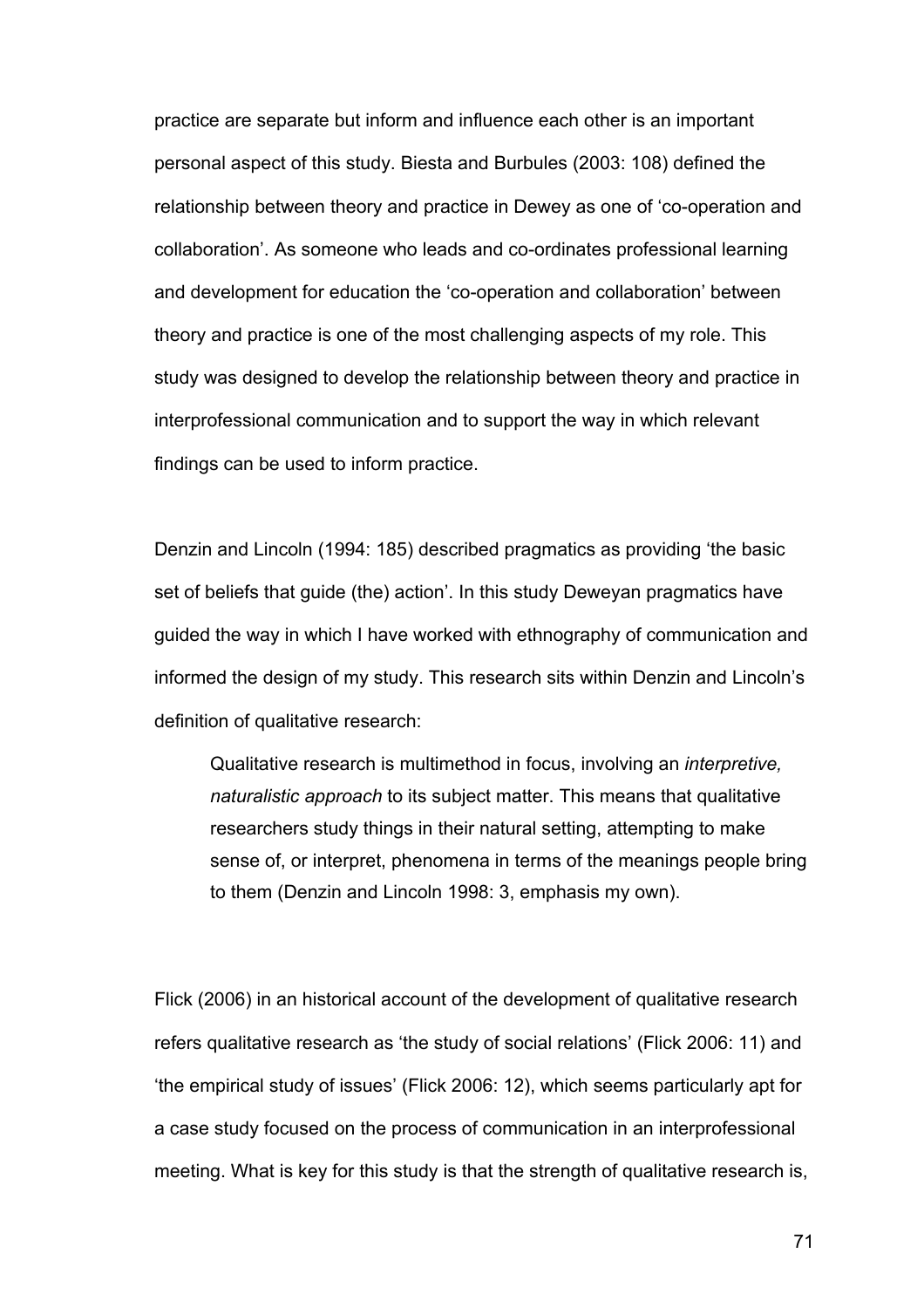practice are separate but inform and influence each other is an important personal aspect of this study. Biesta and Burbules (2003: 108) defined the relationship between theory and practice in Dewey as one of 'co-operation and collaboration'. As someone who leads and co-ordinates professional learning and development for education the 'co-operation and collaboration' between theory and practice is one of the most challenging aspects of my role. This study was designed to develop the relationship between theory and practice in interprofessional communication and to support the way in which relevant findings can be used to inform practice.

Denzin and Lincoln (1994: 185) described pragmatics as providing 'the basic set of beliefs that guide (the) action'. In this study Deweyan pragmatics have guided the way in which I have worked with ethnography of communication and informed the design of my study. This research sits within Denzin and Lincoln's definition of qualitative research:

> Qualitative research is multimethod in focus, involving an *interpretive, naturalistic approach* to its subject matter. This means that qualitative researchers study things in their natural setting, attempting to make sense of, or interpret, phenomena in terms of the meanings people bring to them (Denzin and Lincoln 1998: 3, emphasis my own).

Flick (2006) in an historical account of the development of qualitative research refers qualitative research as 'the study of social relations' (Flick 2006: 11) and 'the empirical study of issues' (Flick 2006: 12), which seems particularly apt for a case study focused on the process of communication in an interprofessional meeting. What is key for this study is that the strength of qualitative research is,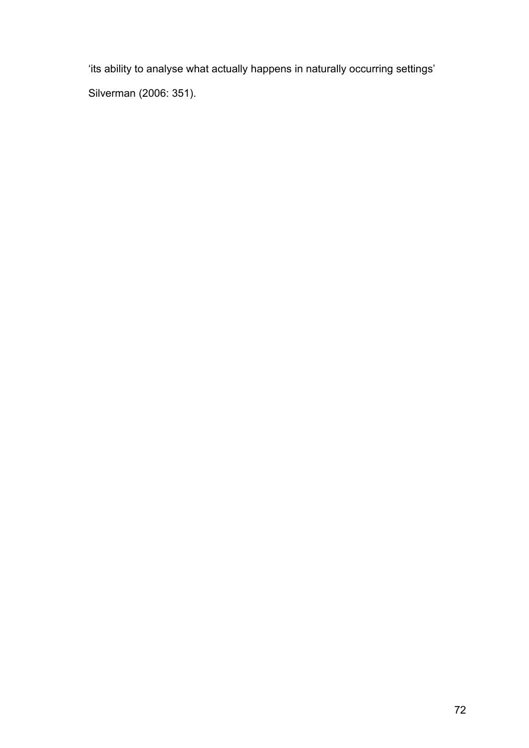'its ability to analyse what actually happens in naturally occurring settings'

Silverman (2006: 351).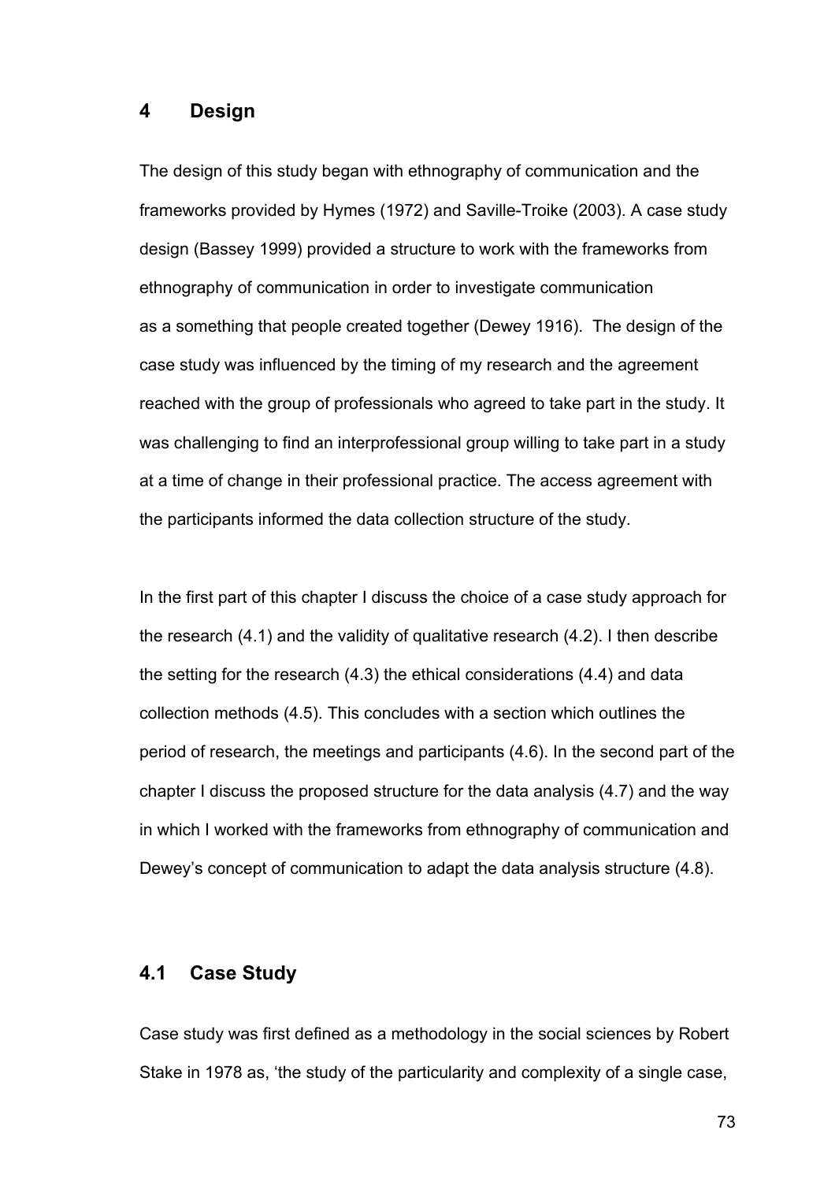# 4 Design

The design of this study began with ethnography of communication and the frameworks provided by Hymes (1972) and Saville-Troike (2003). A case study design (Bassey 1999) provided a structure to work with the frameworks from ethnography of communication in order to investigate communication as a something that people created together (Dewey 1916). The design of the case study was influenced by the timing of my research and the agreement reached with the group of professionals who agreed to take part in the study. It was challenging to find an interprofessional group willing to take part in a study at a time of change in their professional practice. The access agreement with the participants informed the data collection structure of the study.

In the first part of this chapter I discuss the choice of a case study approach for the research (4.1) and the validity of qualitative research (4.2). I then describe the setting for the research (4.3) the ethical considerations (4.4) and data collection methods (4.5). This concludes with a section which outlines the period of research, the meetings and participants (4.6). In the second part of the chapter I discuss the proposed structure for the data analysis (4.7) and the way in which I worked with the frameworks from ethnography of communication and Dewey's concept of communication to adapt the data analysis structure (4.8).

## 4.1 Case Study

Case study was first defined as a methodology in the social sciences by Robert Stake in 1978 as, 'the study of the particularity and complexity of a single case,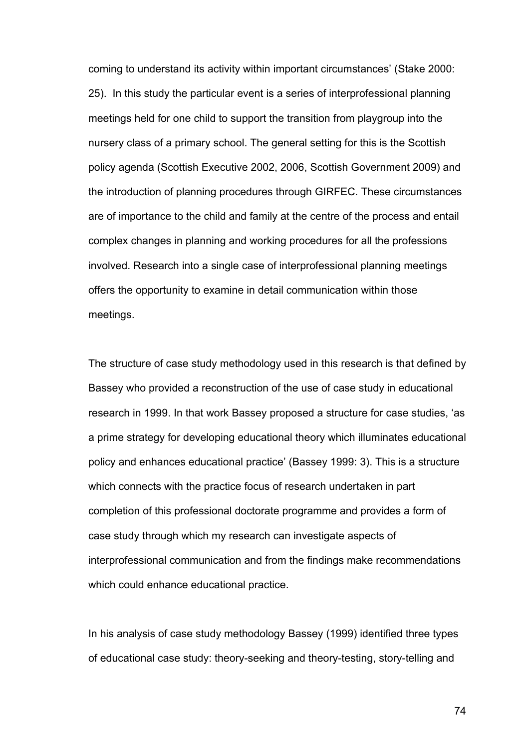coming to understand its activity within important circumstances' (Stake 2000: 25). In this study the particular event is a series of interprofessional planning meetings held for one child to support the transition from playgroup into the nursery class of a primary school. The general setting for this is the Scottish policy agenda (Scottish Executive 2002, 2006, Scottish Government 2009) and the introduction of planning procedures through GIRFEC. These circumstances are of importance to the child and family at the centre of the process and entail complex changes in planning and working procedures for all the professions involved. Research into a single case of interprofessional planning meetings offers the opportunity to examine in detail communication within those meetings.

The structure of case study methodology used in this research is that defined by Bassey who provided a reconstruction of the use of case study in educational research in 1999. In that work Bassey proposed a structure for case studies, 'as a prime strategy for developing educational theory which illuminates educational policy and enhances educational practice' (Bassey 1999: 3). This is a structure which connects with the practice focus of research undertaken in part completion of this professional doctorate programme and provides a form of case study through which my research can investigate aspects of interprofessional communication and from the findings make recommendations which could enhance educational practice.

In his analysis of case study methodology Bassey (1999) identified three types of educational case study: theory-seeking and theory-testing, story-telling and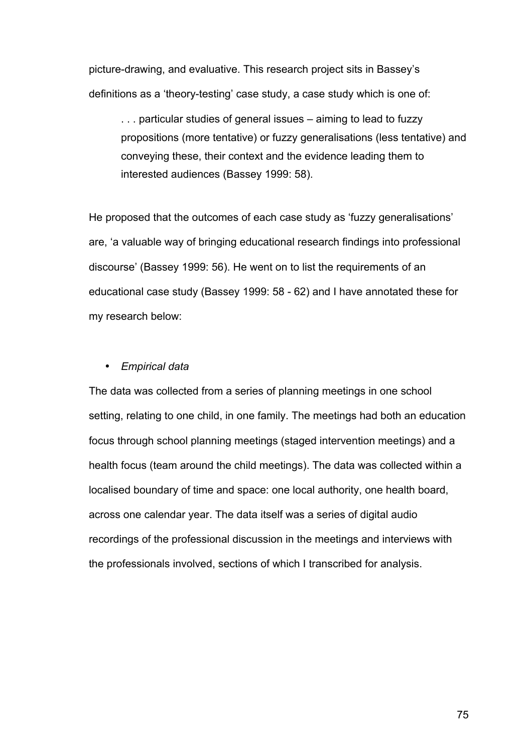picture-drawing, and evaluative. This research project sits in Bassey's definitions as a 'theory-testing' case study, a case study which is one of:

> . . . particular studies of general issues – aiming to lead to fuzzy propositions (more tentative) or fuzzy generalisations (less tentative) and conveying these, their context and the evidence leading them to interested audiences (Bassey 1999: 58).

He proposed that the outcomes of each case study as 'fuzzy generalisations' are, 'a valuable way of bringing educational research findings into professional discourse' (Bassey 1999: 56). He went on to list the requirements of an educational case study (Bassey 1999: 58 - 62) and I have annotated these for my research below:

- *Empirical data*

The data was collected from a series of planning meetings in one school setting, relating to one child, in one family. The meetings had both an education focus through school planning meetings (staged intervention meetings) and a health focus (team around the child meetings). The data was collected within a localised boundary of time and space: one local authority, one health board, across one calendar year. The data itself was a series of digital audio recordings of the professional discussion in the meetings and interviews with the professionals involved, sections of which I transcribed for analysis.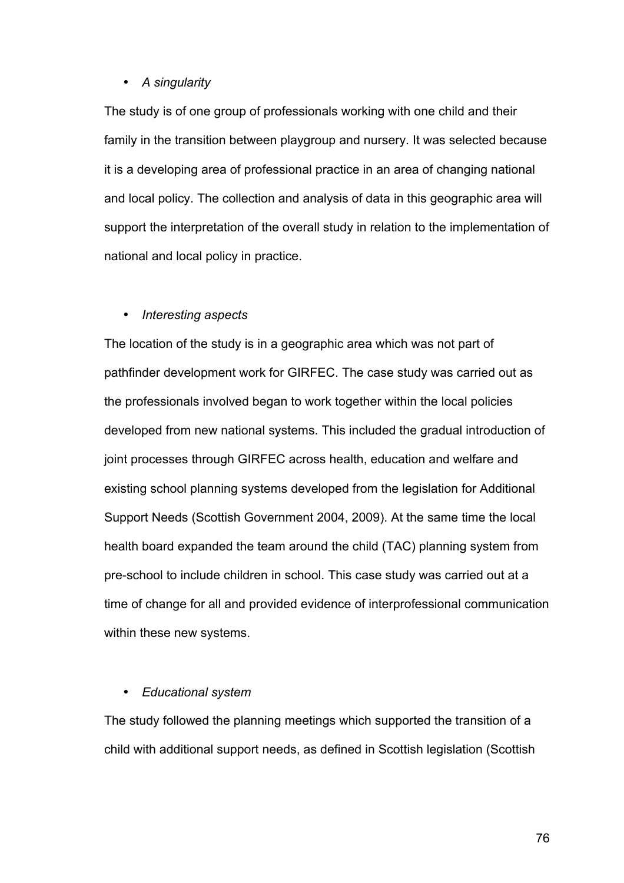- *A singularity*

The study is of one group of professionals working with one child and their family in the transition between playgroup and nursery. It was selected because it is a developing area of professional practice in an area of changing national and local policy. The collection and analysis of data in this geographic area will support the interpretation of the overall study in relation to the implementation of national and local policy in practice.

- *Interesting aspects*

The location of the study is in a geographic area which was not part of pathfinder development work for GIRFEC. The case study was carried out as the professionals involved began to work together within the local policies developed from new national systems. This included the gradual introduction of joint processes through GIRFEC across health, education and welfare and existing school planning systems developed from the legislation for Additional Support Needs (Scottish Government 2004, 2009). At the same time the local health board expanded the team around the child (TAC) planning system from pre-school to include children in school. This case study was carried out at a time of change for all and provided evidence of interprofessional communication within these new systems.

- *Educational system*

The study followed the planning meetings which supported the transition of a child with additional support needs, as defined in Scottish legislation (Scottish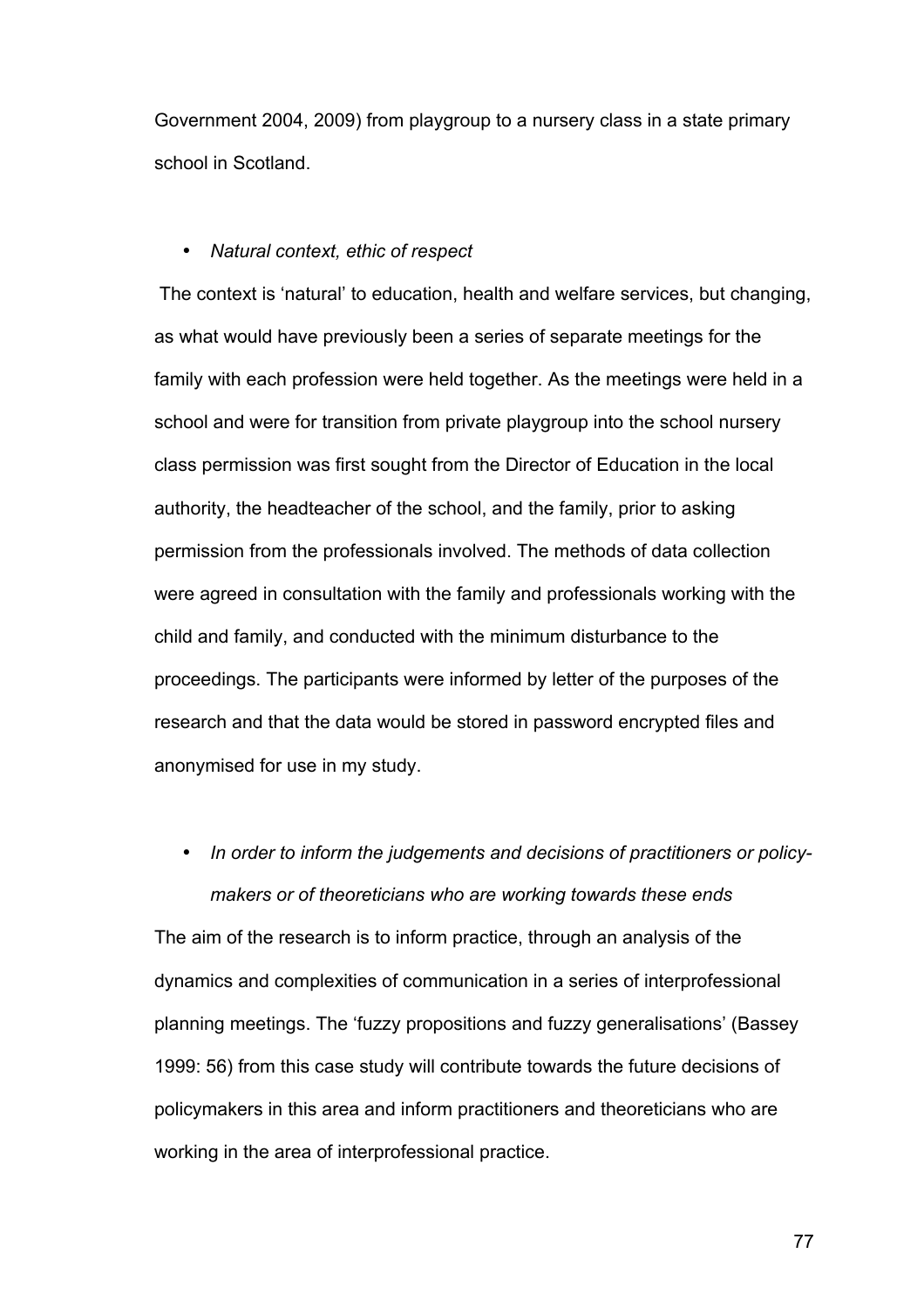Government 2004, 2009) from playgroup to a nursery class in a state primary school in Scotland.

- *Natural context, ethic of respect*

The context is 'natural' to education, health and welfare services, but changing, as what would have previously been a series of separate meetings for the family with each profession were held together. As the meetings were held in a school and were for transition from private playgroup into the school nursery class permission was first sought from the Director of Education in the local authority, the headteacher of the school, and the family, prior to asking permission from the professionals involved. The methods of data collection were agreed in consultation with the family and professionals working with the child and family, and conducted with the minimum disturbance to the proceedings. The participants were informed by letter of the purposes of the research and that the data would be stored in password encrypted files and anonymised for use in my study.

- *In order to inform the judgements and decisions of practitioners or policy-makers or of theoreticians who are working towards these ends*

The aim of the research is to inform practice, through an analysis of the dynamics and complexities of communication in a series of interprofessional planning meetings. The 'fuzzy propositions and fuzzy generalisations' (Bassey 1999: 56) from this case study will contribute towards the future decisions of policymakers in this area and inform practitioners and theoreticians who are working in the area of interprofessional practice.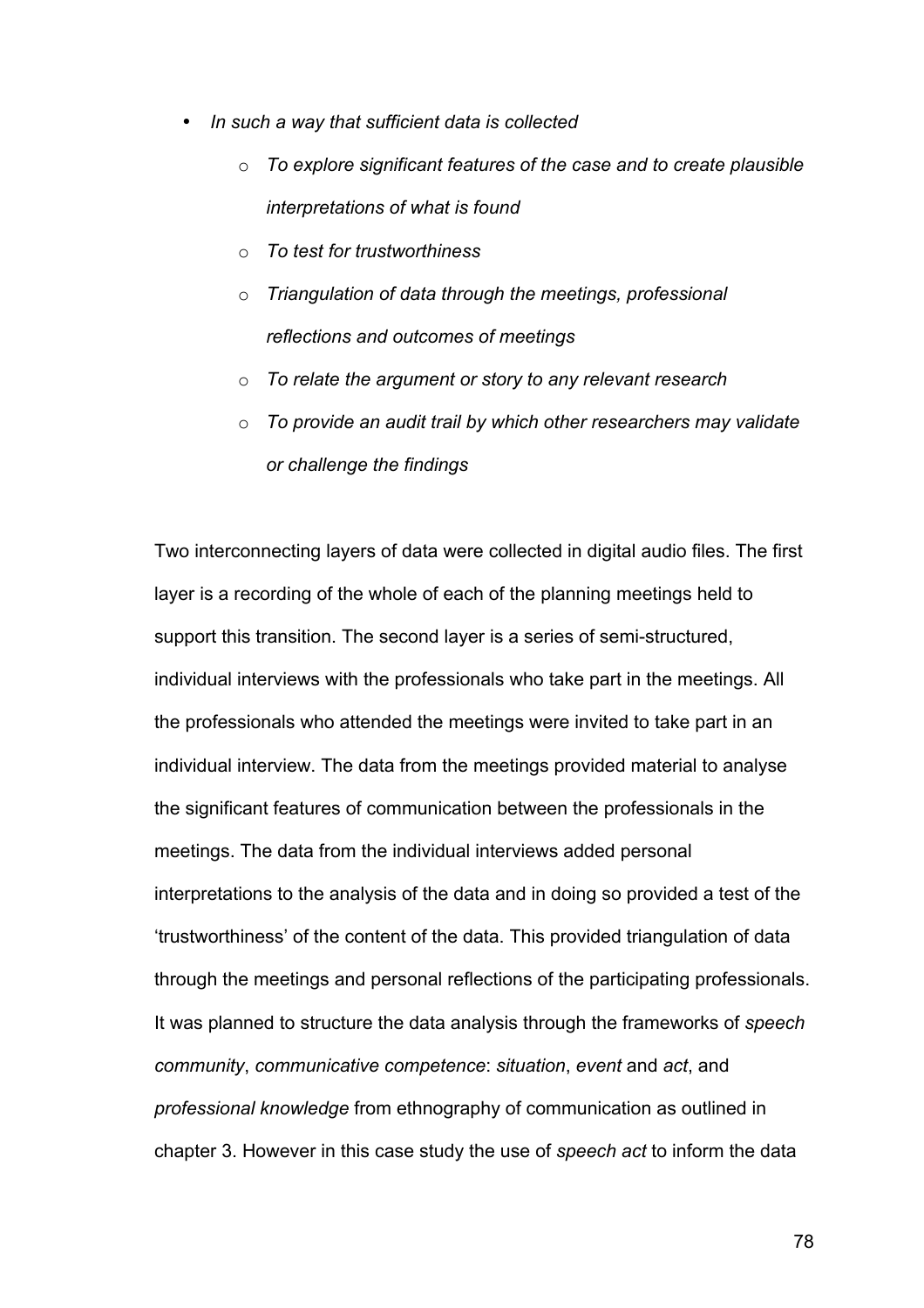- *In such a way that sufficient data is collected*
    - *To explore significant features of the case and to create plausible interpretations of what is found*
    - *To test for trustworthiness*
    - *Triangulation of data through the meetings, professional reflections and outcomes of meetings*
    - *To relate the argument or story to any relevant research*
    - *To provide an audit trail by which other researchers may validate or challenge the findings*

Two interconnecting layers of data were collected in digital audio files. The first layer is a recording of the whole of each of the planning meetings held to support this transition. The second layer is a series of semi-structured, individual interviews with the professionals who take part in the meetings. All the professionals who attended the meetings were invited to take part in an individual interview. The data from the meetings provided material to analyse the significant features of communication between the professionals in the meetings. The data from the individual interviews added personal interpretations to the analysis of the data and in doing so provided a test of the 'trustworthiness' of the content of the data. This provided triangulation of data through the meetings and personal reflections of the participating professionals. It was planned to structure the data analysis through the frameworks of *speech community*, *communicative competence*: *situation*, *event* and *act*, and *professional knowledge* from ethnography of communication as outlined in chapter 3. However in this case study the use of *speech act* to inform the data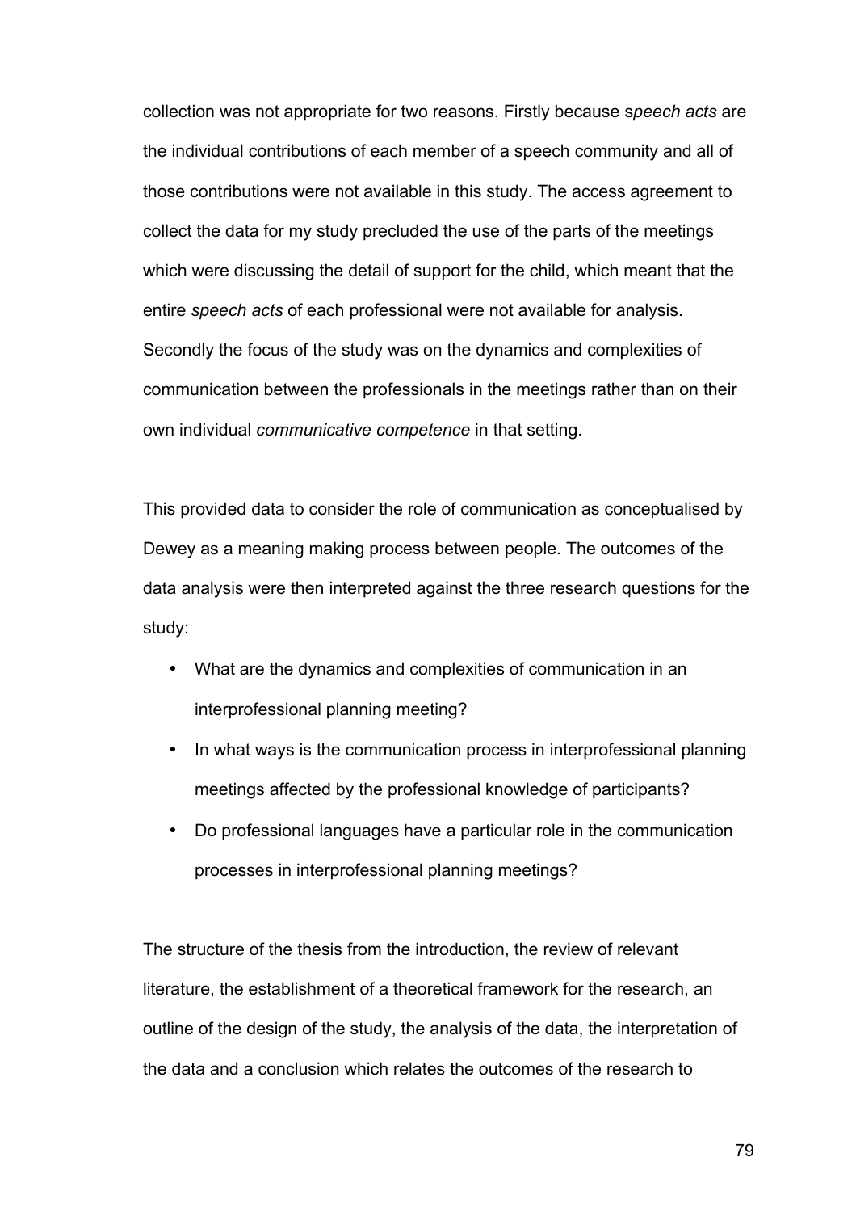collection was not appropriate for two reasons. Firstly because s*peech acts* are the individual contributions of each member of a speech community and all of those contributions were not available in this study. The access agreement to collect the data for my study precluded the use of the parts of the meetings which were discussing the detail of support for the child, which meant that the entire *speech acts* of each professional were not available for analysis. Secondly the focus of the study was on the dynamics and complexities of communication between the professionals in the meetings rather than on their own individual *communicative competence* in that setting.

This provided data to consider the role of communication as conceptualised by Dewey as a meaning making process between people. The outcomes of the data analysis were then interpreted against the three research questions for the study:

- What are the dynamics and complexities of communication in an interprofessional planning meeting?
- In what ways is the communication process in interprofessional planning meetings affected by the professional knowledge of participants?
- Do professional languages have a particular role in the communication processes in interprofessional planning meetings?

The structure of the thesis from the introduction, the review of relevant literature, the establishment of a theoretical framework for the research, an outline of the design of the study, the analysis of the data, the interpretation of the data and a conclusion which relates the outcomes of the research to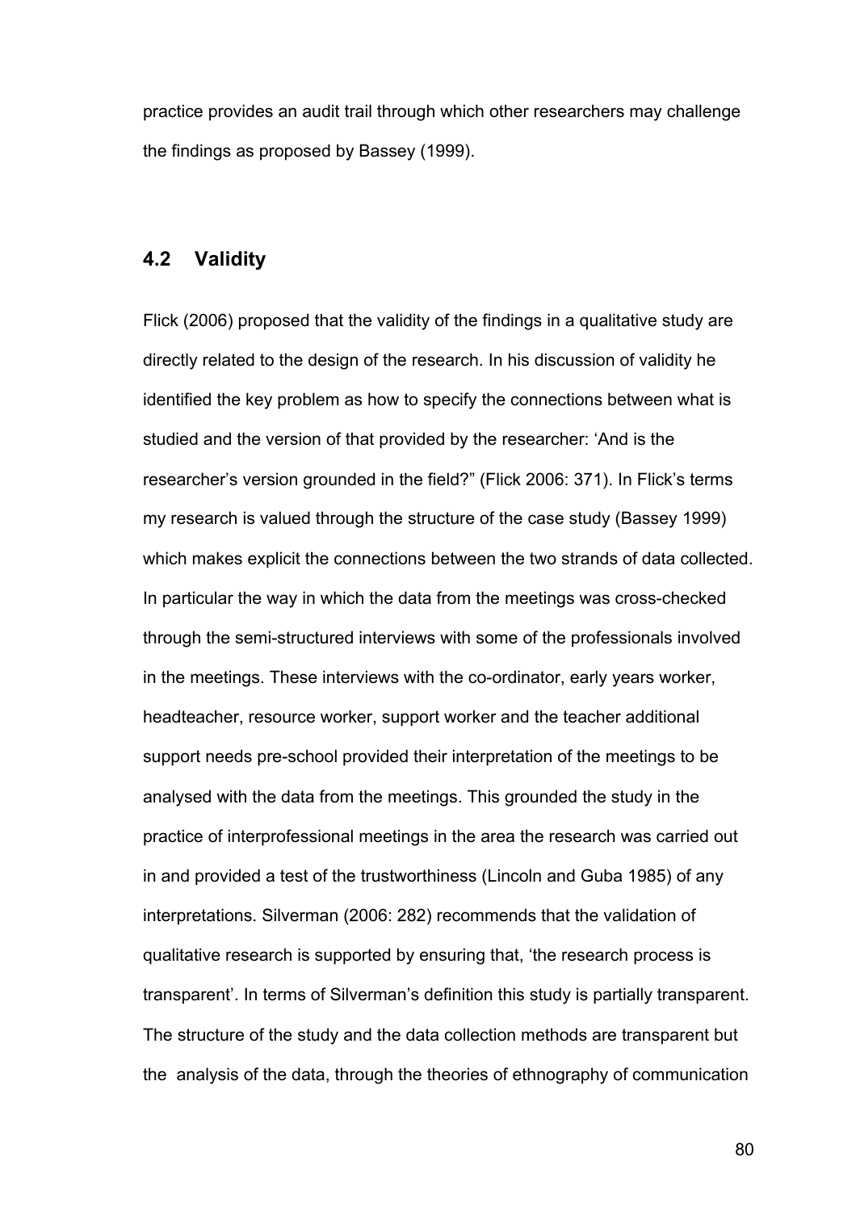practice provides an audit trail through which other researchers may challenge the findings as proposed by Bassey (1999).

## 4.2 Validity

Flick (2006) proposed that the validity of the findings in a qualitative study are directly related to the design of the research. In his discussion of validity he identified the key problem as how to specify the connections between what is studied and the version of that provided by the researcher: 'And is the researcher's version grounded in the field?" (Flick 2006: 371). In Flick's terms my research is valued through the structure of the case study (Bassey 1999) which makes explicit the connections between the two strands of data collected. In particular the way in which the data from the meetings was cross-checked through the semi-structured interviews with some of the professionals involved in the meetings. These interviews with the co-ordinator, early years worker, headteacher, resource worker, support worker and the teacher additional support needs pre-school provided their interpretation of the meetings to be analysed with the data from the meetings. This grounded the study in the practice of interprofessional meetings in the area the research was carried out in and provided a test of the trustworthiness (Lincoln and Guba 1985) of any interpretations. Silverman (2006: 282) recommends that the validation of qualitative research is supported by ensuring that, 'the research process is transparent'. In terms of Silverman's definition this study is partially transparent. The structure of the study and the data collection methods are transparent but the analysis of the data, through the theories of ethnography of communication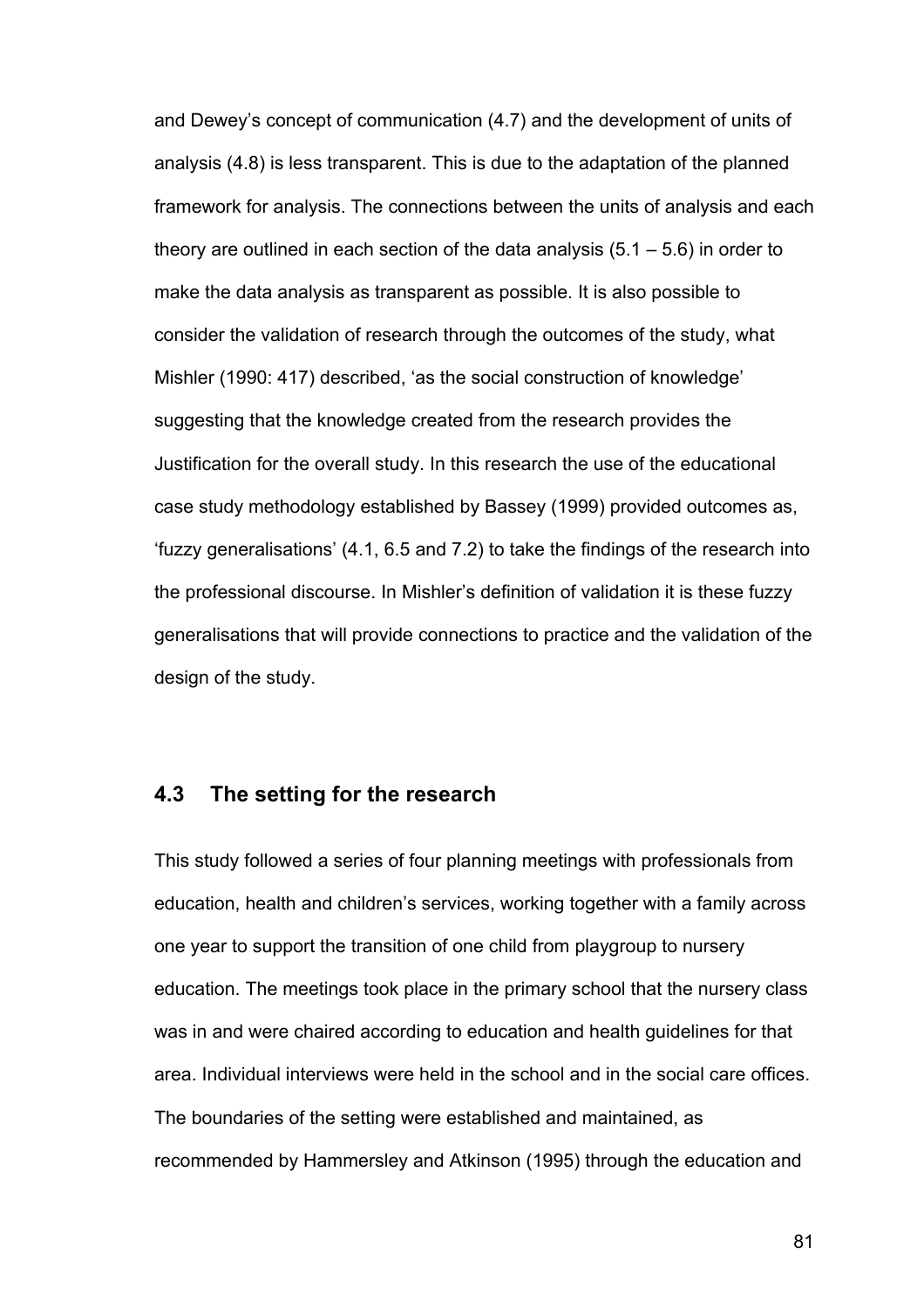and Dewey's concept of communication (4.7) and the development of units of analysis (4.8) is less transparent. This is due to the adaptation of the planned framework for analysis. The connections between the units of analysis and each theory are outlined in each section of the data analysis (5.1 – 5.6) in order to make the data analysis as transparent as possible. It is also possible to consider the validation of research through the outcomes of the study, what Mishler (1990: 417) described, 'as the social construction of knowledge' suggesting that the knowledge created from the research provides the Justification for the overall study. In this research the use of the educational case study methodology established by Bassey (1999) provided outcomes as, 'fuzzy generalisations' (4.1, 6.5 and 7.2) to take the findings of the research into the professional discourse. In Mishler's definition of validation it is these fuzzy generalisations that will provide connections to practice and the validation of the design of the study.

## 4.3 The setting for the research

This study followed a series of four planning meetings with professionals from education, health and children's services, working together with a family across one year to support the transition of one child from playgroup to nursery education. The meetings took place in the primary school that the nursery class was in and were chaired according to education and health guidelines for that area. Individual interviews were held in the school and in the social care offices. The boundaries of the setting were established and maintained, as recommended by Hammersley and Atkinson (1995) through the education and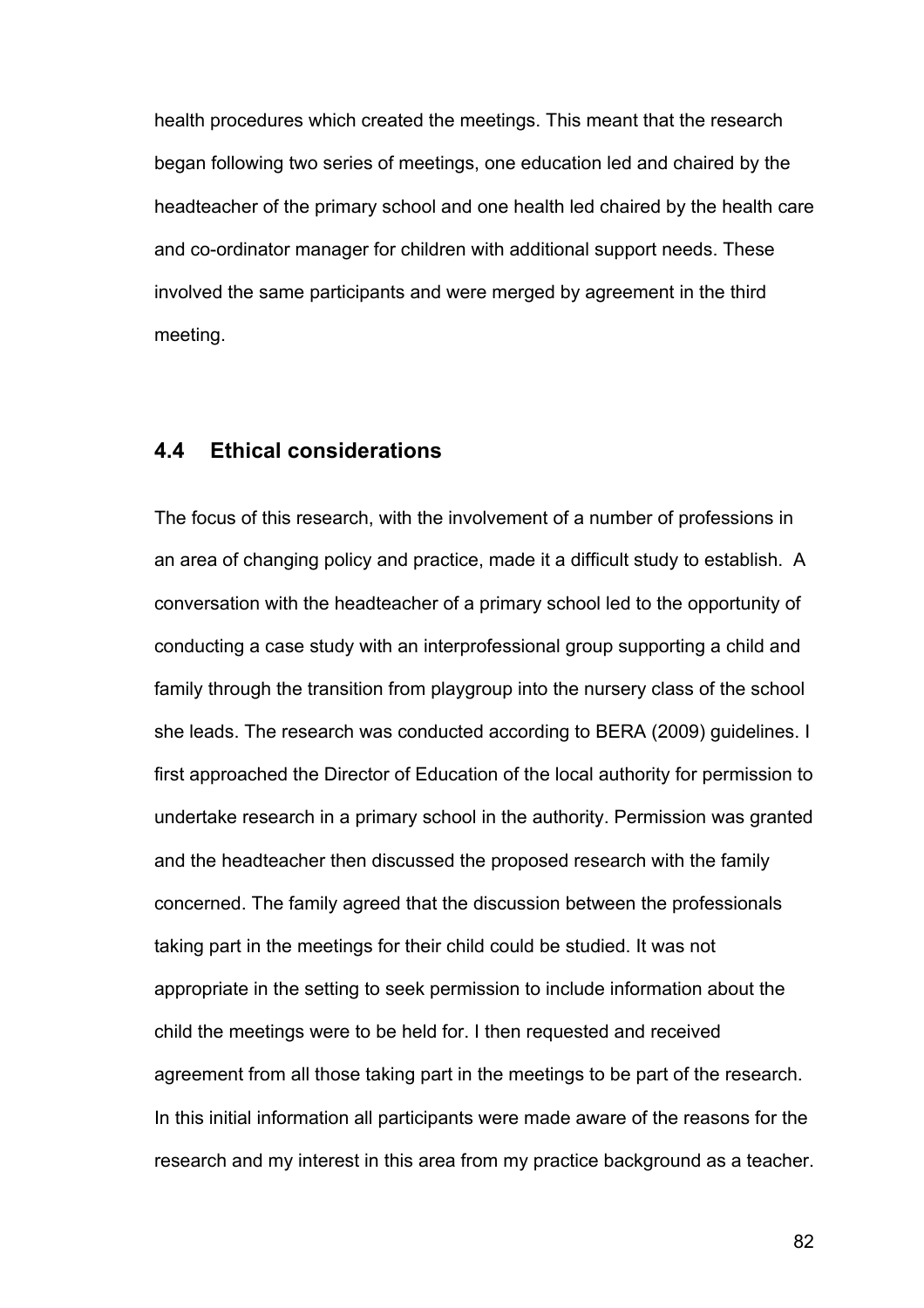health procedures which created the meetings. This meant that the research began following two series of meetings, one education led and chaired by the headteacher of the primary school and one health led chaired by the health care and co-ordinator manager for children with additional support needs. These involved the same participants and were merged by agreement in the third meeting.

## 4.4 Ethical considerations

The focus of this research, with the involvement of a number of professions in an area of changing policy and practice, made it a difficult study to establish. A conversation with the headteacher of a primary school led to the opportunity of conducting a case study with an interprofessional group supporting a child and family through the transition from playgroup into the nursery class of the school she leads. The research was conducted according to BERA (2009) guidelines. I first approached the Director of Education of the local authority for permission to undertake research in a primary school in the authority. Permission was granted and the headteacher then discussed the proposed research with the family concerned. The family agreed that the discussion between the professionals taking part in the meetings for their child could be studied. It was not appropriate in the setting to seek permission to include information about the child the meetings were to be held for. I then requested and received agreement from all those taking part in the meetings to be part of the research. In this initial information all participants were made aware of the reasons for the research and my interest in this area from my practice background as a teacher.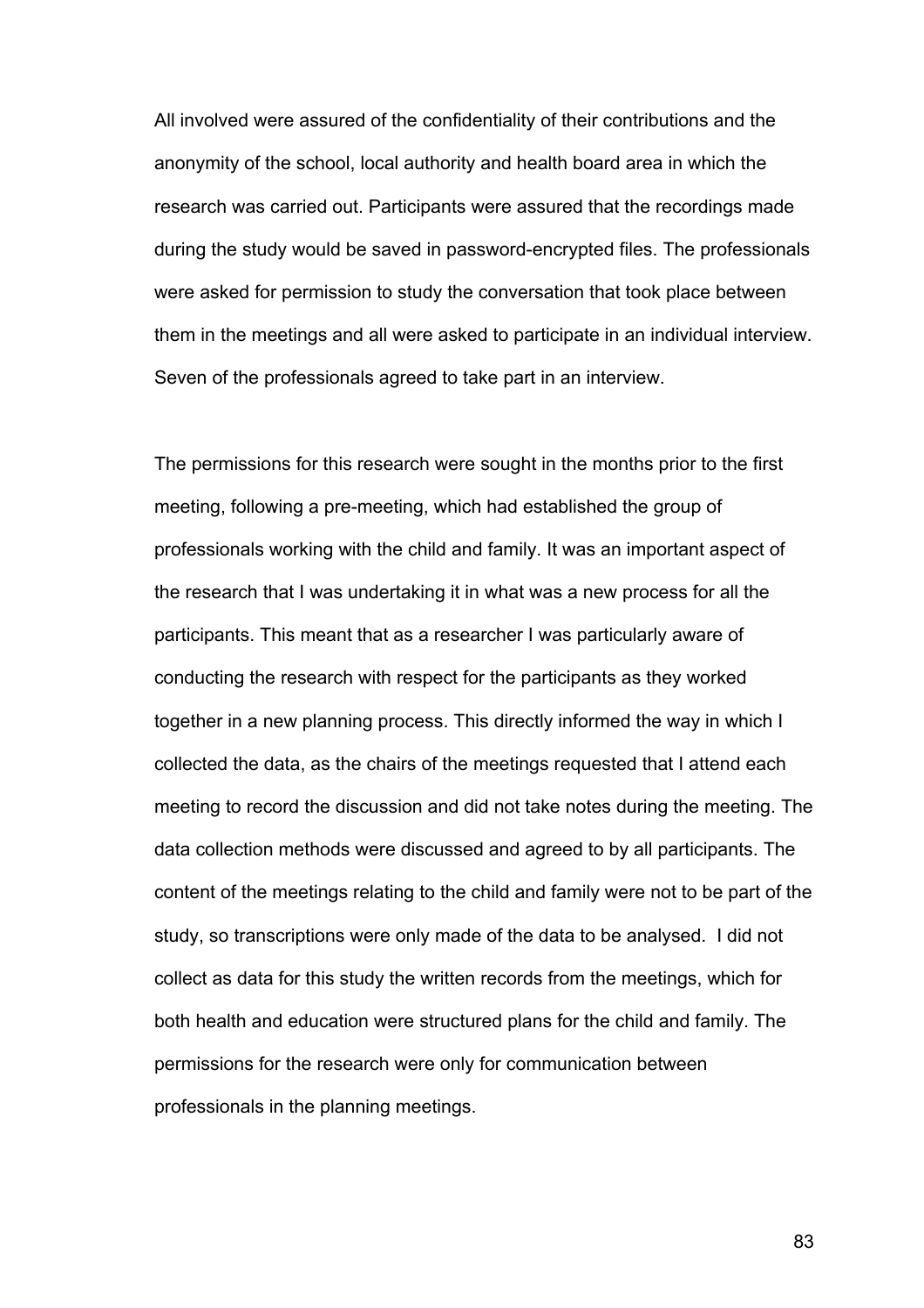All involved were assured of the confidentiality of their contributions and the anonymity of the school, local authority and health board area in which the research was carried out. Participants were assured that the recordings made during the study would be saved in password-encrypted files. The professionals were asked for permission to study the conversation that took place between them in the meetings and all were asked to participate in an individual interview. Seven of the professionals agreed to take part in an interview.

The permissions for this research were sought in the months prior to the first meeting, following a pre-meeting, which had established the group of professionals working with the child and family. It was an important aspect of the research that I was undertaking it in what was a new process for all the participants. This meant that as a researcher I was particularly aware of conducting the research with respect for the participants as they worked together in a new planning process. This directly informed the way in which I collected the data, as the chairs of the meetings requested that I attend each meeting to record the discussion and did not take notes during the meeting. The data collection methods were discussed and agreed to by all participants. The content of the meetings relating to the child and family were not to be part of the study, so transcriptions were only made of the data to be analysed. I did not collect as data for this study the written records from the meetings, which for both health and education were structured plans for the child and family. The permissions for the research were only for communication between professionals in the planning meetings.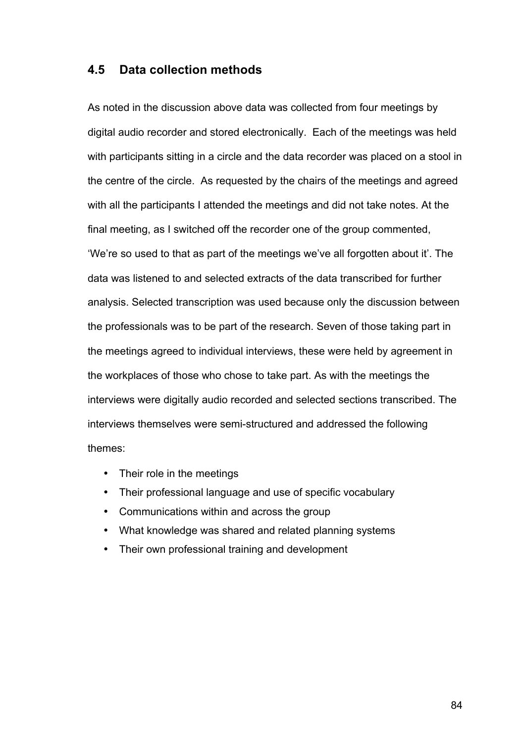## 4.5 Data collection methods

As noted in the discussion above data was collected from four meetings by digital audio recorder and stored electronically. Each of the meetings was held with participants sitting in a circle and the data recorder was placed on a stool in the centre of the circle. As requested by the chairs of the meetings and agreed with all the participants I attended the meetings and did not take notes. At the final meeting, as I switched off the recorder one of the group commented, 'We're so used to that as part of the meetings we've all forgotten about it'. The data was listened to and selected extracts of the data transcribed for further analysis. Selected transcription was used because only the discussion between the professionals was to be part of the research. Seven of those taking part in the meetings agreed to individual interviews, these were held by agreement in the workplaces of those who chose to take part. As with the meetings the interviews were digitally audio recorded and selected sections transcribed. The interviews themselves were semi-structured and addressed the following themes:

- Their role in the meetings
- Their professional language and use of specific vocabulary
- Communications within and across the group
- What knowledge was shared and related planning systems
- Their own professional training and development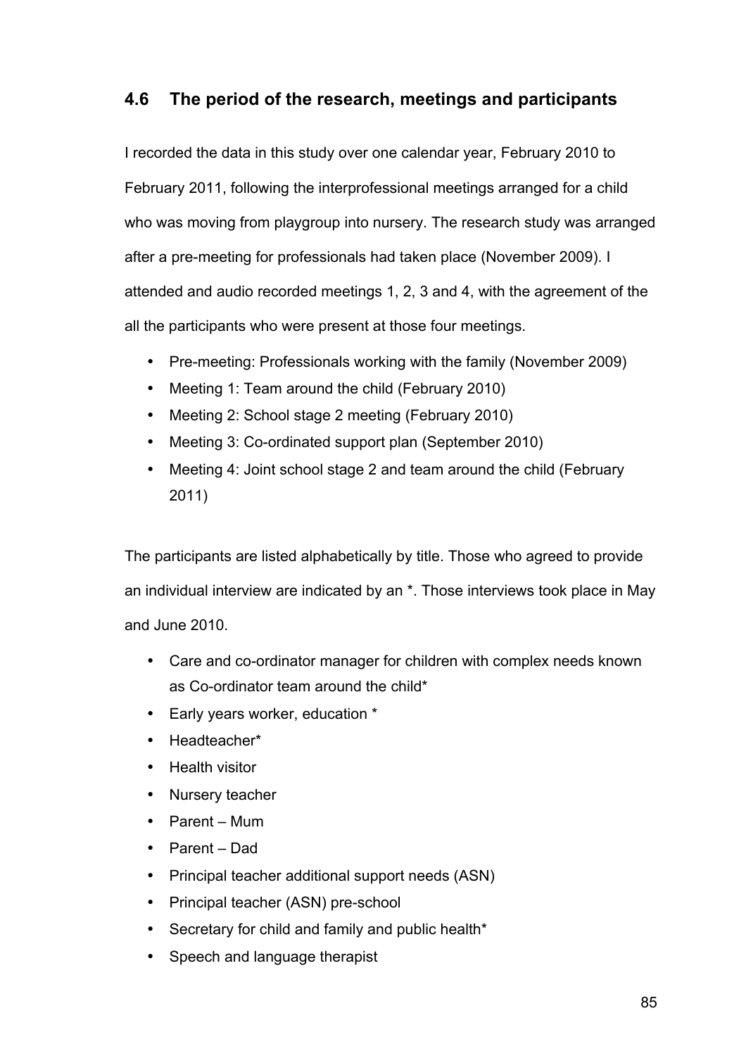## 4.6 The period of the research, meetings and participants

I recorded the data in this study over one calendar year, February 2010 to February 2011, following the interprofessional meetings arranged for a child who was moving from playgroup into nursery. The research study was arranged after a pre-meeting for professionals had taken place (November 2009). I attended and audio recorded meetings 1, 2, 3 and 4, with the agreement of the all the participants who were present at those four meetings.

- Pre-meeting: Professionals working with the family (November 2009)
- Meeting 1: Team around the child (February 2010)
- Meeting 2: School stage 2 meeting (February 2010)
- Meeting 3: Co-ordinated support plan (September 2010)
- Meeting 4: Joint school stage 2 and team around the child (February 2011)

The participants are listed alphabetically by title. Those who agreed to provide an individual interview are indicated by an *. Those interviews took place in May and June 2010.

- Care and co-ordinator manager for children with complex needs known as Co-ordinator team around the child*
- Early years worker, education *
- Headteacher*
- Health visitor
- Nursery teacher
- Parent – Mum
- Parent – Dad
- Principal teacher additional support needs (ASN)
- Principal teacher (ASN) pre-school
- Secretary for child and family and public health*
- Speech and language therapist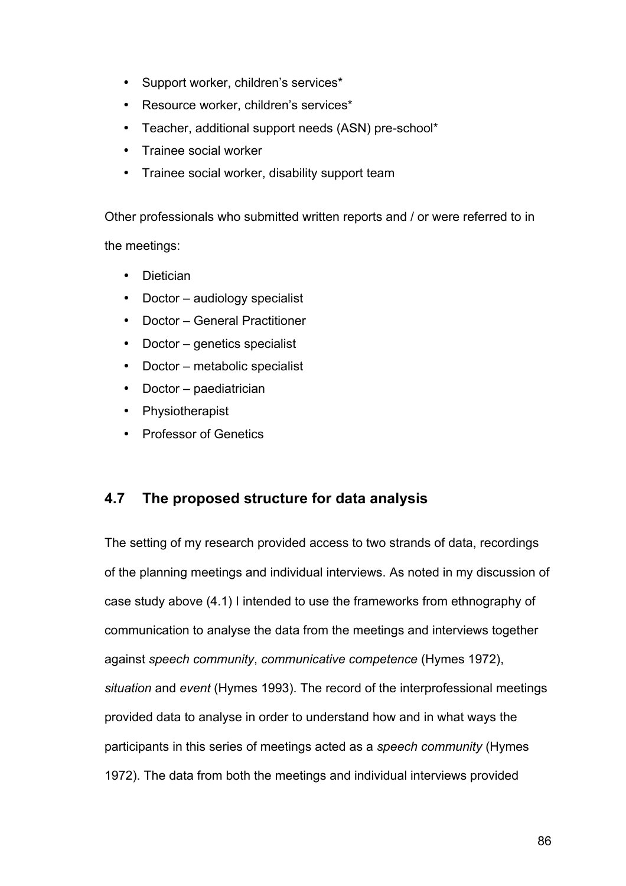- Support worker, children's services*
- Resource worker, children's services*
- Teacher, additional support needs (ASN) pre-school*
- Trainee social worker
- Trainee social worker, disability support team

Other professionals who submitted written reports and / or were referred to in the meetings:

- Dietician
- Doctor – audiology specialist
- Doctor – General Practitioner
- Doctor – genetics specialist
- Doctor – metabolic specialist
- Doctor – paediatrician
- Physiotherapist
- Professor of Genetics

## 4.7 The proposed structure for data analysis

The setting of my research provided access to two strands of data, recordings of the planning meetings and individual interviews. As noted in my discussion of case study above (4.1) I intended to use the frameworks from ethnography of communication to analyse the data from the meetings and interviews together against *speech community*, *communicative competence* (Hymes 1972), *situation* and *event* (Hymes 1993). The record of the interprofessional meetings provided data to analyse in order to understand how and in what ways the participants in this series of meetings acted as a *speech community* (Hymes 1972). The data from both the meetings and individual interviews provided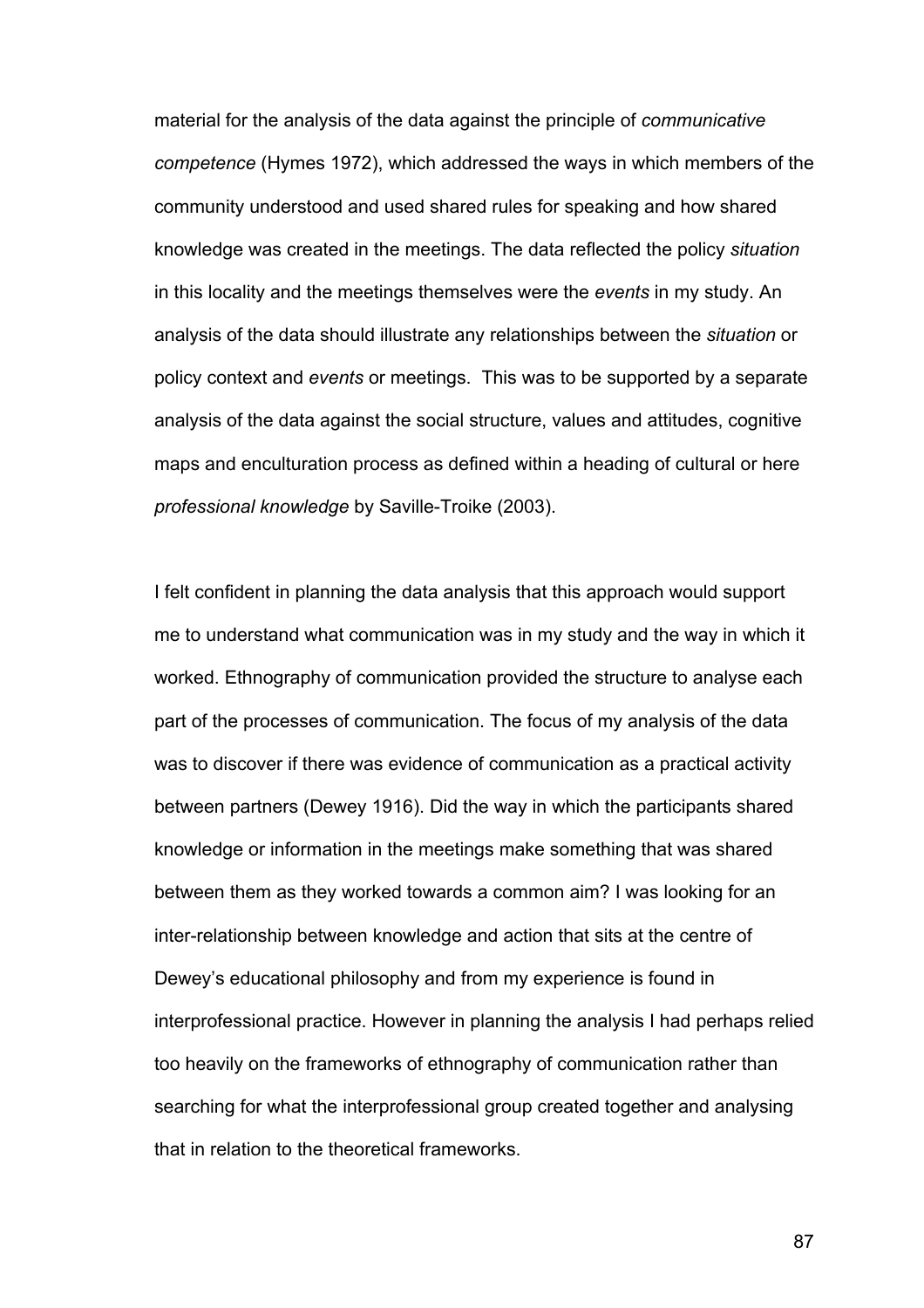material for the analysis of the data against the principle of *communicative competence* (Hymes 1972), which addressed the ways in which members of the community understood and used shared rules for speaking and how shared knowledge was created in the meetings. The data reflected the policy *situation* in this locality and the meetings themselves were the *events* in my study. An analysis of the data should illustrate any relationships between the *situation* or policy context and *events* or meetings. This was to be supported by a separate analysis of the data against the social structure, values and attitudes, cognitive maps and enculturation process as defined within a heading of cultural or here *professional knowledge* by Saville-Troike (2003).

I felt confident in planning the data analysis that this approach would support me to understand what communication was in my study and the way in which it worked. Ethnography of communication provided the structure to analyse each part of the processes of communication. The focus of my analysis of the data was to discover if there was evidence of communication as a practical activity between partners (Dewey 1916). Did the way in which the participants shared knowledge or information in the meetings make something that was shared between them as they worked towards a common aim? I was looking for an inter-relationship between knowledge and action that sits at the centre of Dewey's educational philosophy and from my experience is found in interprofessional practice. However in planning the analysis I had perhaps relied too heavily on the frameworks of ethnography of communication rather than searching for what the interprofessional group created together and analysing that in relation to the theoretical frameworks.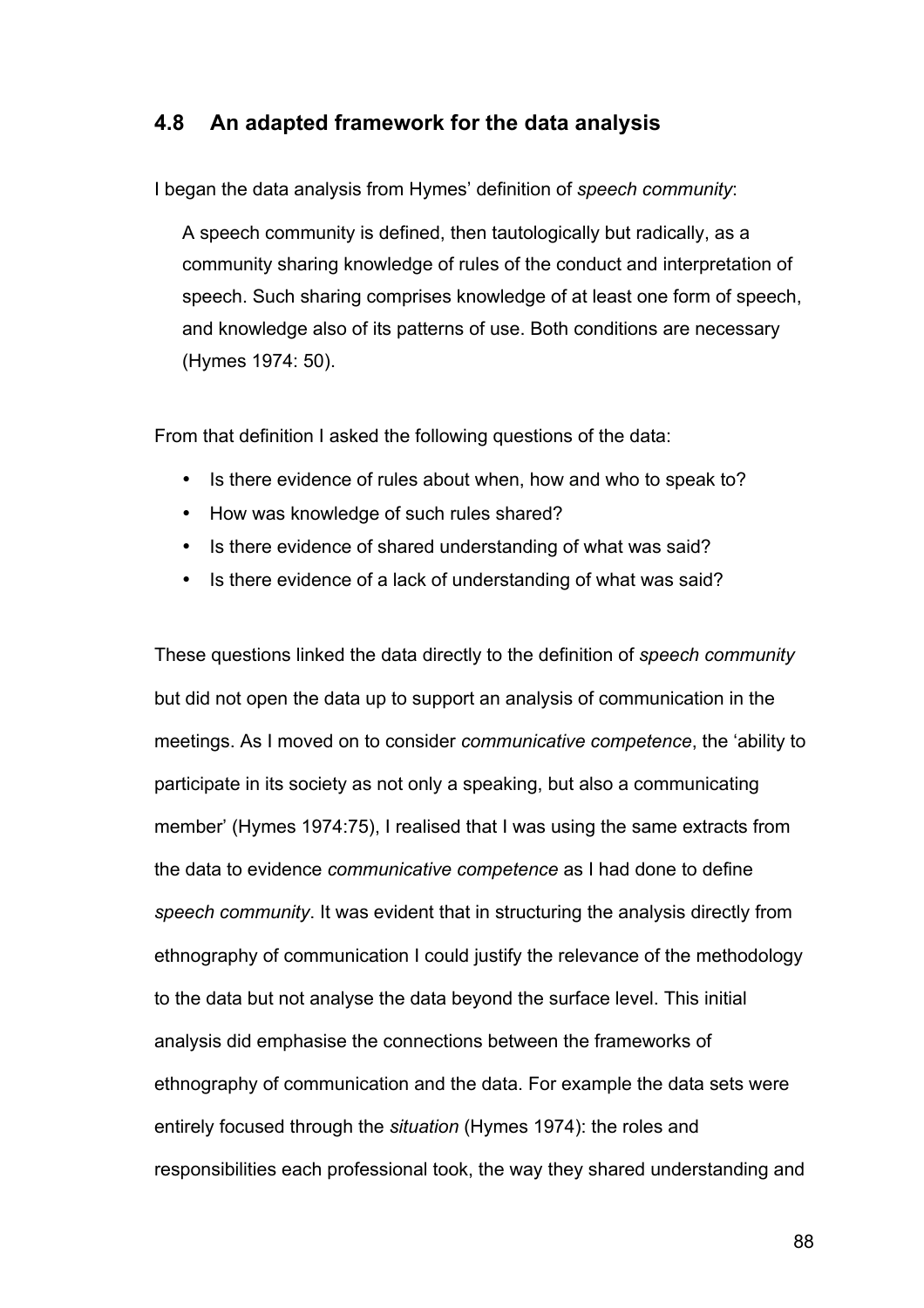## 4.8 An adapted framework for the data analysis

I began the data analysis from Hymes' definition of *speech community*:

> A speech community is defined, then tautologically but radically, as a community sharing knowledge of rules of the conduct and interpretation of speech. Such sharing comprises knowledge of at least one form of speech, and knowledge also of its patterns of use. Both conditions are necessary (Hymes 1974: 50).

From that definition I asked the following questions of the data:

- Is there evidence of rules about when, how and who to speak to?
- How was knowledge of such rules shared?
- Is there evidence of shared understanding of what was said?
- Is there evidence of a lack of understanding of what was said?

These questions linked the data directly to the definition of *speech community* but did not open the data up to support an analysis of communication in the meetings. As I moved on to consider *communicative competence*, the 'ability to participate in its society as not only a speaking, but also a communicating member' (Hymes 1974:75), I realised that I was using the same extracts from the data to evidence *communicative competence* as I had done to define *speech community*. It was evident that in structuring the analysis directly from ethnography of communication I could justify the relevance of the methodology to the data but not analyse the data beyond the surface level. This initial analysis did emphasise the connections between the frameworks of ethnography of communication and the data. For example the data sets were entirely focused through the *situation* (Hymes 1974): the roles and responsibilities each professional took, the way they shared understanding and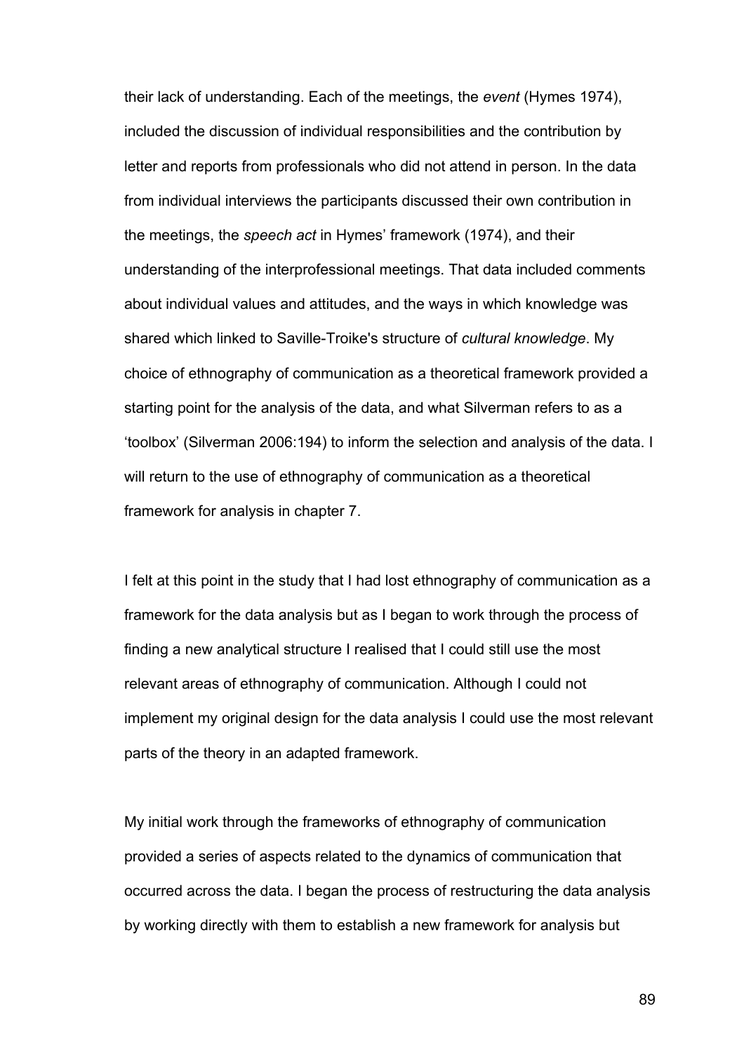their lack of understanding. Each of the meetings, the *event* (Hymes 1974), included the discussion of individual responsibilities and the contribution by letter and reports from professionals who did not attend in person. In the data from individual interviews the participants discussed their own contribution in the meetings, the *speech act* in Hymes' framework (1974), and their understanding of the interprofessional meetings. That data included comments about individual values and attitudes, and the ways in which knowledge was shared which linked to Saville-Troike's structure of *cultural knowledge*. My choice of ethnography of communication as a theoretical framework provided a starting point for the analysis of the data, and what Silverman refers to as a 'toolbox' (Silverman 2006:194) to inform the selection and analysis of the data. I will return to the use of ethnography of communication as a theoretical framework for analysis in chapter 7.

I felt at this point in the study that I had lost ethnography of communication as a framework for the data analysis but as I began to work through the process of finding a new analytical structure I realised that I could still use the most relevant areas of ethnography of communication. Although I could not implement my original design for the data analysis I could use the most relevant parts of the theory in an adapted framework.

My initial work through the frameworks of ethnography of communication provided a series of aspects related to the dynamics of communication that occurred across the data. I began the process of restructuring the data analysis by working directly with them to establish a new framework for analysis but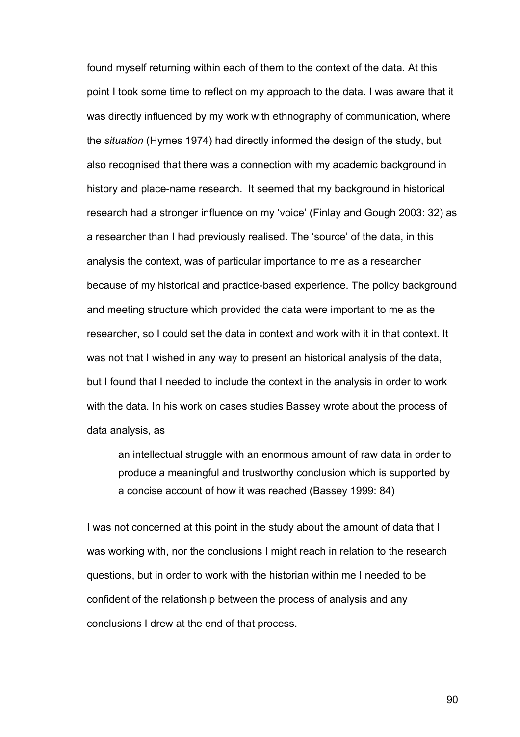found myself returning within each of them to the context of the data. At this point I took some time to reflect on my approach to the data. I was aware that it was directly influenced by my work with ethnography of communication, where the *situation* (Hymes 1974) had directly informed the design of the study, but also recognised that there was a connection with my academic background in history and place-name research. It seemed that my background in historical research had a stronger influence on my 'voice' (Finlay and Gough 2003: 32) as a researcher than I had previously realised. The 'source' of the data, in this analysis the context, was of particular importance to me as a researcher because of my historical and practice-based experience. The policy background and meeting structure which provided the data were important to me as the researcher, so I could set the data in context and work with it in that context. It was not that I wished in any way to present an historical analysis of the data, but I found that I needed to include the context in the analysis in order to work with the data. In his work on cases studies Bassey wrote about the process of data analysis, as

> an intellectual struggle with an enormous amount of raw data in order to produce a meaningful and trustworthy conclusion which is supported by a concise account of how it was reached (Bassey 1999: 84)

I was not concerned at this point in the study about the amount of data that I was working with, nor the conclusions I might reach in relation to the research questions, but in order to work with the historian within me I needed to be confident of the relationship between the process of analysis and any conclusions I drew at the end of that process.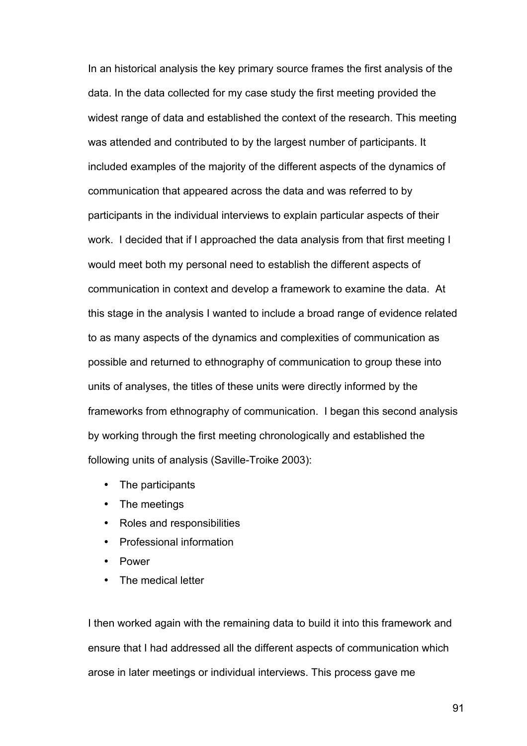In an historical analysis the key primary source frames the first analysis of the data. In the data collected for my case study the first meeting provided the widest range of data and established the context of the research. This meeting was attended and contributed to by the largest number of participants. It included examples of the majority of the different aspects of the dynamics of communication that appeared across the data and was referred to by participants in the individual interviews to explain particular aspects of their work. I decided that if I approached the data analysis from that first meeting I would meet both my personal need to establish the different aspects of communication in context and develop a framework to examine the data. At this stage in the analysis I wanted to include a broad range of evidence related to as many aspects of the dynamics and complexities of communication as possible and returned to ethnography of communication to group these into units of analyses, the titles of these units were directly informed by the frameworks from ethnography of communication. I began this second analysis by working through the first meeting chronologically and established the following units of analysis (Saville-Troike 2003):

- The participants
- The meetings
- Roles and responsibilities
- Professional information
- Power
- The medical letter

I then worked again with the remaining data to build it into this framework and ensure that I had addressed all the different aspects of communication which arose in later meetings or individual interviews. This process gave me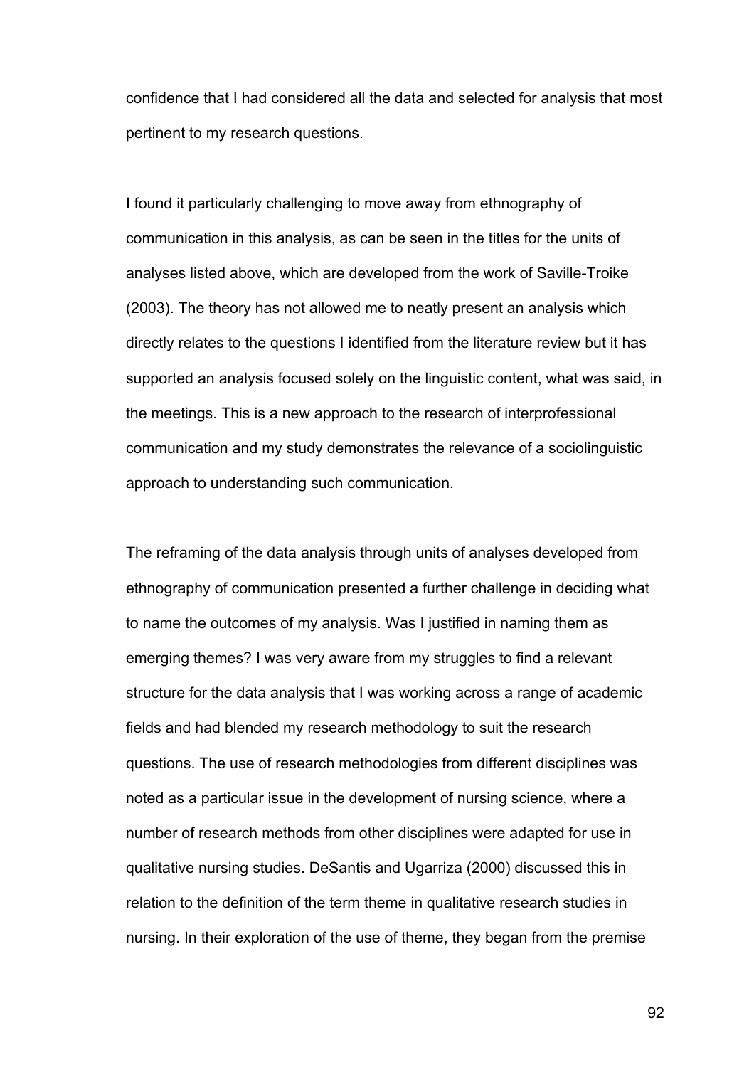confidence that I had considered all the data and selected for analysis that most pertinent to my research questions.

I found it particularly challenging to move away from ethnography of communication in this analysis, as can be seen in the titles for the units of analyses listed above, which are developed from the work of Saville-Troike (2003). The theory has not allowed me to neatly present an analysis which directly relates to the questions I identified from the literature review but it has supported an analysis focused solely on the linguistic content, what was said, in the meetings. This is a new approach to the research of interprofessional communication and my study demonstrates the relevance of a sociolinguistic approach to understanding such communication.

The reframing of the data analysis through units of analyses developed from ethnography of communication presented a further challenge in deciding what to name the outcomes of my analysis. Was I justified in naming them as emerging themes? I was very aware from my struggles to find a relevant structure for the data analysis that I was working across a range of academic fields and had blended my research methodology to suit the research questions. The use of research methodologies from different disciplines was noted as a particular issue in the development of nursing science, where a number of research methods from other disciplines were adapted for use in qualitative nursing studies. DeSantis and Ugarriza (2000) discussed this in relation to the definition of the term theme in qualitative research studies in nursing. In their exploration of the use of theme, they began from the premise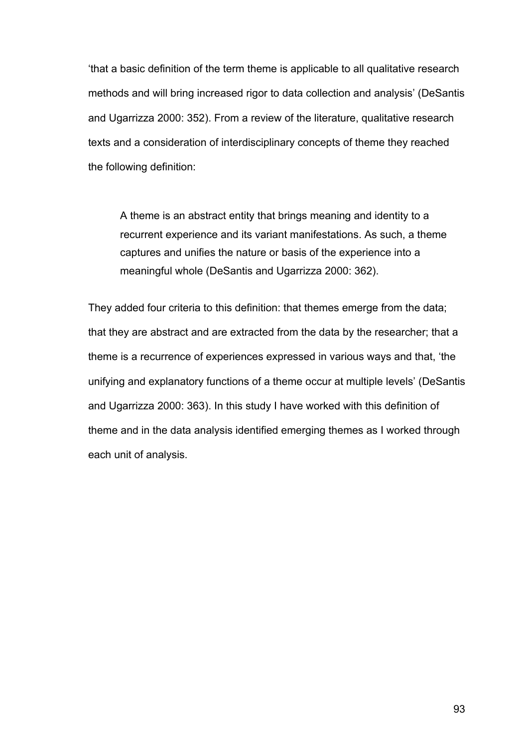'that a basic definition of the term theme is applicable to all qualitative research methods and will bring increased rigor to data collection and analysis' (DeSantis and Ugarrizza 2000: 352). From a review of the literature, qualitative research texts and a consideration of interdisciplinary concepts of theme they reached the following definition:

> A theme is an abstract entity that brings meaning and identity to a recurrent experience and its variant manifestations. As such, a theme captures and unifies the nature or basis of the experience into a meaningful whole (DeSantis and Ugarrizza 2000: 362).

They added four criteria to this definition: that themes emerge from the data; that they are abstract and are extracted from the data by the researcher; that a theme is a recurrence of experiences expressed in various ways and that, 'the unifying and explanatory functions of a theme occur at multiple levels' (DeSantis and Ugarrizza 2000: 363). In this study I have worked with this definition of theme and in the data analysis identified emerging themes as I worked through each unit of analysis.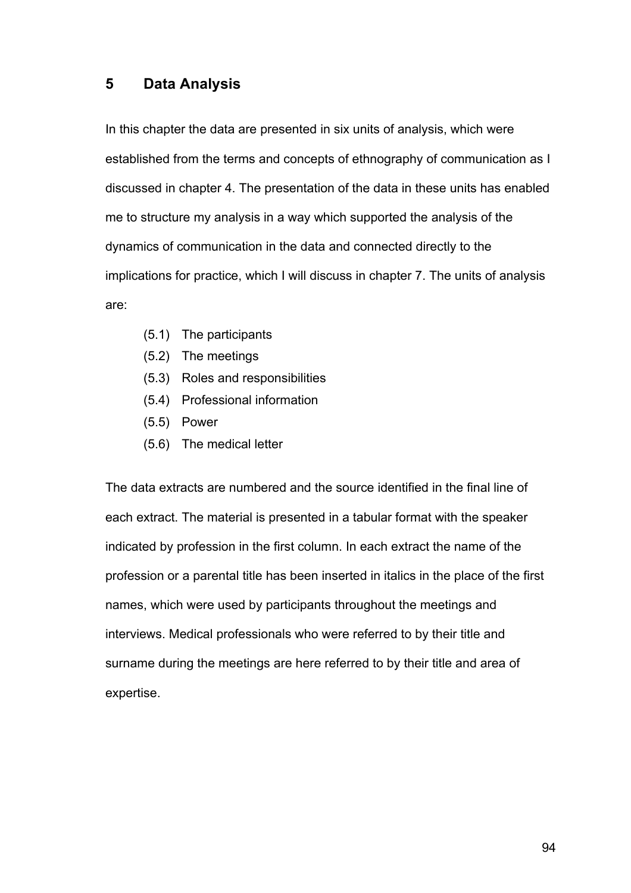# 5 Data Analysis

In this chapter the data are presented in six units of analysis, which were established from the terms and concepts of ethnography of communication as I discussed in chapter 4. The presentation of the data in these units has enabled me to structure my analysis in a way which supported the analysis of the dynamics of communication in the data and connected directly to the implications for practice, which I will discuss in chapter 7. The units of analysis are:

- (5.1) The participants
- (5.2) The meetings
- (5.3) Roles and responsibilities
- (5.4) Professional information
- (5.5) Power
- (5.6) The medical letter

The data extracts are numbered and the source identified in the final line of each extract. The material is presented in a tabular format with the speaker indicated by profession in the first column. In each extract the name of the profession or a parental title has been inserted in italics in the place of the first names, which were used by participants throughout the meetings and interviews. Medical professionals who were referred to by their title and surname during the meetings are here referred to by their title and area of expertise.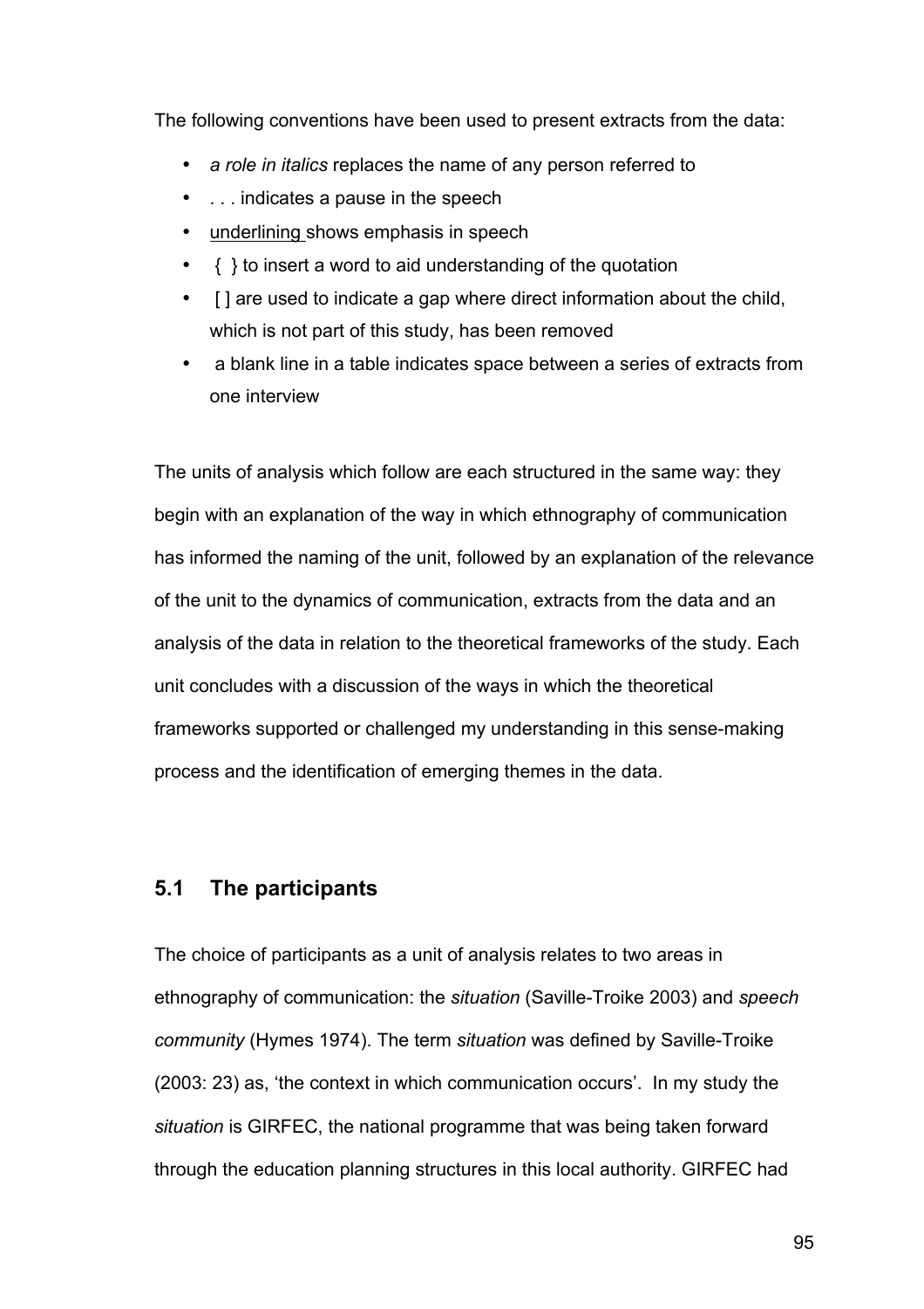The following conventions have been used to present extracts from the data:

- *a role in italics* replaces the name of any person referred to
- . . . indicates a pause in the speech
- <u>underlining</u> shows emphasis in speech
- { } to insert a word to aid understanding of the quotation
- [ ] are used to indicate a gap where direct information about the child, which is not part of this study, has been removed
- a blank line in a table indicates space between a series of extracts from one interview

The units of analysis which follow are each structured in the same way: they begin with an explanation of the way in which ethnography of communication has informed the naming of the unit, followed by an explanation of the relevance of the unit to the dynamics of communication, extracts from the data and an analysis of the data in relation to the theoretical frameworks of the study. Each unit concludes with a discussion of the ways in which the theoretical frameworks supported or challenged my understanding in this sense-making process and the identification of emerging themes in the data.

## 5.1 The participants

The choice of participants as a unit of analysis relates to two areas in ethnography of communication: the *situation* (Saville-Troike 2003) and *speech community* (Hymes 1974). The term *situation* was defined by Saville-Troike (2003: 23) as, 'the context in which communication occurs'. In my study the *situation* is GIRFEC, the national programme that was being taken forward through the education planning structures in this local authority. GIRFEC had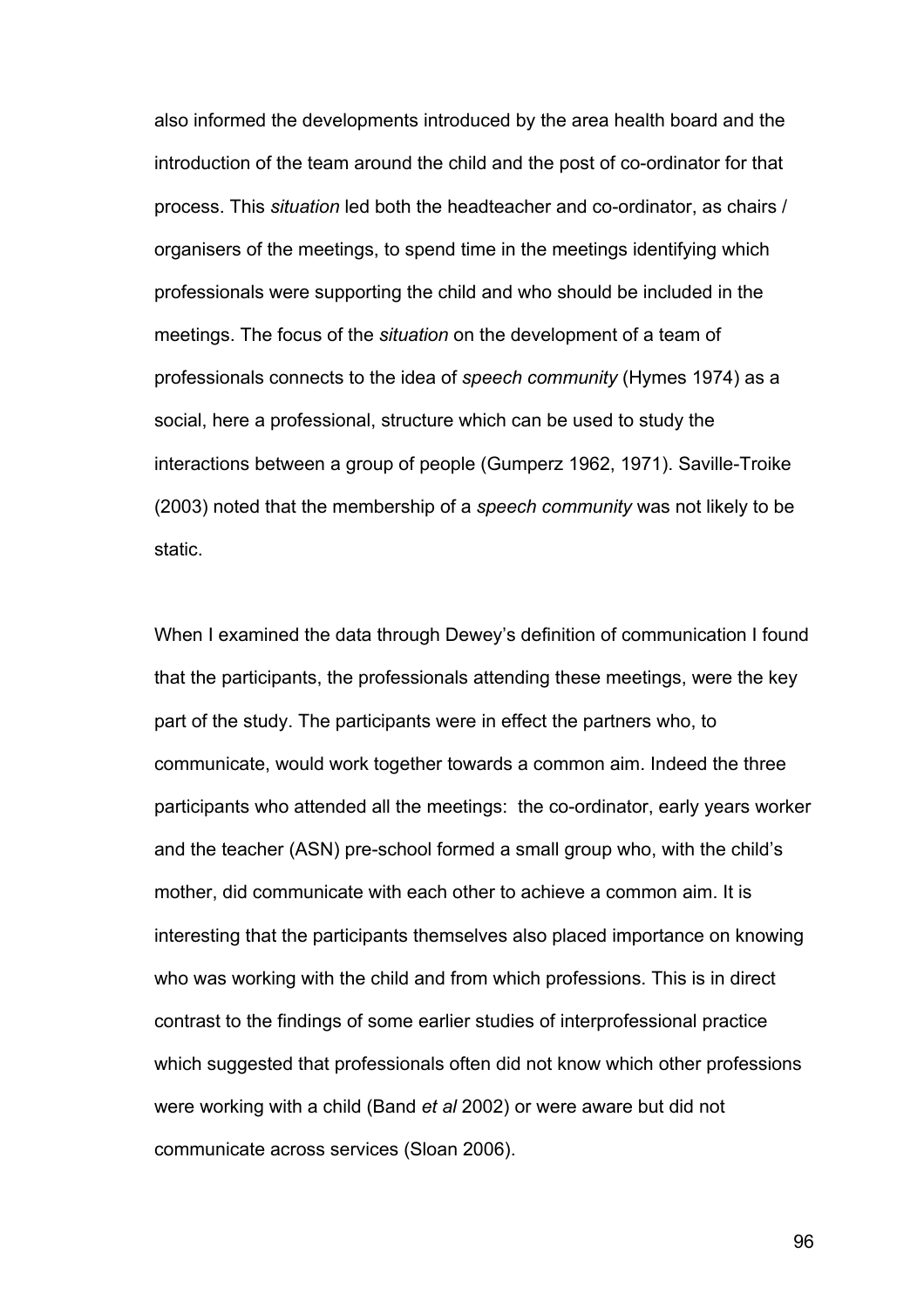also informed the developments introduced by the area health board and the introduction of the team around the child and the post of co-ordinator for that process. This *situation* led both the headteacher and co-ordinator, as chairs / organisers of the meetings, to spend time in the meetings identifying which professionals were supporting the child and who should be included in the meetings. The focus of the *situation* on the development of a team of professionals connects to the idea of *speech community* (Hymes 1974) as a social, here a professional, structure which can be used to study the interactions between a group of people (Gumperz 1962, 1971). Saville-Troike (2003) noted that the membership of a *speech community* was not likely to be static.

When I examined the data through Dewey's definition of communication I found that the participants, the professionals attending these meetings, were the key part of the study. The participants were in effect the partners who, to communicate, would work together towards a common aim. Indeed the three participants who attended all the meetings: the co-ordinator, early years worker and the teacher (ASN) pre-school formed a small group who, with the child's mother, did communicate with each other to achieve a common aim. It is interesting that the participants themselves also placed importance on knowing who was working with the child and from which professions. This is in direct contrast to the findings of some earlier studies of interprofessional practice which suggested that professionals often did not know which other professions were working with a child (Band *et al* 2002) or were aware but did not communicate across services (Sloan 2006).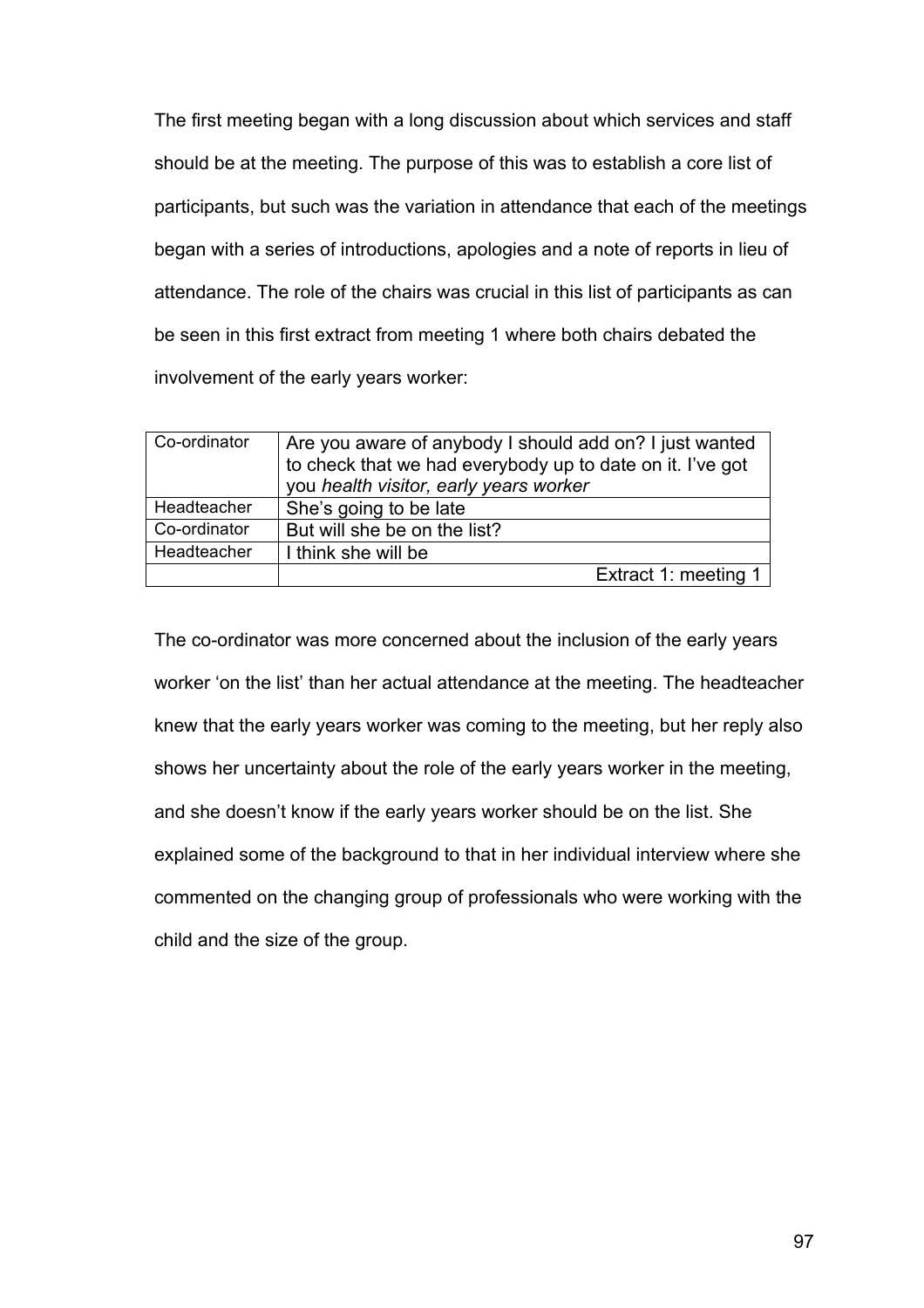The first meeting began with a long discussion about which services and staff should be at the meeting. The purpose of this was to establish a core list of participants, but such was the variation in attendance that each of the meetings began with a series of introductions, apologies and a note of reports in lieu of attendance. The role of the chairs was crucial in this list of participants as can be seen in this first extract from meeting 1 where both chairs debated the involvement of the early years worker:

| | |
|---|---|
| Co-ordinator | Are you aware of anybody I should add on? I just wanted to check that we had everybody up to date on it. I've got you *health visitor, early years worker* |
| Headteacher | She's going to be late |
| Co-ordinator | But will she be on the list? |
| Headteacher | I think she will be |
| | Extract 1: meeting 1 |

The co-ordinator was more concerned about the inclusion of the early years worker 'on the list' than her actual attendance at the meeting. The headteacher knew that the early years worker was coming to the meeting, but her reply also shows her uncertainty about the role of the early years worker in the meeting, and she doesn't know if the early years worker should be on the list. She explained some of the background to that in her individual interview where she commented on the changing group of professionals who were working with the child and the size of the group.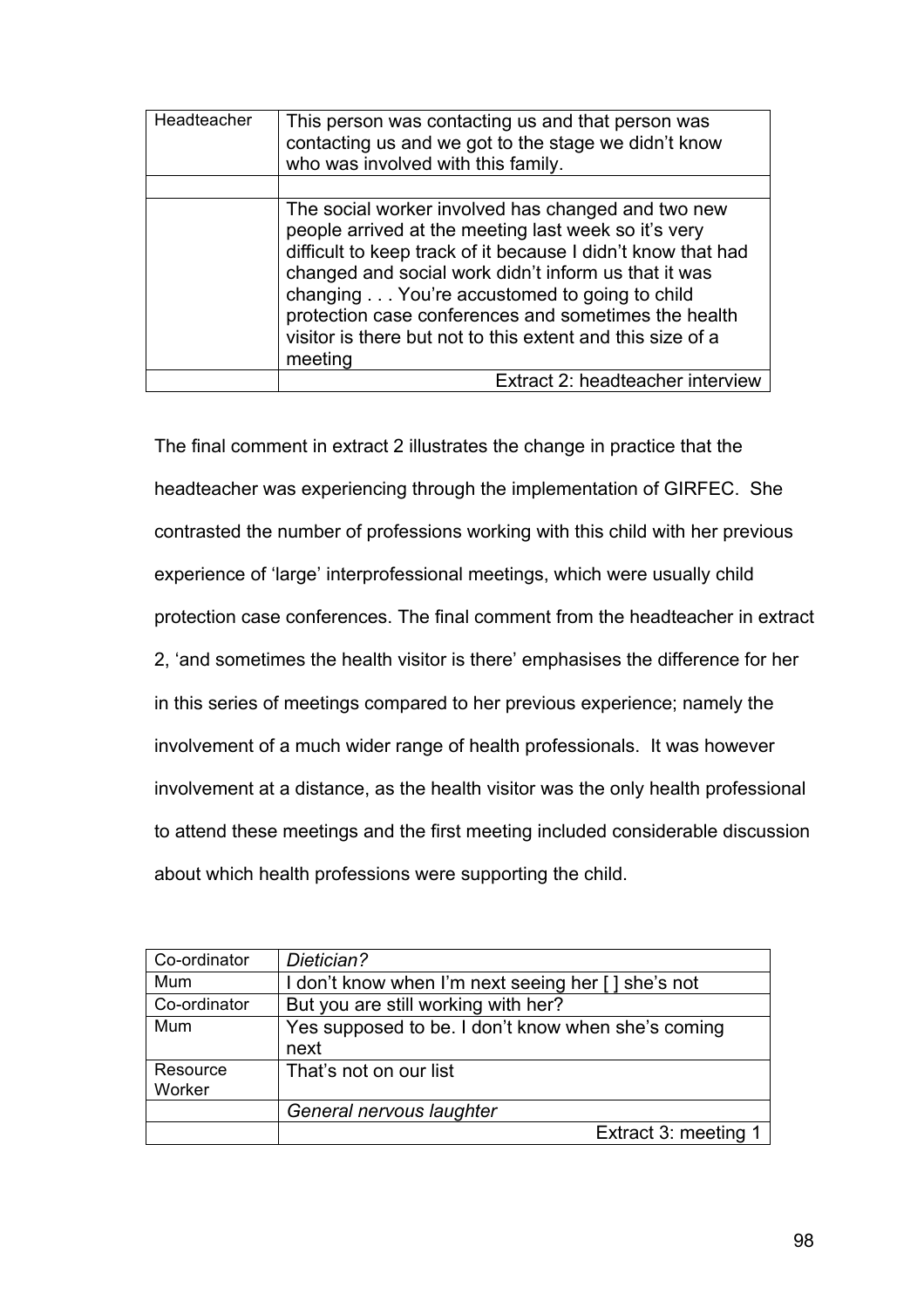| Headteacher | This person was contacting us and that person was contacting us and we got to the stage we didn't know who was involved with this family. |
|---|---|
| | |
| | The social worker involved has changed and two new people arrived at the meeting last week so it's very difficult to keep track of it because I didn't know that had changed and social work didn't inform us that it was changing . . . You're accustomed to going to child protection case conferences and sometimes the health visitor is there but not to this extent and this size of a meeting |
| | Extract 2: headteacher interview |

The final comment in extract 2 illustrates the change in practice that the headteacher was experiencing through the implementation of GIRFEC. She contrasted the number of professions working with this child with her previous experience of 'large' interprofessional meetings, which were usually child protection case conferences. The final comment from the headteacher in extract 2, 'and sometimes the health visitor is there' emphasises the difference for her in this series of meetings compared to her previous experience; namely the involvement of a much wider range of health professionals. It was however involvement at a distance, as the health visitor was the only health professional to attend these meetings and the first meeting included considerable discussion about which health professions were supporting the child.

| Co-ordinator | *Dietician?* |
|---|---|
| Mum | I don't know when I'm next seeing her [ ] she's not |
| Co-ordinator | But you are still working with her? |
| Mum | Yes supposed to be. I don't know when she's coming next |
| Resource Worker | That's not on our list |
| | *General nervous laughter* |
| | Extract 3: meeting 1 |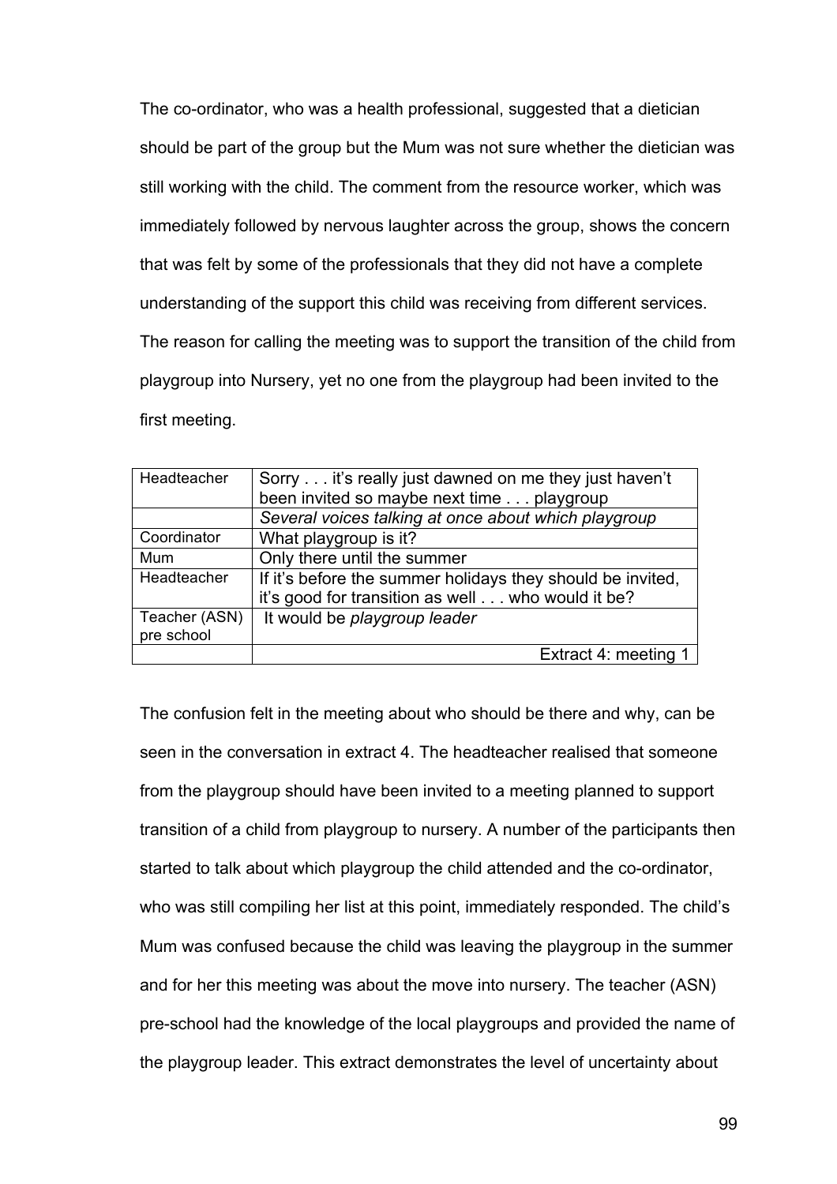The co-ordinator, who was a health professional, suggested that a dietician should be part of the group but the Mum was not sure whether the dietician was still working with the child. The comment from the resource worker, which was immediately followed by nervous laughter across the group, shows the concern that was felt by some of the professionals that they did not have a complete understanding of the support this child was receiving from different services. The reason for calling the meeting was to support the transition of the child from playgroup into Nursery, yet no one from the playgroup had been invited to the first meeting.

| | |
|---|---|
| Headteacher | Sorry . . . it's really just dawned on me they just haven't been invited so maybe next time . . . playgroup |
| | *Several voices talking at once about which playgroup* |
| Coordinator | What playgroup is it? |
| Mum | Only there until the summer |
| Headteacher | If it's before the summer holidays they should be invited, it's good for transition as well . . . who would it be? |
| Teacher (ASN) pre school | It would be *playgroup leader* |
| | Extract 4: meeting 1 |

The confusion felt in the meeting about who should be there and why, can be seen in the conversation in extract 4. The headteacher realised that someone from the playgroup should have been invited to a meeting planned to support transition of a child from playgroup to nursery. A number of the participants then started to talk about which playgroup the child attended and the co-ordinator, who was still compiling her list at this point, immediately responded. The child's Mum was confused because the child was leaving the playgroup in the summer and for her this meeting was about the move into nursery. The teacher (ASN) pre-school had the knowledge of the local playgroups and provided the name of the playgroup leader. This extract demonstrates the level of uncertainty about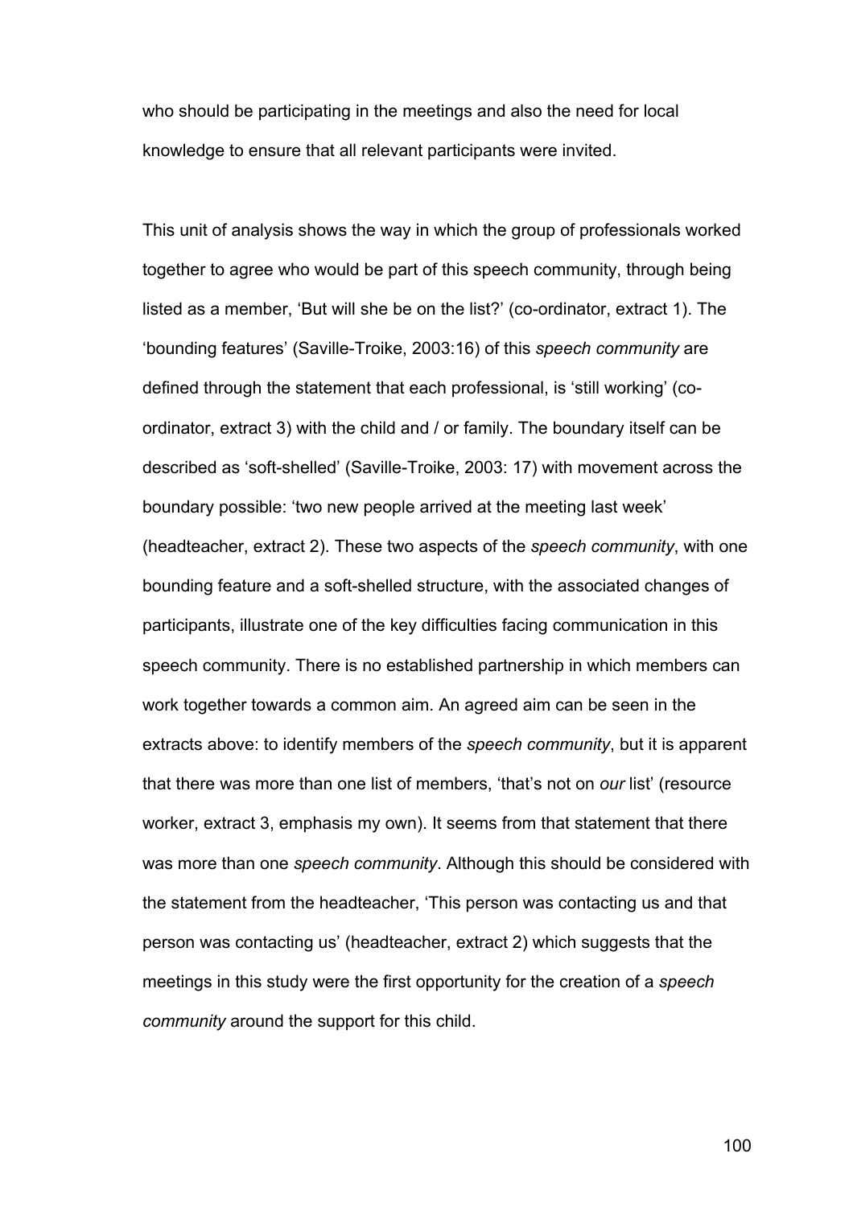who should be participating in the meetings and also the need for local knowledge to ensure that all relevant participants were invited.

This unit of analysis shows the way in which the group of professionals worked together to agree who would be part of this speech community, through being listed as a member, 'But will she be on the list?' (co-ordinator, extract 1). The 'bounding features' (Saville-Troike, 2003:16) of this *speech community* are defined through the statement that each professional, is 'still working' (co-ordinator, extract 3) with the child and / or family. The boundary itself can be described as 'soft-shelled' (Saville-Troike, 2003: 17) with movement across the boundary possible: 'two new people arrived at the meeting last week' (headteacher, extract 2). These two aspects of the *speech community*, with one bounding feature and a soft-shelled structure, with the associated changes of participants, illustrate one of the key difficulties facing communication in this speech community. There is no established partnership in which members can work together towards a common aim. An agreed aim can be seen in the extracts above: to identify members of the *speech community*, but it is apparent that there was more than one list of members, 'that's not on *our* list' (resource worker, extract 3, emphasis my own). It seems from that statement that there was more than one *speech community*. Although this should be considered with the statement from the headteacher, 'This person was contacting us and that person was contacting us' (headteacher, extract 2) which suggests that the meetings in this study were the first opportunity for the creation of a *speech community* around the support for this child.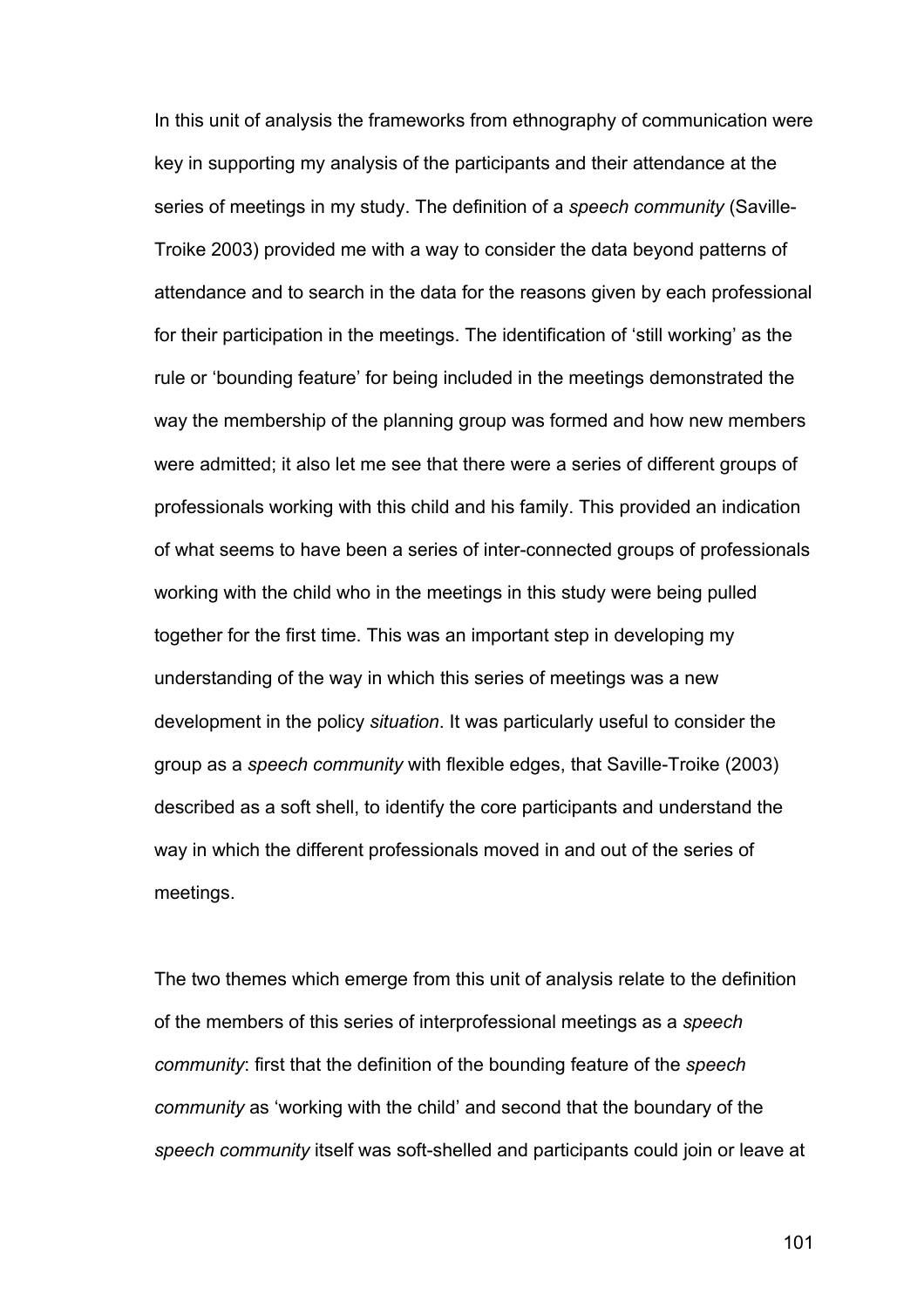In this unit of analysis the frameworks from ethnography of communication were key in supporting my analysis of the participants and their attendance at the series of meetings in my study. The definition of a *speech community* (Saville-Troike 2003) provided me with a way to consider the data beyond patterns of attendance and to search in the data for the reasons given by each professional for their participation in the meetings. The identification of 'still working' as the rule or 'bounding feature' for being included in the meetings demonstrated the way the membership of the planning group was formed and how new members were admitted; it also let me see that there were a series of different groups of professionals working with this child and his family. This provided an indication of what seems to have been a series of inter-connected groups of professionals working with the child who in the meetings in this study were being pulled together for the first time. This was an important step in developing my understanding of the way in which this series of meetings was a new development in the policy *situation*. It was particularly useful to consider the group as a *speech community* with flexible edges, that Saville-Troike (2003) described as a soft shell, to identify the core participants and understand the way in which the different professionals moved in and out of the series of meetings.

The two themes which emerge from this unit of analysis relate to the definition of the members of this series of interprofessional meetings as a *speech community*: first that the definition of the bounding feature of the *speech community* as 'working with the child' and second that the boundary of the *speech community* itself was soft-shelled and participants could join or leave at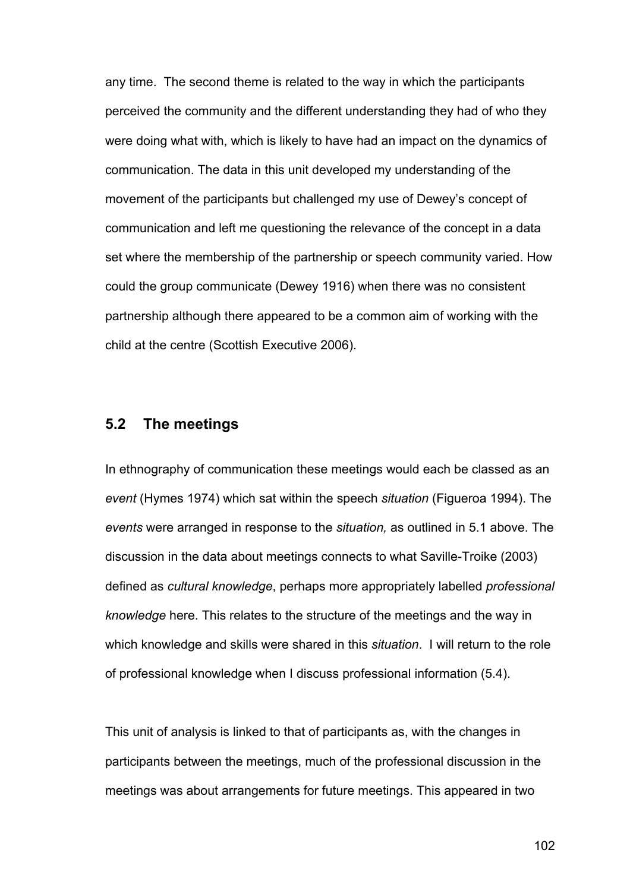any time. The second theme is related to the way in which the participants perceived the community and the different understanding they had of who they were doing what with, which is likely to have had an impact on the dynamics of communication. The data in this unit developed my understanding of the movement of the participants but challenged my use of Dewey's concept of communication and left me questioning the relevance of the concept in a data set where the membership of the partnership or speech community varied. How could the group communicate (Dewey 1916) when there was no consistent partnership although there appeared to be a common aim of working with the child at the centre (Scottish Executive 2006).

## 5.2 The meetings

In ethnography of communication these meetings would each be classed as an *event* (Hymes 1974) which sat within the speech *situation* (Figueroa 1994). The *events* were arranged in response to the *situation,* as outlined in 5.1 above. The discussion in the data about meetings connects to what Saville-Troike (2003) defined as *cultural knowledge*, perhaps more appropriately labelled *professional knowledge* here. This relates to the structure of the meetings and the way in which knowledge and skills were shared in this *situation*. I will return to the role of professional knowledge when I discuss professional information (5.4).

This unit of analysis is linked to that of participants as, with the changes in participants between the meetings, much of the professional discussion in the meetings was about arrangements for future meetings. This appeared in two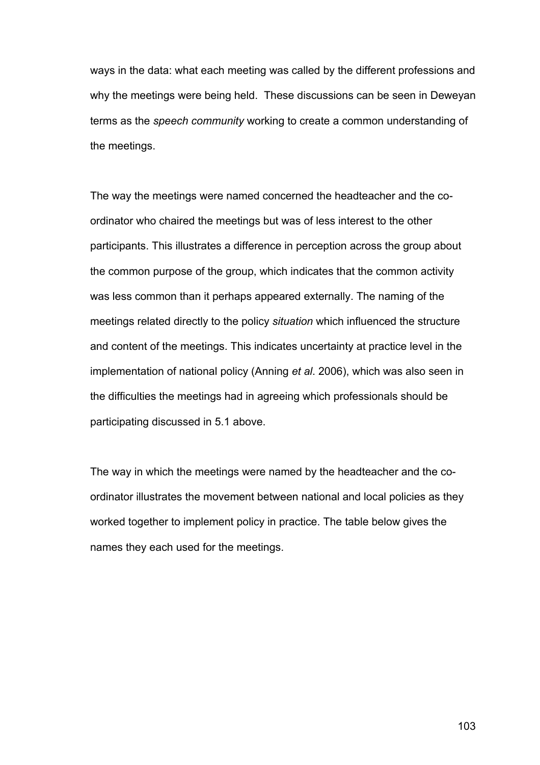ways in the data: what each meeting was called by the different professions and why the meetings were being held. These discussions can be seen in Deweyan terms as the *speech community* working to create a common understanding of the meetings.

The way the meetings were named concerned the headteacher and the co-ordinator who chaired the meetings but was of less interest to the other participants. This illustrates a difference in perception across the group about the common purpose of the group, which indicates that the common activity was less common than it perhaps appeared externally. The naming of the meetings related directly to the policy *situation* which influenced the structure and content of the meetings. This indicates uncertainty at practice level in the implementation of national policy (Anning *et al*. 2006), which was also seen in the difficulties the meetings had in agreeing which professionals should be participating discussed in 5.1 above.

The way in which the meetings were named by the headteacher and the co-ordinator illustrates the movement between national and local policies as they worked together to implement policy in practice. The table below gives the names they each used for the meetings.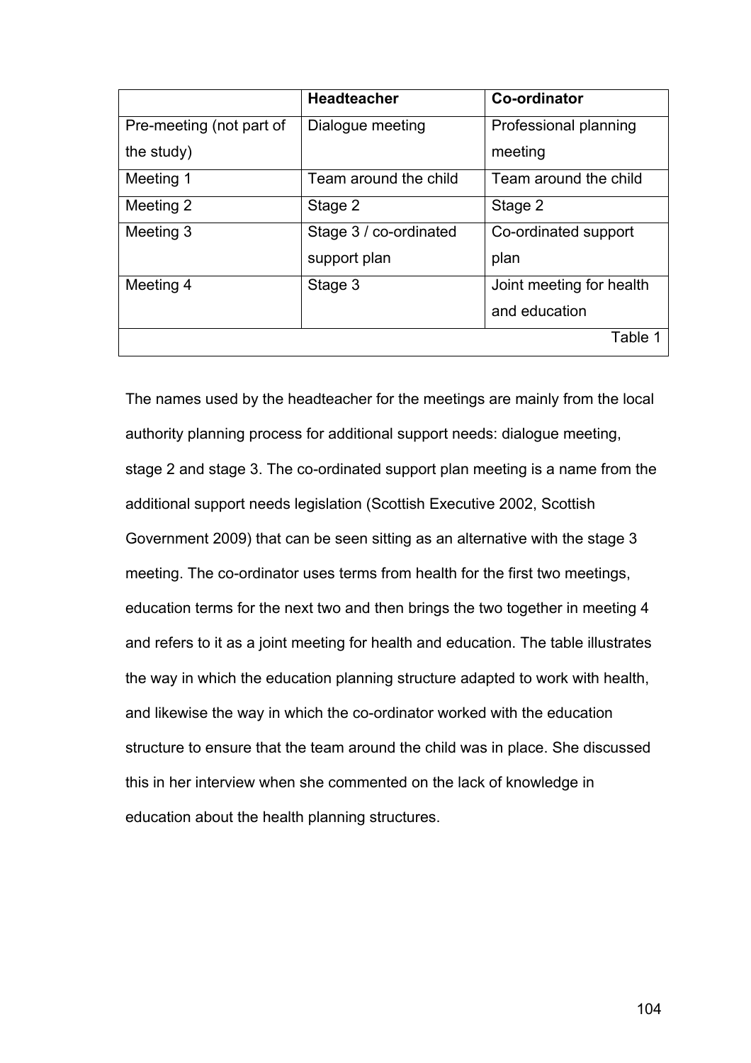| | **Headteacher** | **Co-ordinator** |
|---|---|---|
| Pre-meeting (not part of the study) | Dialogue meeting | Professional planning meeting |
| Meeting 1 | Team around the child | Team around the child |
| Meeting 2 | Stage 2 | Stage 2 |
| Meeting 3 | Stage 3 / co-ordinated support plan | Co-ordinated support plan |
| Meeting 4 | Stage 3 | Joint meeting for health and education |

Table 1

The names used by the headteacher for the meetings are mainly from the local authority planning process for additional support needs: dialogue meeting, stage 2 and stage 3. The co-ordinated support plan meeting is a name from the additional support needs legislation (Scottish Executive 2002, Scottish Government 2009) that can be seen sitting as an alternative with the stage 3 meeting. The co-ordinator uses terms from health for the first two meetings, education terms for the next two and then brings the two together in meeting 4 and refers to it as a joint meeting for health and education. The table illustrates the way in which the education planning structure adapted to work with health, and likewise the way in which the co-ordinator worked with the education structure to ensure that the team around the child was in place. She discussed this in her interview when she commented on the lack of knowledge in education about the health planning structures.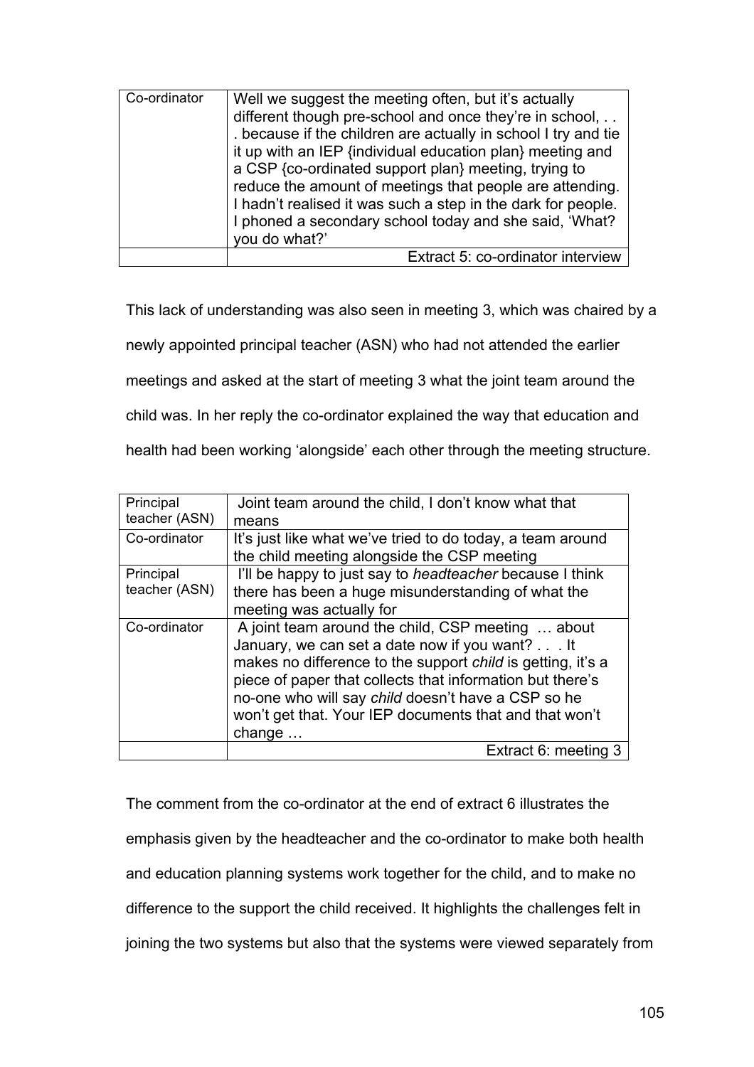| | |
|---|---|
| Co-ordinator | Well we suggest the meeting often, but it's actually different though pre-school and once they're in school, . . . because if the children are actually in school I try and tie it up with an IEP {individual education plan} meeting and a CSP {co-ordinated support plan} meeting, trying to reduce the amount of meetings that people are attending. I hadn't realised it was such a step in the dark for people. I phoned a secondary school today and she said, 'What? you do what?' |
| | Extract 5: co-ordinator interview |

This lack of understanding was also seen in meeting 3, which was chaired by a newly appointed principal teacher (ASN) who had not attended the earlier meetings and asked at the start of meeting 3 what the joint team around the child was. In her reply the co-ordinator explained the way that education and health had been working 'alongside' each other through the meeting structure.

| | |
|---|---|
| Principal teacher (ASN) | Joint team around the child, I don't know what that means |
| Co-ordinator | It's just like what we've tried to do today, a team around the child meeting alongside the CSP meeting |
| Principal teacher (ASN) | I'll be happy to just say to *headteacher* because I think there has been a huge misunderstanding of what the meeting was actually for |
| Co-ordinator | A joint team around the child, CSP meeting … about January, we can set a date now if you want? . . . It makes no difference to the support *child* is getting, it's a piece of paper that collects that information but there's no-one who will say *child* doesn't have a CSP so he won't get that. Your IEP documents that and that won't change … |
| | Extract 6: meeting 3 |

The comment from the co-ordinator at the end of extract 6 illustrates the emphasis given by the headteacher and the co-ordinator to make both health and education planning systems work together for the child, and to make no difference to the support the child received. It highlights the challenges felt in joining the two systems but also that the systems were viewed separately from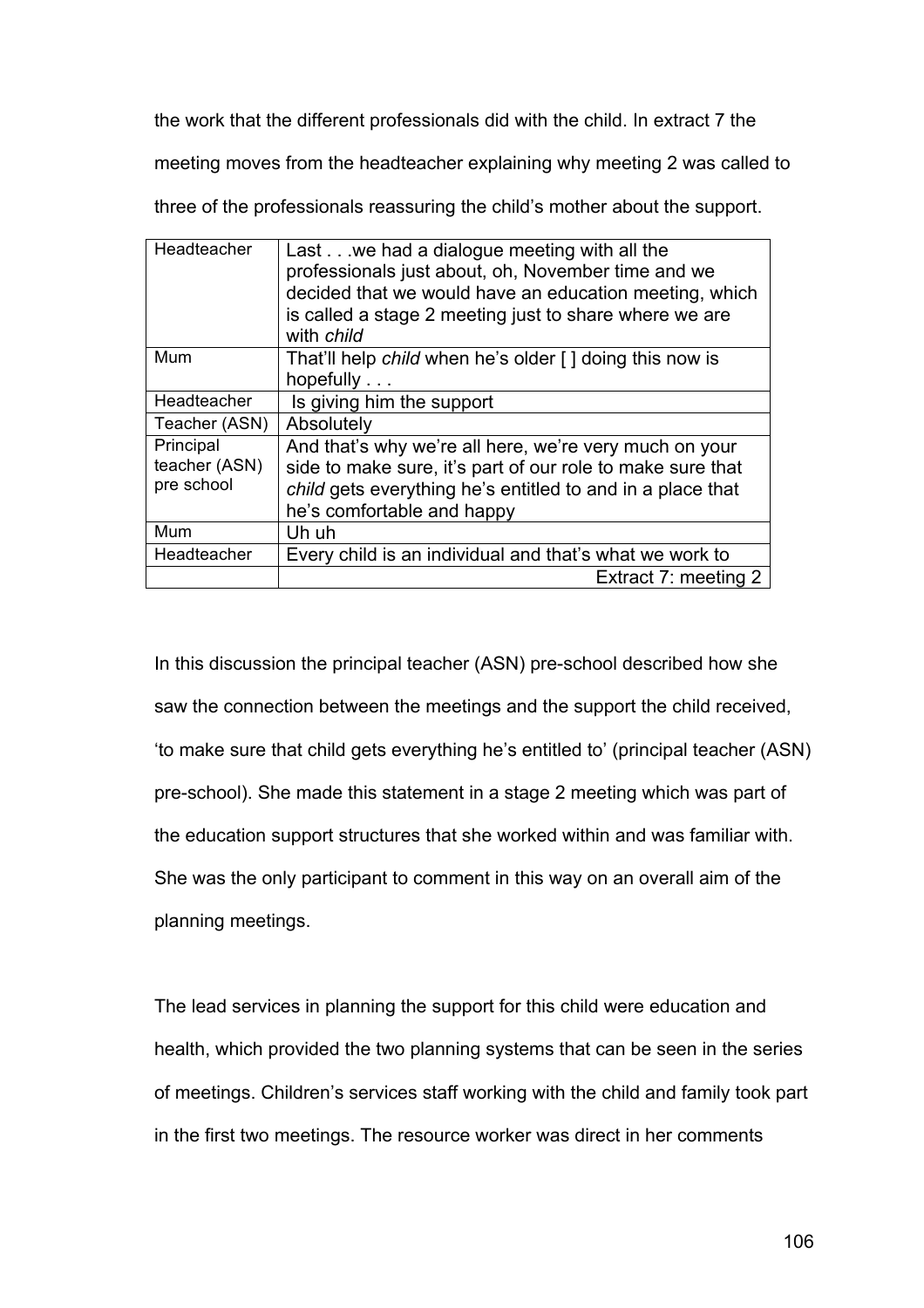the work that the different professionals did with the child. In extract 7 the meeting moves from the headteacher explaining why meeting 2 was called to three of the professionals reassuring the child's mother about the support.

| Speaker | Utterance |
|---|---|
| Headteacher | Last . . .we had a dialogue meeting with all the professionals just about, oh, November time and we decided that we would have an education meeting, which is called a stage 2 meeting just to share where we are with *child* |
| Mum | That'll help *child* when he's older [ ] doing this now is hopefully . . . |
| Headteacher | Is giving him the support |
| Teacher (ASN) | Absolutely |
| Principal teacher (ASN) pre school | And that's why we're all here, we're very much on your side to make sure, it's part of our role to make sure that *child* gets everything he's entitled to and in a place that he's comfortable and happy |
| Mum | Uh uh |
| Headteacher | Every child is an individual and that's what we work to |
| | Extract 7: meeting 2 |

In this discussion the principal teacher (ASN) pre-school described how she saw the connection between the meetings and the support the child received, 'to make sure that child gets everything he's entitled to' (principal teacher (ASN) pre-school). She made this statement in a stage 2 meeting which was part of the education support structures that she worked within and was familiar with. She was the only participant to comment in this way on an overall aim of the planning meetings.

The lead services in planning the support for this child were education and health, which provided the two planning systems that can be seen in the series of meetings. Children's services staff working with the child and family took part in the first two meetings. The resource worker was direct in her comments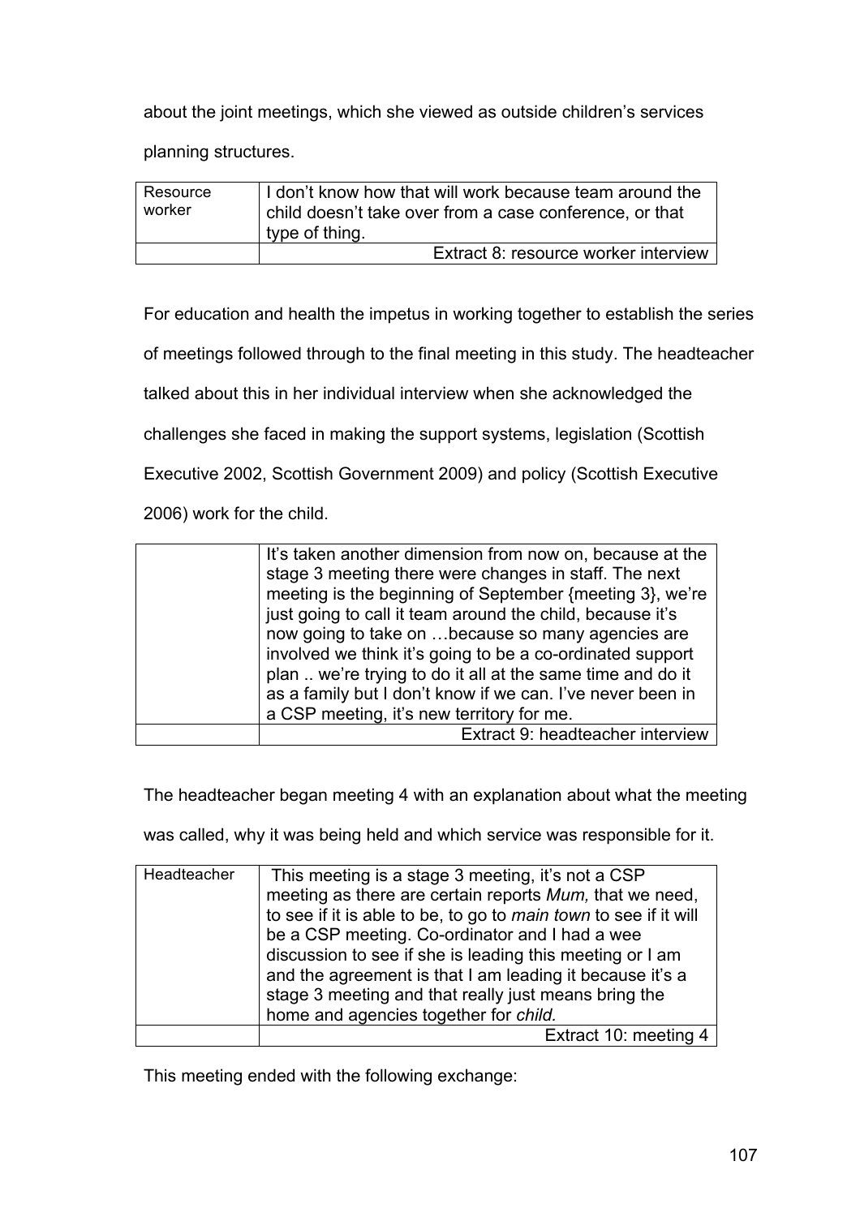about the joint meetings, which she viewed as outside children's services planning structures.

| Resource worker | I don't know how that will work because team around the child doesn't take over from a case conference, or that type of thing. |
|---|---|
| | Extract 8: resource worker interview |

For education and health the impetus in working together to establish the series of meetings followed through to the final meeting in this study. The headteacher talked about this in her individual interview when she acknowledged the challenges she faced in making the support systems, legislation (Scottish Executive 2002, Scottish Government 2009) and policy (Scottish Executive 2006) work for the child.

| | It's taken another dimension from now on, because at the stage 3 meeting there were changes in staff. The next meeting is the beginning of September {meeting 3}, we're just going to call it team around the child, because it's now going to take on …because so many agencies are involved we think it's going to be a co-ordinated support plan .. we're trying to do it all at the same time and do it as a family but I don't know if we can. I've never been in a CSP meeting, it's new territory for me. |
|---|---|
| | Extract 9: headteacher interview |

The headteacher began meeting 4 with an explanation about what the meeting was called, why it was being held and which service was responsible for it.

| Headteacher | This meeting is a stage 3 meeting, it's not a CSP meeting as there are certain reports *Mum,* that we need, to see if it is able to be, to go to *main town* to see if it will be a CSP meeting. Co-ordinator and I had a wee discussion to see if she is leading this meeting or I am and the agreement is that I am leading it because it's a stage 3 meeting and that really just means bring the home and agencies together for *child.* |
|---|---|
| | Extract 10: meeting 4 |

This meeting ended with the following exchange: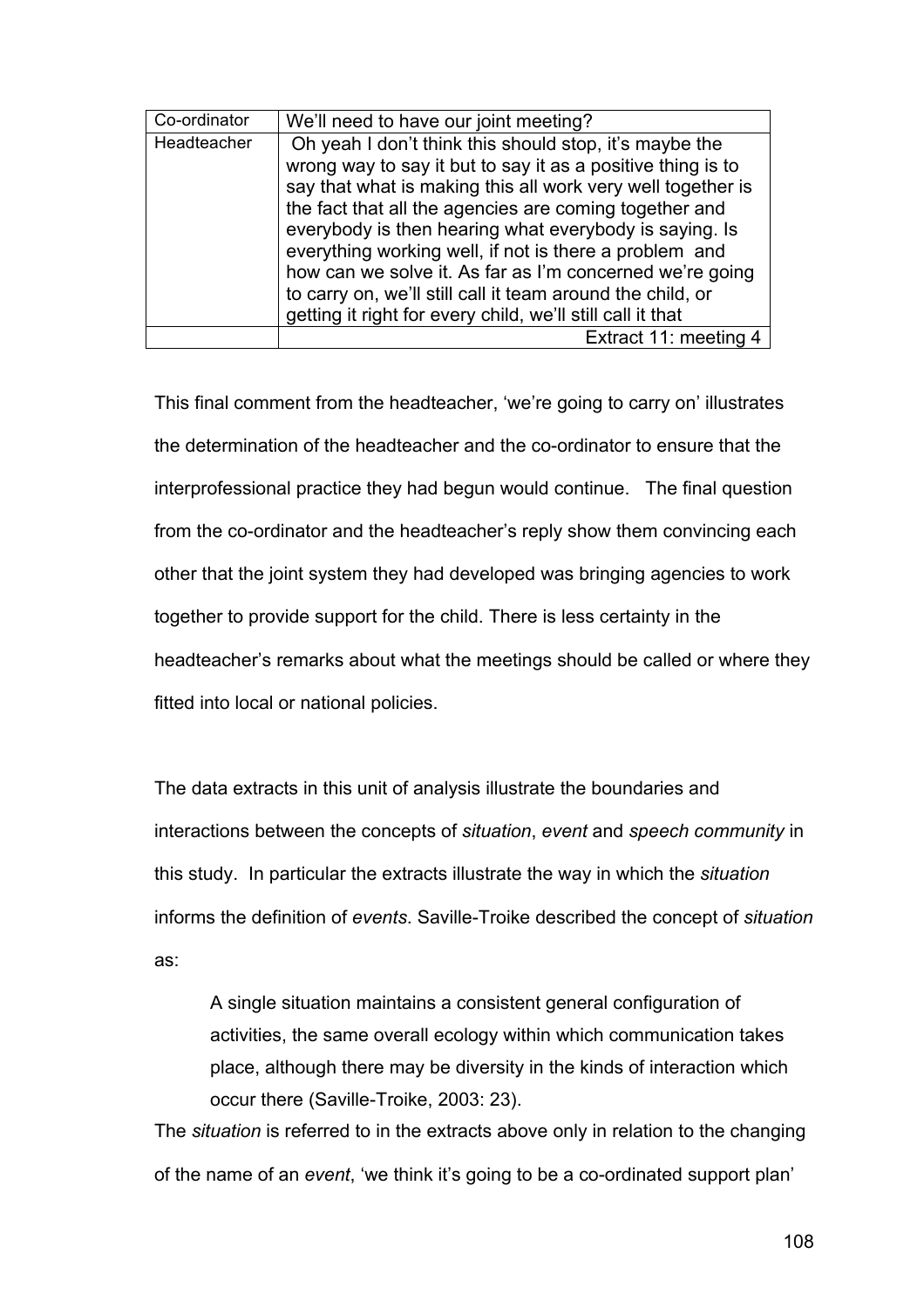| Co-ordinator | We'll need to have our joint meeting? |
|---|---|
| Headteacher | Oh yeah I don't think this should stop, it's maybe the wrong way to say it but to say it as a positive thing is to say that what is making this all work very well together is the fact that all the agencies are coming together and everybody is then hearing what everybody is saying. Is everything working well, if not is there a problem and how can we solve it. As far as I'm concerned we're going to carry on, we'll still call it team around the child, or getting it right for every child, we'll still call it that |
| | Extract 11: meeting 4 |

This final comment from the headteacher, 'we're going to carry on' illustrates the determination of the headteacher and the co-ordinator to ensure that the interprofessional practice they had begun would continue. The final question from the co-ordinator and the headteacher's reply show them convincing each other that the joint system they had developed was bringing agencies to work together to provide support for the child. There is less certainty in the headteacher's remarks about what the meetings should be called or where they fitted into local or national policies.

The data extracts in this unit of analysis illustrate the boundaries and interactions between the concepts of *situation*, *event* and *speech community* in this study. In particular the extracts illustrate the way in which the *situation* informs the definition of *events*. Saville-Troike described the concept of *situation* as:

> A single situation maintains a consistent general configuration of activities, the same overall ecology within which communication takes place, although there may be diversity in the kinds of interaction which occur there (Saville-Troike, 2003: 23).

The *situation* is referred to in the extracts above only in relation to the changing of the name of an *event*, 'we think it's going to be a co-ordinated support plan'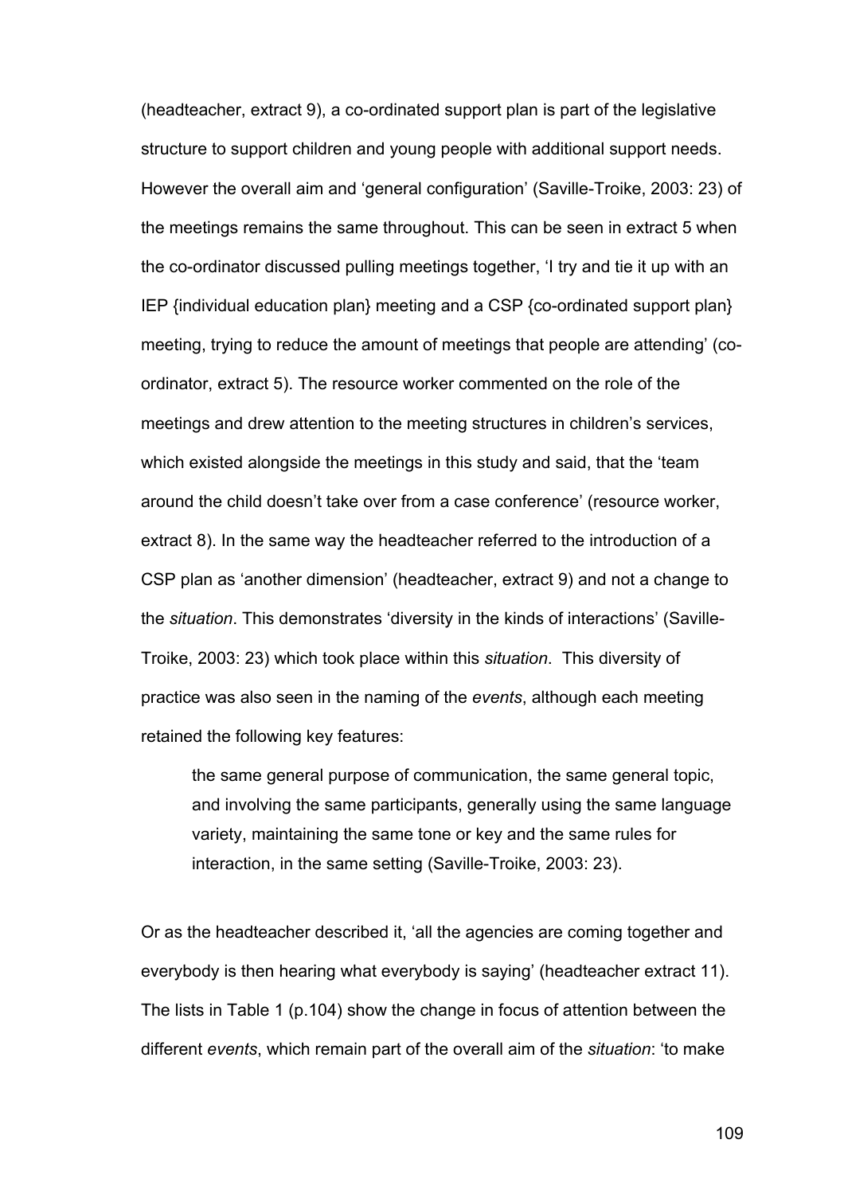(headteacher, extract 9), a co-ordinated support plan is part of the legislative structure to support children and young people with additional support needs. However the overall aim and 'general configuration' (Saville-Troike, 2003: 23) of the meetings remains the same throughout. This can be seen in extract 5 when the co-ordinator discussed pulling meetings together, 'I try and tie it up with an IEP {individual education plan} meeting and a CSP {co-ordinated support plan} meeting, trying to reduce the amount of meetings that people are attending' (co-ordinator, extract 5). The resource worker commented on the role of the meetings and drew attention to the meeting structures in children's services, which existed alongside the meetings in this study and said, that the 'team around the child doesn't take over from a case conference' (resource worker, extract 8). In the same way the headteacher referred to the introduction of a CSP plan as 'another dimension' (headteacher, extract 9) and not a change to the *situation*. This demonstrates 'diversity in the kinds of interactions' (Saville-Troike, 2003: 23) which took place within this *situation*.  This diversity of practice was also seen in the naming of the *events*, although each meeting retained the following key features:

> the same general purpose of communication, the same general topic, and involving the same participants, generally using the same language variety, maintaining the same tone or key and the same rules for interaction, in the same setting (Saville-Troike, 2003: 23).

Or as the headteacher described it, 'all the agencies are coming together and everybody is then hearing what everybody is saying' (headteacher extract 11). The lists in Table 1 (p.104) show the change in focus of attention between the different *events*, which remain part of the overall aim of the *situation*: 'to make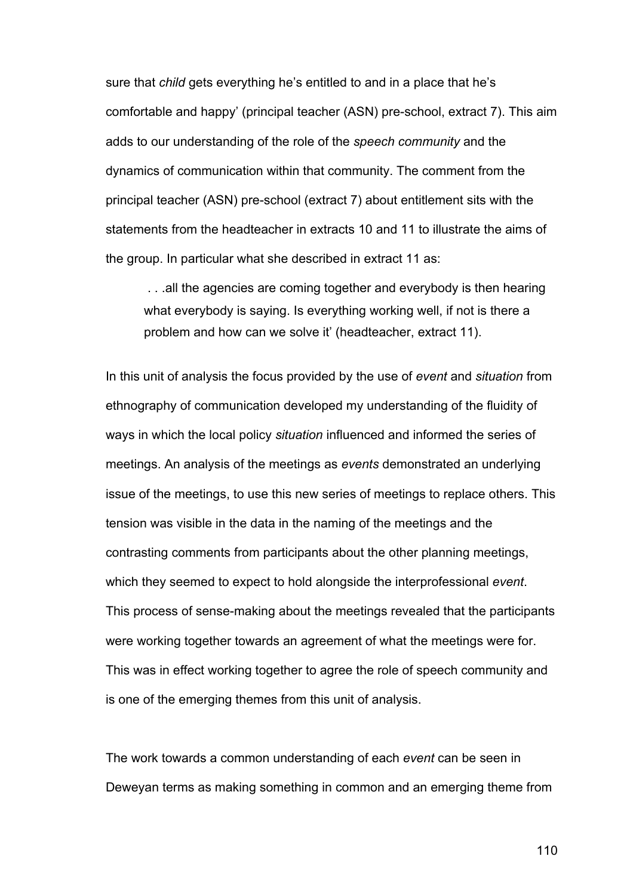sure that *child* gets everything he's entitled to and in a place that he's comfortable and happy' (principal teacher (ASN) pre-school, extract 7). This aim adds to our understanding of the role of the *speech community* and the dynamics of communication within that community. The comment from the principal teacher (ASN) pre-school (extract 7) about entitlement sits with the statements from the headteacher in extracts 10 and 11 to illustrate the aims of the group. In particular what she described in extract 11 as:

> . . .all the agencies are coming together and everybody is then hearing what everybody is saying. Is everything working well, if not is there a problem and how can we solve it' (headteacher, extract 11).

In this unit of analysis the focus provided by the use of *event* and *situation* from ethnography of communication developed my understanding of the fluidity of ways in which the local policy *situation* influenced and informed the series of meetings. An analysis of the meetings as *events* demonstrated an underlying issue of the meetings, to use this new series of meetings to replace others. This tension was visible in the data in the naming of the meetings and the contrasting comments from participants about the other planning meetings, which they seemed to expect to hold alongside the interprofessional *event*. This process of sense-making about the meetings revealed that the participants were working together towards an agreement of what the meetings were for. This was in effect working together to agree the role of speech community and is one of the emerging themes from this unit of analysis.

The work towards a common understanding of each *event* can be seen in Deweyan terms as making something in common and an emerging theme from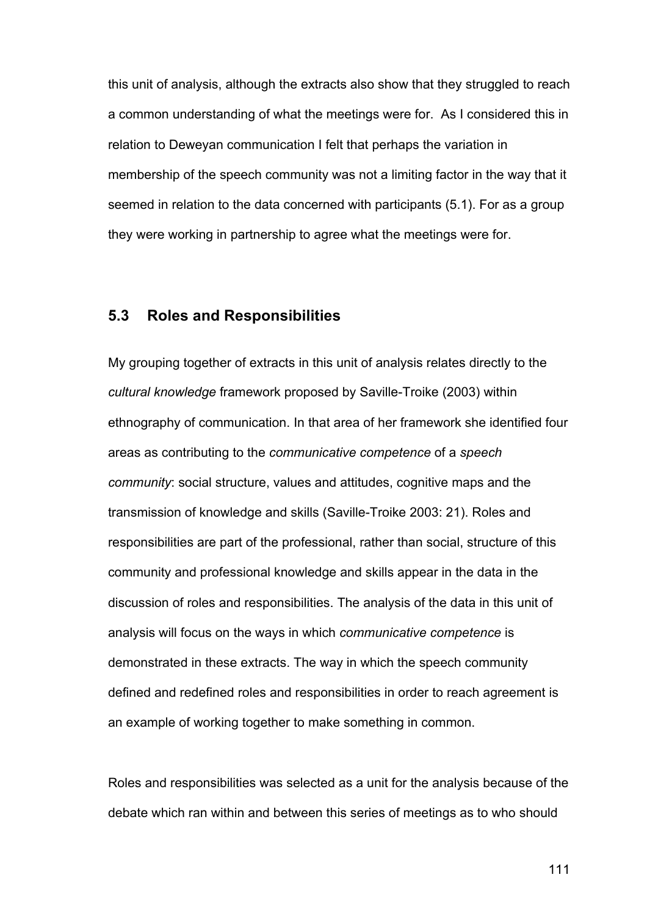this unit of analysis, although the extracts also show that they struggled to reach a common understanding of what the meetings were for. As I considered this in relation to Deweyan communication I felt that perhaps the variation in membership of the speech community was not a limiting factor in the way that it seemed in relation to the data concerned with participants (5.1). For as a group they were working in partnership to agree what the meetings were for.

## 5.3 Roles and Responsibilities

My grouping together of extracts in this unit of analysis relates directly to the *cultural knowledge* framework proposed by Saville-Troike (2003) within ethnography of communication. In that area of her framework she identified four areas as contributing to the *communicative competence* of a *speech community*: social structure, values and attitudes, cognitive maps and the transmission of knowledge and skills (Saville-Troike 2003: 21). Roles and responsibilities are part of the professional, rather than social, structure of this community and professional knowledge and skills appear in the data in the discussion of roles and responsibilities. The analysis of the data in this unit of analysis will focus on the ways in which *communicative competence* is demonstrated in these extracts. The way in which the speech community defined and redefined roles and responsibilities in order to reach agreement is an example of working together to make something in common.

Roles and responsibilities was selected as a unit for the analysis because of the debate which ran within and between this series of meetings as to who should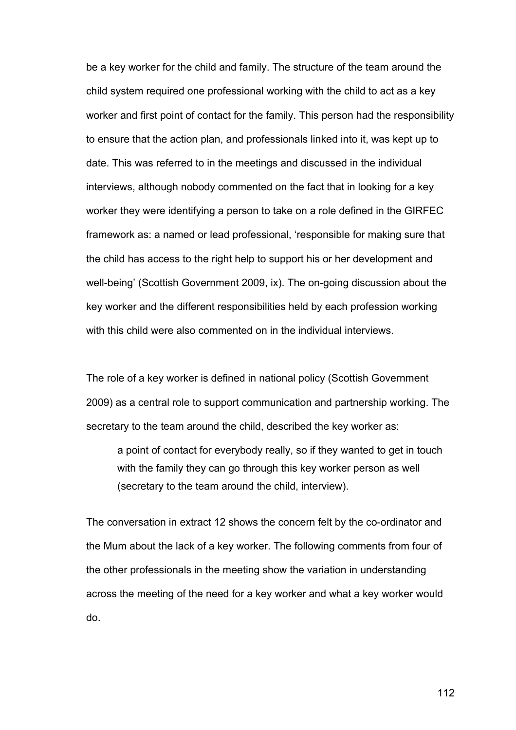be a key worker for the child and family. The structure of the team around the child system required one professional working with the child to act as a key worker and first point of contact for the family. This person had the responsibility to ensure that the action plan, and professionals linked into it, was kept up to date. This was referred to in the meetings and discussed in the individual interviews, although nobody commented on the fact that in looking for a key worker they were identifying a person to take on a role defined in the GIRFEC framework as: a named or lead professional, 'responsible for making sure that the child has access to the right help to support his or her development and well-being' (Scottish Government 2009, ix). The on-going discussion about the key worker and the different responsibilities held by each profession working with this child were also commented on in the individual interviews.

The role of a key worker is defined in national policy (Scottish Government 2009) as a central role to support communication and partnership working. The secretary to the team around the child, described the key worker as:

> a point of contact for everybody really, so if they wanted to get in touch with the family they can go through this key worker person as well (secretary to the team around the child, interview).

The conversation in extract 12 shows the concern felt by the co-ordinator and the Mum about the lack of a key worker. The following comments from four of the other professionals in the meeting show the variation in understanding across the meeting of the need for a key worker and what a key worker would do.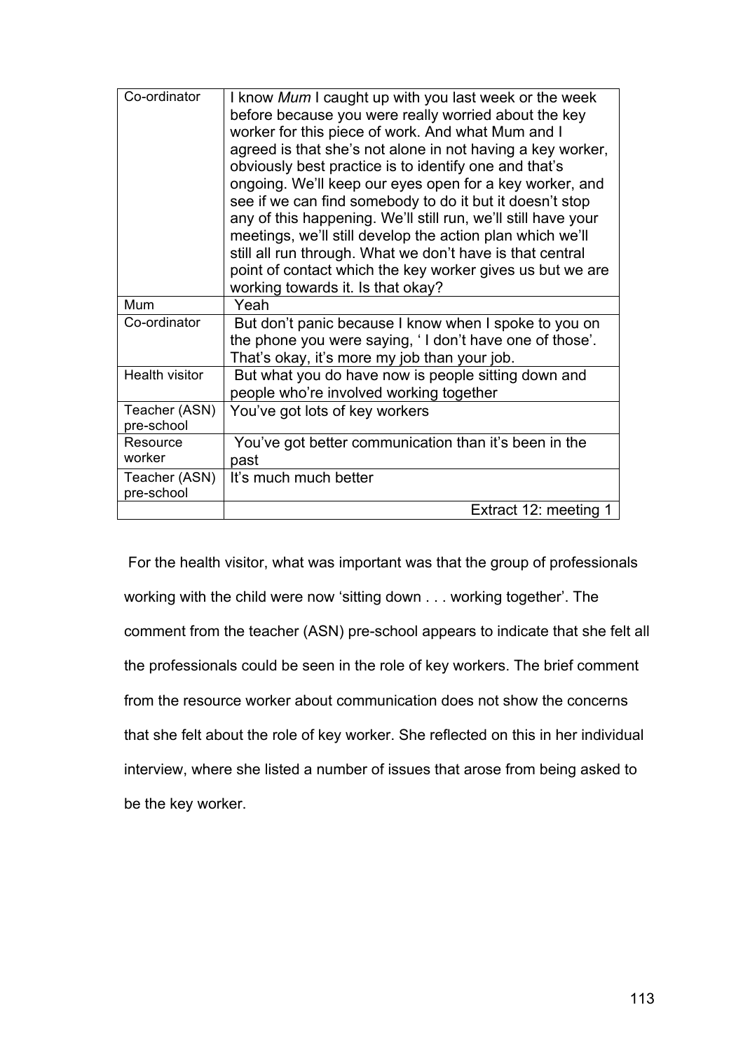| Co-ordinator | I know *Mum* I caught up with you last week or the week before because you were really worried about the key worker for this piece of work. And what Mum and I agreed is that she's not alone in not having a key worker, obviously best practice is to identify one and that's ongoing. We'll keep our eyes open for a key worker, and see if we can find somebody to do it but it doesn't stop any of this happening. We'll still run, we'll still have your meetings, we'll still develop the action plan which we'll still all run through. What we don't have is that central point of contact which the key worker gives us but we are working towards it. Is that okay? |
|---|---|
| Mum | Yeah |
| Co-ordinator | But don't panic because I know when I spoke to you on the phone you were saying, ' I don't have one of those'. That's okay, it's more my job than your job. |
| Health visitor | But what you do have now is people sitting down and people who're involved working together |
| Teacher (ASN) pre-school | You've got lots of key workers |
| Resource worker | You've got better communication than it's been in the past |
| Teacher (ASN) pre-school | It's much much better |
| | Extract 12: meeting 1 |

For the health visitor, what was important was that the group of professionals working with the child were now 'sitting down . . . working together'. The comment from the teacher (ASN) pre-school appears to indicate that she felt all the professionals could be seen in the role of key workers. The brief comment from the resource worker about communication does not show the concerns that she felt about the role of key worker. She reflected on this in her individual interview, where she listed a number of issues that arose from being asked to be the key worker.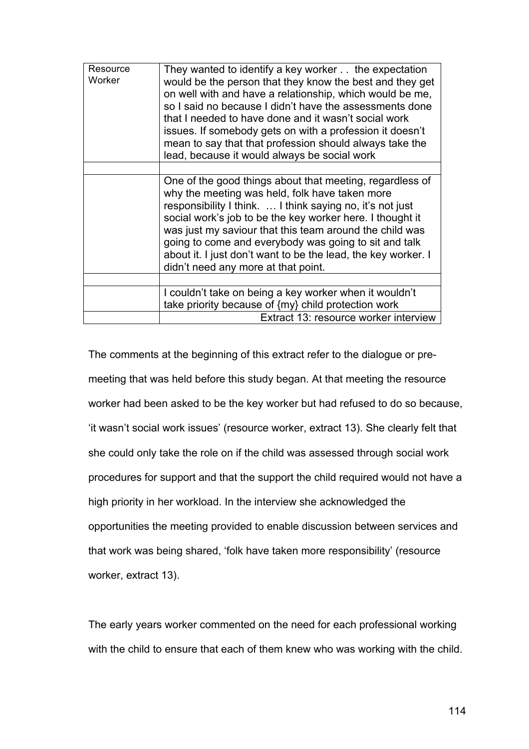| Resource Worker | They wanted to identify a key worker . . the expectation would be the person that they know the best and they get on well with and have a relationship, which would be me, so I said no because I didn't have the assessments done that I needed to have done and it wasn't social work issues. If somebody gets on with a profession it doesn't mean to say that that profession should always take the lead, because it would always be social work |
|---|---|
| | |
| | One of the good things about that meeting, regardless of why the meeting was held, folk have taken more responsibility I think. … I think saying no, it's not just social work's job to be the key worker here. I thought it was just my saviour that this team around the child was going to come and everybody was going to sit and talk about it. I just don't want to be the lead, the key worker. I didn't need any more at that point. |
| | |
| | I couldn't take on being a key worker when it wouldn't take priority because of {my} child protection work |
| | Extract 13: resource worker interview |

The comments at the beginning of this extract refer to the dialogue or pre-meeting that was held before this study began. At that meeting the resource worker had been asked to be the key worker but had refused to do so because, 'it wasn't social work issues' (resource worker, extract 13). She clearly felt that she could only take the role on if the child was assessed through social work procedures for support and that the support the child required would not have a high priority in her workload. In the interview she acknowledged the opportunities the meeting provided to enable discussion between services and that work was being shared, 'folk have taken more responsibility' (resource worker, extract 13).

The early years worker commented on the need for each professional working with the child to ensure that each of them knew who was working with the child.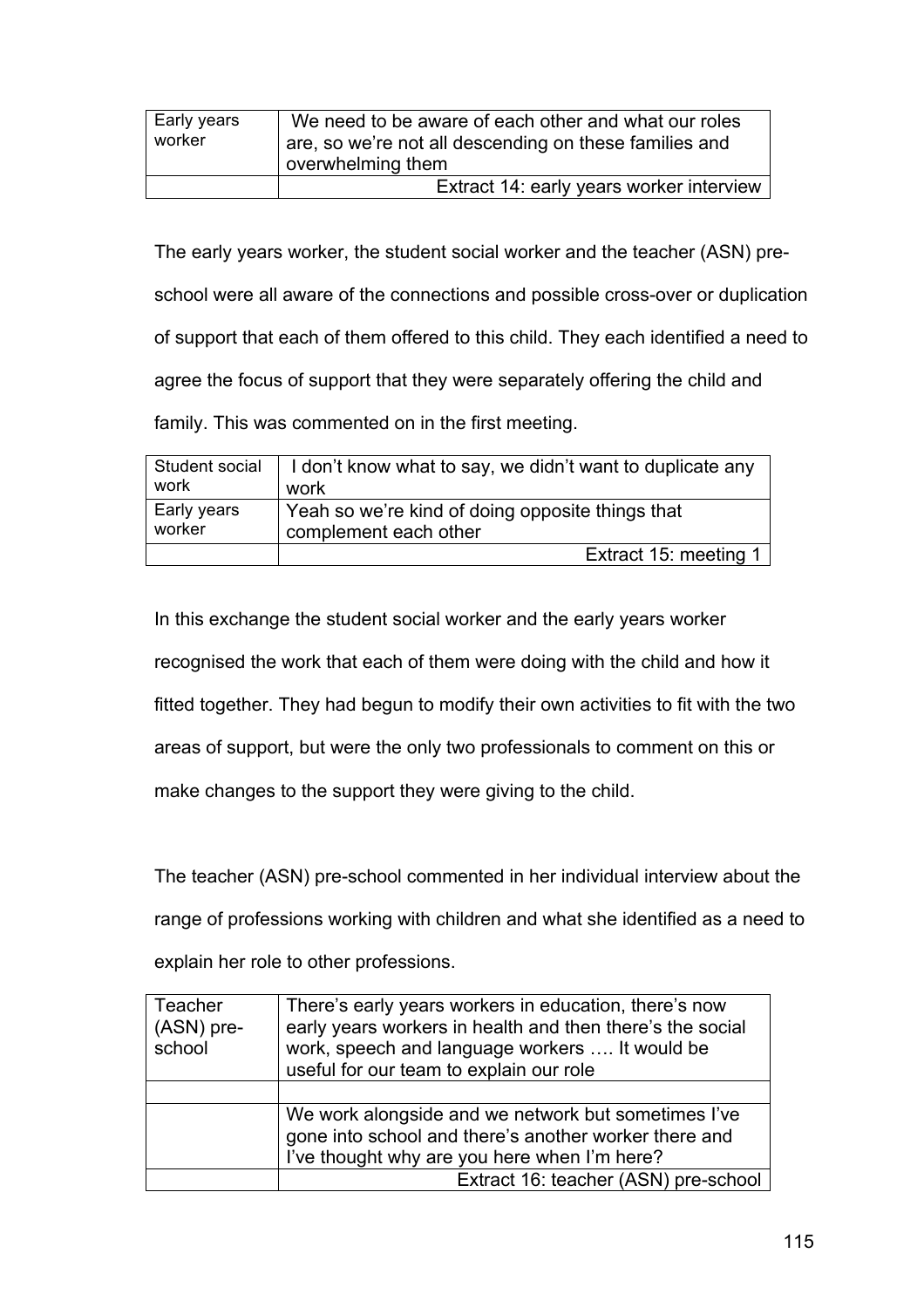| Early years worker | We need to be aware of each other and what our roles are, so we're not all descending on these families and overwhelming them |
|---|---|
| | Extract 14: early years worker interview |

The early years worker, the student social worker and the teacher (ASN) pre-school were all aware of the connections and possible cross-over or duplication of support that each of them offered to this child. They each identified a need to agree the focus of support that they were separately offering the child and family. This was commented on in the first meeting.

| Student social work | I don't know what to say, we didn't want to duplicate any work |
|---|---|
| Early years worker | Yeah so we're kind of doing opposite things that complement each other |
| | Extract 15: meeting 1 |

In this exchange the student social worker and the early years worker recognised the work that each of them were doing with the child and how it fitted together. They had begun to modify their own activities to fit with the two areas of support, but were the only two professionals to comment on this or make changes to the support they were giving to the child.

The teacher (ASN) pre-school commented in her individual interview about the range of professions working with children and what she identified as a need to explain her role to other professions.

| Teacher (ASN) pre-school | There's early years workers in education, there's now early years workers in health and then there's the social work, speech and language workers …. It would be useful for our team to explain our role |
|---|---|
| | |
| | We work alongside and we network but sometimes I've gone into school and there's another worker there and I've thought why are you here when I'm here? |
| | Extract 16: teacher (ASN) pre-school |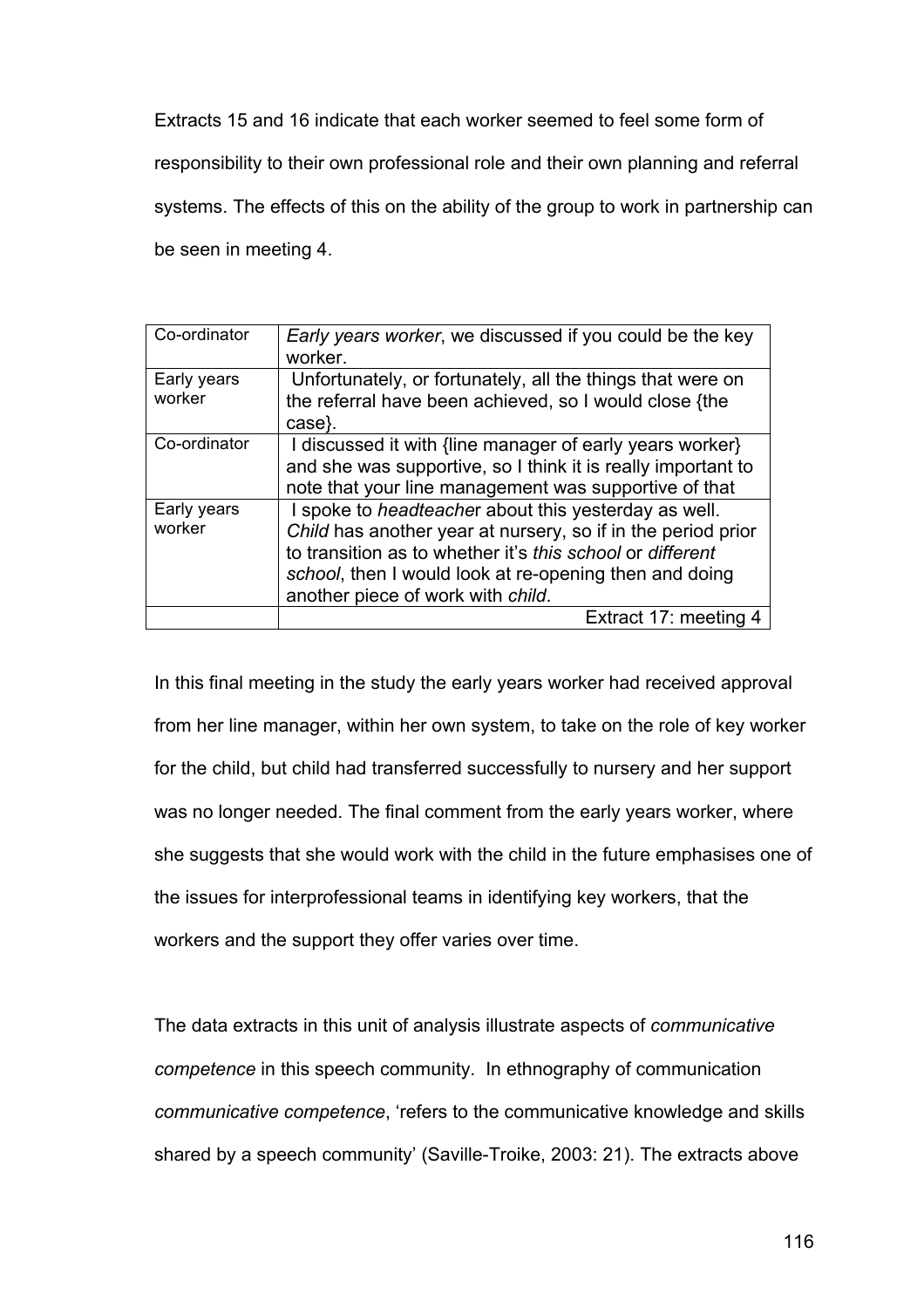Extracts 15 and 16 indicate that each worker seemed to feel some form of responsibility to their own professional role and their own planning and referral systems. The effects of this on the ability of the group to work in partnership can be seen in meeting 4.

| Co-ordinator | *Early years worker*, we discussed if you could be the key worker. |
|---|---|
| Early years worker | Unfortunately, or fortunately, all the things that were on the referral have been achieved, so I would close {the case}. |
| Co-ordinator | I discussed it with {line manager of early years worker} and she was supportive, so I think it is really important to note that your line management was supportive of that |
| Early years worker | I spoke to *headteacher* about this yesterday as well. *Child* has another year at nursery, so if in the period prior to transition as to whether it's *this school* or *different school*, then I would look at re-opening then and doing another piece of work with *child*. |
| | Extract 17: meeting 4 |

In this final meeting in the study the early years worker had received approval from her line manager, within her own system, to take on the role of key worker for the child, but child had transferred successfully to nursery and her support was no longer needed. The final comment from the early years worker, where she suggests that she would work with the child in the future emphasises one of the issues for interprofessional teams in identifying key workers, that the workers and the support they offer varies over time.

The data extracts in this unit of analysis illustrate aspects of *communicative competence* in this speech community. In ethnography of communication *communicative competence*, 'refers to the communicative knowledge and skills shared by a speech community' (Saville-Troike, 2003: 21). The extracts above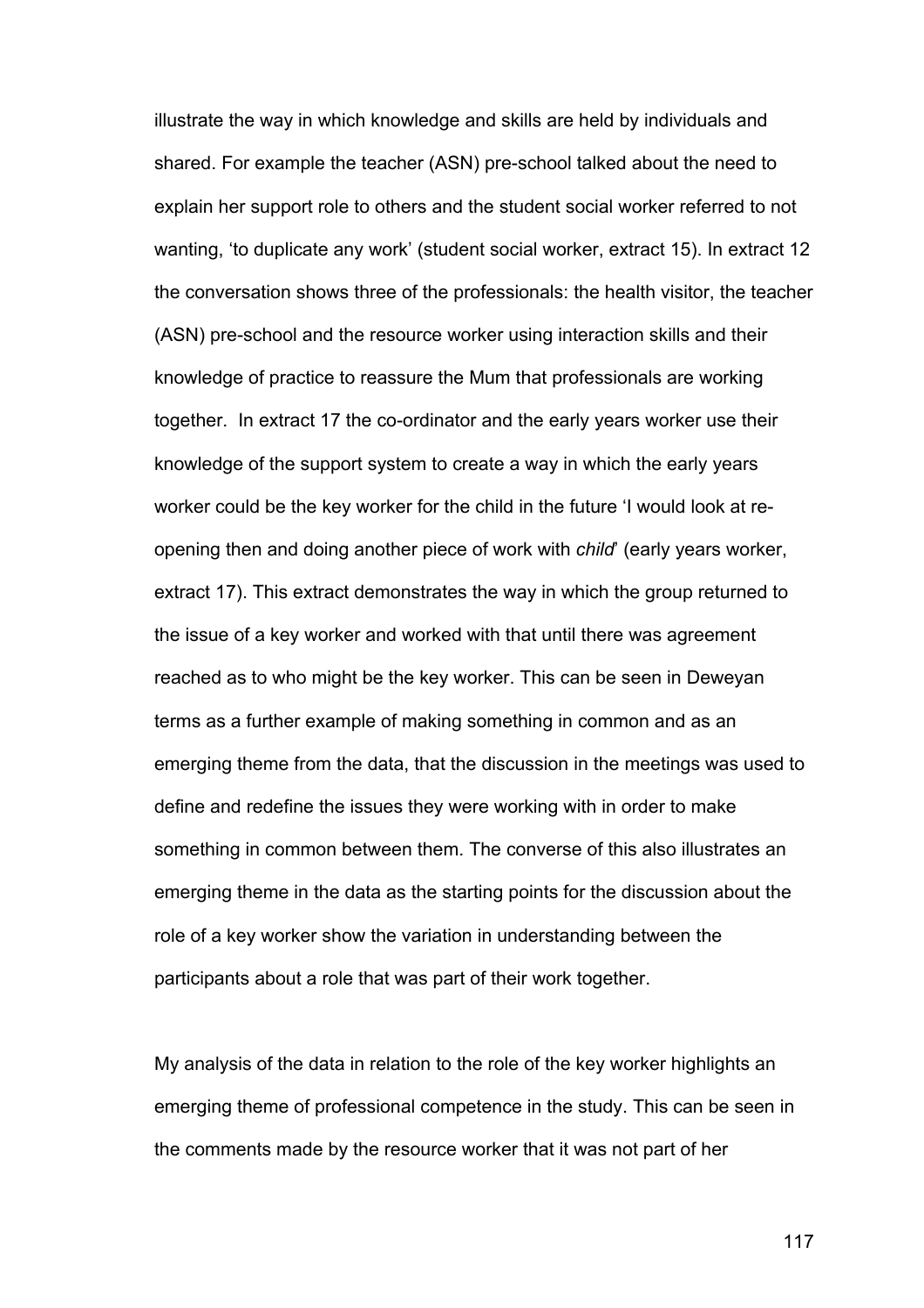illustrate the way in which knowledge and skills are held by individuals and shared. For example the teacher (ASN) pre-school talked about the need to explain her support role to others and the student social worker referred to not wanting, 'to duplicate any work' (student social worker, extract 15). In extract 12 the conversation shows three of the professionals: the health visitor, the teacher (ASN) pre-school and the resource worker using interaction skills and their knowledge of practice to reassure the Mum that professionals are working together. In extract 17 the co-ordinator and the early years worker use their knowledge of the support system to create a way in which the early years worker could be the key worker for the child in the future 'I would look at re-opening then and doing another piece of work with *child*' (early years worker, extract 17). This extract demonstrates the way in which the group returned to the issue of a key worker and worked with that until there was agreement reached as to who might be the key worker. This can be seen in Deweyan terms as a further example of making something in common and as an emerging theme from the data, that the discussion in the meetings was used to define and redefine the issues they were working with in order to make something in common between them. The converse of this also illustrates an emerging theme in the data as the starting points for the discussion about the role of a key worker show the variation in understanding between the participants about a role that was part of their work together.

My analysis of the data in relation to the role of the key worker highlights an emerging theme of professional competence in the study. This can be seen in the comments made by the resource worker that it was not part of her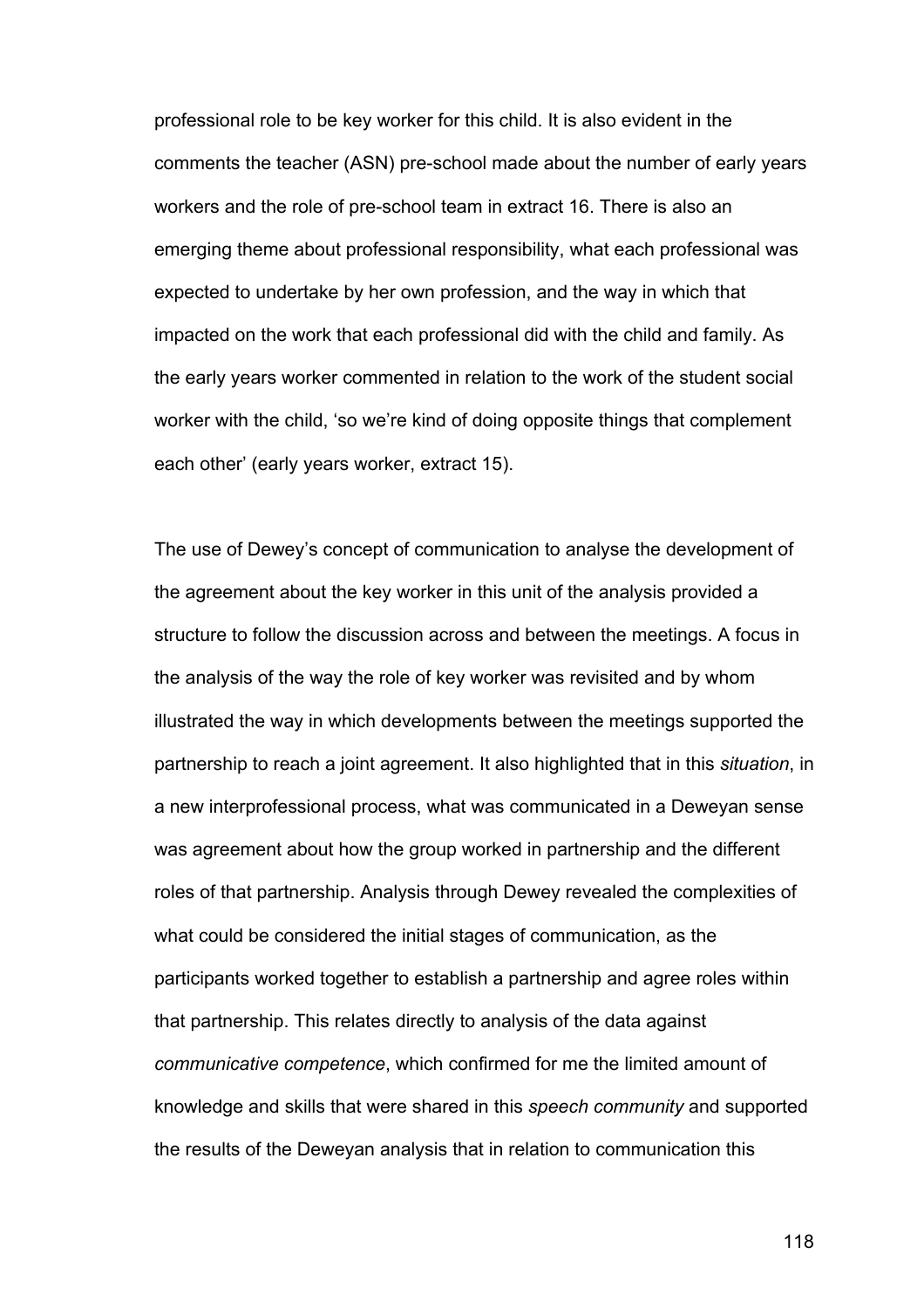professional role to be key worker for this child. It is also evident in the comments the teacher (ASN) pre-school made about the number of early years workers and the role of pre-school team in extract 16. There is also an emerging theme about professional responsibility, what each professional was expected to undertake by her own profession, and the way in which that impacted on the work that each professional did with the child and family. As the early years worker commented in relation to the work of the student social worker with the child, 'so we're kind of doing opposite things that complement each other' (early years worker, extract 15).

The use of Dewey's concept of communication to analyse the development of the agreement about the key worker in this unit of the analysis provided a structure to follow the discussion across and between the meetings. A focus in the analysis of the way the role of key worker was revisited and by whom illustrated the way in which developments between the meetings supported the partnership to reach a joint agreement. It also highlighted that in this *situation*, in a new interprofessional process, what was communicated in a Deweyan sense was agreement about how the group worked in partnership and the different roles of that partnership. Analysis through Dewey revealed the complexities of what could be considered the initial stages of communication, as the participants worked together to establish a partnership and agree roles within that partnership. This relates directly to analysis of the data against *communicative competence*, which confirmed for me the limited amount of knowledge and skills that were shared in this *speech community* and supported the results of the Deweyan analysis that in relation to communication this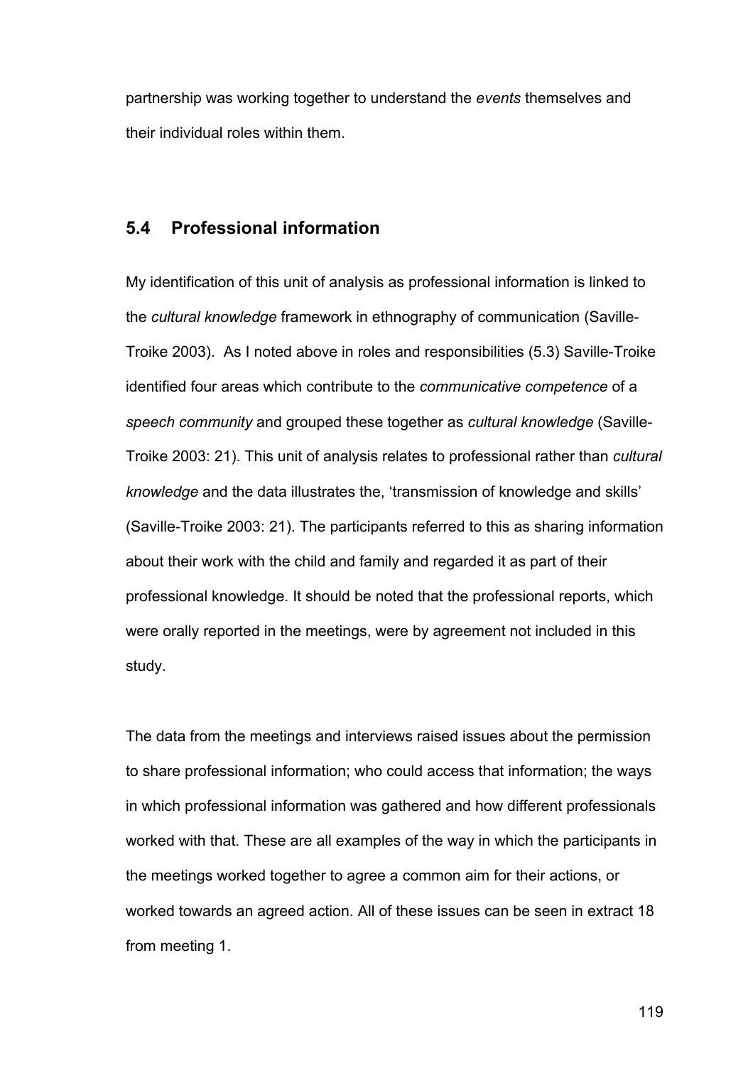partnership was working together to understand the *events* themselves and their individual roles within them.

## 5.4 Professional information

My identification of this unit of analysis as professional information is linked to the *cultural knowledge* framework in ethnography of communication (Saville-Troike 2003). As I noted above in roles and responsibilities (5.3) Saville-Troike identified four areas which contribute to the *communicative competence* of a *speech community* and grouped these together as *cultural knowledge* (Saville-Troike 2003: 21). This unit of analysis relates to professional rather than *cultural knowledge* and the data illustrates the, 'transmission of knowledge and skills' (Saville-Troike 2003: 21). The participants referred to this as sharing information about their work with the child and family and regarded it as part of their professional knowledge. It should be noted that the professional reports, which were orally reported in the meetings, were by agreement not included in this study.

The data from the meetings and interviews raised issues about the permission to share professional information; who could access that information; the ways in which professional information was gathered and how different professionals worked with that. These are all examples of the way in which the participants in the meetings worked together to agree a common aim for their actions, or worked towards an agreed action. All of these issues can be seen in extract 18 from meeting 1.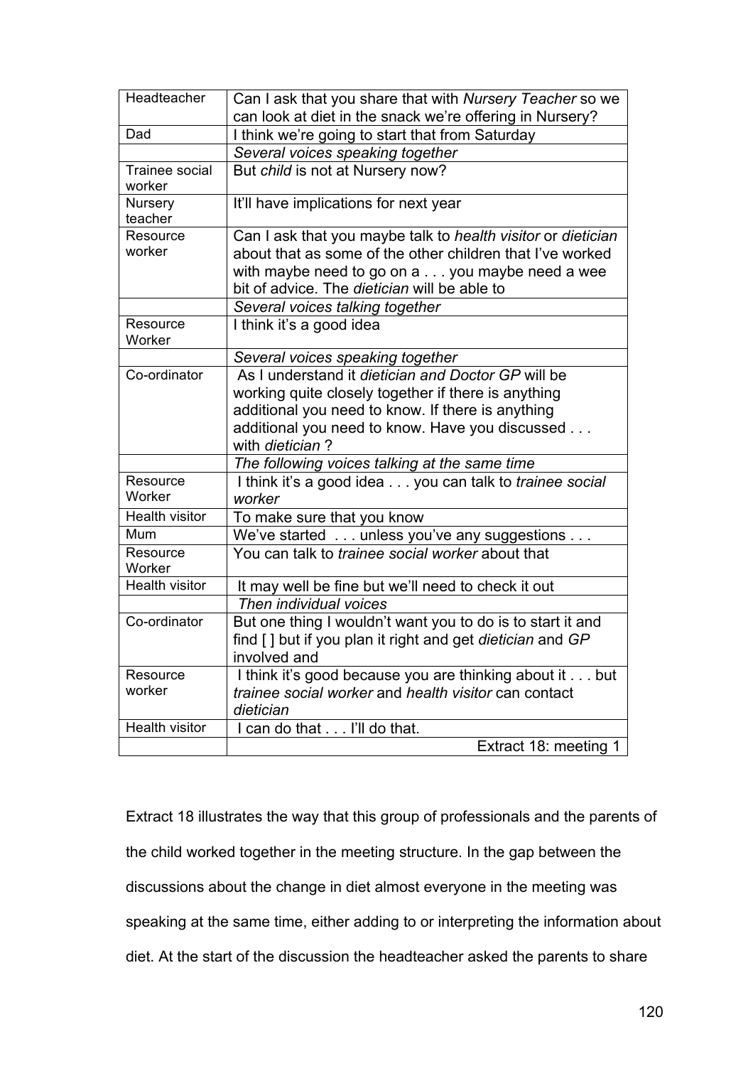| | |
|---|---|
| Headteacher | Can I ask that you share that with *Nursery Teacher* so we can look at diet in the snack we're offering in Nursery? |
| Dad | I think we're going to start that from Saturday |
| | *Several voices speaking together* |
| Trainee social worker | But *child* is not at Nursery now? |
| Nursery teacher | It'll have implications for next year |
| Resource worker | Can I ask that you maybe talk to *health visitor* or *dietician* about that as some of the other children that I've worked with maybe need to go on a . . . you maybe need a wee bit of advice. The *dietician* will be able to |
| | *Several voices talking together* |
| Resource Worker | I think it's a good idea |
| | *Several voices speaking together* |
| Co-ordinator | As I understand it *dietician and Doctor GP* will be working quite closely together if there is anything additional you need to know. If there is anything additional you need to know. Have you discussed . . . with *dietician* ? |
| | *The following voices talking at the same time* |
| Resource Worker | I think it's a good idea . . . you can talk to *trainee social worker* |
| Health visitor | To make sure that you know |
| Mum | We've started . . . unless you've any suggestions . . . |
| Resource Worker | You can talk to *trainee social worker* about that |
| Health visitor | It may well be fine but we'll need to check it out |
| | *Then individual voices* |
| Co-ordinator | But one thing I wouldn't want you to do is to start it and find [ ] but if you plan it right and get *dietician* and *GP* involved and |
| Resource worker | I think it's good because you are thinking about it . . . but *trainee social worker* and *health visitor* can contact *dietician* |
| Health visitor | I can do that . . . I'll do that. |
| | Extract 18: meeting 1 |

Extract 18 illustrates the way that this group of professionals and the parents of the child worked together in the meeting structure. In the gap between the discussions about the change in diet almost everyone in the meeting was speaking at the same time, either adding to or interpreting the information about diet. At the start of the discussion the headteacher asked the parents to share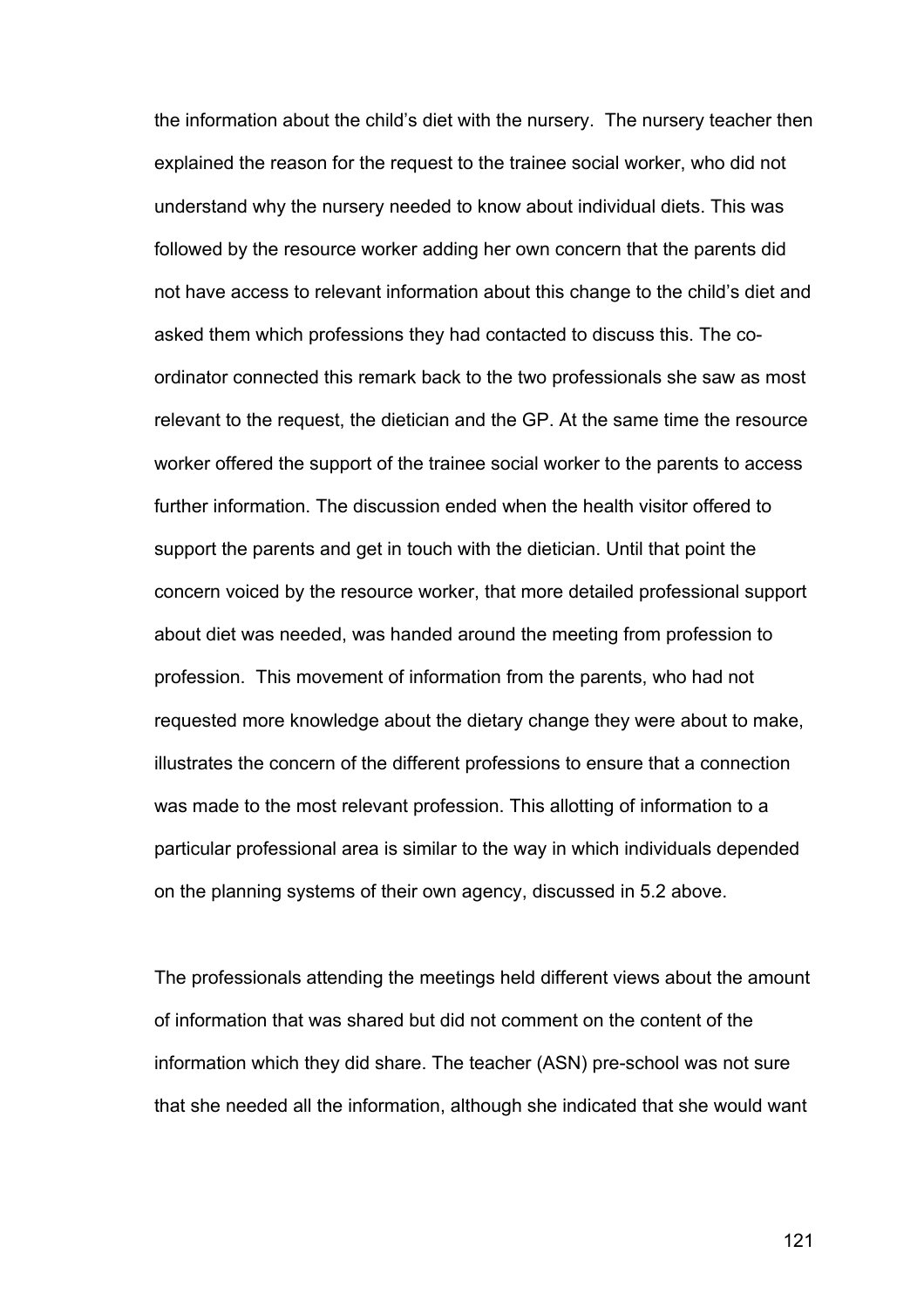the information about the child's diet with the nursery.  The nursery teacher then explained the reason for the request to the trainee social worker, who did not understand why the nursery needed to know about individual diets. This was followed by the resource worker adding her own concern that the parents did not have access to relevant information about this change to the child's diet and asked them which professions they had contacted to discuss this. The co-ordinator connected this remark back to the two professionals she saw as most relevant to the request, the dietician and the GP. At the same time the resource worker offered the support of the trainee social worker to the parents to access further information. The discussion ended when the health visitor offered to support the parents and get in touch with the dietician. Until that point the concern voiced by the resource worker, that more detailed professional support about diet was needed, was handed around the meeting from profession to profession.  This movement of information from the parents, who had not requested more knowledge about the dietary change they were about to make, illustrates the concern of the different professions to ensure that a connection was made to the most relevant profession. This allotting of information to a particular professional area is similar to the way in which individuals depended on the planning systems of their own agency, discussed in 5.2 above.

The professionals attending the meetings held different views about the amount of information that was shared but did not comment on the content of the information which they did share. The teacher (ASN) pre-school was not sure that she needed all the information, although she indicated that she would want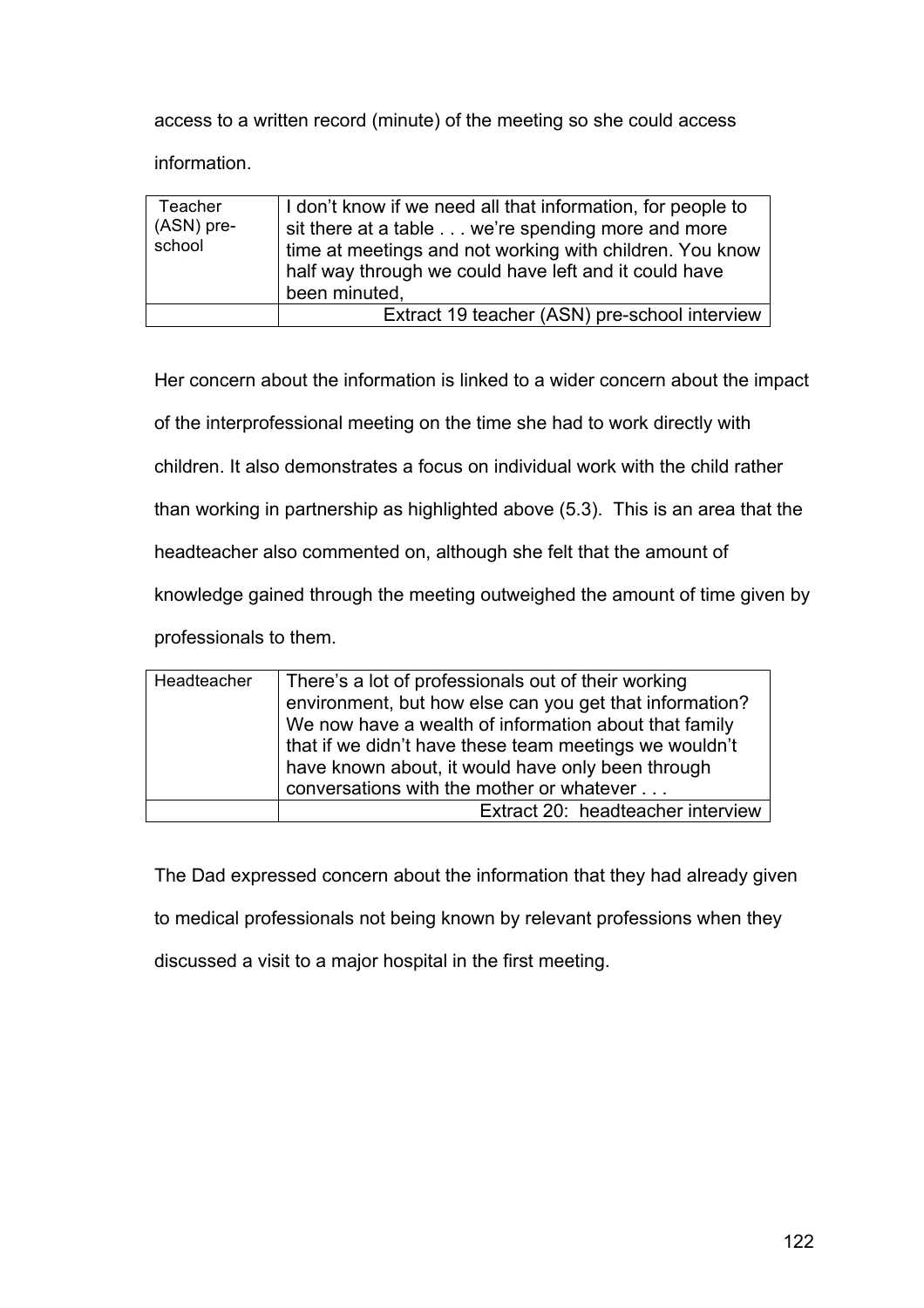access to a written record (minute) of the meeting so she could access information.

| Teacher (ASN) pre-school | I don't know if we need all that information, for people to sit there at a table . . . we're spending more and more time at meetings and not working with children. You know half way through we could have left and it could have been minuted, |
|---|---|
| | Extract 19 teacher (ASN) pre-school interview |

Her concern about the information is linked to a wider concern about the impact of the interprofessional meeting on the time she had to work directly with children. It also demonstrates a focus on individual work with the child rather than working in partnership as highlighted above (5.3). This is an area that the headteacher also commented on, although she felt that the amount of knowledge gained through the meeting outweighed the amount of time given by professionals to them.

| Headteacher | There's a lot of professionals out of their working environment, but how else can you get that information? We now have a wealth of information about that family that if we didn't have these team meetings we wouldn't have known about, it would have only been through conversations with the mother or whatever . . . |
|---|---|
| | Extract 20: headteacher interview |

The Dad expressed concern about the information that they had already given to medical professionals not being known by relevant professions when they discussed a visit to a major hospital in the first meeting.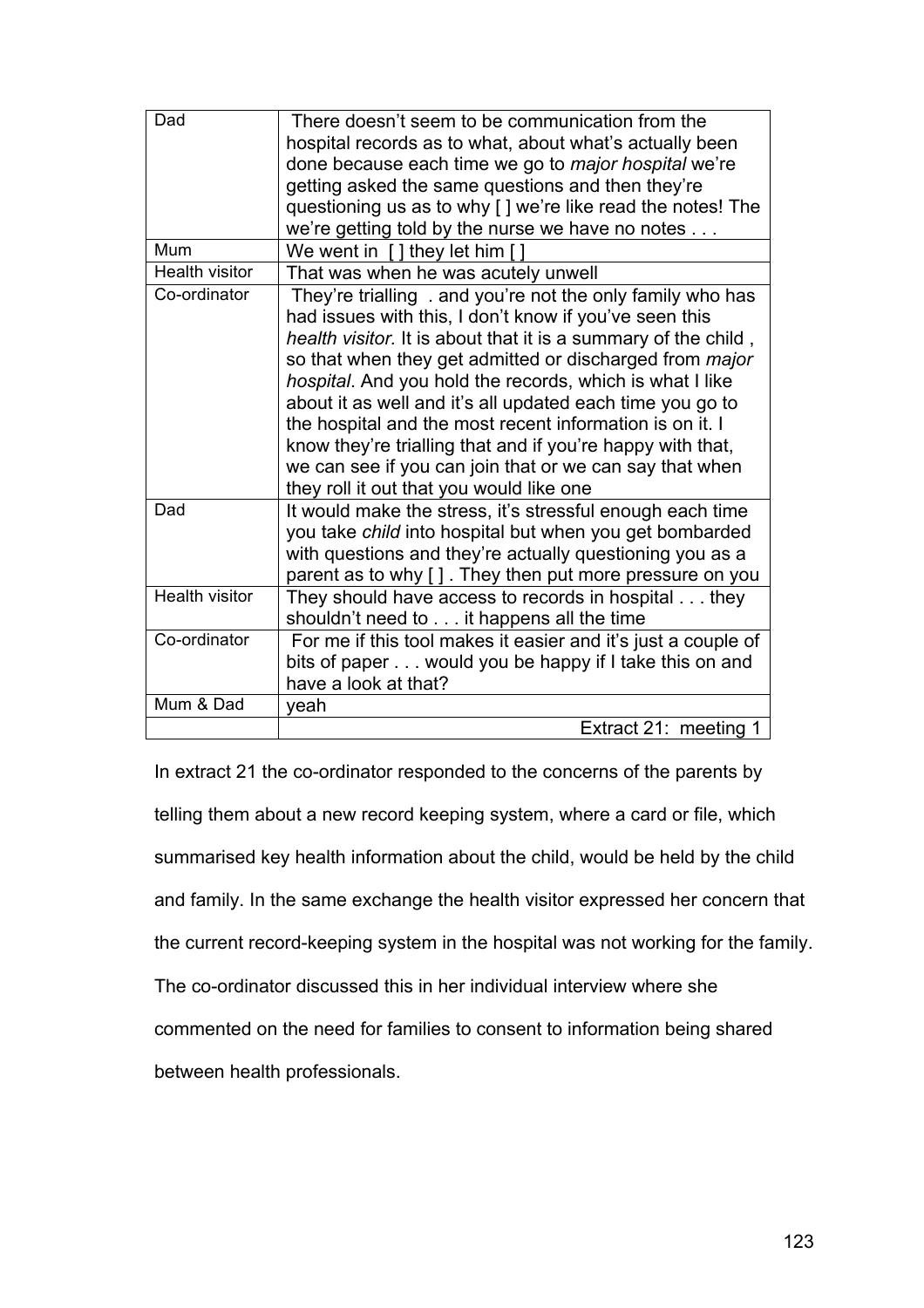| | |
|---|---|
| Dad | There doesn't seem to be communication from the hospital records as to what, about what's actually been done because each time we go to *major hospital* we're getting asked the same questions and then they're questioning us as to why [ ] we're like read the notes! The we're getting told by the nurse we have no notes . . . |
| Mum | We went in [ ] they let him [ ] |
| Health visitor | That was when he was acutely unwell |
| Co-ordinator | They're trialling . and you're not the only family who has had issues with this, I don't know if you've seen this *health visitor.* It is about that it is a summary of the child , so that when they get admitted or discharged from *major hospital*. And you hold the records, which is what I like about it as well and it's all updated each time you go to the hospital and the most recent information is on it. I know they're trialling that and if you're happy with that, we can see if you can join that or we can say that when they roll it out that you would like one |
| Dad | It would make the stress, it's stressful enough each time you take *child* into hospital but when you get bombarded with questions and they're actually questioning you as a parent as to why [ ] . They then put more pressure on you |
| Health visitor | They should have access to records in hospital . . . they shouldn't need to . . . it happens all the time |
| Co-ordinator | For me if this tool makes it easier and it's just a couple of bits of paper . . . would you be happy if I take this on and have a look at that? |
| Mum & Dad | yeah |
| | Extract 21: meeting 1 |

In extract 21 the co-ordinator responded to the concerns of the parents by telling them about a new record keeping system, where a card or file, which summarised key health information about the child, would be held by the child and family. In the same exchange the health visitor expressed her concern that the current record-keeping system in the hospital was not working for the family. The co-ordinator discussed this in her individual interview where she commented on the need for families to consent to information being shared between health professionals.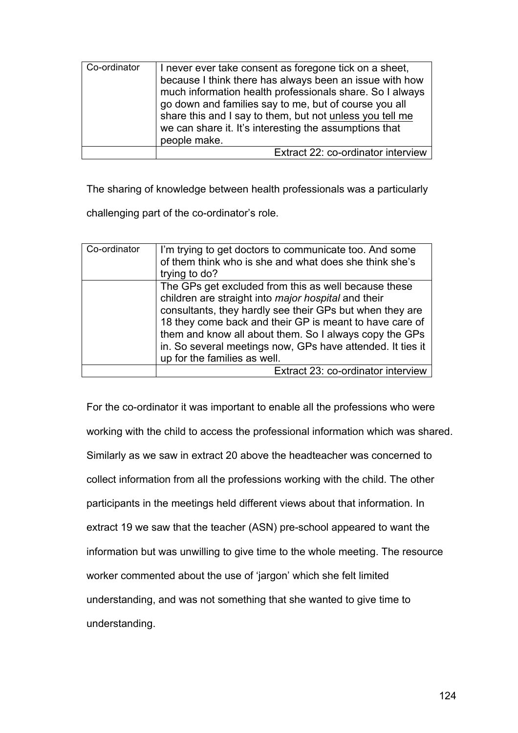| Co-ordinator | I never ever take consent as foregone tick on a sheet, because I think there has always been an issue with how much information health professionals share. So I always go down and families say to me, but of course you all share this and I say to them, but not <u>unless you tell me</u> we can share it. It's interesting the assumptions that people make. |
|---|---|
| | Extract 22: co-ordinator interview |

The sharing of knowledge between health professionals was a particularly challenging part of the co-ordinator's role.

| Co-ordinator | I'm trying to get doctors to communicate too. And some of them think who is she and what does she think she's trying to do? |
|---|---|
| | The GPs get excluded from this as well because these children are straight into *major hospital* and their consultants, they hardly see their GPs but when they are 18 they come back and their GP is meant to have care of them and know all about them. So I always copy the GPs in. So several meetings now, GPs have attended. It ties it up for the families as well. |
| | Extract 23: co-ordinator interview |

For the co-ordinator it was important to enable all the professions who were working with the child to access the professional information which was shared. Similarly as we saw in extract 20 above the headteacher was concerned to collect information from all the professions working with the child. The other participants in the meetings held different views about that information. In extract 19 we saw that the teacher (ASN) pre-school appeared to want the information but was unwilling to give time to the whole meeting. The resource worker commented about the use of 'jargon' which she felt limited understanding, and was not something that she wanted to give time to understanding.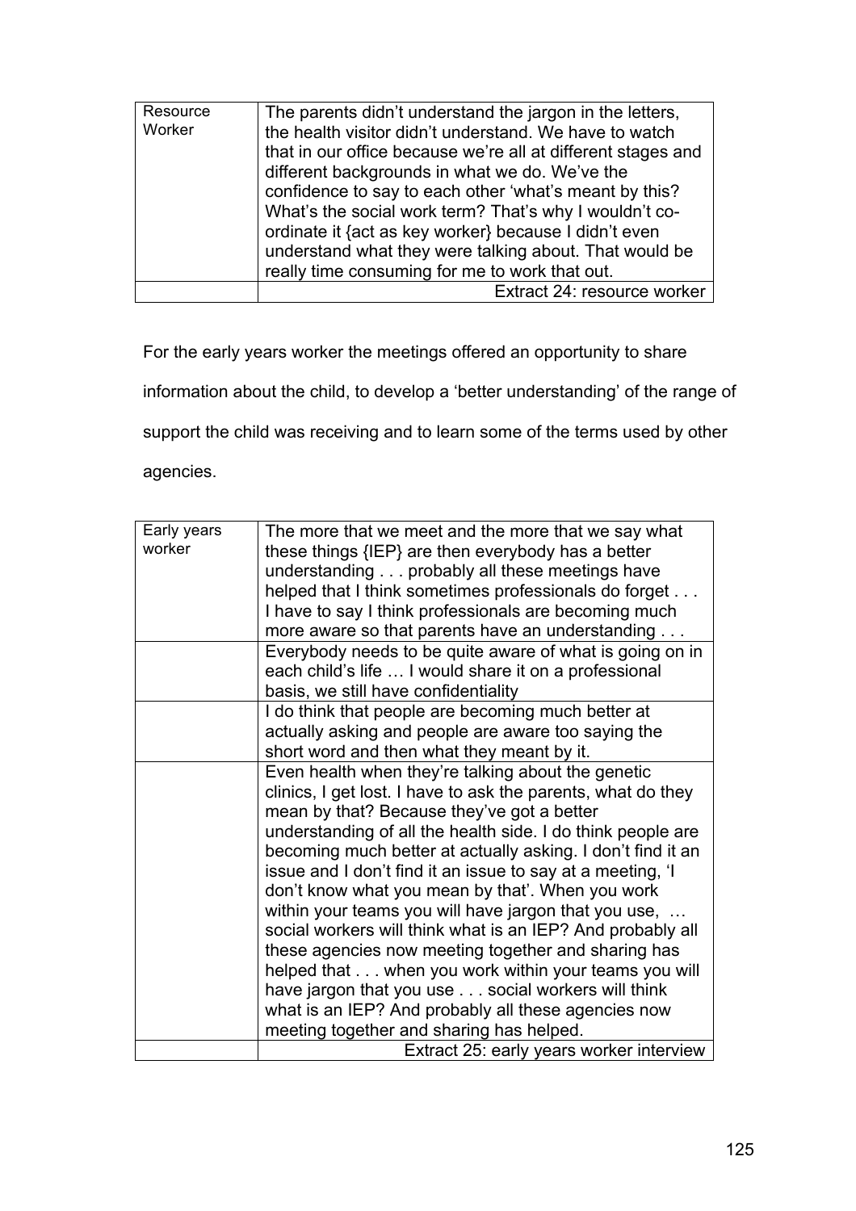| Resource Worker | The parents didn't understand the jargon in the letters, the health visitor didn't understand. We have to watch that in our office because we're all at different stages and different backgrounds in what we do. We've the confidence to say to each other 'what's meant by this? What's the social work term? That's why I wouldn't co-ordinate it {act as key worker} because I didn't even understand what they were talking about. That would be really time consuming for me to work that out. |
|---|---|
| | Extract 24: resource worker |

For the early years worker the meetings offered an opportunity to share information about the child, to develop a 'better understanding' of the range of support the child was receiving and to learn some of the terms used by other agencies.

| Early years worker | The more that we meet and the more that we say what these things {IEP} are then everybody has a better understanding . . . probably all these meetings have helped that I think sometimes professionals do forget . . . I have to say I think professionals are becoming much more aware so that parents have an understanding . . . |
|---|---|
| | Everybody needs to be quite aware of what is going on in each child's life … I would share it on a professional basis, we still have confidentiality |
| | I do think that people are becoming much better at actually asking and people are aware too saying the short word and then what they meant by it. |
| | Even health when they're talking about the genetic clinics, I get lost. I have to ask the parents, what do they mean by that? Because they've got a better understanding of all the health side. I do think people are becoming much better at actually asking. I don't find it an issue and I don't find it an issue to say at a meeting, 'I don't know what you mean by that'. When you work within your teams you will have jargon that you use, … social workers will think what is an IEP? And probably all these agencies now meeting together and sharing has helped that . . . when you work within your teams you will have jargon that you use . . . social workers will think what is an IEP? And probably all these agencies now meeting together and sharing has helped. |
| | Extract 25: early years worker interview |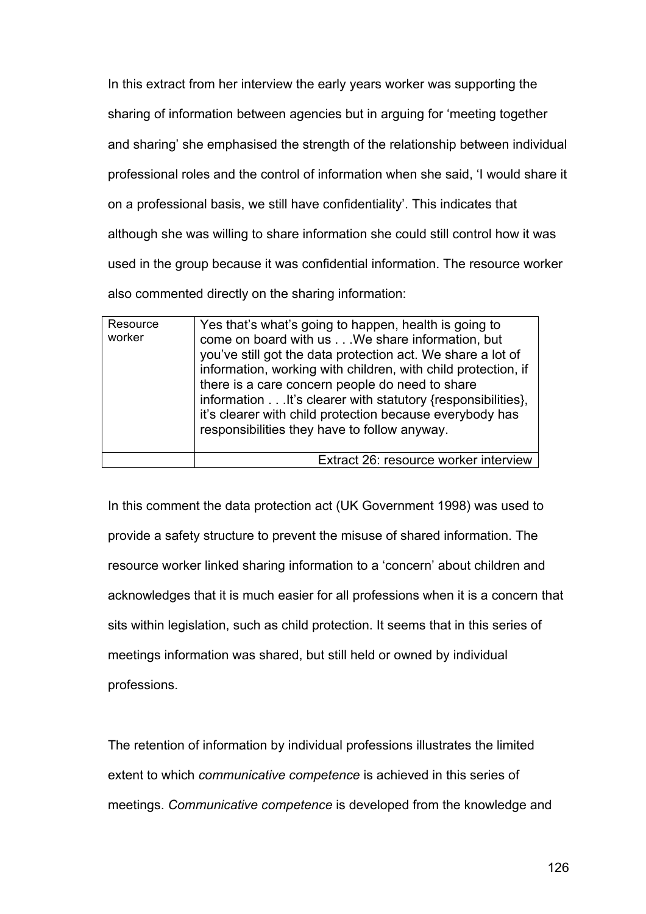In this extract from her interview the early years worker was supporting the sharing of information between agencies but in arguing for 'meeting together and sharing' she emphasised the strength of the relationship between individual professional roles and the control of information when she said, 'I would share it on a professional basis, we still have confidentiality'. This indicates that although she was willing to share information she could still control how it was used in the group because it was confidential information. The resource worker also commented directly on the sharing information:

| Resource worker | Yes that's what's going to happen, health is going to come on board with us . . .We share information, but you've still got the data protection act. We share a lot of information, working with children, with child protection, if there is a care concern people do need to share information . . .It's clearer with statutory {responsibilities}, it's clearer with child protection because everybody has responsibilities they have to follow anyway. |
|---|---|
| | Extract 26: resource worker interview |

In this comment the data protection act (UK Government 1998) was used to provide a safety structure to prevent the misuse of shared information. The resource worker linked sharing information to a 'concern' about children and acknowledges that it is much easier for all professions when it is a concern that sits within legislation, such as child protection. It seems that in this series of meetings information was shared, but still held or owned by individual professions.

The retention of information by individual professions illustrates the limited extent to which *communicative competence* is achieved in this series of meetings. *Communicative competence* is developed from the knowledge and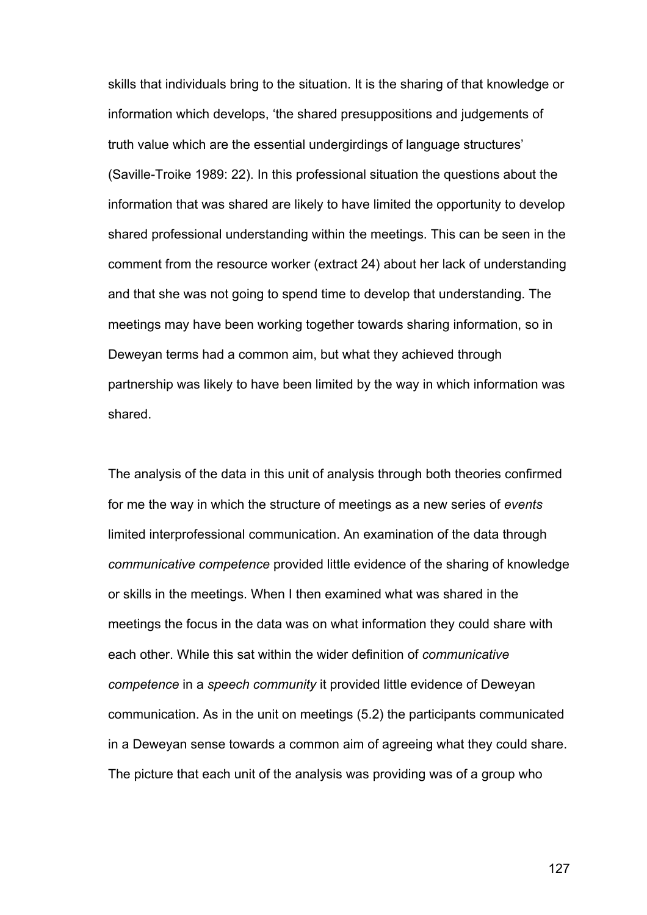skills that individuals bring to the situation. It is the sharing of that knowledge or information which develops, 'the shared presuppositions and judgements of truth value which are the essential undergirdings of language structures' (Saville-Troike 1989: 22). In this professional situation the questions about the information that was shared are likely to have limited the opportunity to develop shared professional understanding within the meetings. This can be seen in the comment from the resource worker (extract 24) about her lack of understanding and that she was not going to spend time to develop that understanding. The meetings may have been working together towards sharing information, so in Deweyan terms had a common aim, but what they achieved through partnership was likely to have been limited by the way in which information was shared.

The analysis of the data in this unit of analysis through both theories confirmed for me the way in which the structure of meetings as a new series of *events* limited interprofessional communication. An examination of the data through *communicative competence* provided little evidence of the sharing of knowledge or skills in the meetings. When I then examined what was shared in the meetings the focus in the data was on what information they could share with each other. While this sat within the wider definition of *communicative competence* in a *speech community* it provided little evidence of Deweyan communication. As in the unit on meetings (5.2) the participants communicated in a Deweyan sense towards a common aim of agreeing what they could share. The picture that each unit of the analysis was providing was of a group who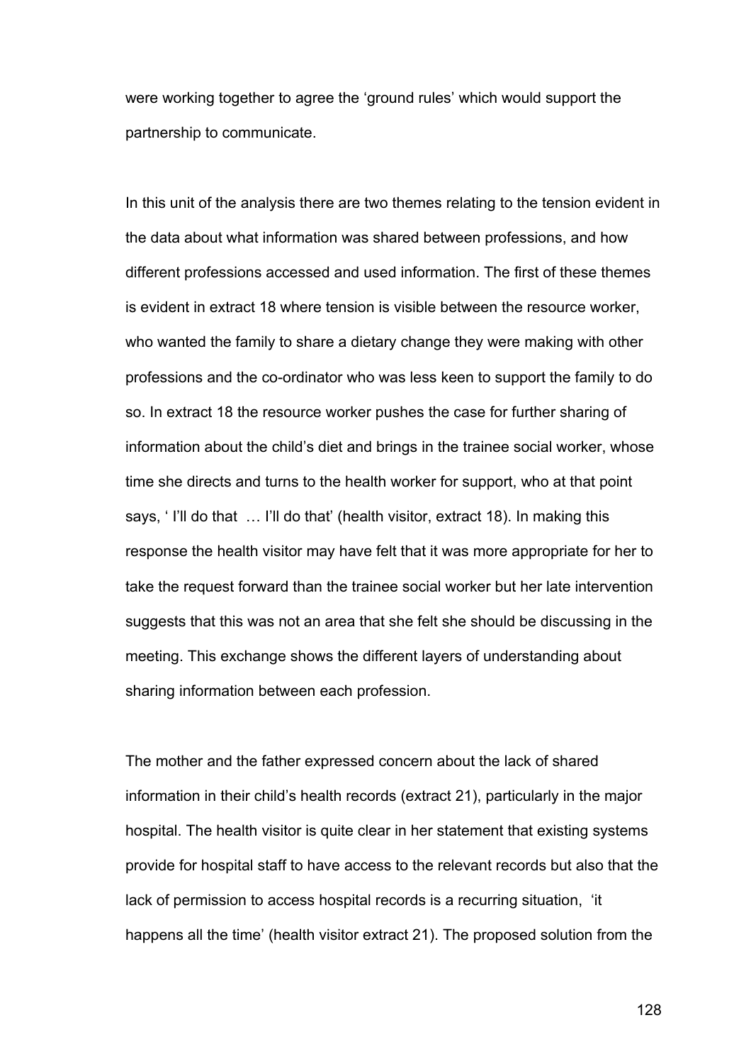were working together to agree the 'ground rules' which would support the partnership to communicate.

In this unit of the analysis there are two themes relating to the tension evident in the data about what information was shared between professions, and how different professions accessed and used information. The first of these themes is evident in extract 18 where tension is visible between the resource worker, who wanted the family to share a dietary change they were making with other professions and the co-ordinator who was less keen to support the family to do so. In extract 18 the resource worker pushes the case for further sharing of information about the child's diet and brings in the trainee social worker, whose time she directs and turns to the health worker for support, who at that point says, ' I'll do that … I'll do that' (health visitor, extract 18). In making this response the health visitor may have felt that it was more appropriate for her to take the request forward than the trainee social worker but her late intervention suggests that this was not an area that she felt she should be discussing in the meeting. This exchange shows the different layers of understanding about sharing information between each profession.

The mother and the father expressed concern about the lack of shared information in their child's health records (extract 21), particularly in the major hospital. The health visitor is quite clear in her statement that existing systems provide for hospital staff to have access to the relevant records but also that the lack of permission to access hospital records is a recurring situation, 'it happens all the time' (health visitor extract 21). The proposed solution from the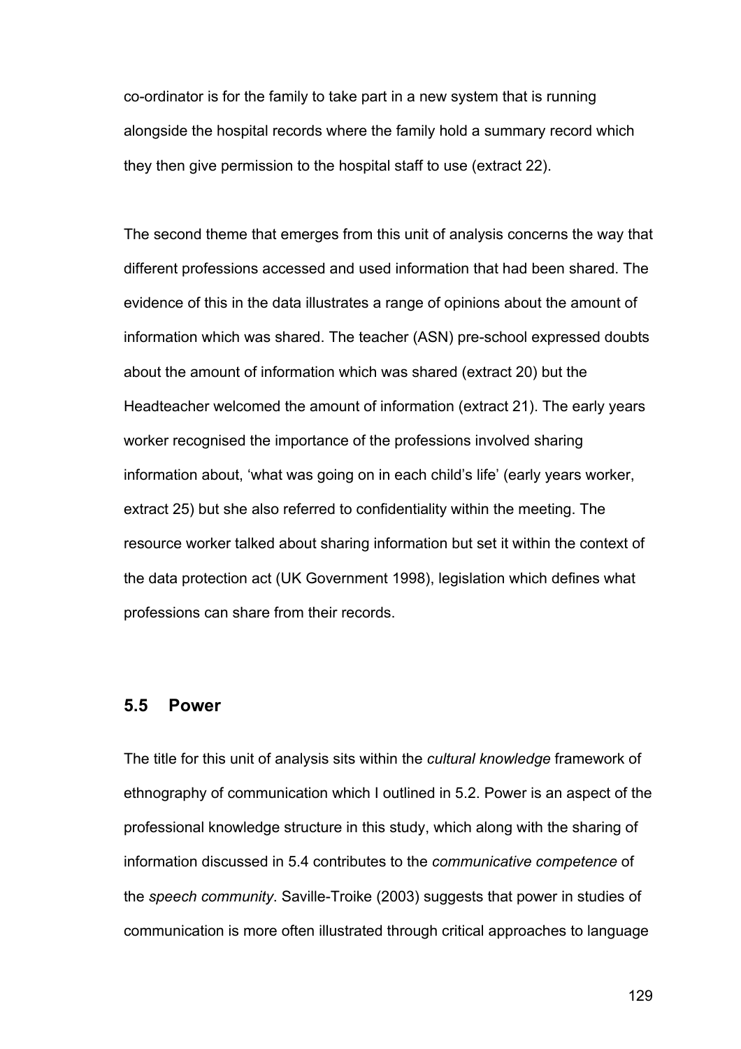co-ordinator is for the family to take part in a new system that is running alongside the hospital records where the family hold a summary record which they then give permission to the hospital staff to use (extract 22).

The second theme that emerges from this unit of analysis concerns the way that different professions accessed and used information that had been shared. The evidence of this in the data illustrates a range of opinions about the amount of information which was shared. The teacher (ASN) pre-school expressed doubts about the amount of information which was shared (extract 20) but the Headteacher welcomed the amount of information (extract 21). The early years worker recognised the importance of the professions involved sharing information about, 'what was going on in each child's life' (early years worker, extract 25) but she also referred to confidentiality within the meeting. The resource worker talked about sharing information but set it within the context of the data protection act (UK Government 1998), legislation which defines what professions can share from their records.

## 5.5 Power

The title for this unit of analysis sits within the *cultural knowledge* framework of ethnography of communication which I outlined in 5.2. Power is an aspect of the professional knowledge structure in this study, which along with the sharing of information discussed in 5.4 contributes to the *communicative competence* of the *speech community*. Saville-Troike (2003) suggests that power in studies of communication is more often illustrated through critical approaches to language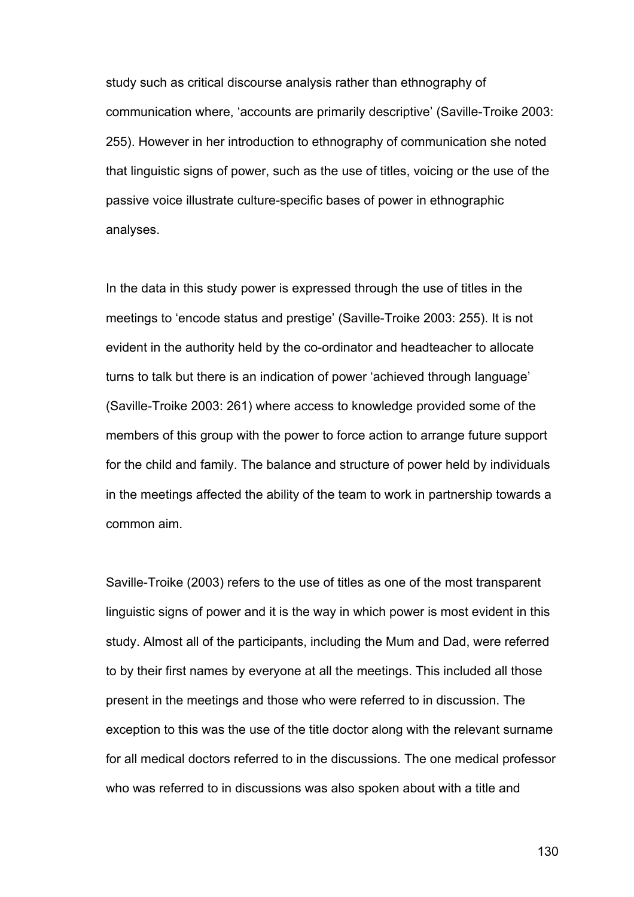study such as critical discourse analysis rather than ethnography of communication where, 'accounts are primarily descriptive' (Saville-Troike 2003: 255). However in her introduction to ethnography of communication she noted that linguistic signs of power, such as the use of titles, voicing or the use of the passive voice illustrate culture-specific bases of power in ethnographic analyses.

In the data in this study power is expressed through the use of titles in the meetings to 'encode status and prestige' (Saville-Troike 2003: 255). It is not evident in the authority held by the co-ordinator and headteacher to allocate turns to talk but there is an indication of power 'achieved through language' (Saville-Troike 2003: 261) where access to knowledge provided some of the members of this group with the power to force action to arrange future support for the child and family. The balance and structure of power held by individuals in the meetings affected the ability of the team to work in partnership towards a common aim.

Saville-Troike (2003) refers to the use of titles as one of the most transparent linguistic signs of power and it is the way in which power is most evident in this study. Almost all of the participants, including the Mum and Dad, were referred to by their first names by everyone at all the meetings. This included all those present in the meetings and those who were referred to in discussion. The exception to this was the use of the title doctor along with the relevant surname for all medical doctors referred to in the discussions. The one medical professor who was referred to in discussions was also spoken about with a title and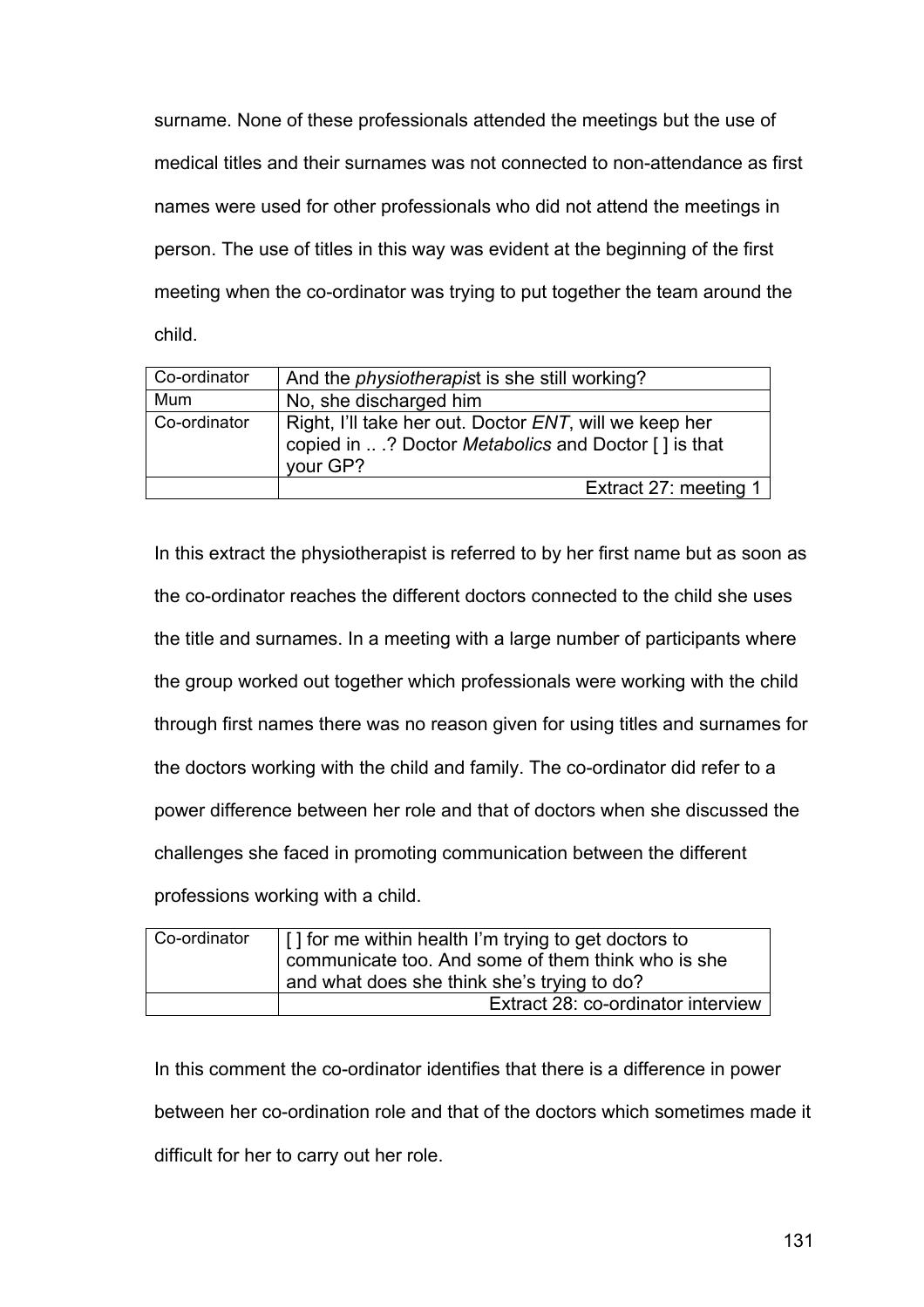surname. None of these professionals attended the meetings but the use of medical titles and their surnames was not connected to non-attendance as first names were used for other professionals who did not attend the meetings in person. The use of titles in this way was evident at the beginning of the first meeting when the co-ordinator was trying to put together the team around the child.

| Co-ordinator | And the *physiotherapis*t is she still working? |
|---|---|
| Mum | No, she discharged him |
| Co-ordinator | Right, I'll take her out. Doctor *ENT*, will we keep her copied in .. .? Doctor *Metabolics* and Doctor [ ] is that your GP? |
| | Extract 27: meeting 1 |

In this extract the physiotherapist is referred to by her first name but as soon as the co-ordinator reaches the different doctors connected to the child she uses the title and surnames. In a meeting with a large number of participants where the group worked out together which professionals were working with the child through first names there was no reason given for using titles and surnames for the doctors working with the child and family. The co-ordinator did refer to a power difference between her role and that of doctors when she discussed the challenges she faced in promoting communication between the different professions working with a child.

| Co-ordinator | [ ] for me within health I'm trying to get doctors to communicate too. And some of them think who is she and what does she think she's trying to do? |
|---|---|
| | Extract 28: co-ordinator interview |

In this comment the co-ordinator identifies that there is a difference in power between her co-ordination role and that of the doctors which sometimes made it difficult for her to carry out her role.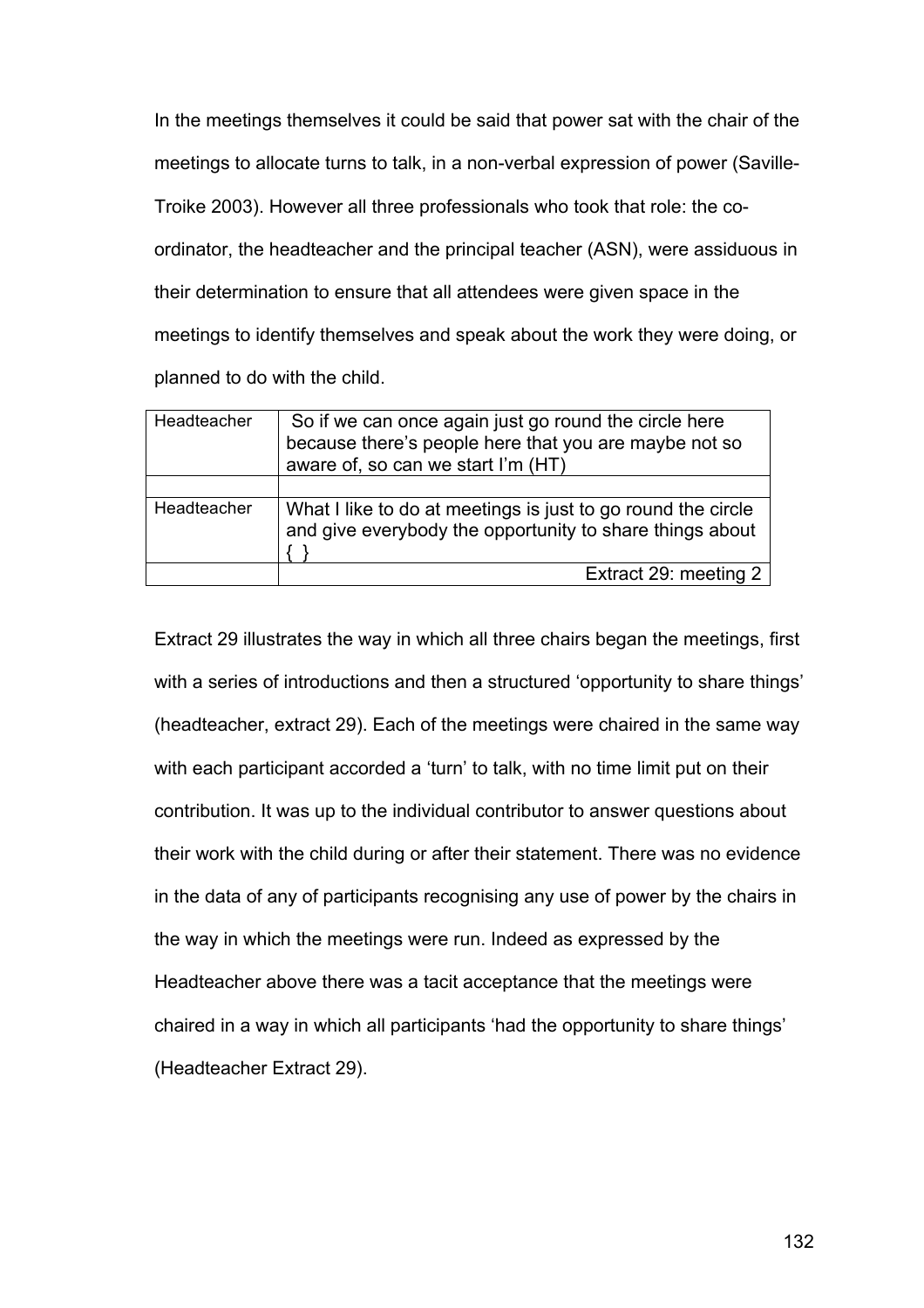In the meetings themselves it could be said that power sat with the chair of the meetings to allocate turns to talk, in a non-verbal expression of power (Saville-Troike 2003). However all three professionals who took that role: the co-ordinator, the headteacher and the principal teacher (ASN), were assiduous in their determination to ensure that all attendees were given space in the meetings to identify themselves and speak about the work they were doing, or planned to do with the child.

| | |
|---|---|
| Headteacher | So if we can once again just go round the circle here because there's people here that you are maybe not so aware of, so can we start I'm (HT) |
| | |
| Headteacher | What I like to do at meetings is just to go round the circle and give everybody the opportunity to share things about { } |
| | Extract 29: meeting 2 |

Extract 29 illustrates the way in which all three chairs began the meetings, first with a series of introductions and then a structured 'opportunity to share things' (headteacher, extract 29). Each of the meetings were chaired in the same way with each participant accorded a 'turn' to talk, with no time limit put on their contribution. It was up to the individual contributor to answer questions about their work with the child during or after their statement. There was no evidence in the data of any of participants recognising any use of power by the chairs in the way in which the meetings were run. Indeed as expressed by the Headteacher above there was a tacit acceptance that the meetings were chaired in a way in which all participants 'had the opportunity to share things' (Headteacher Extract 29).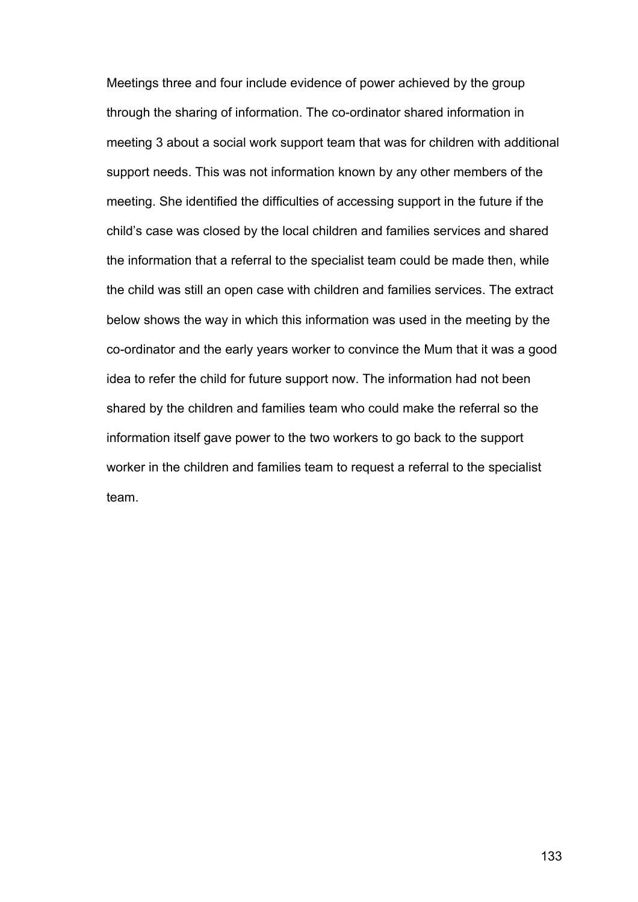Meetings three and four include evidence of power achieved by the group through the sharing of information. The co-ordinator shared information in meeting 3 about a social work support team that was for children with additional support needs. This was not information known by any other members of the meeting. She identified the difficulties of accessing support in the future if the child's case was closed by the local children and families services and shared the information that a referral to the specialist team could be made then, while the child was still an open case with children and families services. The extract below shows the way in which this information was used in the meeting by the co-ordinator and the early years worker to convince the Mum that it was a good idea to refer the child for future support now. The information had not been shared by the children and families team who could make the referral so the information itself gave power to the two workers to go back to the support worker in the children and families team to request a referral to the specialist team.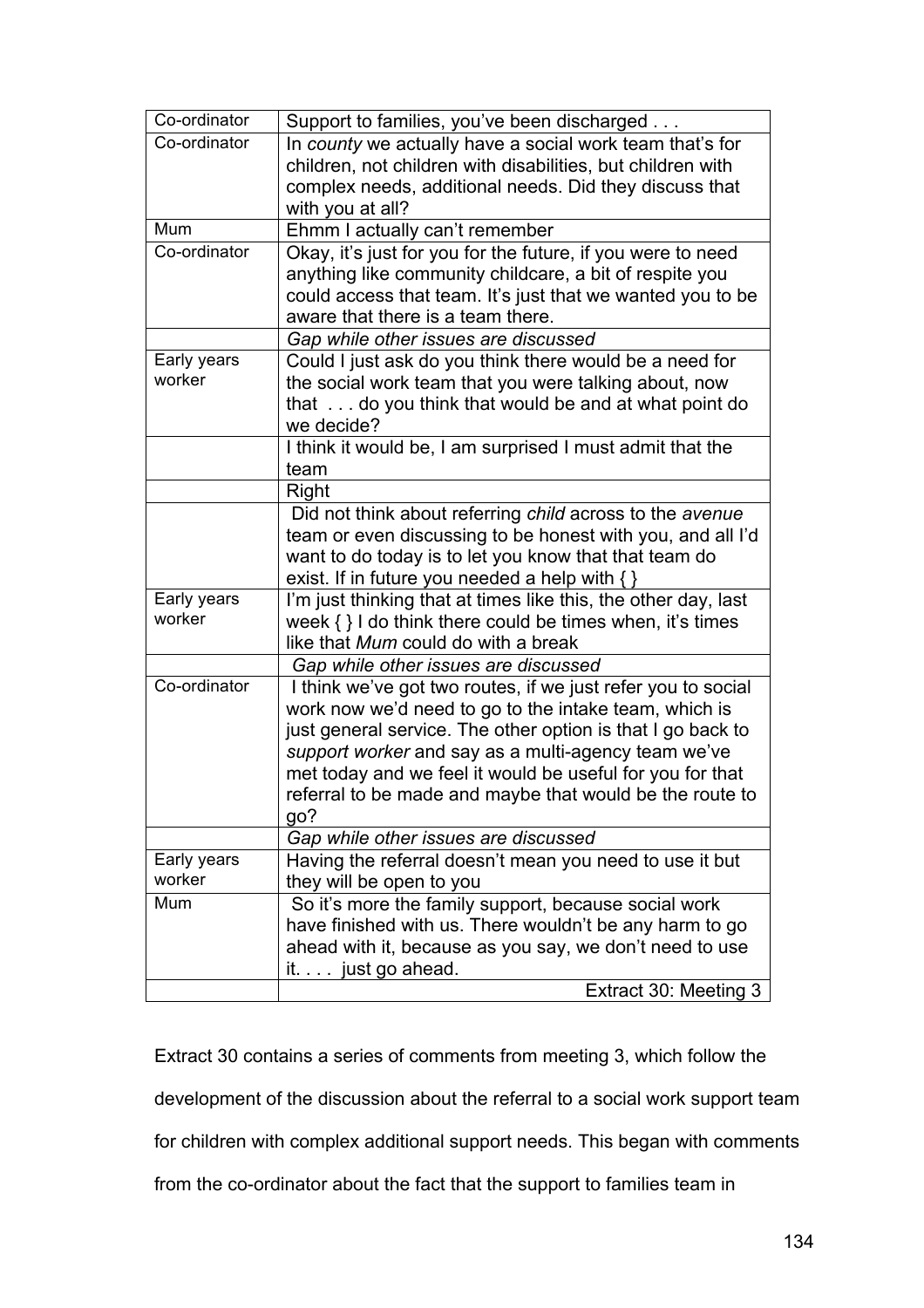| | |
|---|---|
| Co-ordinator | Support to families, you've been discharged . . . |
| Co-ordinator | In *county* we actually have a social work team that's for children, not children with disabilities, but children with complex needs, additional needs. Did they discuss that with you at all? |
| Mum | Ehmm I actually can't remember |
| Co-ordinator | Okay, it's just for you for the future, if you were to need anything like community childcare, a bit of respite you could access that team. It's just that we wanted you to be aware that there is a team there. |
| | *Gap while other issues are discussed* |
| Early years worker | Could I just ask do you think there would be a need for the social work team that you were talking about, now that . . . do you think that would be and at what point do we decide? |
| | I think it would be, I am surprised I must admit that the team |
| | Right |
| | Did not think about referring *child* across to the *avenue* team or even discussing to be honest with you, and all I'd want to do today is to let you know that that team do exist. If in future you needed a help with { } |
| Early years worker | I'm just thinking that at times like this, the other day, last week { } I do think there could be times when, it's times like that *Mum* could do with a break |
| | *Gap while other issues are discussed* |
| Co-ordinator | I think we've got two routes, if we just refer you to social work now we'd need to go to the intake team, which is just general service. The other option is that I go back to *support worker* and say as a multi-agency team we've met today and we feel it would be useful for you for that referral to be made and maybe that would be the route to go? |
| | *Gap while other issues are discussed* |
| Early years worker | Having the referral doesn't mean you need to use it but they will be open to you |
| Mum | So it's more the family support, because social work have finished with us. There wouldn't be any harm to go ahead with it, because as you say, we don't need to use it. . . . just go ahead. |
| | Extract 30: Meeting 3 |

Extract 30 contains a series of comments from meeting 3, which follow the development of the discussion about the referral to a social work support team for children with complex additional support needs. This began with comments from the co-ordinator about the fact that the support to families team in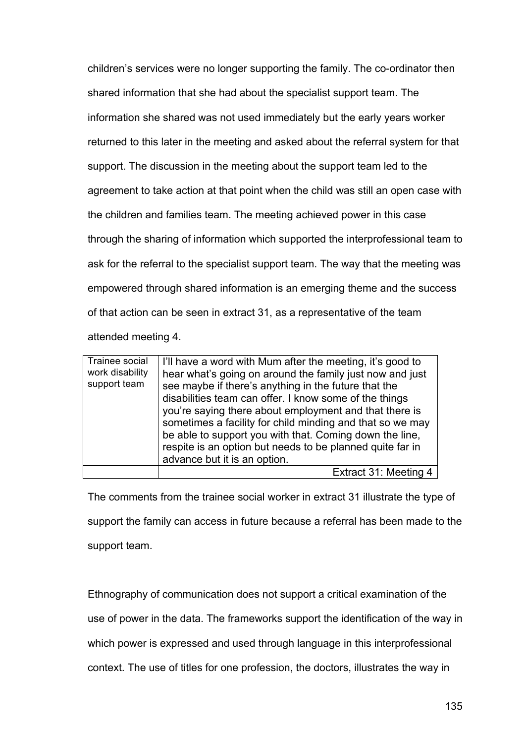children's services were no longer supporting the family. The co-ordinator then shared information that she had about the specialist support team. The information she shared was not used immediately but the early years worker returned to this later in the meeting and asked about the referral system for that support. The discussion in the meeting about the support team led to the agreement to take action at that point when the child was still an open case with the children and families team. The meeting achieved power in this case through the sharing of information which supported the interprofessional team to ask for the referral to the specialist support team. The way that the meeting was empowered through shared information is an emerging theme and the success of that action can be seen in extract 31, as a representative of the team attended meeting 4.

| Trainee social work disability support team | I'll have a word with Mum after the meeting, it's good to hear what's going on around the family just now and just see maybe if there's anything in the future that the disabilities team can offer. I know some of the things you're saying there about employment and that there is sometimes a facility for child minding and that so we may be able to support you with that. Coming down the line, respite is an option but needs to be planned quite far in advance but it is an option. |
|---|---|
| | Extract 31: Meeting 4 |

The comments from the trainee social worker in extract 31 illustrate the type of support the family can access in future because a referral has been made to the support team.

Ethnography of communication does not support a critical examination of the use of power in the data. The frameworks support the identification of the way in which power is expressed and used through language in this interprofessional context. The use of titles for one profession, the doctors, illustrates the way in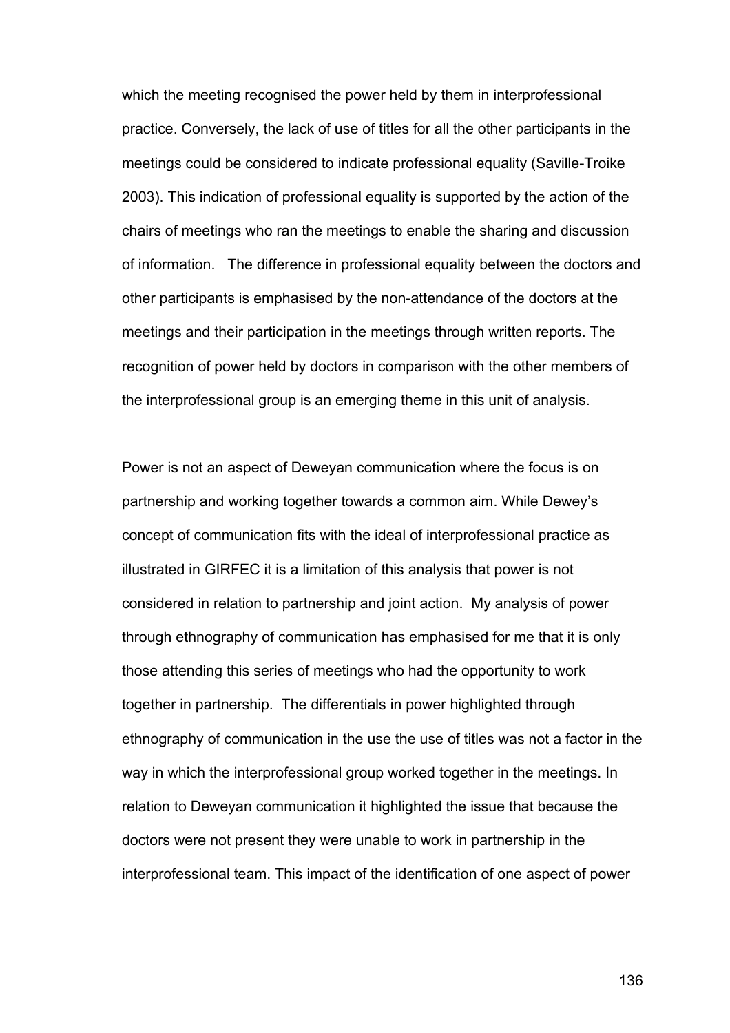which the meeting recognised the power held by them in interprofessional practice. Conversely, the lack of use of titles for all the other participants in the meetings could be considered to indicate professional equality (Saville-Troike 2003). This indication of professional equality is supported by the action of the chairs of meetings who ran the meetings to enable the sharing and discussion of information. The difference in professional equality between the doctors and other participants is emphasised by the non-attendance of the doctors at the meetings and their participation in the meetings through written reports. The recognition of power held by doctors in comparison with the other members of the interprofessional group is an emerging theme in this unit of analysis.

Power is not an aspect of Deweyan communication where the focus is on partnership and working together towards a common aim. While Dewey's concept of communication fits with the ideal of interprofessional practice as illustrated in GIRFEC it is a limitation of this analysis that power is not considered in relation to partnership and joint action. My analysis of power through ethnography of communication has emphasised for me that it is only those attending this series of meetings who had the opportunity to work together in partnership. The differentials in power highlighted through ethnography of communication in the use the use of titles was not a factor in the way in which the interprofessional group worked together in the meetings. In relation to Deweyan communication it highlighted the issue that because the doctors were not present they were unable to work in partnership in the interprofessional team. This impact of the identification of one aspect of power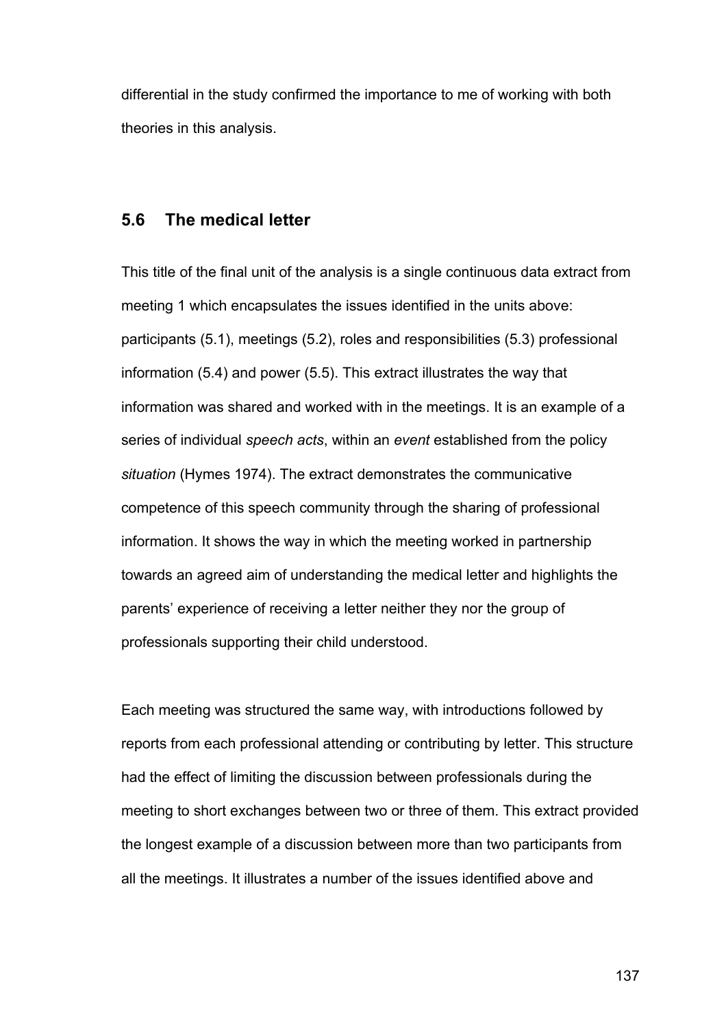differential in the study confirmed the importance to me of working with both theories in this analysis.

## 5.6 The medical letter

This title of the final unit of the analysis is a single continuous data extract from meeting 1 which encapsulates the issues identified in the units above: participants (5.1), meetings (5.2), roles and responsibilities (5.3) professional information (5.4) and power (5.5). This extract illustrates the way that information was shared and worked with in the meetings. It is an example of a series of individual *speech acts*, within an *event* established from the policy *situation* (Hymes 1974). The extract demonstrates the communicative competence of this speech community through the sharing of professional information. It shows the way in which the meeting worked in partnership towards an agreed aim of understanding the medical letter and highlights the parents' experience of receiving a letter neither they nor the group of professionals supporting their child understood.

Each meeting was structured the same way, with introductions followed by reports from each professional attending or contributing by letter. This structure had the effect of limiting the discussion between professionals during the meeting to short exchanges between two or three of them. This extract provided the longest example of a discussion between more than two participants from all the meetings. It illustrates a number of the issues identified above and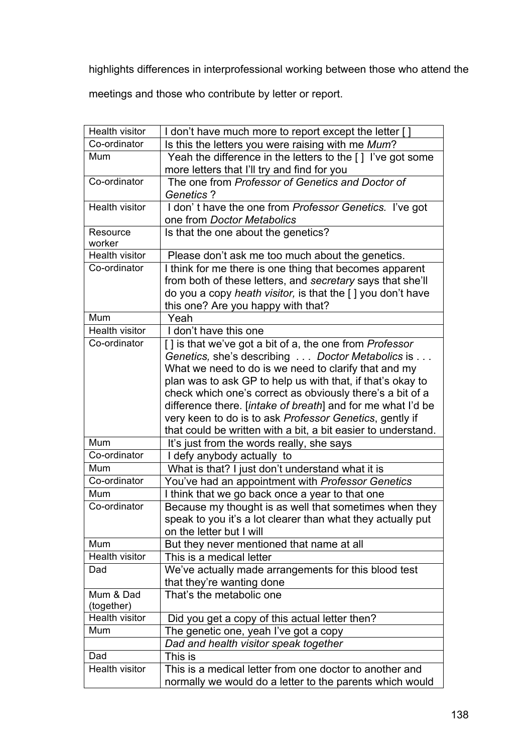highlights differences in interprofessional working between those who attend the meetings and those who contribute by letter or report.

| | |
|---|---|
| Health visitor | I don't have much more to report except the letter [ ] |
| Co-ordinator | Is this the letters you were raising with me *Mum*? |
| Mum | Yeah the difference in the letters to the [ ] I've got some more letters that I'll try and find for you |
| Co-ordinator | The one from *Professor of Genetics and Doctor of Genetics* ? |
| Health visitor | I don' t have the one from *Professor Genetics.* I've got one from *Doctor Metabolics* |
| Resource worker | Is that the one about the genetics? |
| Health visitor | Please don't ask me too much about the genetics. |
| Co-ordinator | I think for me there is one thing that becomes apparent from both of these letters, and *secretary* says that she'll do you a copy *heath visitor,* is that the [ ] you don't have this one? Are you happy with that? |
| Mum | Yeah |
| Health visitor | I don't have this one |
| Co-ordinator | [ ] is that we've got a bit of a, the one from *Professor Genetics,* she's describing . . . *Doctor Metabolics* is . . . What we need to do is we need to clarify that and my plan was to ask GP to help us with that, if that's okay to check which one's correct as obviously there's a bit of a difference there. [*intake of breath*] and for me what I'd be very keen to do is to ask *Professor Genetics*, gently if that could be written with a bit, a bit easier to understand. |
| Mum | It's just from the words really, she says |
| Co-ordinator | I defy anybody actually to |
| Mum | What is that? I just don't understand what it is |
| Co-ordinator | You've had an appointment with *Professor Genetics* |
| Mum | I think that we go back once a year to that one |
| Co-ordinator | Because my thought is as well that sometimes when they speak to you it's a lot clearer than what they actually put on the letter but I will |
| Mum | But they never mentioned that name at all |
| Health visitor | This is a medical letter |
| Dad | We've actually made arrangements for this blood test that they're wanting done |
| Mum & Dad (together) | That's the metabolic one |
| Health visitor | Did you get a copy of this actual letter then? |
| Mum | The genetic one, yeah I've got a copy |
| | *Dad and health visitor speak together* |
| Dad | This is |
| Health visitor | This is a medical letter from one doctor to another and normally we would do a letter to the parents which would |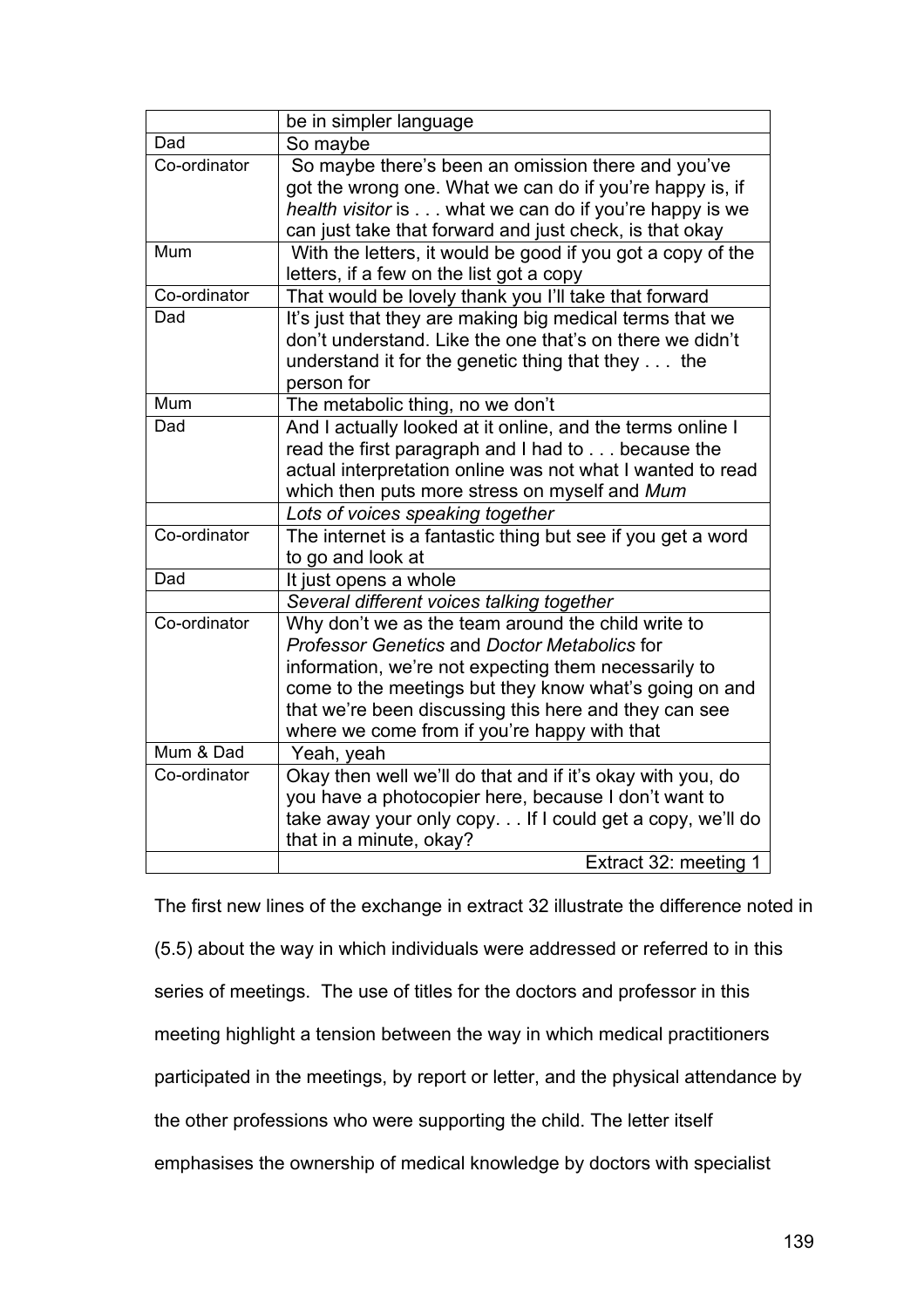| | |
|---|---|
| | be in simpler language |
| Dad | So maybe |
| Co-ordinator | So maybe there's been an omission there and you've got the wrong one. What we can do if you're happy is, if *health visitor* is . . . what we can do if you're happy is we can just take that forward and just check, is that okay |
| Mum | With the letters, it would be good if you got a copy of the letters, if a few on the list got a copy |
| Co-ordinator | That would be lovely thank you I'll take that forward |
| Dad | It's just that they are making big medical terms that we don't understand. Like the one that's on there we didn't understand it for the genetic thing that they . . . the person for |
| Mum | The metabolic thing, no we don't |
| Dad | And I actually looked at it online, and the terms online I read the first paragraph and I had to . . . because the actual interpretation online was not what I wanted to read which then puts more stress on myself and *Mum* |
| | *Lots of voices speaking together* |
| Co-ordinator | The internet is a fantastic thing but see if you get a word to go and look at |
| Dad | It just opens a whole |
| | *Several different voices talking together* |
| Co-ordinator | Why don't we as the team around the child write to *Professor Genetics* and *Doctor Metabolics* for information, we're not expecting them necessarily to come to the meetings but they know what's going on and that we've been discussing this here and they can see where we come from if you're happy with that |
| Mum & Dad | Yeah, yeah |
| Co-ordinator | Okay then well we'll do that and if it's okay with you, do you have a photocopier here, because I don't want to take away your only copy. . . If I could get a copy, we'll do that in a minute, okay? |
| | Extract 32: meeting 1 |

The first new lines of the exchange in extract 32 illustrate the difference noted in (5.5) about the way in which individuals were addressed or referred to in this series of meetings. The use of titles for the doctors and professor in this meeting highlight a tension between the way in which medical practitioners participated in the meetings, by report or letter, and the physical attendance by the other professions who were supporting the child. The letter itself emphasises the ownership of medical knowledge by doctors with specialist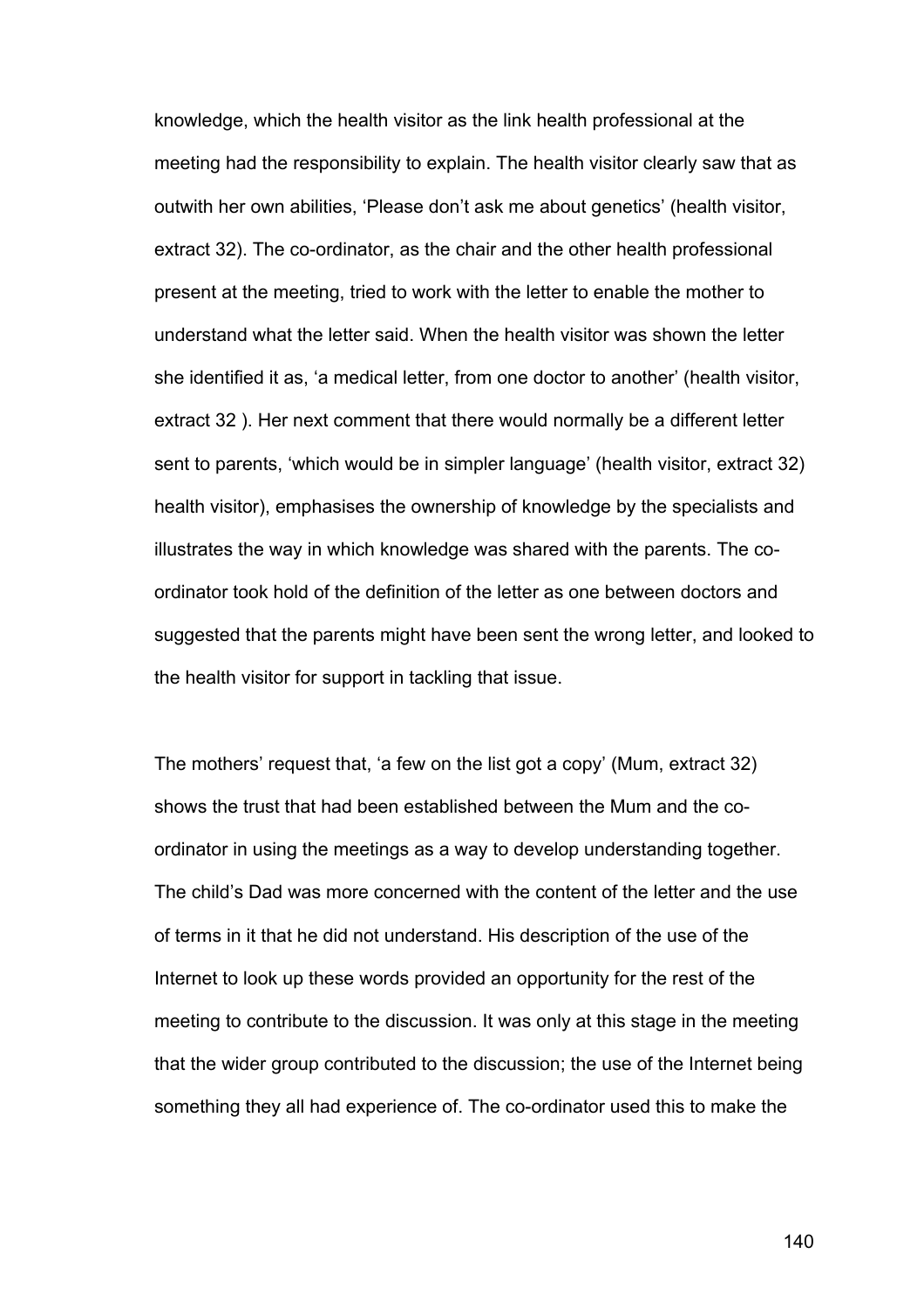knowledge, which the health visitor as the link health professional at the meeting had the responsibility to explain. The health visitor clearly saw that as outwith her own abilities, 'Please don't ask me about genetics' (health visitor, extract 32). The co-ordinator, as the chair and the other health professional present at the meeting, tried to work with the letter to enable the mother to understand what the letter said. When the health visitor was shown the letter she identified it as, 'a medical letter, from one doctor to another' (health visitor, extract 32 ). Her next comment that there would normally be a different letter sent to parents, 'which would be in simpler language' (health visitor, extract 32) health visitor), emphasises the ownership of knowledge by the specialists and illustrates the way in which knowledge was shared with the parents. The co-ordinator took hold of the definition of the letter as one between doctors and suggested that the parents might have been sent the wrong letter, and looked to the health visitor for support in tackling that issue.

The mothers' request that, 'a few on the list got a copy' (Mum, extract 32) shows the trust that had been established between the Mum and the co-ordinator in using the meetings as a way to develop understanding together. The child's Dad was more concerned with the content of the letter and the use of terms in it that he did not understand. His description of the use of the Internet to look up these words provided an opportunity for the rest of the meeting to contribute to the discussion. It was only at this stage in the meeting that the wider group contributed to the discussion; the use of the Internet being something they all had experience of. The co-ordinator used this to make the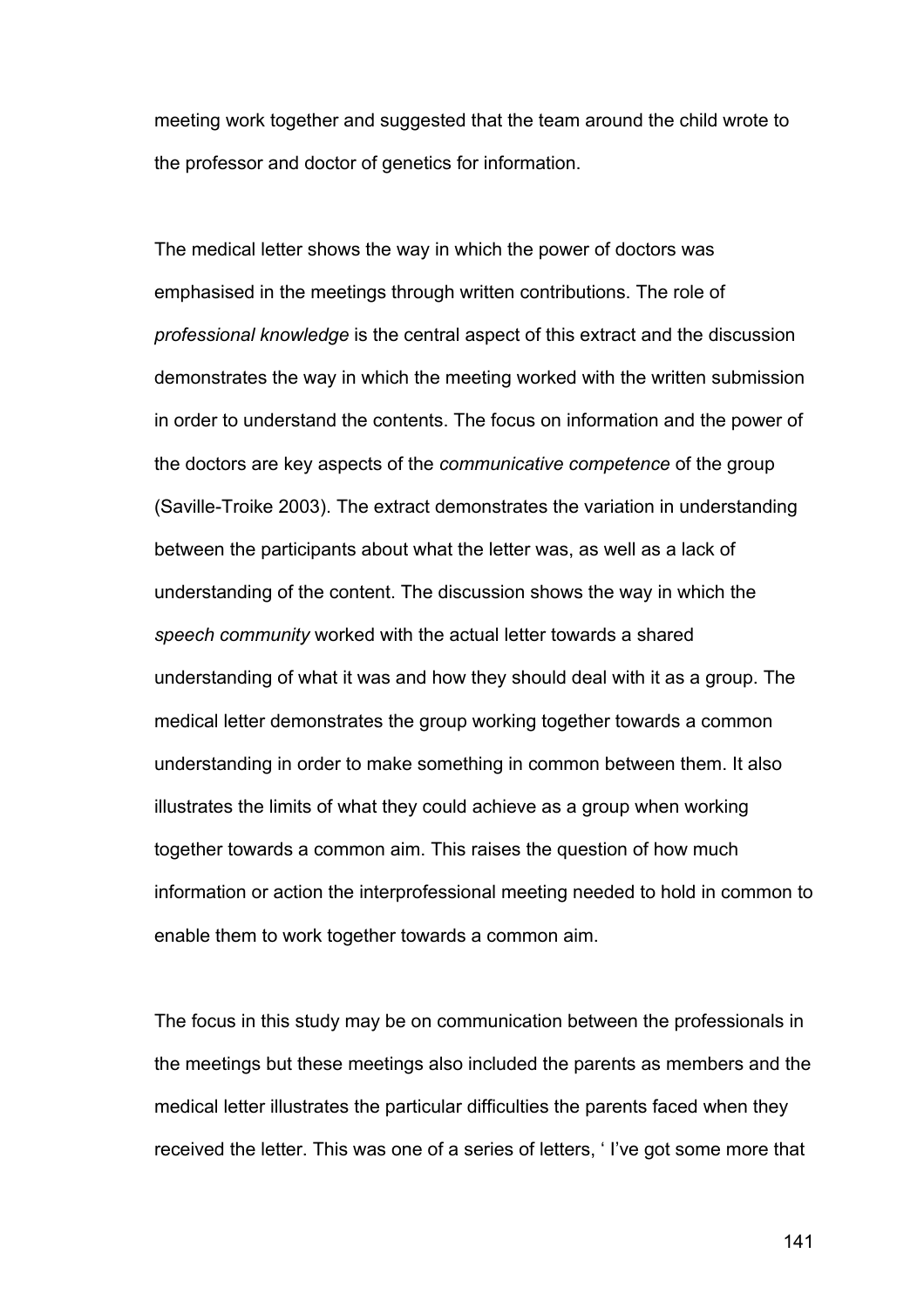meeting work together and suggested that the team around the child wrote to the professor and doctor of genetics for information.

The medical letter shows the way in which the power of doctors was emphasised in the meetings through written contributions. The role of *professional knowledge* is the central aspect of this extract and the discussion demonstrates the way in which the meeting worked with the written submission in order to understand the contents. The focus on information and the power of the doctors are key aspects of the *communicative competence* of the group (Saville-Troike 2003). The extract demonstrates the variation in understanding between the participants about what the letter was, as well as a lack of understanding of the content. The discussion shows the way in which the *speech community* worked with the actual letter towards a shared understanding of what it was and how they should deal with it as a group. The medical letter demonstrates the group working together towards a common understanding in order to make something in common between them. It also illustrates the limits of what they could achieve as a group when working together towards a common aim. This raises the question of how much information or action the interprofessional meeting needed to hold in common to enable them to work together towards a common aim.

The focus in this study may be on communication between the professionals in the meetings but these meetings also included the parents as members and the medical letter illustrates the particular difficulties the parents faced when they received the letter. This was one of a series of letters, ' I've got some more that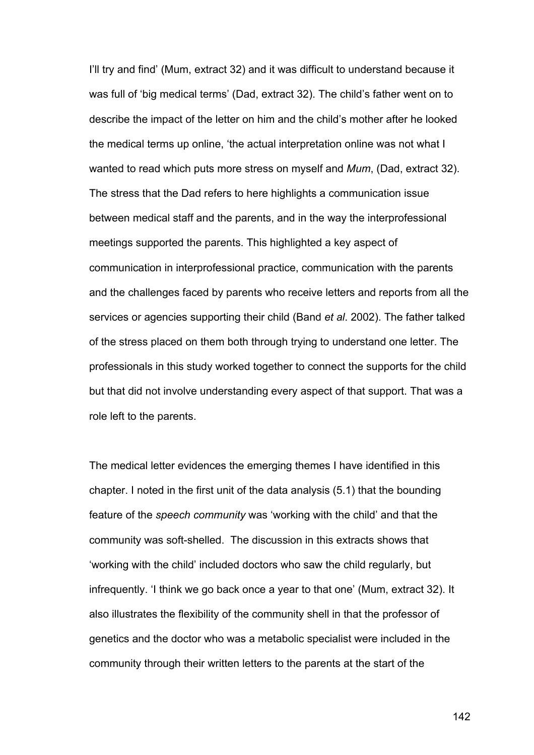I'll try and find' (Mum, extract 32) and it was difficult to understand because it was full of 'big medical terms' (Dad, extract 32). The child's father went on to describe the impact of the letter on him and the child's mother after he looked the medical terms up online, 'the actual interpretation online was not what I wanted to read which puts more stress on myself and *Mum*, (Dad, extract 32). The stress that the Dad refers to here highlights a communication issue between medical staff and the parents, and in the way the interprofessional meetings supported the parents. This highlighted a key aspect of communication in interprofessional practice, communication with the parents and the challenges faced by parents who receive letters and reports from all the services or agencies supporting their child (Band *et al*. 2002). The father talked of the stress placed on them both through trying to understand one letter. The professionals in this study worked together to connect the supports for the child but that did not involve understanding every aspect of that support. That was a role left to the parents.

The medical letter evidences the emerging themes I have identified in this chapter. I noted in the first unit of the data analysis (5.1) that the bounding feature of the *speech community* was 'working with the child' and that the community was soft-shelled. The discussion in this extracts shows that 'working with the child' included doctors who saw the child regularly, but infrequently. 'I think we go back once a year to that one' (Mum, extract 32). It also illustrates the flexibility of the community shell in that the professor of genetics and the doctor who was a metabolic specialist were included in the community through their written letters to the parents at the start of the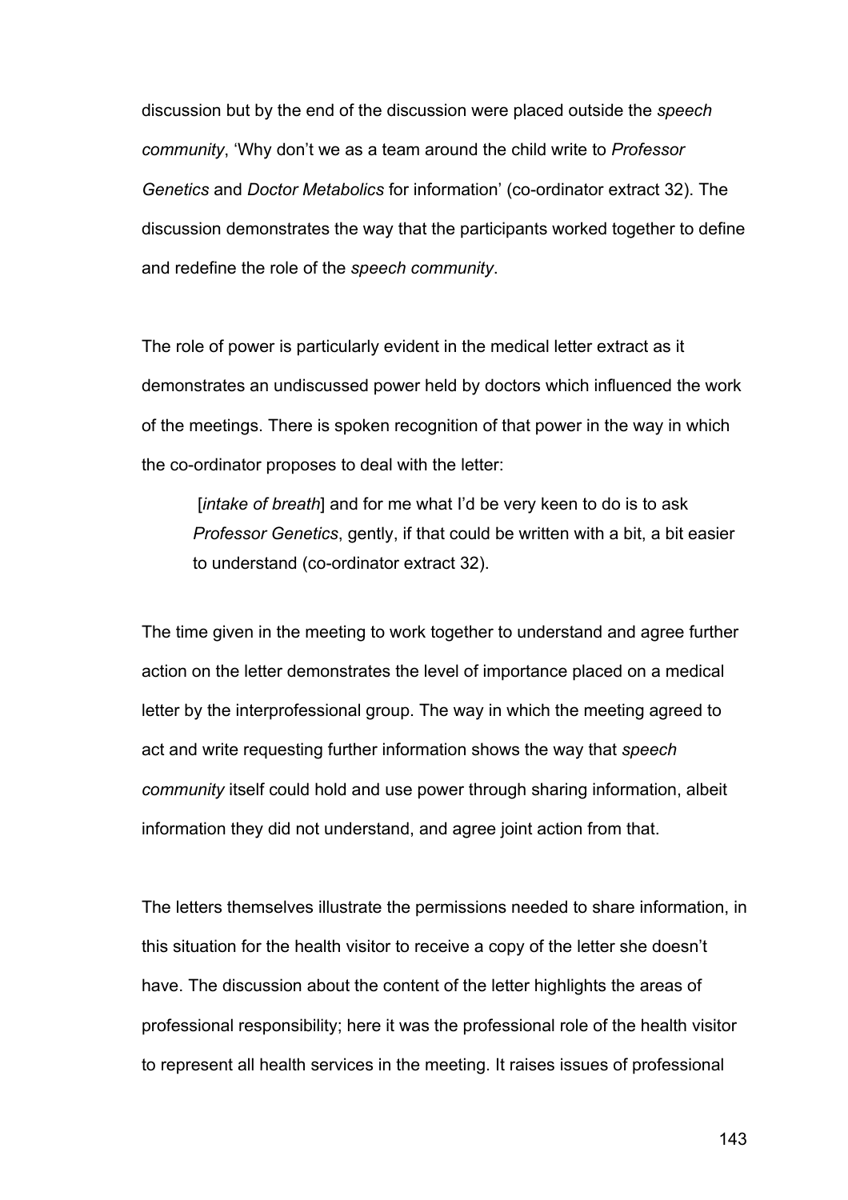discussion but by the end of the discussion were placed outside the *speech community*, 'Why don't we as a team around the child write to *Professor Genetics* and *Doctor Metabolics* for information' (co-ordinator extract 32). The discussion demonstrates the way that the participants worked together to define and redefine the role of the *speech community*.

The role of power is particularly evident in the medical letter extract as it demonstrates an undiscussed power held by doctors which influenced the work of the meetings. There is spoken recognition of that power in the way in which the co-ordinator proposes to deal with the letter:

> [*intake of breath*] and for me what I'd be very keen to do is to ask *Professor Genetics*, gently, if that could be written with a bit, a bit easier to understand (co-ordinator extract 32).

The time given in the meeting to work together to understand and agree further action on the letter demonstrates the level of importance placed on a medical letter by the interprofessional group. The way in which the meeting agreed to act and write requesting further information shows the way that *speech community* itself could hold and use power through sharing information, albeit information they did not understand, and agree joint action from that.

The letters themselves illustrate the permissions needed to share information, in this situation for the health visitor to receive a copy of the letter she doesn't have. The discussion about the content of the letter highlights the areas of professional responsibility; here it was the professional role of the health visitor to represent all health services in the meeting. It raises issues of professional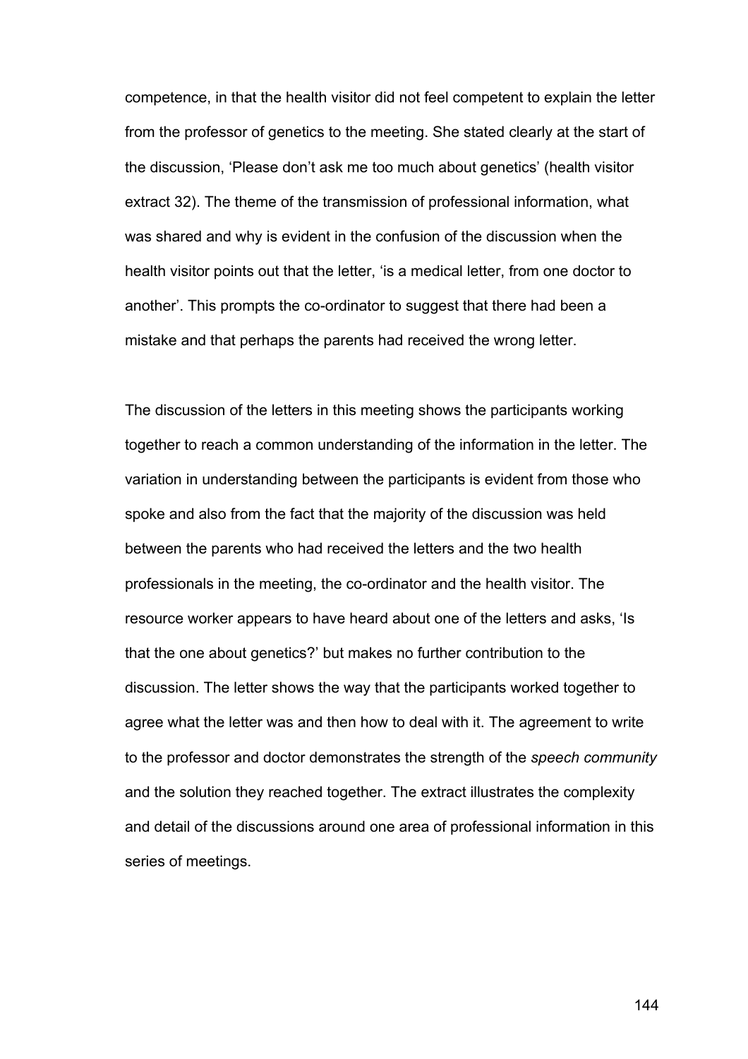competence, in that the health visitor did not feel competent to explain the letter from the professor of genetics to the meeting. She stated clearly at the start of the discussion, ‘Please don’t ask me too much about genetics’ (health visitor extract 32). The theme of the transmission of professional information, what was shared and why is evident in the confusion of the discussion when the health visitor points out that the letter, ‘is a medical letter, from one doctor to another’. This prompts the co-ordinator to suggest that there had been a mistake and that perhaps the parents had received the wrong letter.

The discussion of the letters in this meeting shows the participants working together to reach a common understanding of the information in the letter. The variation in understanding between the participants is evident from those who spoke and also from the fact that the majority of the discussion was held between the parents who had received the letters and the two health professionals in the meeting, the co-ordinator and the health visitor. The resource worker appears to have heard about one of the letters and asks, ‘Is that the one about genetics?’ but makes no further contribution to the discussion. The letter shows the way that the participants worked together to agree what the letter was and then how to deal with it. The agreement to write to the professor and doctor demonstrates the strength of the *speech community* and the solution they reached together. The extract illustrates the complexity and detail of the discussions around one area of professional information in this series of meetings.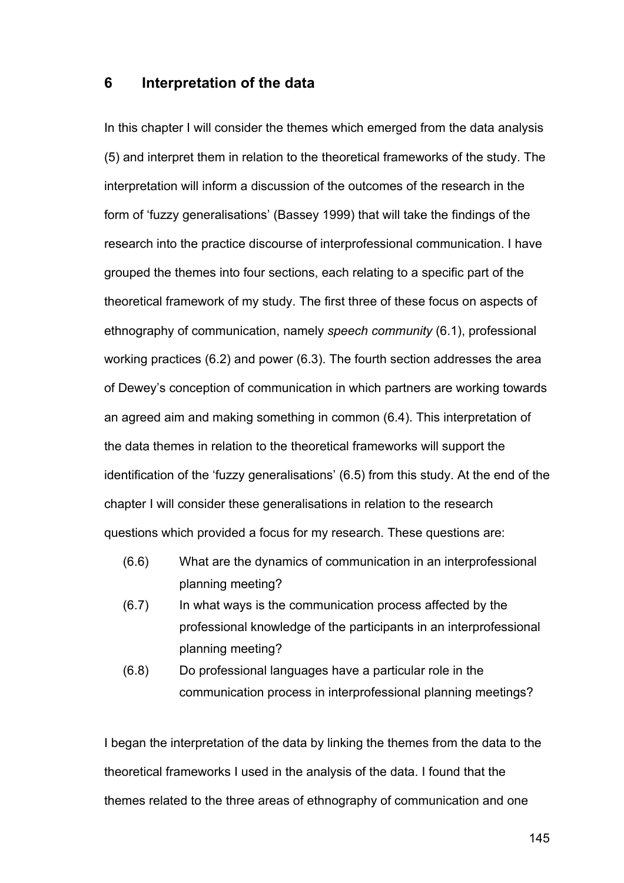# 6 Interpretation of the data

In this chapter I will consider the themes which emerged from the data analysis (5) and interpret them in relation to the theoretical frameworks of the study. The interpretation will inform a discussion of the outcomes of the research in the form of 'fuzzy generalisations' (Bassey 1999) that will take the findings of the research into the practice discourse of interprofessional communication. I have grouped the themes into four sections, each relating to a specific part of the theoretical framework of my study. The first three of these focus on aspects of ethnography of communication, namely *speech community* (6.1), professional working practices (6.2) and power (6.3). The fourth section addresses the area of Dewey's conception of communication in which partners are working towards an agreed aim and making something in common (6.4). This interpretation of the data themes in relation to the theoretical frameworks will support the identification of the 'fuzzy generalisations' (6.5) from this study. At the end of the chapter I will consider these generalisations in relation to the research questions which provided a focus for my research. These questions are:

- (6.6) What are the dynamics of communication in an interprofessional planning meeting?
- (6.7) In what ways is the communication process affected by the professional knowledge of the participants in an interprofessional planning meeting?
- (6.8) Do professional languages have a particular role in the communication process in interprofessional planning meetings?

I began the interpretation of the data by linking the themes from the data to the theoretical frameworks I used in the analysis of the data. I found that the themes related to the three areas of ethnography of communication and one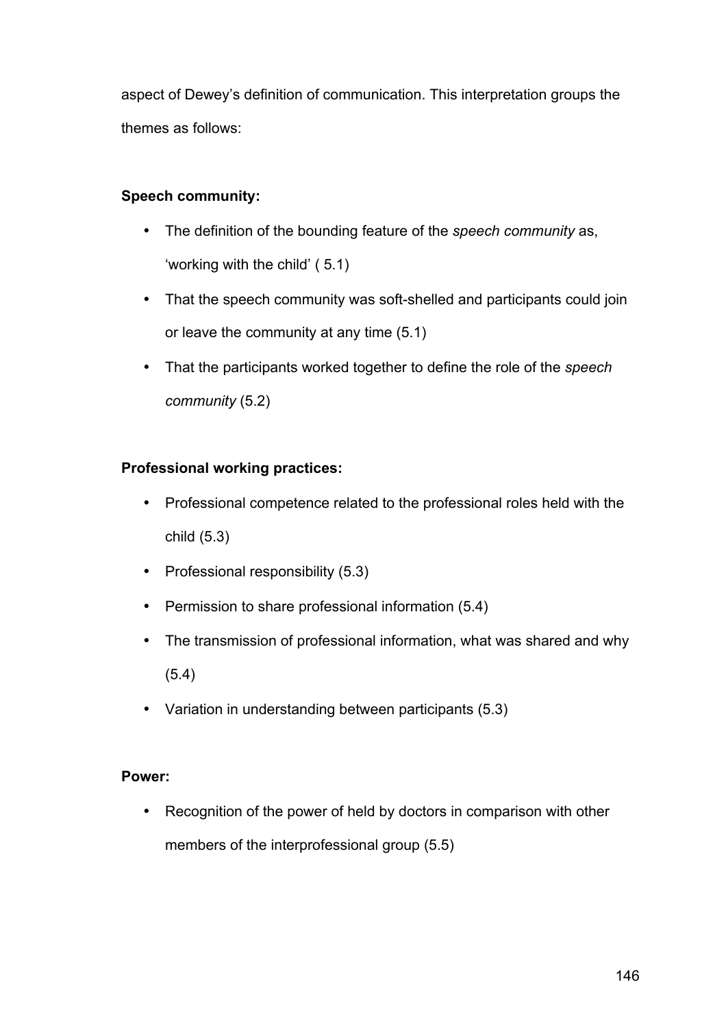aspect of Dewey's definition of communication. This interpretation groups the themes as follows:

**Speech community:**

- The definition of the bounding feature of the *speech community* as, 'working with the child' ( 5.1)
- That the speech community was soft-shelled and participants could join or leave the community at any time (5.1)
- That the participants worked together to define the role of the *speech community* (5.2)

**Professional working practices:**

- Professional competence related to the professional roles held with the child (5.3)
- Professional responsibility (5.3)
- Permission to share professional information (5.4)
- The transmission of professional information, what was shared and why (5.4)
- Variation in understanding between participants (5.3)

**Power:**

- Recognition of the power of held by doctors in comparison with other members of the interprofessional group (5.5)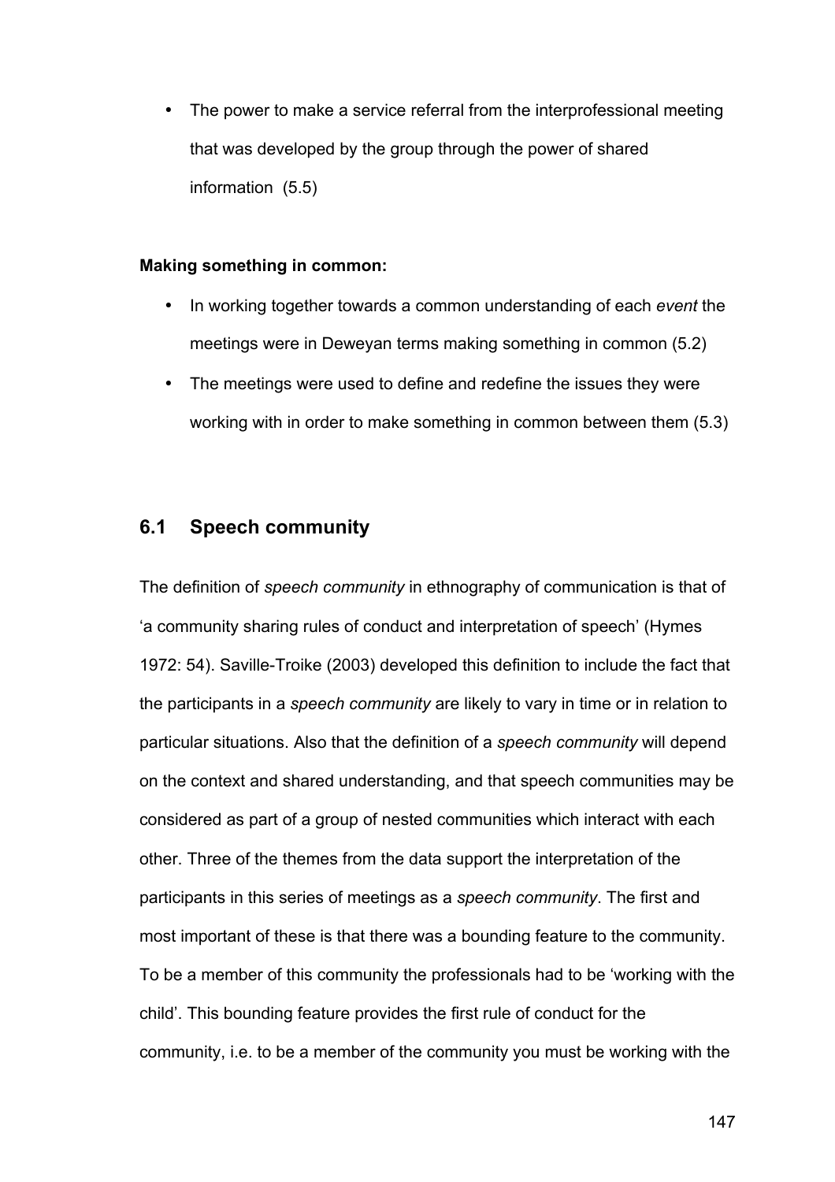- The power to make a service referral from the interprofessional meeting that was developed by the group through the power of shared information (5.5)

**Making something in common:**

- In working together towards a common understanding of each *event* the meetings were in Deweyan terms making something in common (5.2)
- The meetings were used to define and redefine the issues they were working with in order to make something in common between them (5.3)

## 6.1 Speech community

The definition of *speech community* in ethnography of communication is that of 'a community sharing rules of conduct and interpretation of speech' (Hymes 1972: 54). Saville-Troike (2003) developed this definition to include the fact that the participants in a *speech community* are likely to vary in time or in relation to particular situations. Also that the definition of a *speech community* will depend on the context and shared understanding, and that speech communities may be considered as part of a group of nested communities which interact with each other. Three of the themes from the data support the interpretation of the participants in this series of meetings as a *speech community*. The first and most important of these is that there was a bounding feature to the community. To be a member of this community the professionals had to be 'working with the child'. This bounding feature provides the first rule of conduct for the community, i.e. to be a member of the community you must be working with the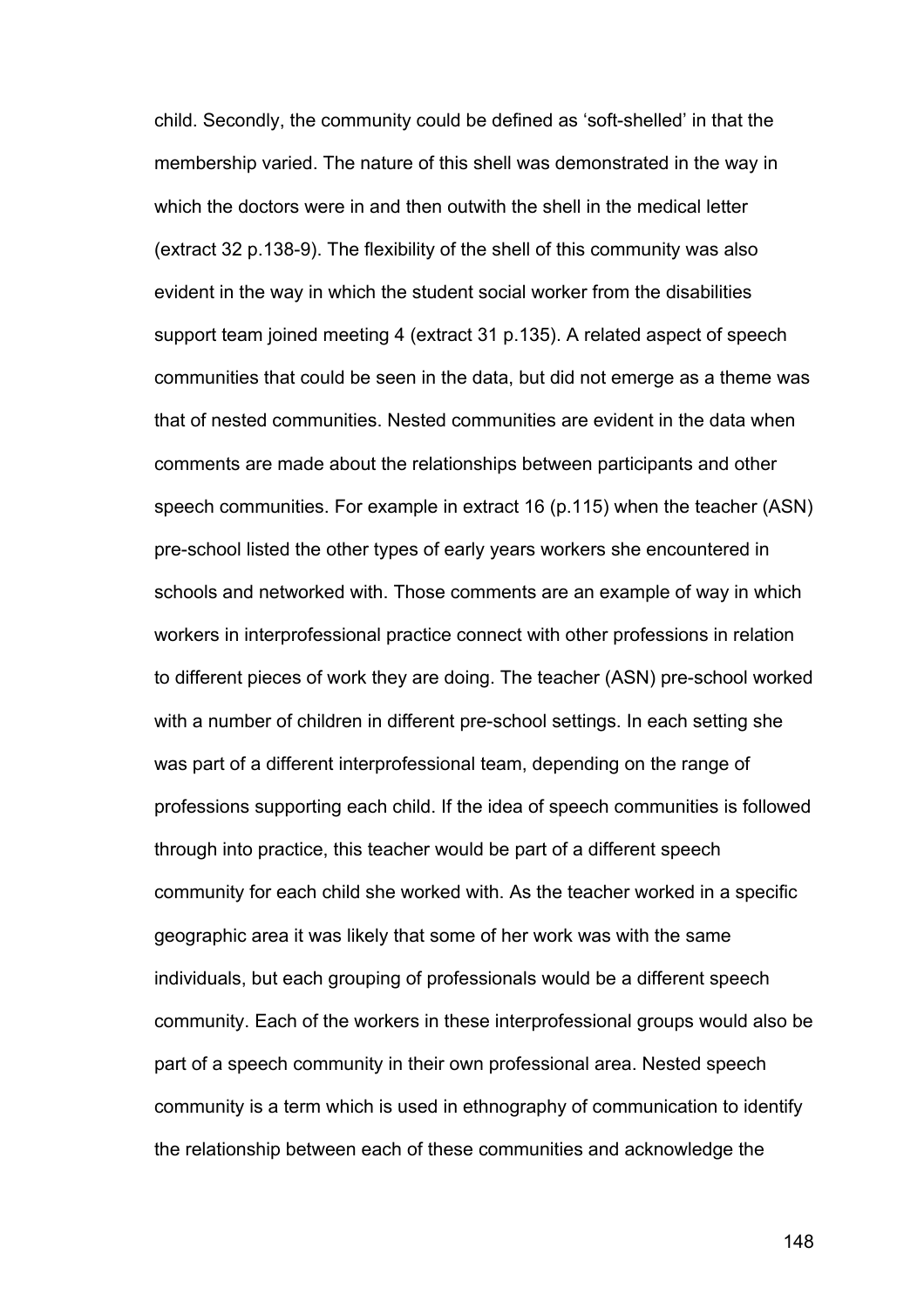child. Secondly, the community could be defined as 'soft-shelled' in that the membership varied. The nature of this shell was demonstrated in the way in which the doctors were in and then outwith the shell in the medical letter (extract 32 p.138-9). The flexibility of the shell of this community was also evident in the way in which the student social worker from the disabilities support team joined meeting 4 (extract 31 p.135). A related aspect of speech communities that could be seen in the data, but did not emerge as a theme was that of nested communities. Nested communities are evident in the data when comments are made about the relationships between participants and other speech communities. For example in extract 16 (p.115) when the teacher (ASN) pre-school listed the other types of early years workers she encountered in schools and networked with. Those comments are an example of way in which workers in interprofessional practice connect with other professions in relation to different pieces of work they are doing. The teacher (ASN) pre-school worked with a number of children in different pre-school settings. In each setting she was part of a different interprofessional team, depending on the range of professions supporting each child. If the idea of speech communities is followed through into practice, this teacher would be part of a different speech community for each child she worked with. As the teacher worked in a specific geographic area it was likely that some of her work was with the same individuals, but each grouping of professionals would be a different speech community. Each of the workers in these interprofessional groups would also be part of a speech community in their own professional area. Nested speech community is a term which is used in ethnography of communication to identify the relationship between each of these communities and acknowledge the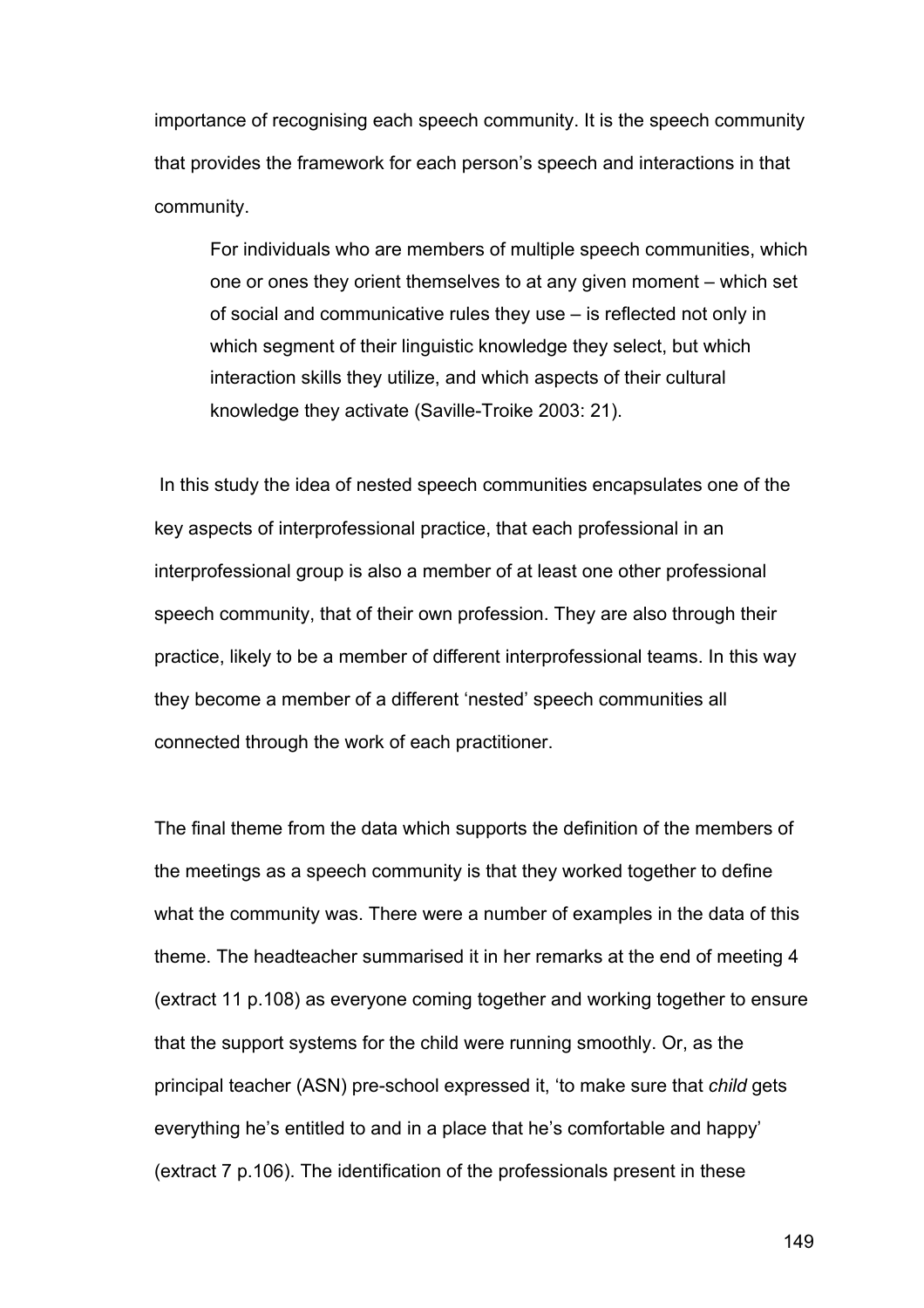importance of recognising each speech community. It is the speech community that provides the framework for each person's speech and interactions in that community.

> For individuals who are members of multiple speech communities, which one or ones they orient themselves to at any given moment – which set of social and communicative rules they use – is reflected not only in which segment of their linguistic knowledge they select, but which interaction skills they utilize, and which aspects of their cultural knowledge they activate (Saville-Troike 2003: 21).

In this study the idea of nested speech communities encapsulates one of the key aspects of interprofessional practice, that each professional in an interprofessional group is also a member of at least one other professional speech community, that of their own profession. They are also through their practice, likely to be a member of different interprofessional teams. In this way they become a member of a different 'nested' speech communities all connected through the work of each practitioner.

The final theme from the data which supports the definition of the members of the meetings as a speech community is that they worked together to define what the community was. There were a number of examples in the data of this theme. The headteacher summarised it in her remarks at the end of meeting 4 (extract 11 p.108) as everyone coming together and working together to ensure that the support systems for the child were running smoothly. Or, as the principal teacher (ASN) pre-school expressed it, 'to make sure that *child* gets everything he's entitled to and in a place that he's comfortable and happy' (extract 7 p.106). The identification of the professionals present in these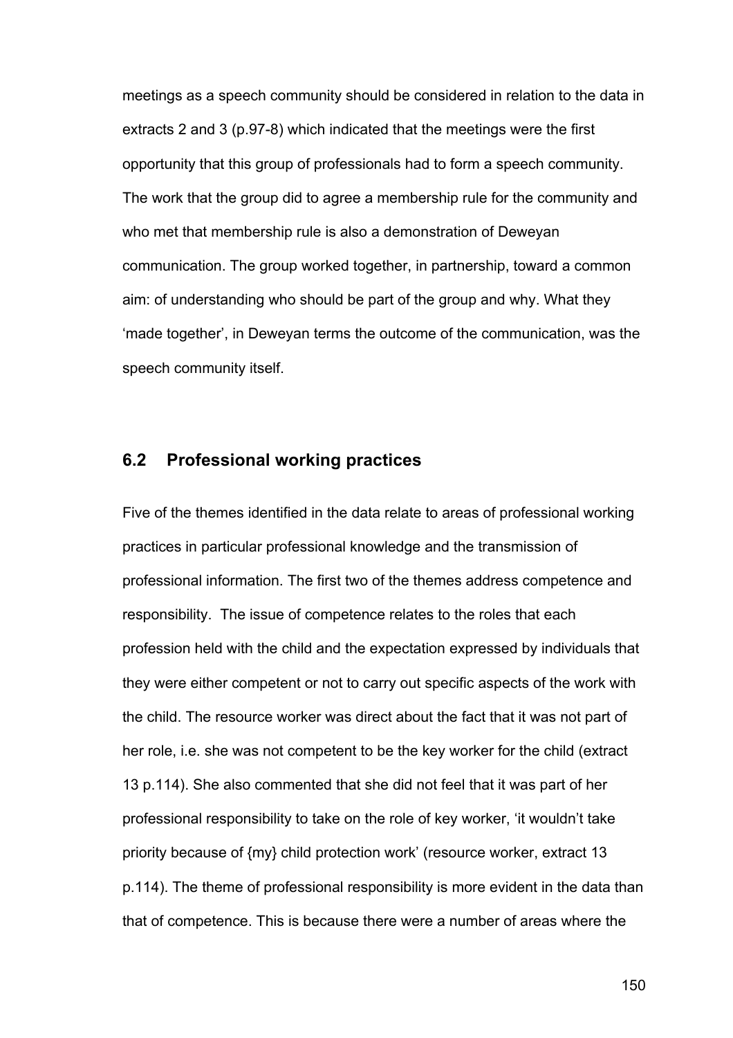meetings as a speech community should be considered in relation to the data in extracts 2 and 3 (p.97-8) which indicated that the meetings were the first opportunity that this group of professionals had to form a speech community. The work that the group did to agree a membership rule for the community and who met that membership rule is also a demonstration of Deweyan communication. The group worked together, in partnership, toward a common aim: of understanding who should be part of the group and why. What they 'made together', in Deweyan terms the outcome of the communication, was the speech community itself.

## 6.2 Professional working practices

Five of the themes identified in the data relate to areas of professional working practices in particular professional knowledge and the transmission of professional information. The first two of the themes address competence and responsibility. The issue of competence relates to the roles that each profession held with the child and the expectation expressed by individuals that they were either competent or not to carry out specific aspects of the work with the child. The resource worker was direct about the fact that it was not part of her role, i.e. she was not competent to be the key worker for the child (extract 13 p.114). She also commented that she did not feel that it was part of her professional responsibility to take on the role of key worker, 'it wouldn't take priority because of {my} child protection work' (resource worker, extract 13 p.114). The theme of professional responsibility is more evident in the data than that of competence. This is because there were a number of areas where the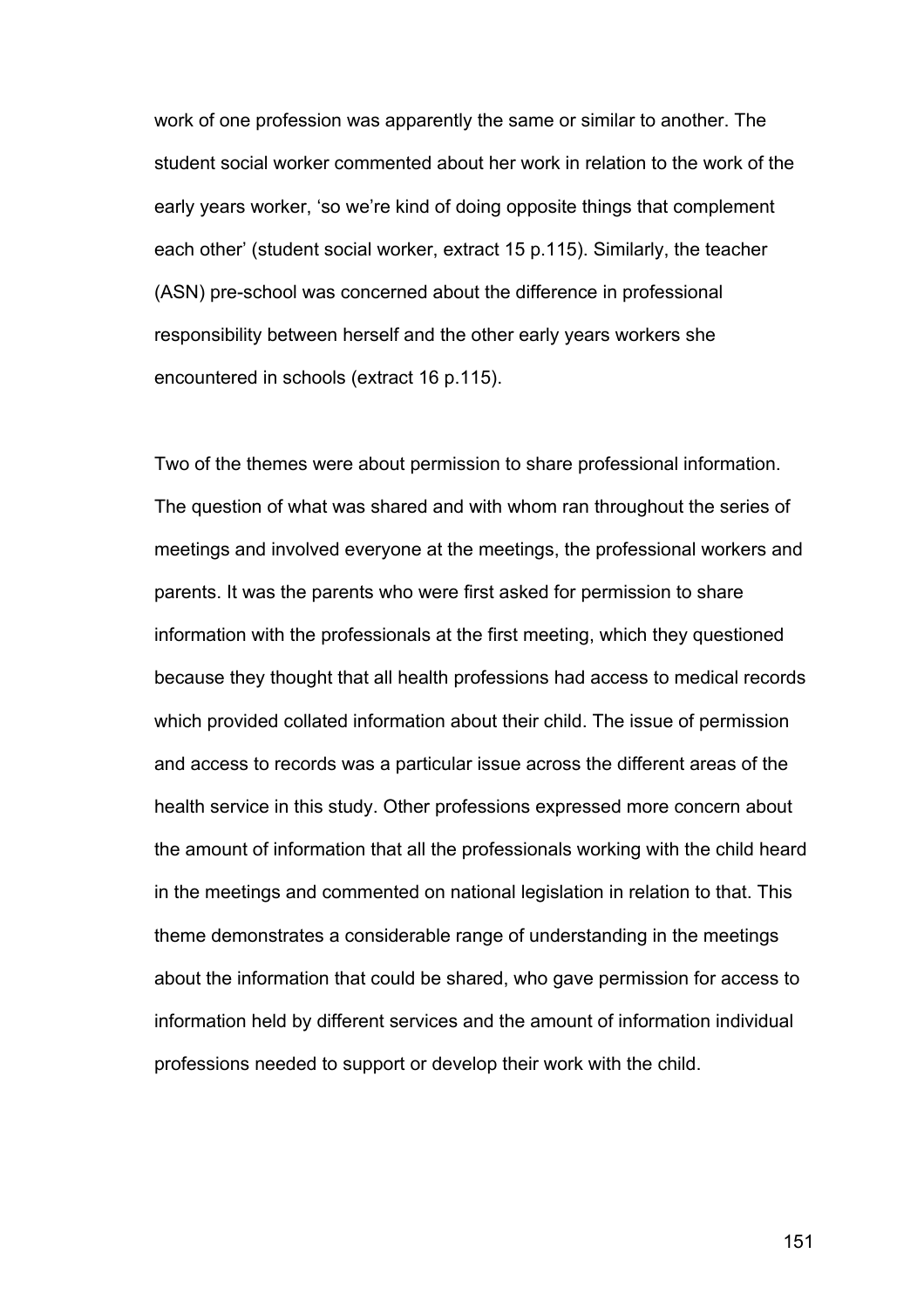work of one profession was apparently the same or similar to another. The student social worker commented about her work in relation to the work of the early years worker, 'so we're kind of doing opposite things that complement each other' (student social worker, extract 15 p.115). Similarly, the teacher (ASN) pre-school was concerned about the difference in professional responsibility between herself and the other early years workers she encountered in schools (extract 16 p.115).

Two of the themes were about permission to share professional information. The question of what was shared and with whom ran throughout the series of meetings and involved everyone at the meetings, the professional workers and parents. It was the parents who were first asked for permission to share information with the professionals at the first meeting, which they questioned because they thought that all health professions had access to medical records which provided collated information about their child. The issue of permission and access to records was a particular issue across the different areas of the health service in this study. Other professions expressed more concern about the amount of information that all the professionals working with the child heard in the meetings and commented on national legislation in relation to that. This theme demonstrates a considerable range of understanding in the meetings about the information that could be shared, who gave permission for access to information held by different services and the amount of information individual professions needed to support or develop their work with the child.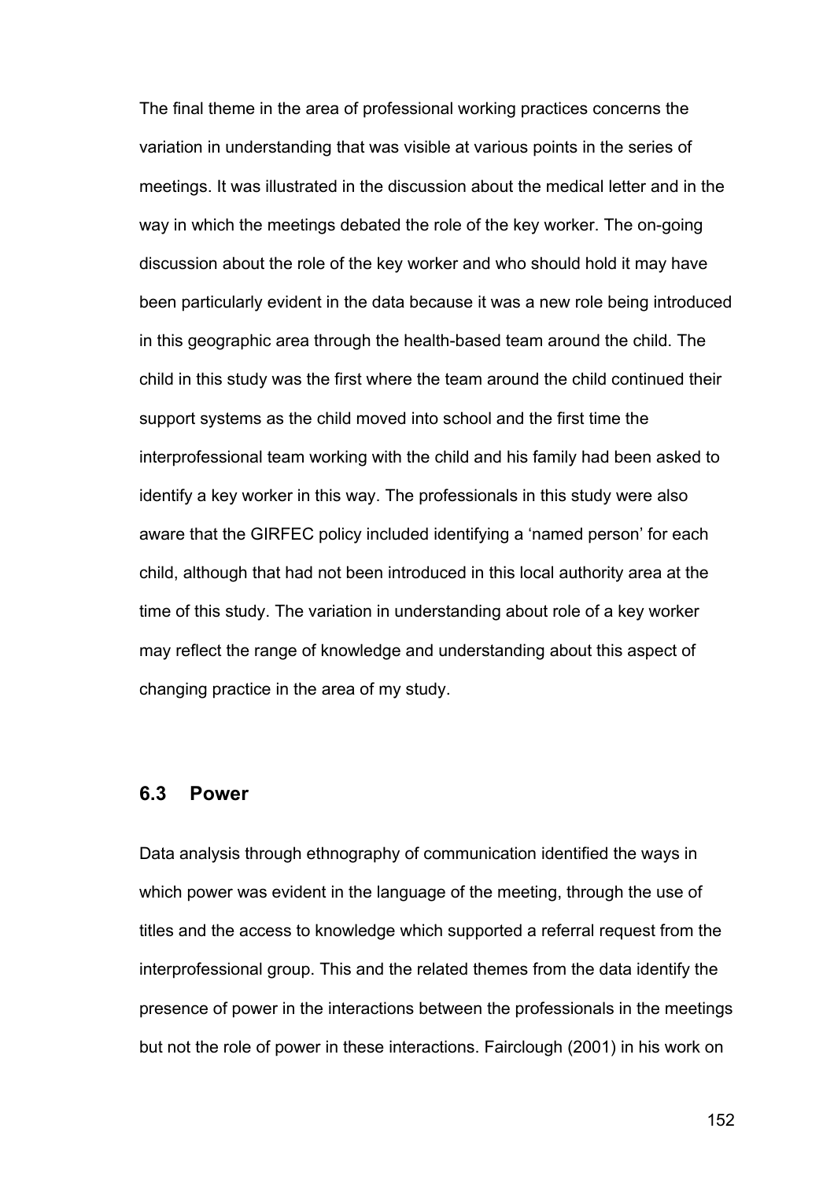The final theme in the area of professional working practices concerns the variation in understanding that was visible at various points in the series of meetings. It was illustrated in the discussion about the medical letter and in the way in which the meetings debated the role of the key worker. The on-going discussion about the role of the key worker and who should hold it may have been particularly evident in the data because it was a new role being introduced in this geographic area through the health-based team around the child. The child in this study was the first where the team around the child continued their support systems as the child moved into school and the first time the interprofessional team working with the child and his family had been asked to identify a key worker in this way. The professionals in this study were also aware that the GIRFEC policy included identifying a 'named person' for each child, although that had not been introduced in this local authority area at the time of this study. The variation in understanding about role of a key worker may reflect the range of knowledge and understanding about this aspect of changing practice in the area of my study.

## 6.3 Power

Data analysis through ethnography of communication identified the ways in which power was evident in the language of the meeting, through the use of titles and the access to knowledge which supported a referral request from the interprofessional group. This and the related themes from the data identify the presence of power in the interactions between the professionals in the meetings but not the role of power in these interactions. Fairclough (2001) in his work on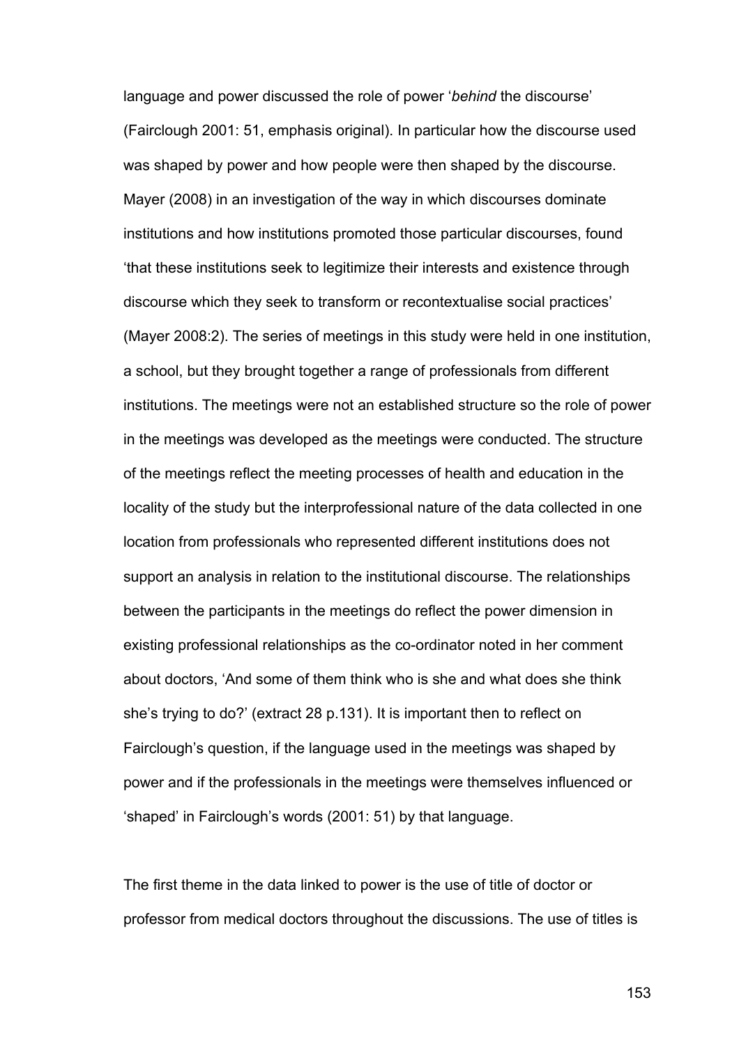language and power discussed the role of power '*behind* the discourse' (Fairclough 2001: 51, emphasis original). In particular how the discourse used was shaped by power and how people were then shaped by the discourse. Mayer (2008) in an investigation of the way in which discourses dominate institutions and how institutions promoted those particular discourses, found 'that these institutions seek to legitimize their interests and existence through discourse which they seek to transform or recontextualise social practices' (Mayer 2008:2). The series of meetings in this study were held in one institution, a school, but they brought together a range of professionals from different institutions. The meetings were not an established structure so the role of power in the meetings was developed as the meetings were conducted. The structure of the meetings reflect the meeting processes of health and education in the locality of the study but the interprofessional nature of the data collected in one location from professionals who represented different institutions does not support an analysis in relation to the institutional discourse. The relationships between the participants in the meetings do reflect the power dimension in existing professional relationships as the co-ordinator noted in her comment about doctors, 'And some of them think who is she and what does she think she's trying to do?' (extract 28 p.131). It is important then to reflect on Fairclough's question, if the language used in the meetings was shaped by power and if the professionals in the meetings were themselves influenced or 'shaped' in Fairclough's words (2001: 51) by that language.

The first theme in the data linked to power is the use of title of doctor or professor from medical doctors throughout the discussions. The use of titles is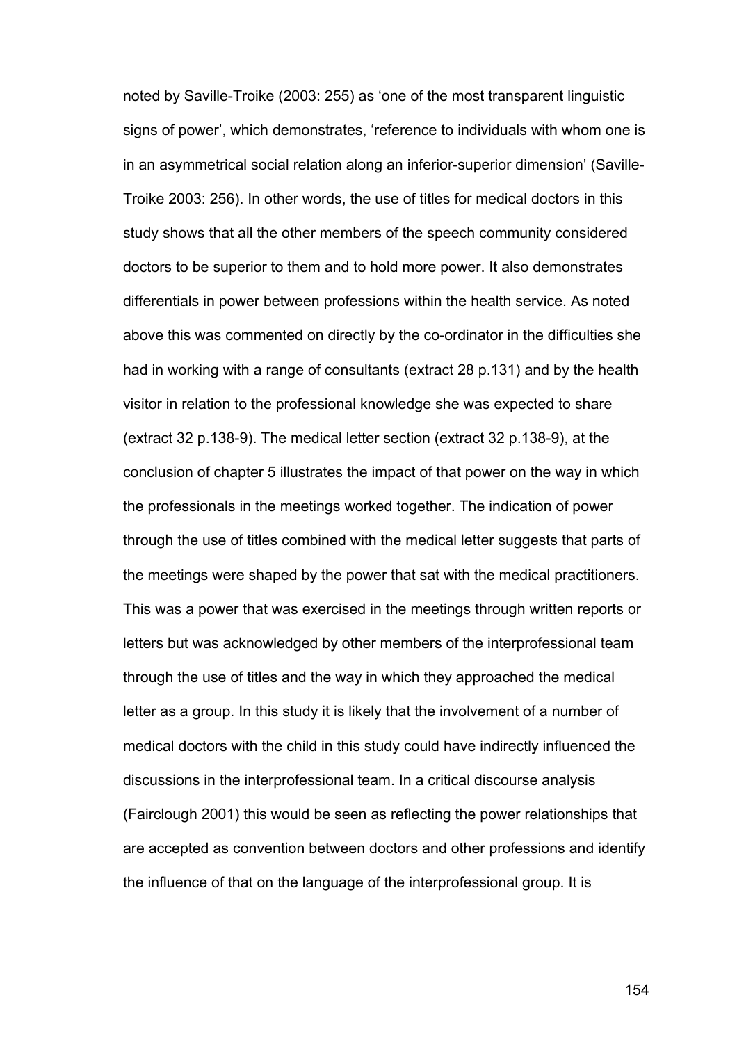noted by Saville-Troike (2003: 255) as 'one of the most transparent linguistic signs of power', which demonstrates, 'reference to individuals with whom one is in an asymmetrical social relation along an inferior-superior dimension' (Saville-Troike 2003: 256). In other words, the use of titles for medical doctors in this study shows that all the other members of the speech community considered doctors to be superior to them and to hold more power. It also demonstrates differentials in power between professions within the health service. As noted above this was commented on directly by the co-ordinator in the difficulties she had in working with a range of consultants (extract 28 p.131) and by the health visitor in relation to the professional knowledge she was expected to share (extract 32 p.138-9). The medical letter section (extract 32 p.138-9), at the conclusion of chapter 5 illustrates the impact of that power on the way in which the professionals in the meetings worked together. The indication of power through the use of titles combined with the medical letter suggests that parts of the meetings were shaped by the power that sat with the medical practitioners. This was a power that was exercised in the meetings through written reports or letters but was acknowledged by other members of the interprofessional team through the use of titles and the way in which they approached the medical letter as a group. In this study it is likely that the involvement of a number of medical doctors with the child in this study could have indirectly influenced the discussions in the interprofessional team. In a critical discourse analysis (Fairclough 2001) this would be seen as reflecting the power relationships that are accepted as convention between doctors and other professions and identify the influence of that on the language of the interprofessional group. It is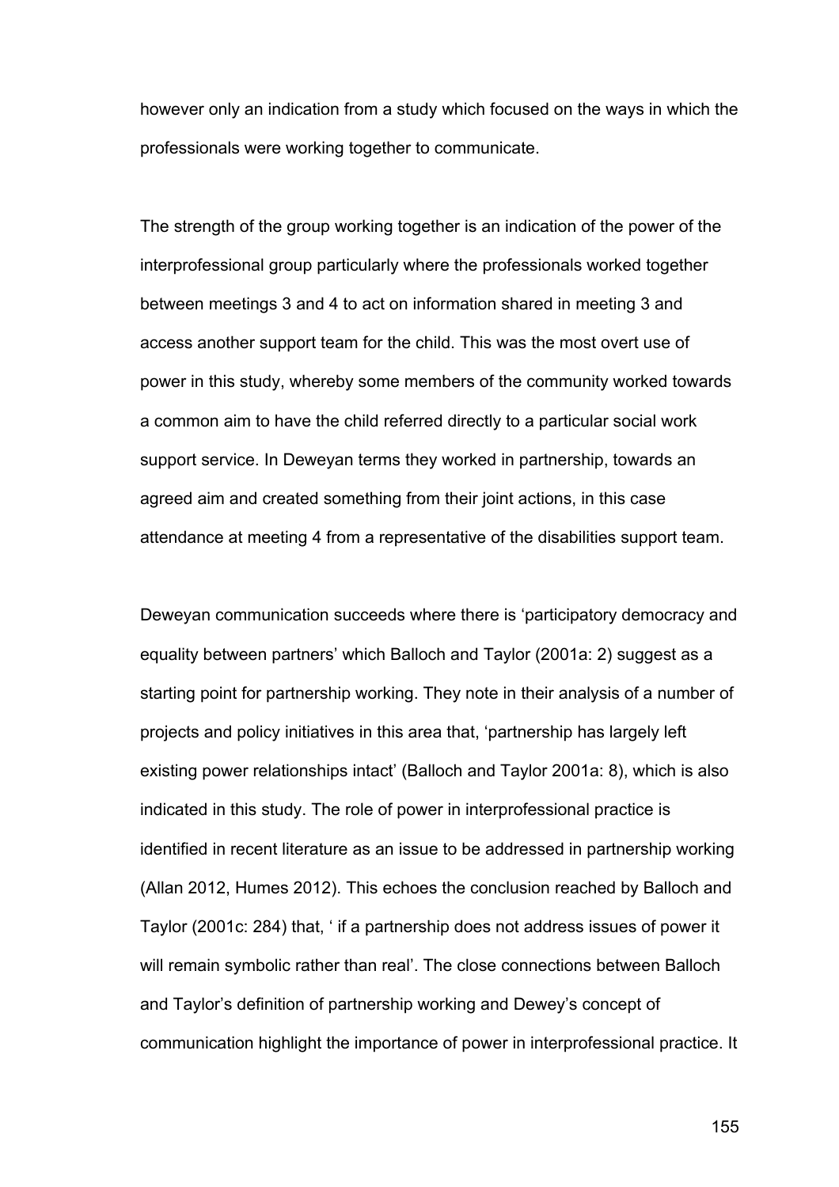however only an indication from a study which focused on the ways in which the professionals were working together to communicate.

The strength of the group working together is an indication of the power of the interprofessional group particularly where the professionals worked together between meetings 3 and 4 to act on information shared in meeting 3 and access another support team for the child. This was the most overt use of power in this study, whereby some members of the community worked towards a common aim to have the child referred directly to a particular social work support service. In Deweyan terms they worked in partnership, towards an agreed aim and created something from their joint actions, in this case attendance at meeting 4 from a representative of the disabilities support team.

Deweyan communication succeeds where there is 'participatory democracy and equality between partners' which Balloch and Taylor (2001a: 2) suggest as a starting point for partnership working. They note in their analysis of a number of projects and policy initiatives in this area that, 'partnership has largely left existing power relationships intact' (Balloch and Taylor 2001a: 8), which is also indicated in this study. The role of power in interprofessional practice is identified in recent literature as an issue to be addressed in partnership working (Allan 2012, Humes 2012). This echoes the conclusion reached by Balloch and Taylor (2001c: 284) that, ' if a partnership does not address issues of power it will remain symbolic rather than real'. The close connections between Balloch and Taylor's definition of partnership working and Dewey's concept of communication highlight the importance of power in interprofessional practice. It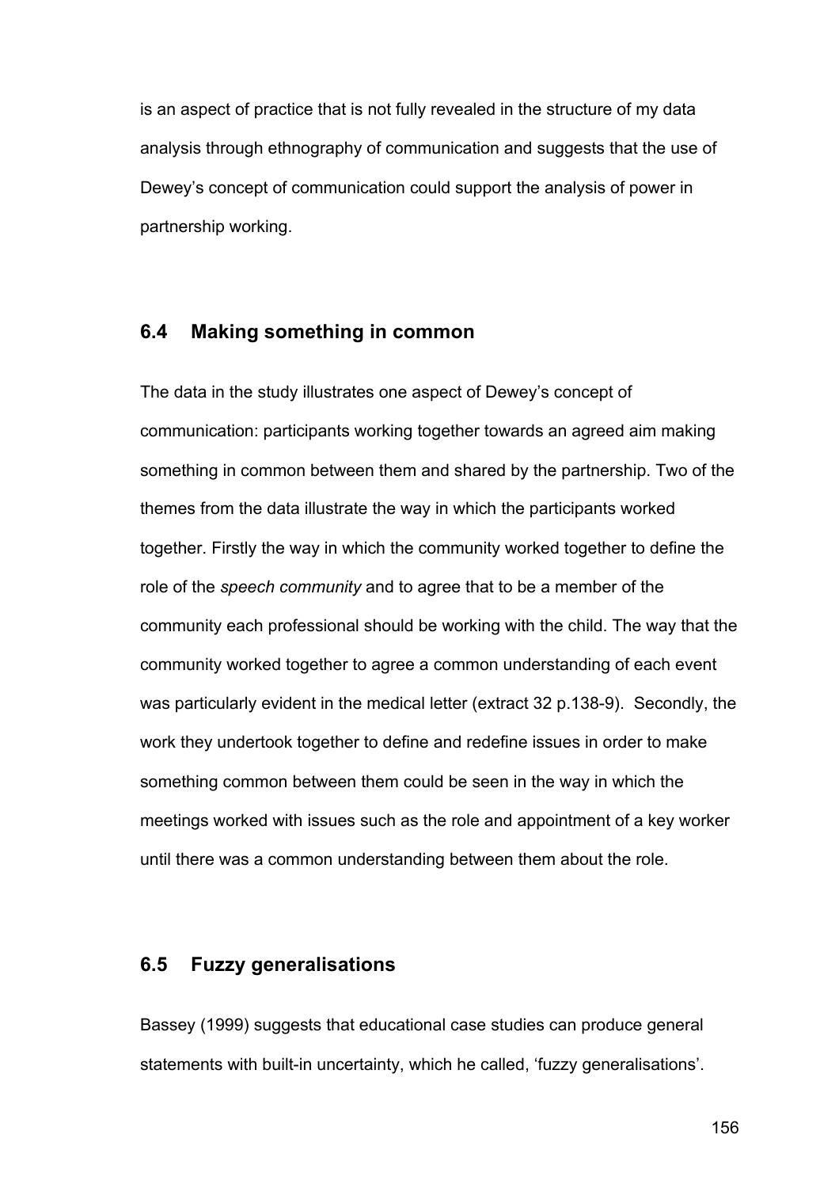is an aspect of practice that is not fully revealed in the structure of my data analysis through ethnography of communication and suggests that the use of Dewey's concept of communication could support the analysis of power in partnership working.

## 6.4 Making something in common

The data in the study illustrates one aspect of Dewey's concept of communication: participants working together towards an agreed aim making something in common between them and shared by the partnership. Two of the themes from the data illustrate the way in which the participants worked together. Firstly the way in which the community worked together to define the role of the *speech community* and to agree that to be a member of the community each professional should be working with the child. The way that the community worked together to agree a common understanding of each event was particularly evident in the medical letter (extract 32 p.138-9). Secondly, the work they undertook together to define and redefine issues in order to make something common between them could be seen in the way in which the meetings worked with issues such as the role and appointment of a key worker until there was a common understanding between them about the role.

## 6.5 Fuzzy generalisations

Bassey (1999) suggests that educational case studies can produce general statements with built-in uncertainty, which he called, 'fuzzy generalisations'.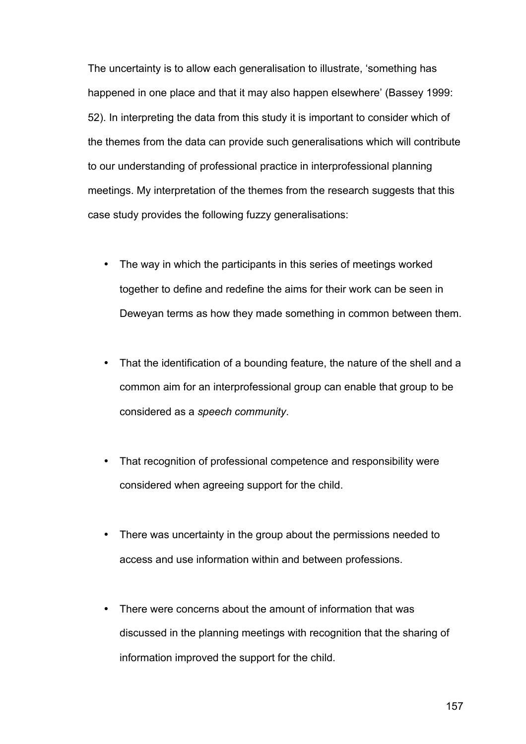The uncertainty is to allow each generalisation to illustrate, 'something has happened in one place and that it may also happen elsewhere' (Bassey 1999: 52). In interpreting the data from this study it is important to consider which of the themes from the data can provide such generalisations which will contribute to our understanding of professional practice in interprofessional planning meetings. My interpretation of the themes from the research suggests that this case study provides the following fuzzy generalisations:

- The way in which the participants in this series of meetings worked together to define and redefine the aims for their work can be seen in Deweyan terms as how they made something in common between them.
- That the identification of a bounding feature, the nature of the shell and a common aim for an interprofessional group can enable that group to be considered as a *speech community*.
- That recognition of professional competence and responsibility were considered when agreeing support for the child.
- There was uncertainty in the group about the permissions needed to access and use information within and between professions.
- There were concerns about the amount of information that was discussed in the planning meetings with recognition that the sharing of information improved the support for the child.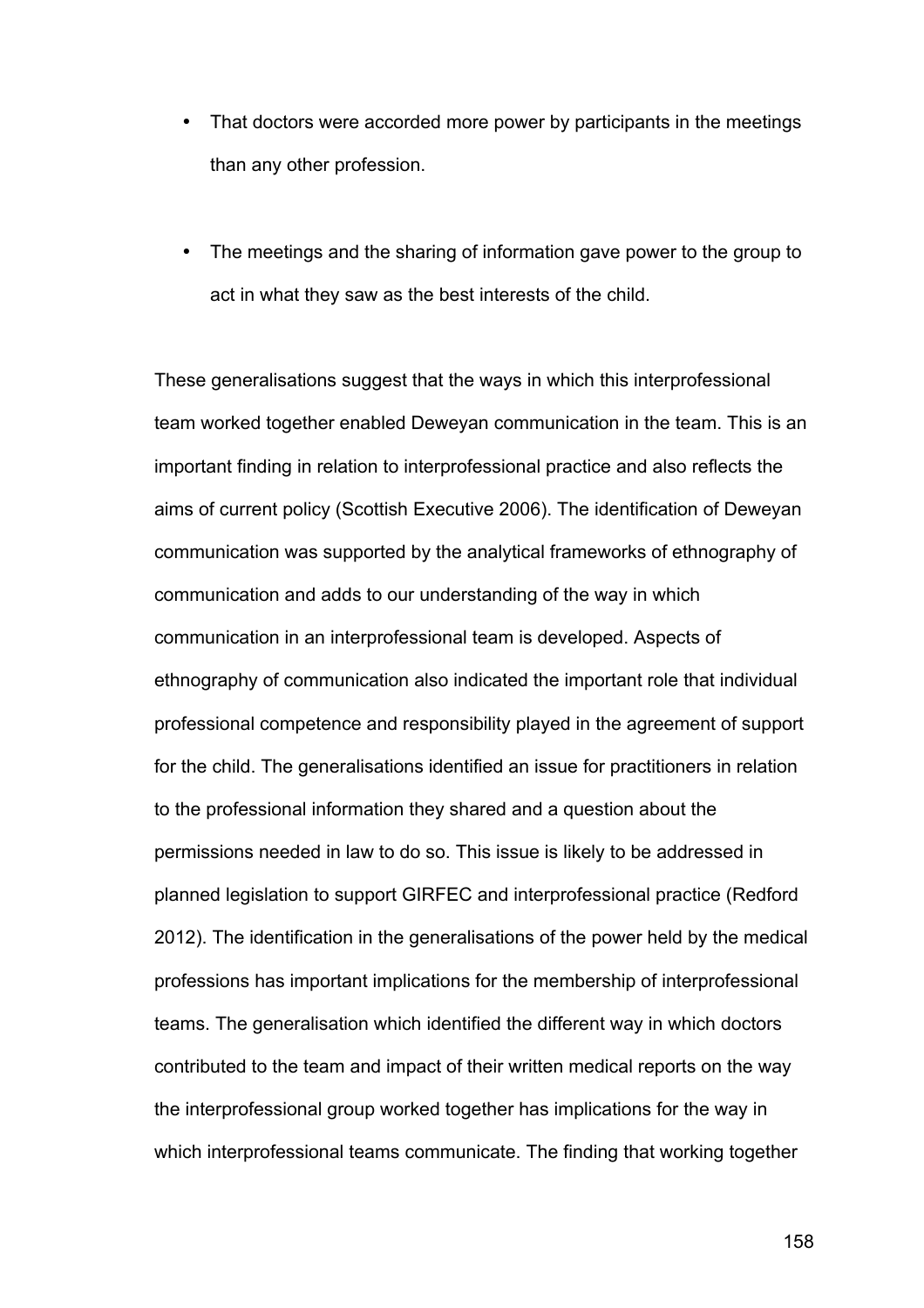- That doctors were accorded more power by participants in the meetings than any other profession.

- The meetings and the sharing of information gave power to the group to act in what they saw as the best interests of the child.

These generalisations suggest that the ways in which this interprofessional team worked together enabled Deweyan communication in the team. This is an important finding in relation to interprofessional practice and also reflects the aims of current policy (Scottish Executive 2006). The identification of Deweyan communication was supported by the analytical frameworks of ethnography of communication and adds to our understanding of the way in which communication in an interprofessional team is developed. Aspects of ethnography of communication also indicated the important role that individual professional competence and responsibility played in the agreement of support for the child. The generalisations identified an issue for practitioners in relation to the professional information they shared and a question about the permissions needed in law to do so. This issue is likely to be addressed in planned legislation to support GIRFEC and interprofessional practice (Redford 2012). The identification in the generalisations of the power held by the medical professions has important implications for the membership of interprofessional teams. The generalisation which identified the different way in which doctors contributed to the team and impact of their written medical reports on the way the interprofessional group worked together has implications for the way in which interprofessional teams communicate. The finding that working together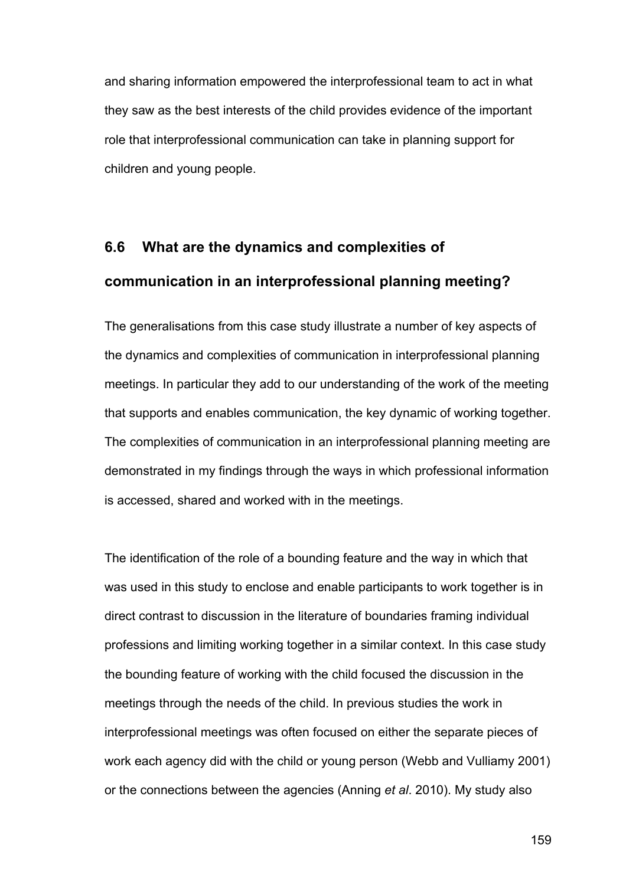and sharing information empowered the interprofessional team to act in what they saw as the best interests of the child provides evidence of the important role that interprofessional communication can take in planning support for children and young people.

## 6.6 What are the dynamics and complexities of communication in an interprofessional planning meeting?

The generalisations from this case study illustrate a number of key aspects of the dynamics and complexities of communication in interprofessional planning meetings. In particular they add to our understanding of the work of the meeting that supports and enables communication, the key dynamic of working together. The complexities of communication in an interprofessional planning meeting are demonstrated in my findings through the ways in which professional information is accessed, shared and worked with in the meetings.

The identification of the role of a bounding feature and the way in which that was used in this study to enclose and enable participants to work together is in direct contrast to discussion in the literature of boundaries framing individual professions and limiting working together in a similar context. In this case study the bounding feature of working with the child focused the discussion in the meetings through the needs of the child. In previous studies the work in interprofessional meetings was often focused on either the separate pieces of work each agency did with the child or young person (Webb and Vulliamy 2001) or the connections between the agencies (Anning *et al*. 2010). My study also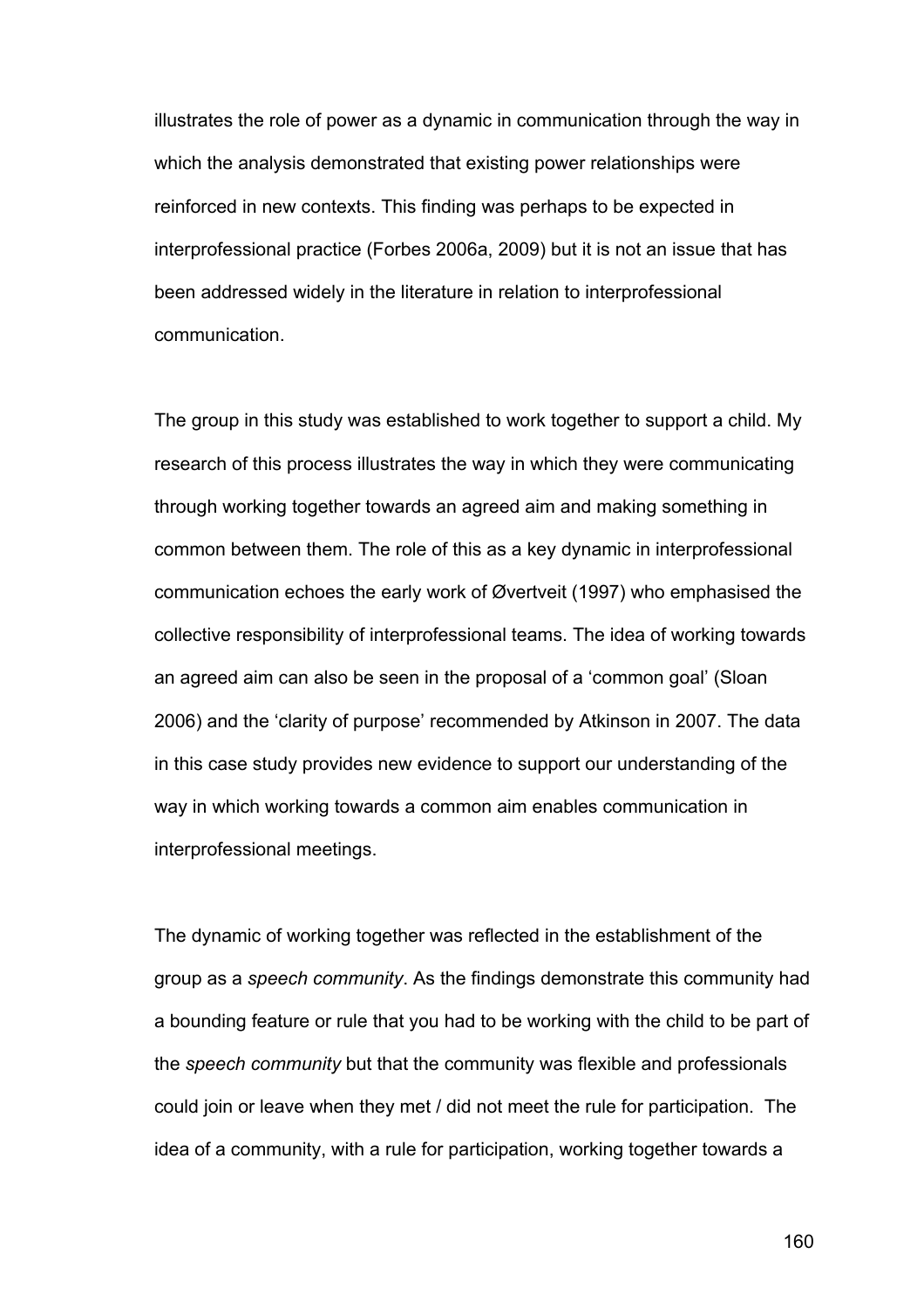illustrates the role of power as a dynamic in communication through the way in which the analysis demonstrated that existing power relationships were reinforced in new contexts. This finding was perhaps to be expected in interprofessional practice (Forbes 2006a, 2009) but it is not an issue that has been addressed widely in the literature in relation to interprofessional communication.

The group in this study was established to work together to support a child. My research of this process illustrates the way in which they were communicating through working together towards an agreed aim and making something in common between them. The role of this as a key dynamic in interprofessional communication echoes the early work of Øvertveit (1997) who emphasised the collective responsibility of interprofessional teams. The idea of working towards an agreed aim can also be seen in the proposal of a 'common goal' (Sloan 2006) and the 'clarity of purpose' recommended by Atkinson in 2007. The data in this case study provides new evidence to support our understanding of the way in which working towards a common aim enables communication in interprofessional meetings.

The dynamic of working together was reflected in the establishment of the group as a *speech community*. As the findings demonstrate this community had a bounding feature or rule that you had to be working with the child to be part of the *speech community* but that the community was flexible and professionals could join or leave when they met / did not meet the rule for participation. The idea of a community, with a rule for participation, working together towards a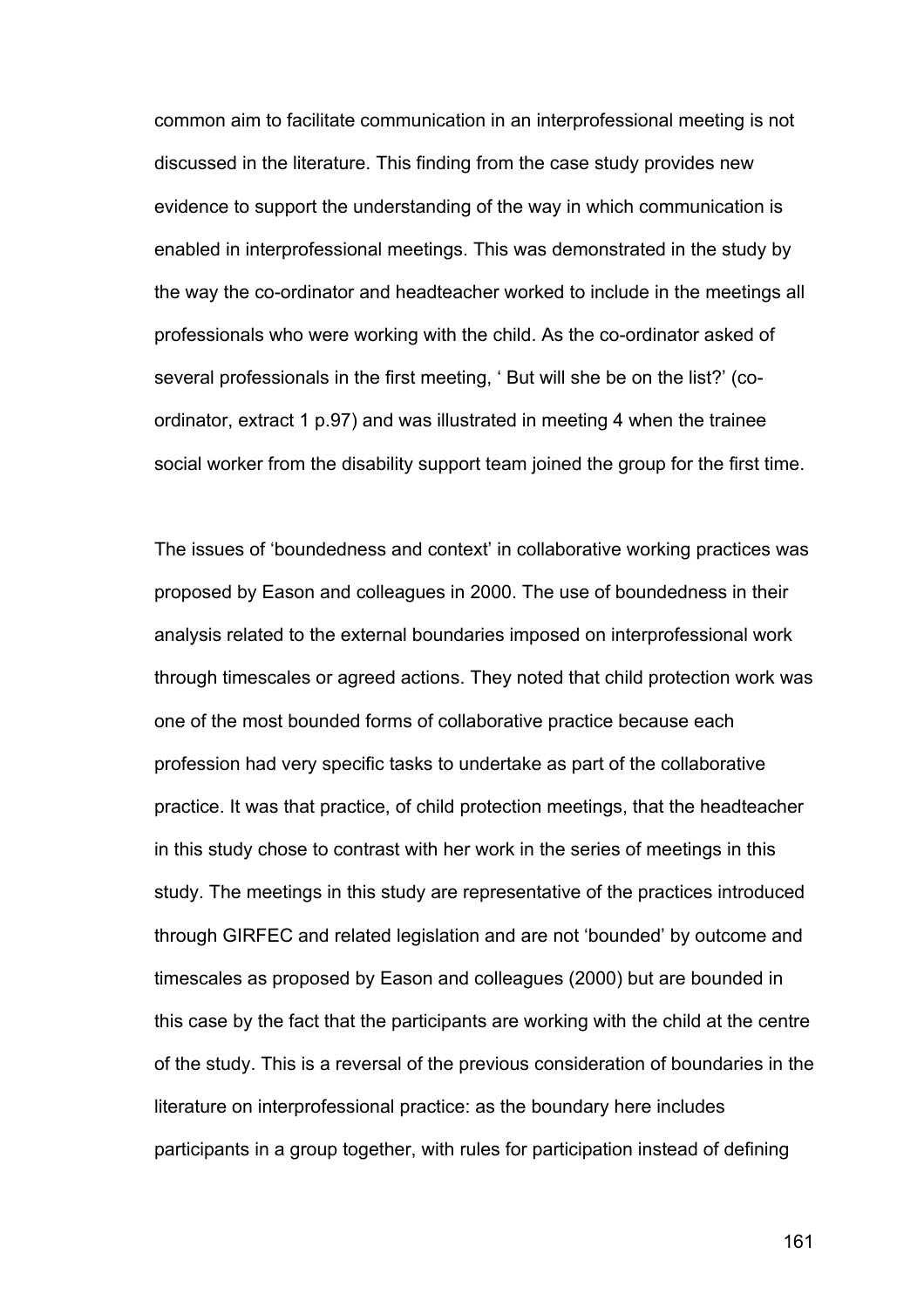common aim to facilitate communication in an interprofessional meeting is not discussed in the literature. This finding from the case study provides new evidence to support the understanding of the way in which communication is enabled in interprofessional meetings. This was demonstrated in the study by the way the co-ordinator and headteacher worked to include in the meetings all professionals who were working with the child. As the co-ordinator asked of several professionals in the first meeting, ' But will she be on the list?' (co-ordinator, extract 1 p.97) and was illustrated in meeting 4 when the trainee social worker from the disability support team joined the group for the first time.

The issues of 'boundedness and context' in collaborative working practices was proposed by Eason and colleagues in 2000. The use of boundedness in their analysis related to the external boundaries imposed on interprofessional work through timescales or agreed actions. They noted that child protection work was one of the most bounded forms of collaborative practice because each profession had very specific tasks to undertake as part of the collaborative practice. It was that practice, of child protection meetings, that the headteacher in this study chose to contrast with her work in the series of meetings in this study. The meetings in this study are representative of the practices introduced through GIRFEC and related legislation and are not 'bounded' by outcome and timescales as proposed by Eason and colleagues (2000) but are bounded in this case by the fact that the participants are working with the child at the centre of the study. This is a reversal of the previous consideration of boundaries in the literature on interprofessional practice: as the boundary here includes participants in a group together, with rules for participation instead of defining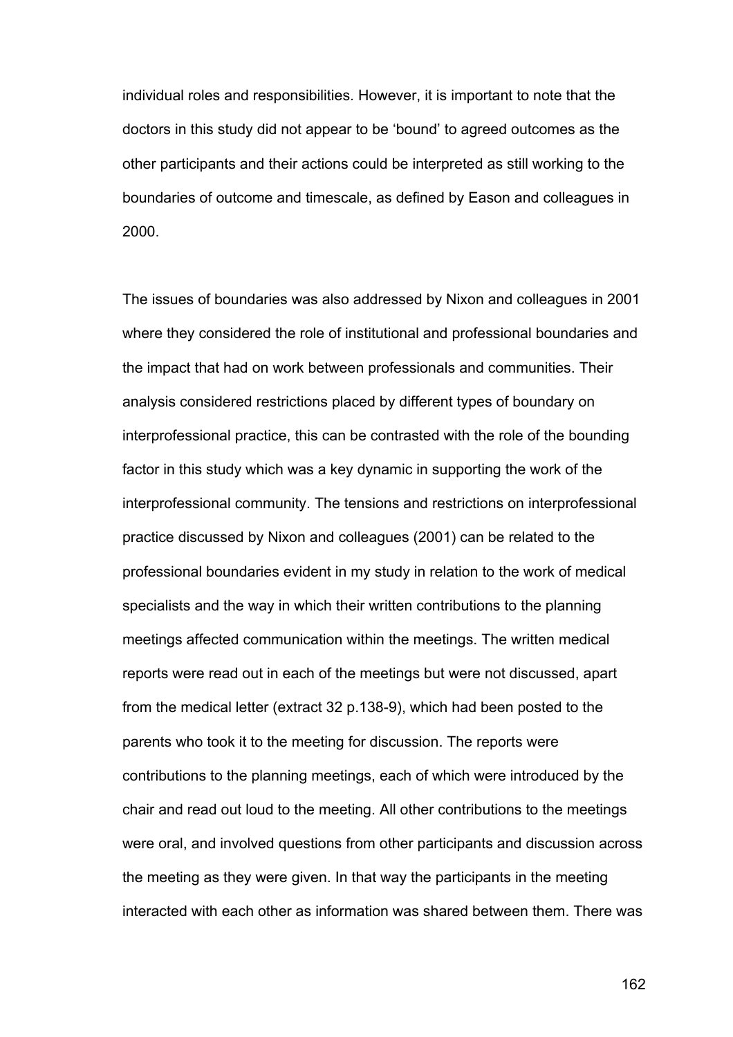individual roles and responsibilities. However, it is important to note that the doctors in this study did not appear to be 'bound' to agreed outcomes as the other participants and their actions could be interpreted as still working to the boundaries of outcome and timescale, as defined by Eason and colleagues in 2000.

The issues of boundaries was also addressed by Nixon and colleagues in 2001 where they considered the role of institutional and professional boundaries and the impact that had on work between professionals and communities. Their analysis considered restrictions placed by different types of boundary on interprofessional practice, this can be contrasted with the role of the bounding factor in this study which was a key dynamic in supporting the work of the interprofessional community. The tensions and restrictions on interprofessional practice discussed by Nixon and colleagues (2001) can be related to the professional boundaries evident in my study in relation to the work of medical specialists and the way in which their written contributions to the planning meetings affected communication within the meetings. The written medical reports were read out in each of the meetings but were not discussed, apart from the medical letter (extract 32 p.138-9), which had been posted to the parents who took it to the meeting for discussion. The reports were contributions to the planning meetings, each of which were introduced by the chair and read out loud to the meeting. All other contributions to the meetings were oral, and involved questions from other participants and discussion across the meeting as they were given. In that way the participants in the meeting interacted with each other as information was shared between them. There was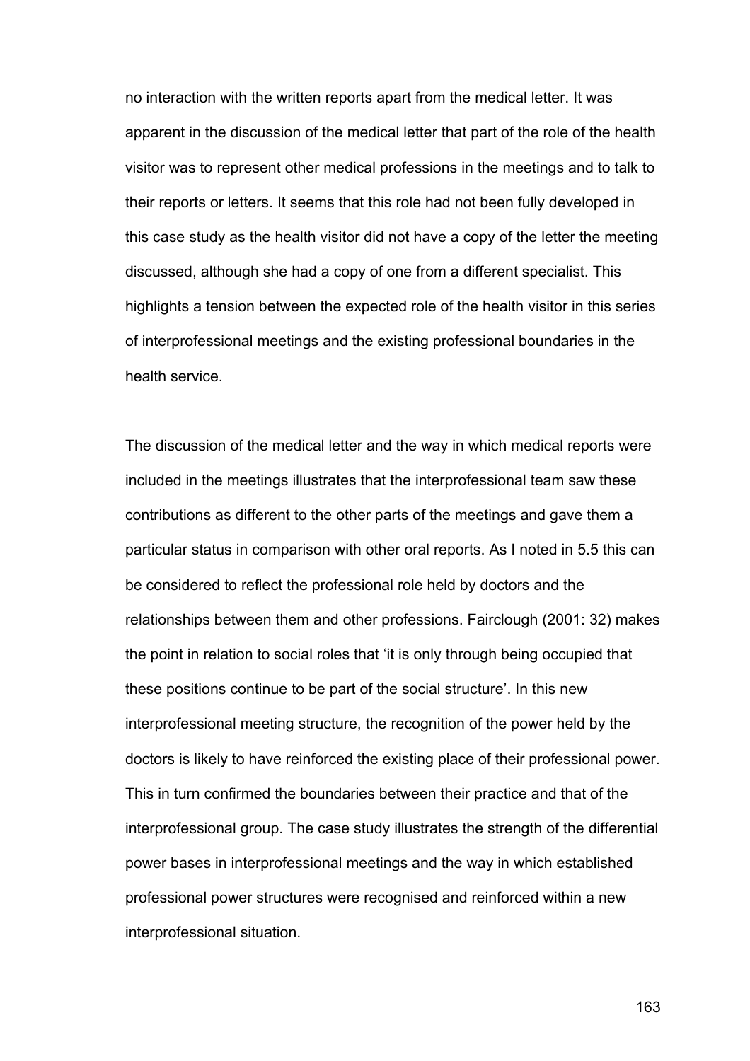no interaction with the written reports apart from the medical letter. It was apparent in the discussion of the medical letter that part of the role of the health visitor was to represent other medical professions in the meetings and to talk to their reports or letters. It seems that this role had not been fully developed in this case study as the health visitor did not have a copy of the letter the meeting discussed, although she had a copy of one from a different specialist. This highlights a tension between the expected role of the health visitor in this series of interprofessional meetings and the existing professional boundaries in the health service.

The discussion of the medical letter and the way in which medical reports were included in the meetings illustrates that the interprofessional team saw these contributions as different to the other parts of the meetings and gave them a particular status in comparison with other oral reports. As I noted in 5.5 this can be considered to reflect the professional role held by doctors and the relationships between them and other professions. Fairclough (2001: 32) makes the point in relation to social roles that 'it is only through being occupied that these positions continue to be part of the social structure'. In this new interprofessional meeting structure, the recognition of the power held by the doctors is likely to have reinforced the existing place of their professional power. This in turn confirmed the boundaries between their practice and that of the interprofessional group. The case study illustrates the strength of the differential power bases in interprofessional meetings and the way in which established professional power structures were recognised and reinforced within a new interprofessional situation.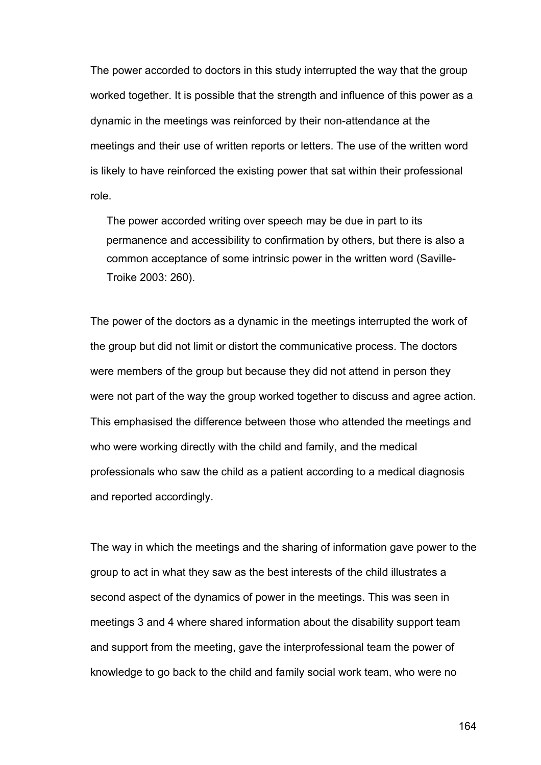The power accorded to doctors in this study interrupted the way that the group worked together. It is possible that the strength and influence of this power as a dynamic in the meetings was reinforced by their non-attendance at the meetings and their use of written reports or letters. The use of the written word is likely to have reinforced the existing power that sat within their professional role.

> The power accorded writing over speech may be due in part to its permanence and accessibility to confirmation by others, but there is also a common acceptance of some intrinsic power in the written word (Saville-Troike 2003: 260).

The power of the doctors as a dynamic in the meetings interrupted the work of the group but did not limit or distort the communicative process. The doctors were members of the group but because they did not attend in person they were not part of the way the group worked together to discuss and agree action. This emphasised the difference between those who attended the meetings and who were working directly with the child and family, and the medical professionals who saw the child as a patient according to a medical diagnosis and reported accordingly.

The way in which the meetings and the sharing of information gave power to the group to act in what they saw as the best interests of the child illustrates a second aspect of the dynamics of power in the meetings. This was seen in meetings 3 and 4 where shared information about the disability support team and support from the meeting, gave the interprofessional team the power of knowledge to go back to the child and family social work team, who were no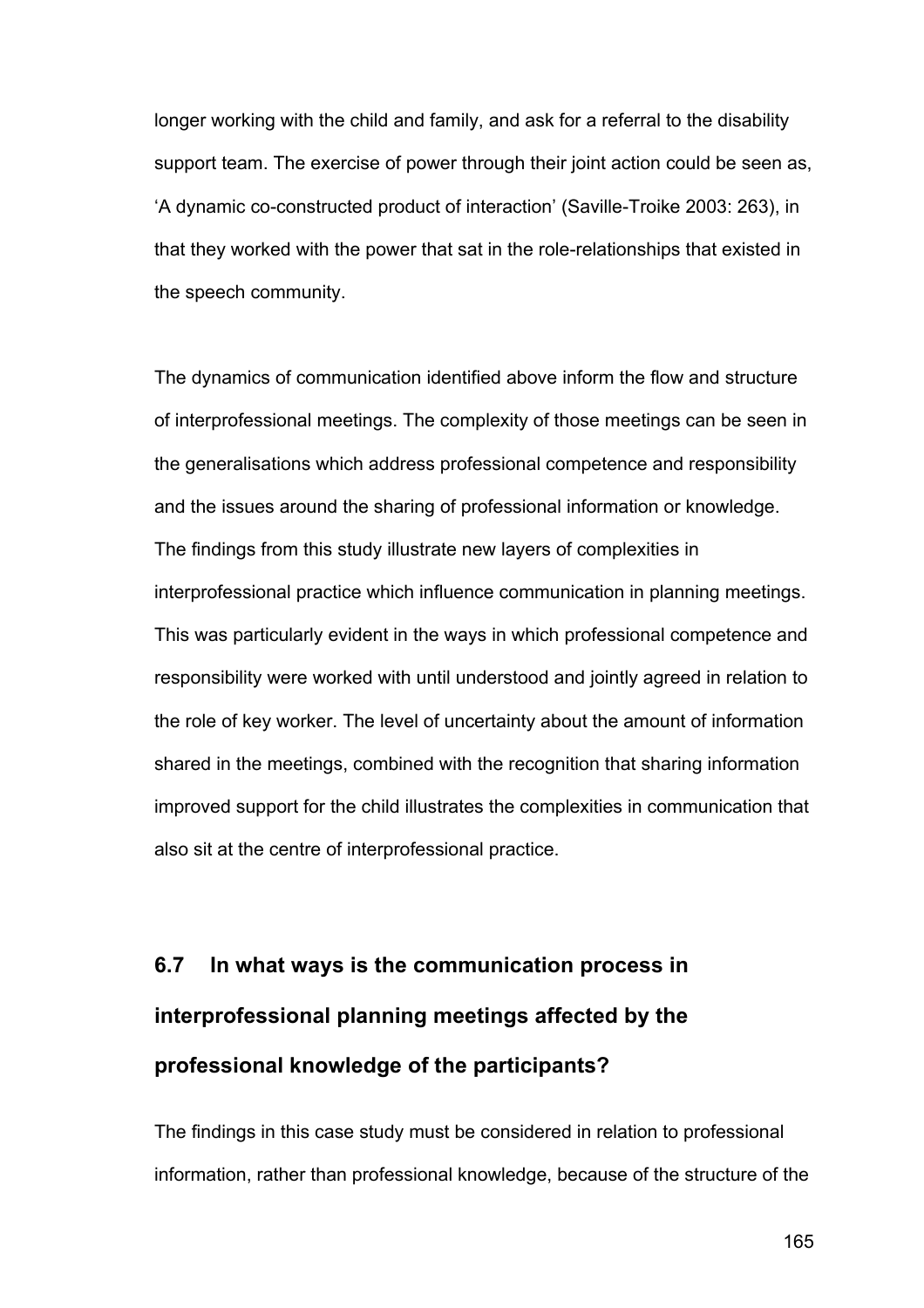longer working with the child and family, and ask for a referral to the disability support team. The exercise of power through their joint action could be seen as, 'A dynamic co-constructed product of interaction' (Saville-Troike 2003: 263), in that they worked with the power that sat in the role-relationships that existed in the speech community.

The dynamics of communication identified above inform the flow and structure of interprofessional meetings. The complexity of those meetings can be seen in the generalisations which address professional competence and responsibility and the issues around the sharing of professional information or knowledge. The findings from this study illustrate new layers of complexities in interprofessional practice which influence communication in planning meetings. This was particularly evident in the ways in which professional competence and responsibility were worked with until understood and jointly agreed in relation to the role of key worker. The level of uncertainty about the amount of information shared in the meetings, combined with the recognition that sharing information improved support for the child illustrates the complexities in communication that also sit at the centre of interprofessional practice.

## 6.7 In what ways is the communication process in interprofessional planning meetings affected by the professional knowledge of the participants?

The findings in this case study must be considered in relation to professional information, rather than professional knowledge, because of the structure of the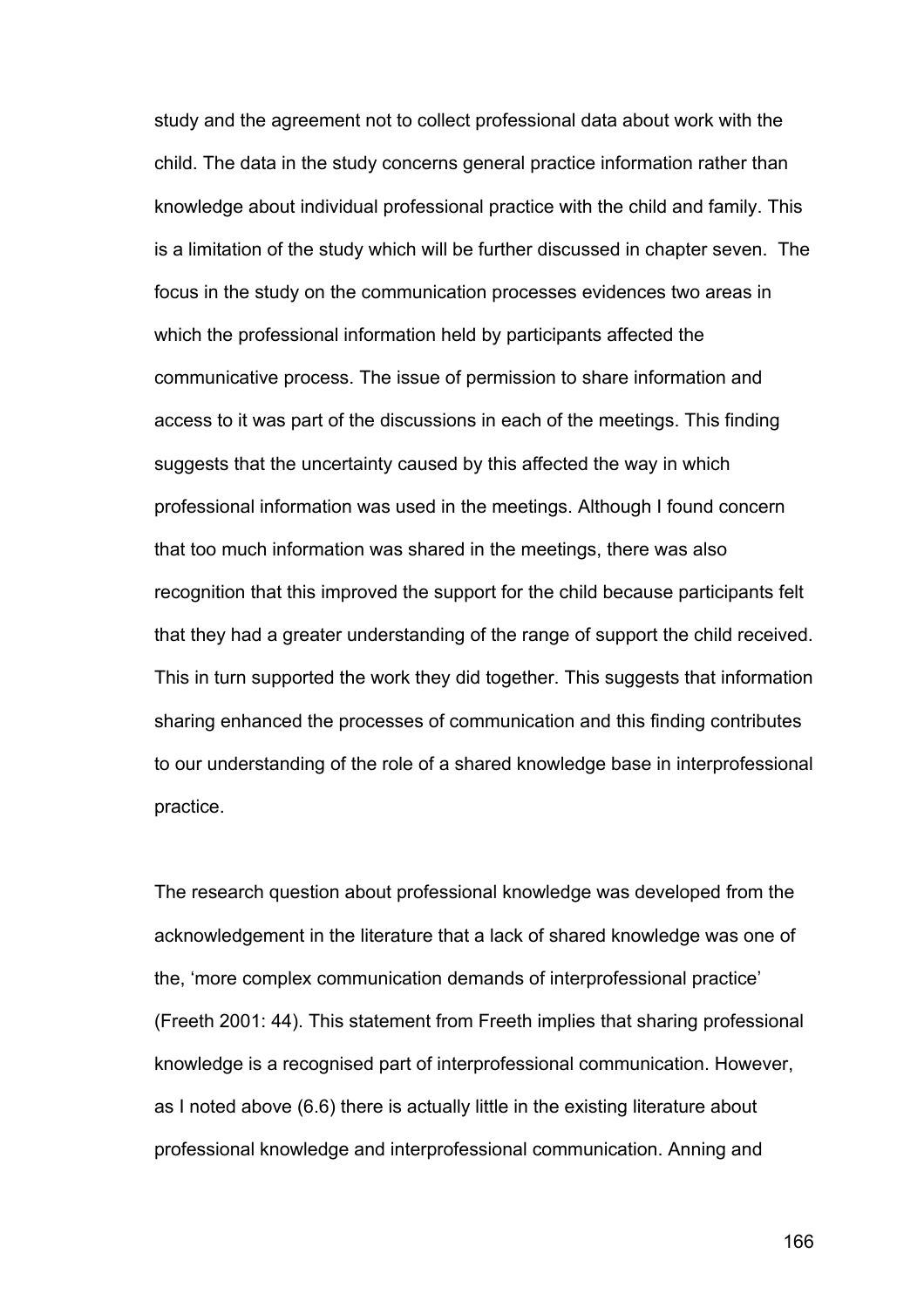study and the agreement not to collect professional data about work with the child. The data in the study concerns general practice information rather than knowledge about individual professional practice with the child and family. This is a limitation of the study which will be further discussed in chapter seven. The focus in the study on the communication processes evidences two areas in which the professional information held by participants affected the communicative process. The issue of permission to share information and access to it was part of the discussions in each of the meetings. This finding suggests that the uncertainty caused by this affected the way in which professional information was used in the meetings. Although I found concern that too much information was shared in the meetings, there was also recognition that this improved the support for the child because participants felt that they had a greater understanding of the range of support the child received. This in turn supported the work they did together. This suggests that information sharing enhanced the processes of communication and this finding contributes to our understanding of the role of a shared knowledge base in interprofessional practice.

The research question about professional knowledge was developed from the acknowledgement in the literature that a lack of shared knowledge was one of the, 'more complex communication demands of interprofessional practice' (Freeth 2001: 44). This statement from Freeth implies that sharing professional knowledge is a recognised part of interprofessional communication. However, as I noted above (6.6) there is actually little in the existing literature about professional knowledge and interprofessional communication. Anning and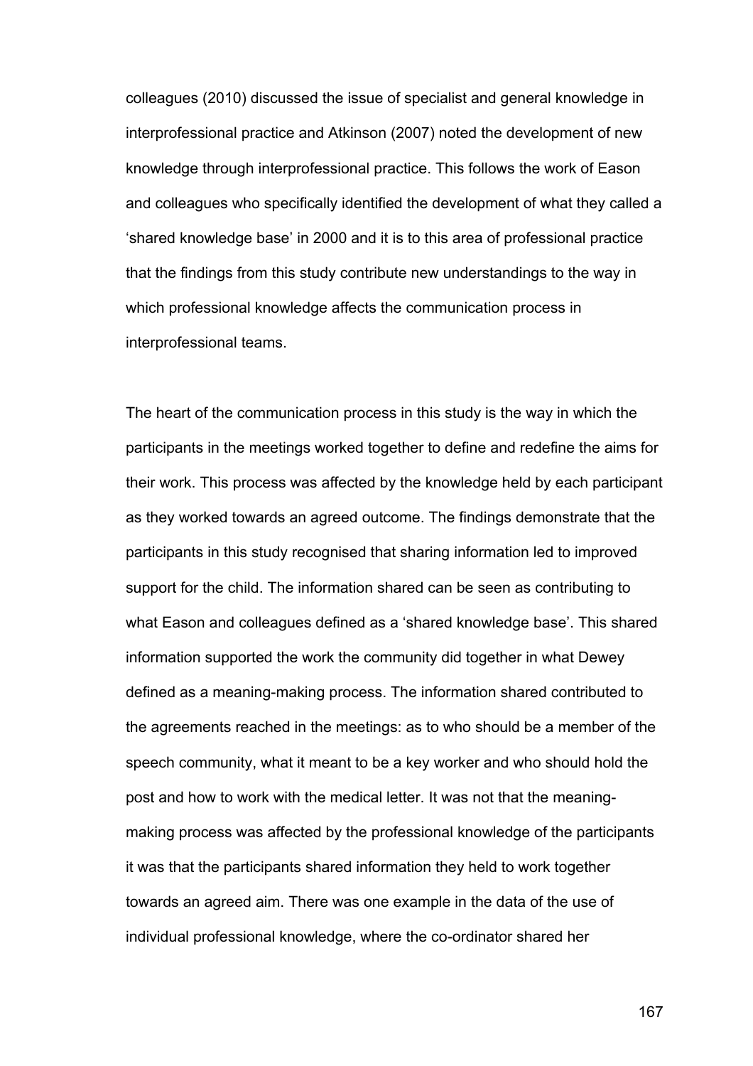colleagues (2010) discussed the issue of specialist and general knowledge in interprofessional practice and Atkinson (2007) noted the development of new knowledge through interprofessional practice. This follows the work of Eason and colleagues who specifically identified the development of what they called a 'shared knowledge base' in 2000 and it is to this area of professional practice that the findings from this study contribute new understandings to the way in which professional knowledge affects the communication process in interprofessional teams.

The heart of the communication process in this study is the way in which the participants in the meetings worked together to define and redefine the aims for their work. This process was affected by the knowledge held by each participant as they worked towards an agreed outcome. The findings demonstrate that the participants in this study recognised that sharing information led to improved support for the child. The information shared can be seen as contributing to what Eason and colleagues defined as a 'shared knowledge base'. This shared information supported the work the community did together in what Dewey defined as a meaning-making process. The information shared contributed to the agreements reached in the meetings: as to who should be a member of the speech community, what it meant to be a key worker and who should hold the post and how to work with the medical letter. It was not that the meaning-making process was affected by the professional knowledge of the participants it was that the participants shared information they held to work together towards an agreed aim. There was one example in the data of the use of individual professional knowledge, where the co-ordinator shared her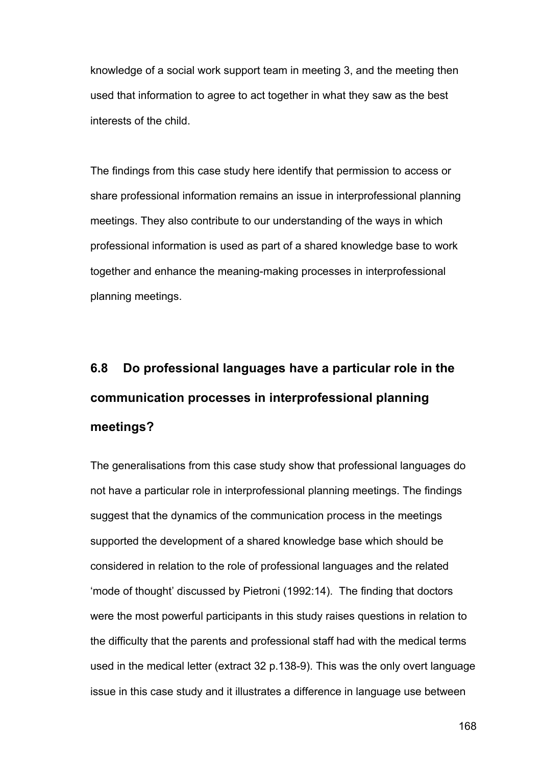knowledge of a social work support team in meeting 3, and the meeting then used that information to agree to act together in what they saw as the best interests of the child.

The findings from this case study here identify that permission to access or share professional information remains an issue in interprofessional planning meetings. They also contribute to our understanding of the ways in which professional information is used as part of a shared knowledge base to work together and enhance the meaning-making processes in interprofessional planning meetings.

## 6.8 Do professional languages have a particular role in the communication processes in interprofessional planning meetings?

The generalisations from this case study show that professional languages do not have a particular role in interprofessional planning meetings. The findings suggest that the dynamics of the communication process in the meetings supported the development of a shared knowledge base which should be considered in relation to the role of professional languages and the related 'mode of thought' discussed by Pietroni (1992:14). The finding that doctors were the most powerful participants in this study raises questions in relation to the difficulty that the parents and professional staff had with the medical terms used in the medical letter (extract 32 p.138-9). This was the only overt language issue in this case study and it illustrates a difference in language use between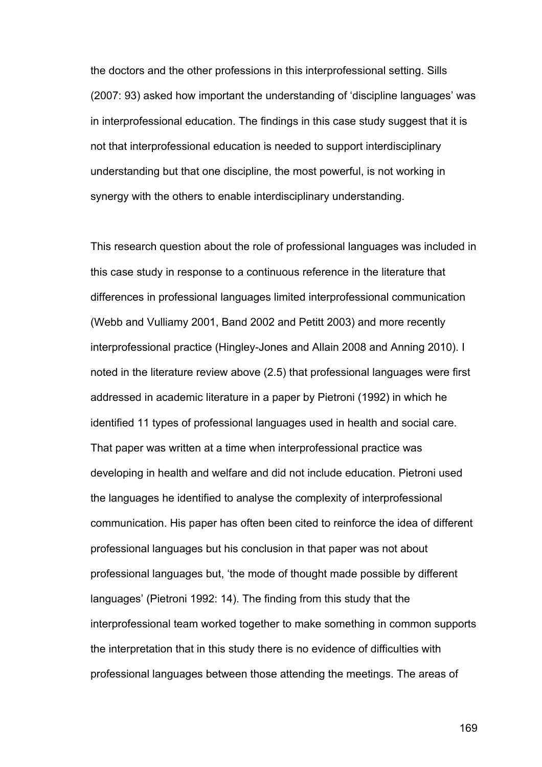the doctors and the other professions in this interprofessional setting. Sills (2007: 93) asked how important the understanding of 'discipline languages' was in interprofessional education. The findings in this case study suggest that it is not that interprofessional education is needed to support interdisciplinary understanding but that one discipline, the most powerful, is not working in synergy with the others to enable interdisciplinary understanding.

This research question about the role of professional languages was included in this case study in response to a continuous reference in the literature that differences in professional languages limited interprofessional communication (Webb and Vulliamy 2001, Band 2002 and Petitt 2003) and more recently interprofessional practice (Hingley-Jones and Allain 2008 and Anning 2010). I noted in the literature review above (2.5) that professional languages were first addressed in academic literature in a paper by Pietroni (1992) in which he identified 11 types of professional languages used in health and social care. That paper was written at a time when interprofessional practice was developing in health and welfare and did not include education. Pietroni used the languages he identified to analyse the complexity of interprofessional communication. His paper has often been cited to reinforce the idea of different professional languages but his conclusion in that paper was not about professional languages but, 'the mode of thought made possible by different languages' (Pietroni 1992: 14). The finding from this study that the interprofessional team worked together to make something in common supports the interpretation that in this study there is no evidence of difficulties with professional languages between those attending the meetings. The areas of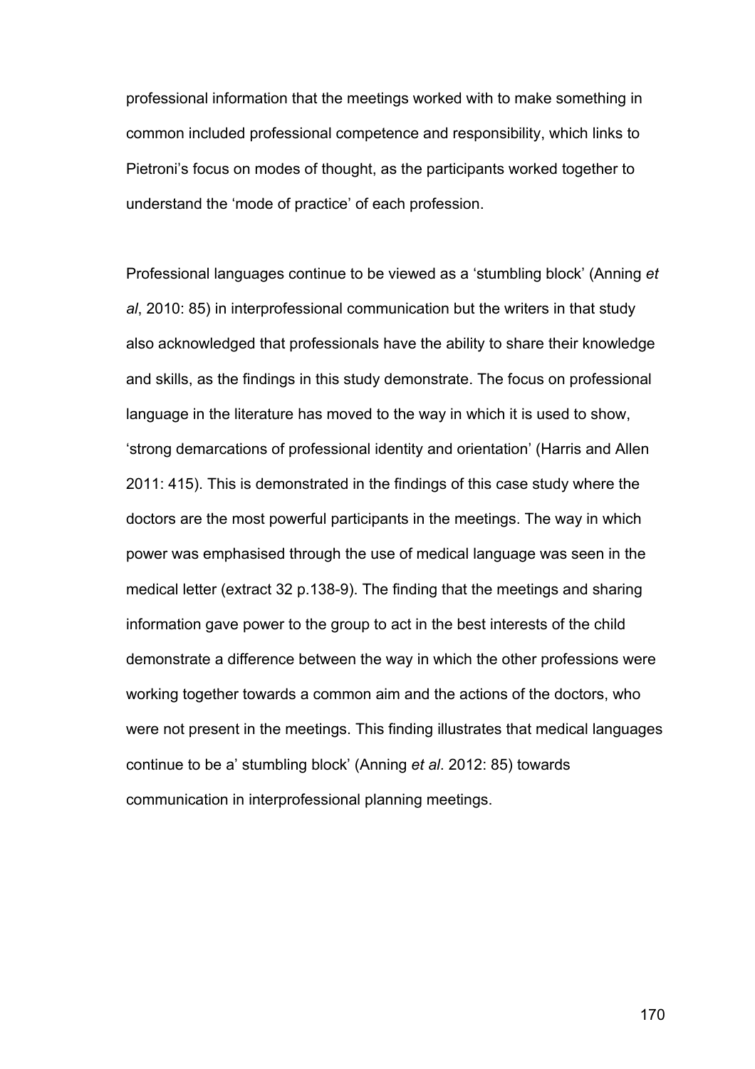professional information that the meetings worked with to make something in common included professional competence and responsibility, which links to Pietroni's focus on modes of thought, as the participants worked together to understand the 'mode of practice' of each profession.

Professional languages continue to be viewed as a 'stumbling block' (Anning *et al*, 2010: 85) in interprofessional communication but the writers in that study also acknowledged that professionals have the ability to share their knowledge and skills, as the findings in this study demonstrate. The focus on professional language in the literature has moved to the way in which it is used to show, 'strong demarcations of professional identity and orientation' (Harris and Allen 2011: 415). This is demonstrated in the findings of this case study where the doctors are the most powerful participants in the meetings. The way in which power was emphasised through the use of medical language was seen in the medical letter (extract 32 p.138-9). The finding that the meetings and sharing information gave power to the group to act in the best interests of the child demonstrate a difference between the way in which the other professions were working together towards a common aim and the actions of the doctors, who were not present in the meetings. This finding illustrates that medical languages continue to be a' stumbling block' (Anning *et al*. 2012: 85) towards communication in interprofessional planning meetings.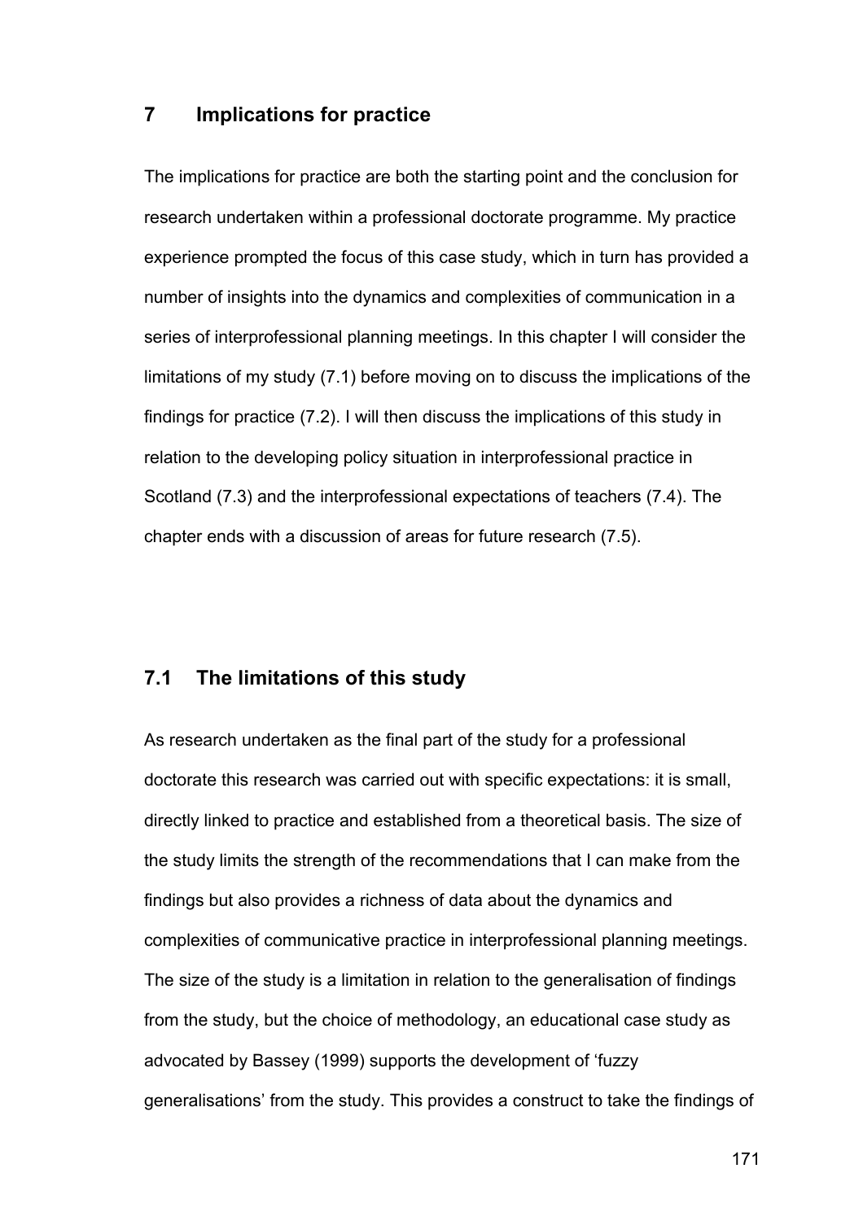# 7 Implications for practice

The implications for practice are both the starting point and the conclusion for research undertaken within a professional doctorate programme. My practice experience prompted the focus of this case study, which in turn has provided a number of insights into the dynamics and complexities of communication in a series of interprofessional planning meetings. In this chapter I will consider the limitations of my study (7.1) before moving on to discuss the implications of the findings for practice (7.2). I will then discuss the implications of this study in relation to the developing policy situation in interprofessional practice in Scotland (7.3) and the interprofessional expectations of teachers (7.4). The chapter ends with a discussion of areas for future research (7.5).

## 7.1 The limitations of this study

As research undertaken as the final part of the study for a professional doctorate this research was carried out with specific expectations: it is small, directly linked to practice and established from a theoretical basis. The size of the study limits the strength of the recommendations that I can make from the findings but also provides a richness of data about the dynamics and complexities of communicative practice in interprofessional planning meetings. The size of the study is a limitation in relation to the generalisation of findings from the study, but the choice of methodology, an educational case study as advocated by Bassey (1999) supports the development of 'fuzzy generalisations' from the study. This provides a construct to take the findings of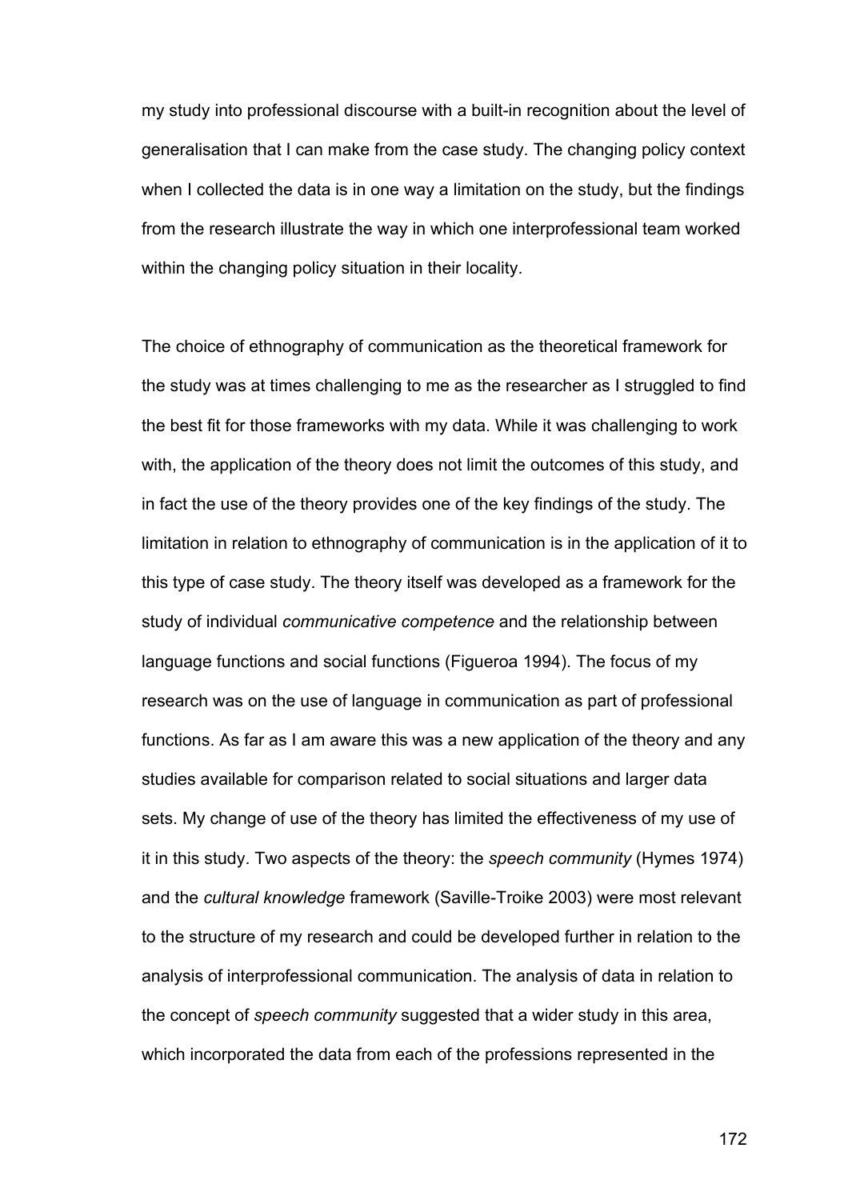my study into professional discourse with a built-in recognition about the level of generalisation that I can make from the case study. The changing policy context when I collected the data is in one way a limitation on the study, but the findings from the research illustrate the way in which one interprofessional team worked within the changing policy situation in their locality.

The choice of ethnography of communication as the theoretical framework for the study was at times challenging to me as the researcher as I struggled to find the best fit for those frameworks with my data. While it was challenging to work with, the application of the theory does not limit the outcomes of this study, and in fact the use of the theory provides one of the key findings of the study. The limitation in relation to ethnography of communication is in the application of it to this type of case study. The theory itself was developed as a framework for the study of individual *communicative competence* and the relationship between language functions and social functions (Figueroa 1994). The focus of my research was on the use of language in communication as part of professional functions. As far as I am aware this was a new application of the theory and any studies available for comparison related to social situations and larger data sets. My change of use of the theory has limited the effectiveness of my use of it in this study. Two aspects of the theory: the *speech community* (Hymes 1974) and the *cultural knowledge* framework (Saville-Troike 2003) were most relevant to the structure of my research and could be developed further in relation to the analysis of interprofessional communication. The analysis of data in relation to the concept of *speech community* suggested that a wider study in this area, which incorporated the data from each of the professions represented in the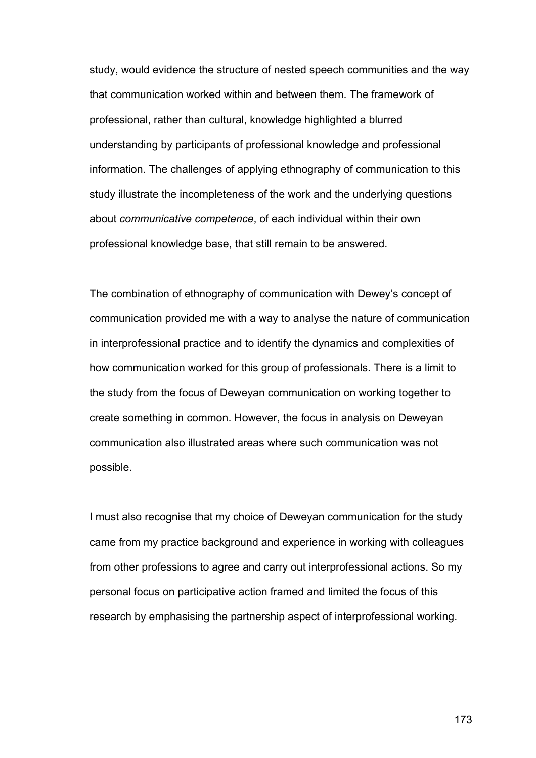study, would evidence the structure of nested speech communities and the way that communication worked within and between them. The framework of professional, rather than cultural, knowledge highlighted a blurred understanding by participants of professional knowledge and professional information. The challenges of applying ethnography of communication to this study illustrate the incompleteness of the work and the underlying questions about *communicative competence*, of each individual within their own professional knowledge base, that still remain to be answered.

The combination of ethnography of communication with Dewey's concept of communication provided me with a way to analyse the nature of communication in interprofessional practice and to identify the dynamics and complexities of how communication worked for this group of professionals. There is a limit to the study from the focus of Deweyan communication on working together to create something in common. However, the focus in analysis on Deweyan communication also illustrated areas where such communication was not possible.

I must also recognise that my choice of Deweyan communication for the study came from my practice background and experience in working with colleagues from other professions to agree and carry out interprofessional actions. So my personal focus on participative action framed and limited the focus of this research by emphasising the partnership aspect of interprofessional working.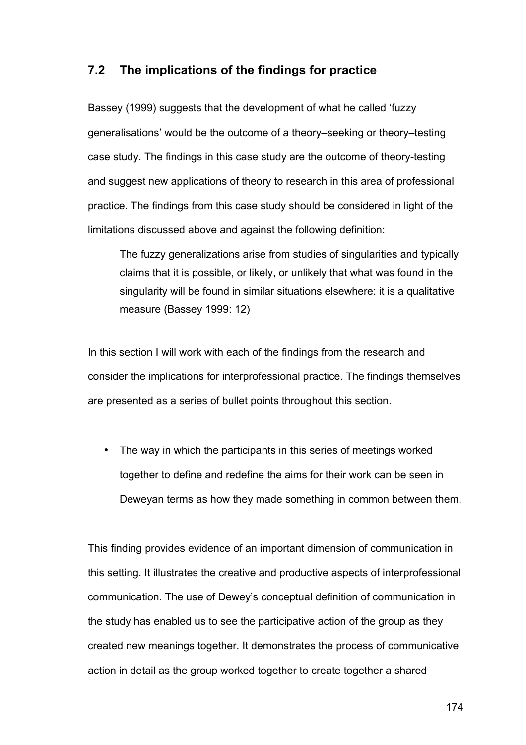## 7.2 The implications of the findings for practice

Bassey (1999) suggests that the development of what he called 'fuzzy generalisations' would be the outcome of a theory–seeking or theory–testing case study. The findings in this case study are the outcome of theory-testing and suggest new applications of theory to research in this area of professional practice. The findings from this case study should be considered in light of the limitations discussed above and against the following definition:

> The fuzzy generalizations arise from studies of singularities and typically claims that it is possible, or likely, or unlikely that what was found in the singularity will be found in similar situations elsewhere: it is a qualitative measure (Bassey 1999: 12)

In this section I will work with each of the findings from the research and consider the implications for interprofessional practice. The findings themselves are presented as a series of bullet points throughout this section.

- The way in which the participants in this series of meetings worked together to define and redefine the aims for their work can be seen in Deweyan terms as how they made something in common between them.

This finding provides evidence of an important dimension of communication in this setting. It illustrates the creative and productive aspects of interprofessional communication. The use of Dewey's conceptual definition of communication in the study has enabled us to see the participative action of the group as they created new meanings together. It demonstrates the process of communicative action in detail as the group worked together to create together a shared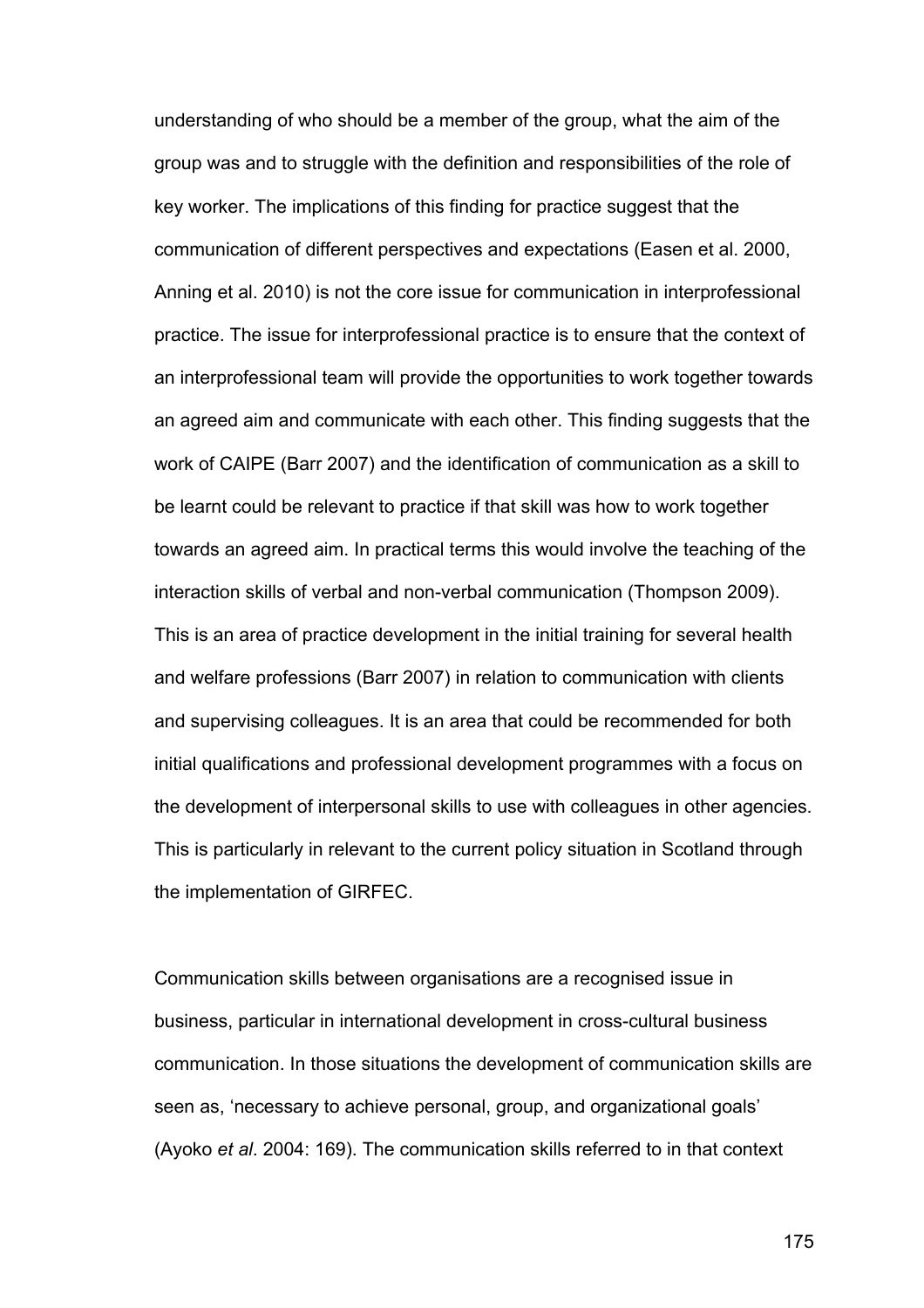understanding of who should be a member of the group, what the aim of the group was and to struggle with the definition and responsibilities of the role of key worker. The implications of this finding for practice suggest that the communication of different perspectives and expectations (Easen et al. 2000, Anning et al. 2010) is not the core issue for communication in interprofessional practice. The issue for interprofessional practice is to ensure that the context of an interprofessional team will provide the opportunities to work together towards an agreed aim and communicate with each other. This finding suggests that the work of CAIPE (Barr 2007) and the identification of communication as a skill to be learnt could be relevant to practice if that skill was how to work together towards an agreed aim. In practical terms this would involve the teaching of the interaction skills of verbal and non-verbal communication (Thompson 2009). This is an area of practice development in the initial training for several health and welfare professions (Barr 2007) in relation to communication with clients and supervising colleagues. It is an area that could be recommended for both initial qualifications and professional development programmes with a focus on the development of interpersonal skills to use with colleagues in other agencies. This is particularly in relevant to the current policy situation in Scotland through the implementation of GIRFEC.

Communication skills between organisations are a recognised issue in business, particular in international development in cross-cultural business communication. In those situations the development of communication skills are seen as, 'necessary to achieve personal, group, and organizational goals' (Ayoko *et al*. 2004: 169). The communication skills referred to in that context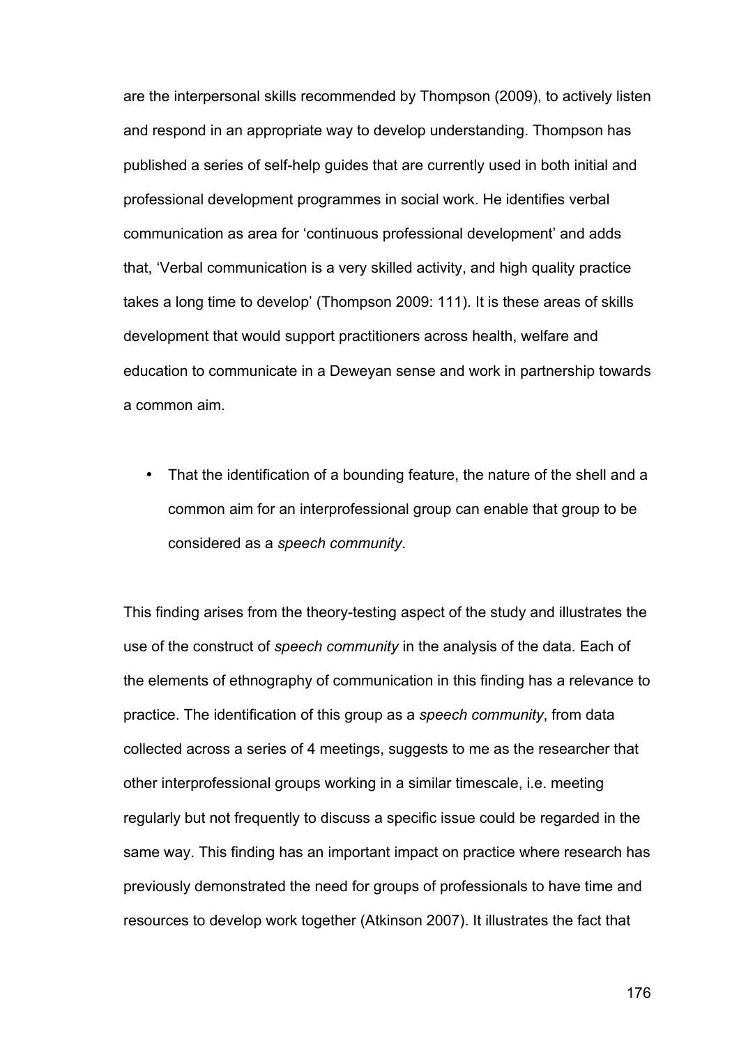are the interpersonal skills recommended by Thompson (2009), to actively listen and respond in an appropriate way to develop understanding. Thompson has published a series of self-help guides that are currently used in both initial and professional development programmes in social work. He identifies verbal communication as area for 'continuous professional development' and adds that, 'Verbal communication is a very skilled activity, and high quality practice takes a long time to develop' (Thompson 2009: 111). It is these areas of skills development that would support practitioners across health, welfare and education to communicate in a Deweyan sense and work in partnership towards a common aim.

- That the identification of a bounding feature, the nature of the shell and a common aim for an interprofessional group can enable that group to be considered as a *speech community*.

This finding arises from the theory-testing aspect of the study and illustrates the use of the construct of *speech community* in the analysis of the data. Each of the elements of ethnography of communication in this finding has a relevance to practice. The identification of this group as a *speech community*, from data collected across a series of 4 meetings, suggests to me as the researcher that other interprofessional groups working in a similar timescale, i.e. meeting regularly but not frequently to discuss a specific issue could be regarded in the same way. This finding has an important impact on practice where research has previously demonstrated the need for groups of professionals to have time and resources to develop work together (Atkinson 2007). It illustrates the fact that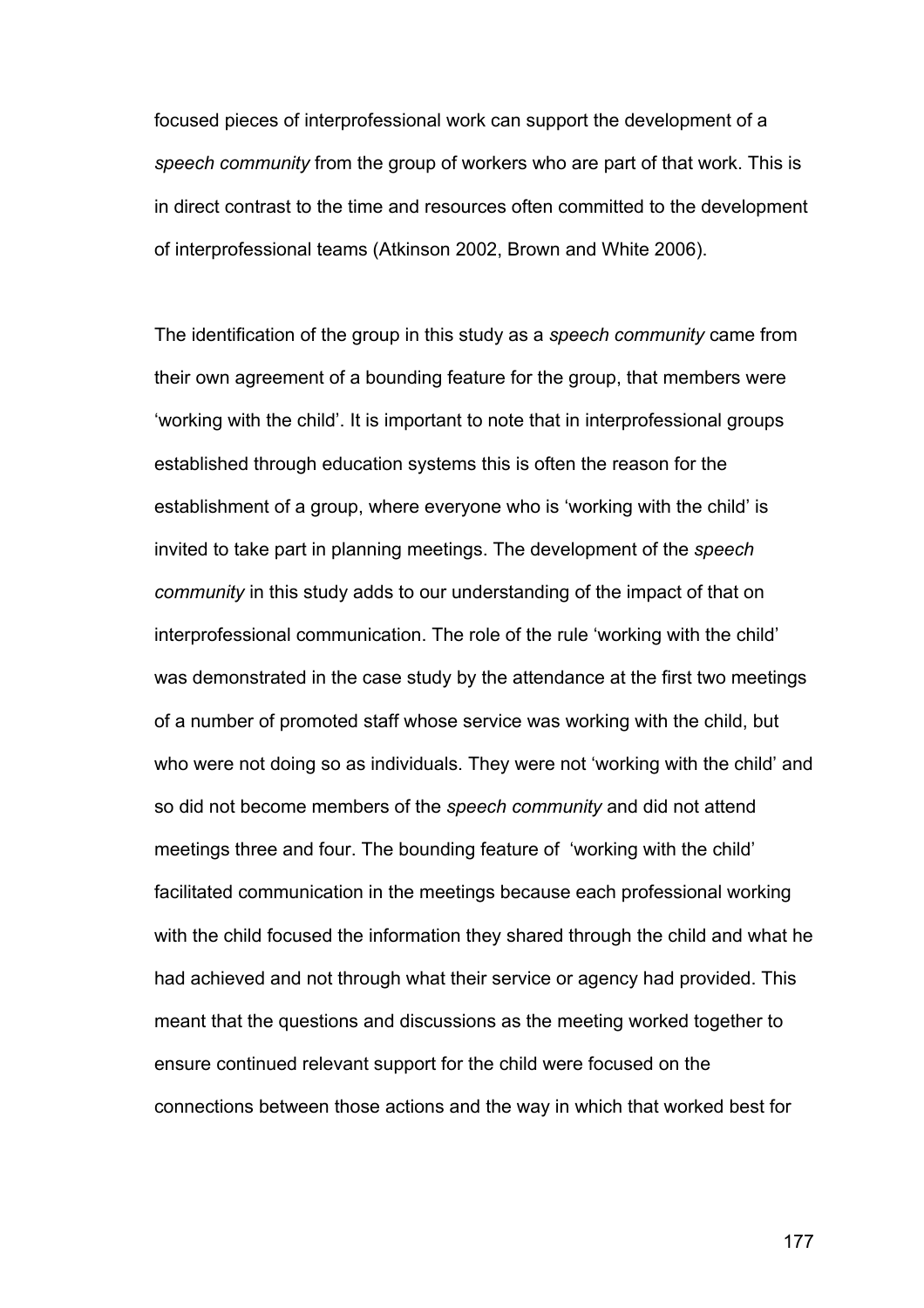focused pieces of interprofessional work can support the development of a *speech community* from the group of workers who are part of that work. This is in direct contrast to the time and resources often committed to the development of interprofessional teams (Atkinson 2002, Brown and White 2006).

The identification of the group in this study as a *speech community* came from their own agreement of a bounding feature for the group, that members were 'working with the child'. It is important to note that in interprofessional groups established through education systems this is often the reason for the establishment of a group, where everyone who is 'working with the child' is invited to take part in planning meetings. The development of the *speech community* in this study adds to our understanding of the impact of that on interprofessional communication. The role of the rule 'working with the child' was demonstrated in the case study by the attendance at the first two meetings of a number of promoted staff whose service was working with the child, but who were not doing so as individuals. They were not 'working with the child' and so did not become members of the *speech community* and did not attend meetings three and four. The bounding feature of 'working with the child' facilitated communication in the meetings because each professional working with the child focused the information they shared through the child and what he had achieved and not through what their service or agency had provided. This meant that the questions and discussions as the meeting worked together to ensure continued relevant support for the child were focused on the connections between those actions and the way in which that worked best for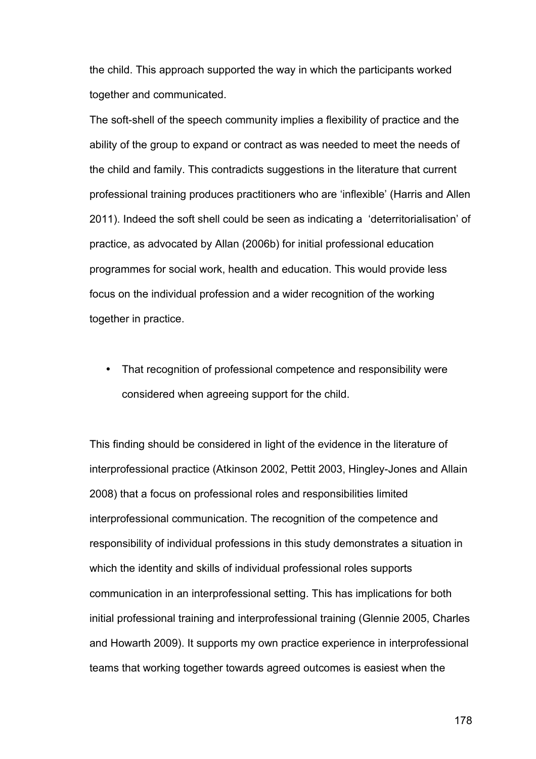the child. This approach supported the way in which the participants worked together and communicated.

The soft-shell of the speech community implies a flexibility of practice and the ability of the group to expand or contract as was needed to meet the needs of the child and family. This contradicts suggestions in the literature that current professional training produces practitioners who are 'inflexible' (Harris and Allen 2011). Indeed the soft shell could be seen as indicating a 'deterritorialisation' of practice, as advocated by Allan (2006b) for initial professional education programmes for social work, health and education. This would provide less focus on the individual profession and a wider recognition of the working together in practice.

- That recognition of professional competence and responsibility were considered when agreeing support for the child.

This finding should be considered in light of the evidence in the literature of interprofessional practice (Atkinson 2002, Pettit 2003, Hingley-Jones and Allain 2008) that a focus on professional roles and responsibilities limited interprofessional communication. The recognition of the competence and responsibility of individual professions in this study demonstrates a situation in which the identity and skills of individual professional roles supports communication in an interprofessional setting. This has implications for both initial professional training and interprofessional training (Glennie 2005, Charles and Howarth 2009). It supports my own practice experience in interprofessional teams that working together towards agreed outcomes is easiest when the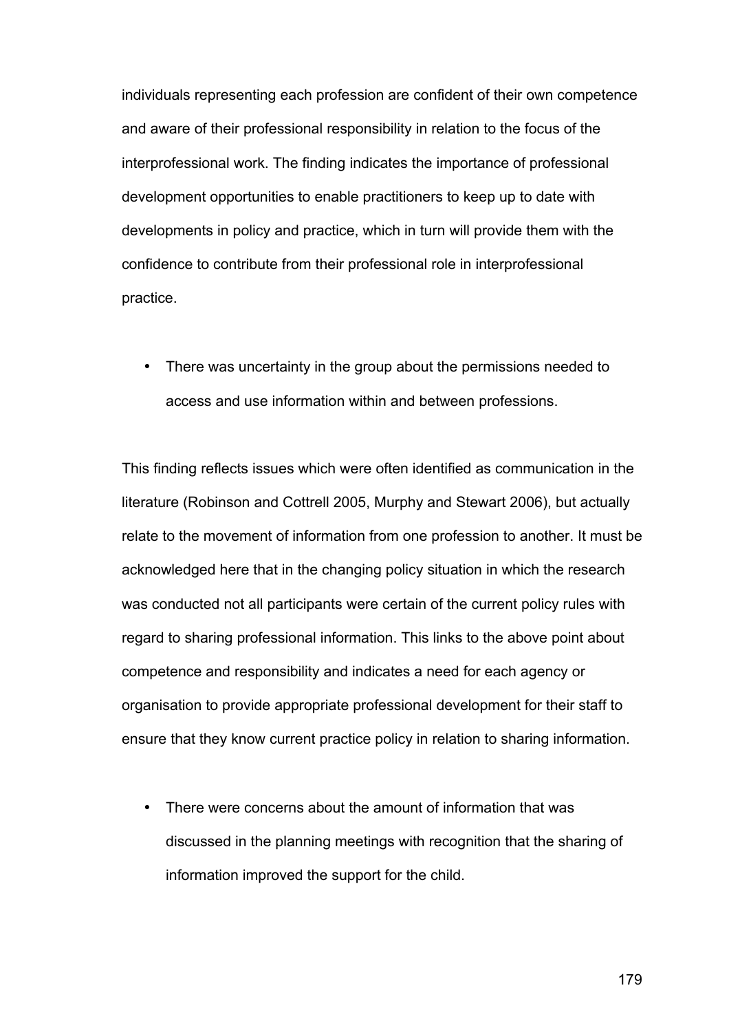individuals representing each profession are confident of their own competence and aware of their professional responsibility in relation to the focus of the interprofessional work. The finding indicates the importance of professional development opportunities to enable practitioners to keep up to date with developments in policy and practice, which in turn will provide them with the confidence to contribute from their professional role in interprofessional practice.

- There was uncertainty in the group about the permissions needed to access and use information within and between professions.

This finding reflects issues which were often identified as communication in the literature (Robinson and Cottrell 2005, Murphy and Stewart 2006), but actually relate to the movement of information from one profession to another. It must be acknowledged here that in the changing policy situation in which the research was conducted not all participants were certain of the current policy rules with regard to sharing professional information. This links to the above point about competence and responsibility and indicates a need for each agency or organisation to provide appropriate professional development for their staff to ensure that they know current practice policy in relation to sharing information.

- There were concerns about the amount of information that was discussed in the planning meetings with recognition that the sharing of information improved the support for the child.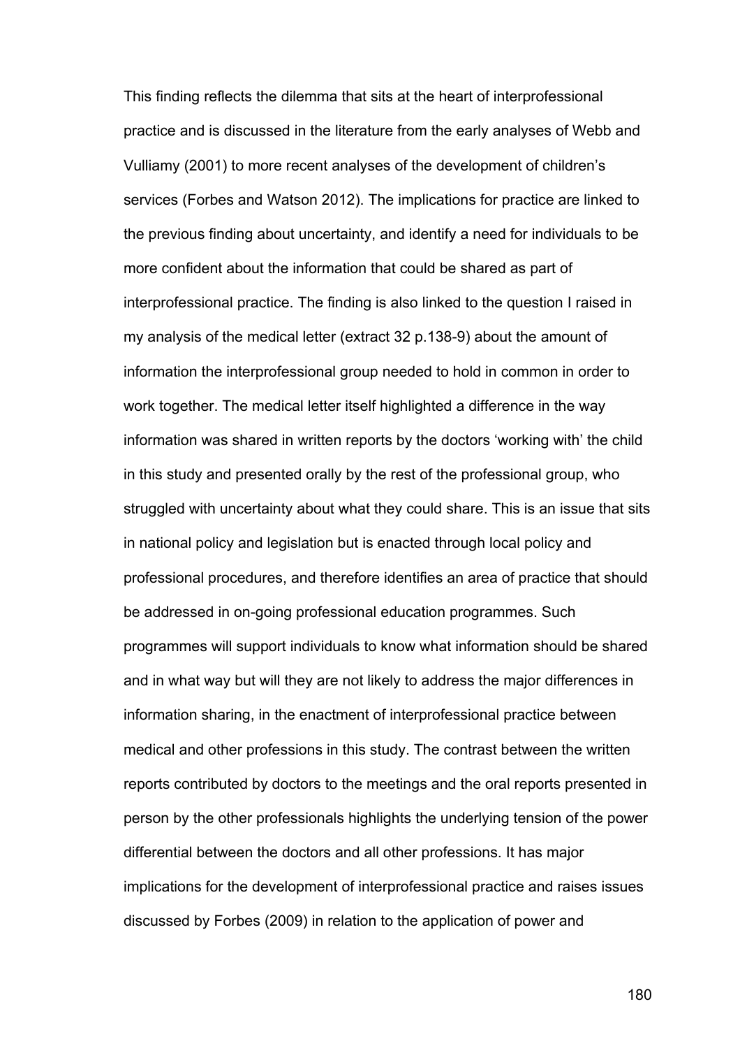This finding reflects the dilemma that sits at the heart of interprofessional practice and is discussed in the literature from the early analyses of Webb and Vulliamy (2001) to more recent analyses of the development of children's services (Forbes and Watson 2012). The implications for practice are linked to the previous finding about uncertainty, and identify a need for individuals to be more confident about the information that could be shared as part of interprofessional practice. The finding is also linked to the question I raised in my analysis of the medical letter (extract 32 p.138-9) about the amount of information the interprofessional group needed to hold in common in order to work together. The medical letter itself highlighted a difference in the way information was shared in written reports by the doctors 'working with' the child in this study and presented orally by the rest of the professional group, who struggled with uncertainty about what they could share. This is an issue that sits in national policy and legislation but is enacted through local policy and professional procedures, and therefore identifies an area of practice that should be addressed in on-going professional education programmes. Such programmes will support individuals to know what information should be shared and in what way but will they are not likely to address the major differences in information sharing, in the enactment of interprofessional practice between medical and other professions in this study. The contrast between the written reports contributed by doctors to the meetings and the oral reports presented in person by the other professionals highlights the underlying tension of the power differential between the doctors and all other professions. It has major implications for the development of interprofessional practice and raises issues discussed by Forbes (2009) in relation to the application of power and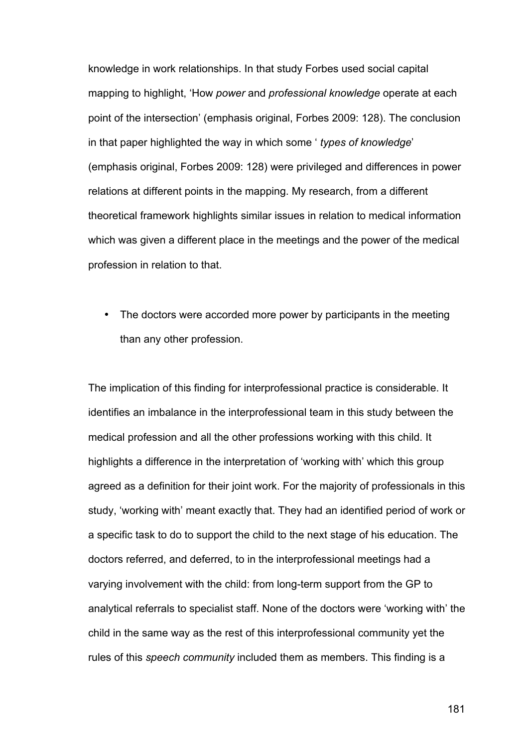knowledge in work relationships. In that study Forbes used social capital mapping to highlight, 'How *power* and *professional knowledge* operate at each point of the intersection' (emphasis original, Forbes 2009: 128). The conclusion in that paper highlighted the way in which some ' *types of knowledge*' (emphasis original, Forbes 2009: 128) were privileged and differences in power relations at different points in the mapping. My research, from a different theoretical framework highlights similar issues in relation to medical information which was given a different place in the meetings and the power of the medical profession in relation to that.

- The doctors were accorded more power by participants in the meeting than any other profession.

The implication of this finding for interprofessional practice is considerable. It identifies an imbalance in the interprofessional team in this study between the medical profession and all the other professions working with this child. It highlights a difference in the interpretation of 'working with' which this group agreed as a definition for their joint work. For the majority of professionals in this study, 'working with' meant exactly that. They had an identified period of work or a specific task to do to support the child to the next stage of his education. The doctors referred, and deferred, to in the interprofessional meetings had a varying involvement with the child: from long-term support from the GP to analytical referrals to specialist staff. None of the doctors were 'working with' the child in the same way as the rest of this interprofessional community yet the rules of this *speech community* included them as members. This finding is a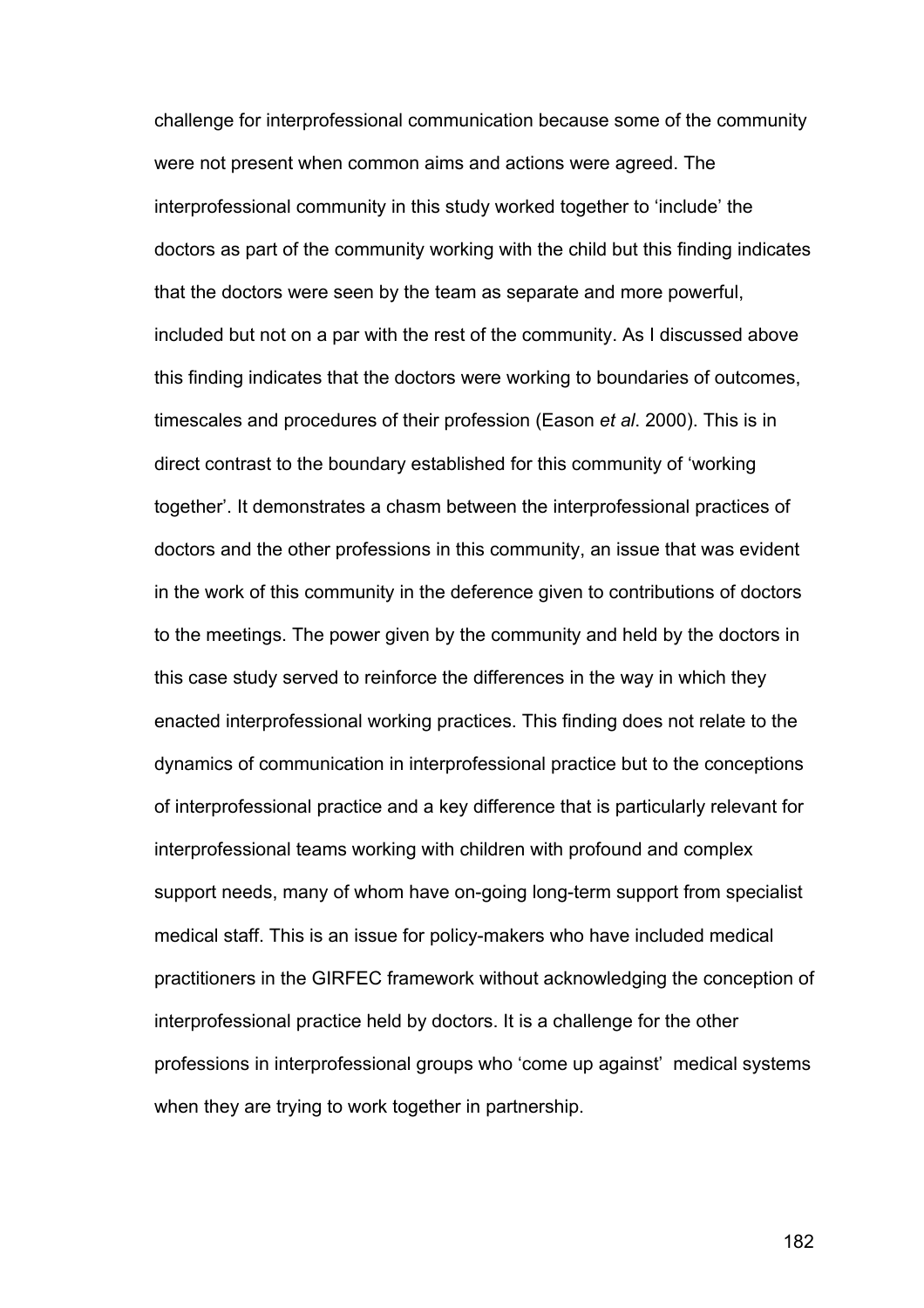challenge for interprofessional communication because some of the community were not present when common aims and actions were agreed. The interprofessional community in this study worked together to 'include' the doctors as part of the community working with the child but this finding indicates that the doctors were seen by the team as separate and more powerful, included but not on a par with the rest of the community. As I discussed above this finding indicates that the doctors were working to boundaries of outcomes, timescales and procedures of their profession (Eason *et al*. 2000). This is in direct contrast to the boundary established for this community of 'working together'. It demonstrates a chasm between the interprofessional practices of doctors and the other professions in this community, an issue that was evident in the work of this community in the deference given to contributions of doctors to the meetings. The power given by the community and held by the doctors in this case study served to reinforce the differences in the way in which they enacted interprofessional working practices. This finding does not relate to the dynamics of communication in interprofessional practice but to the conceptions of interprofessional practice and a key difference that is particularly relevant for interprofessional teams working with children with profound and complex support needs, many of whom have on-going long-term support from specialist medical staff. This is an issue for policy-makers who have included medical practitioners in the GIRFEC framework without acknowledging the conception of interprofessional practice held by doctors. It is a challenge for the other professions in interprofessional groups who 'come up against' medical systems when they are trying to work together in partnership.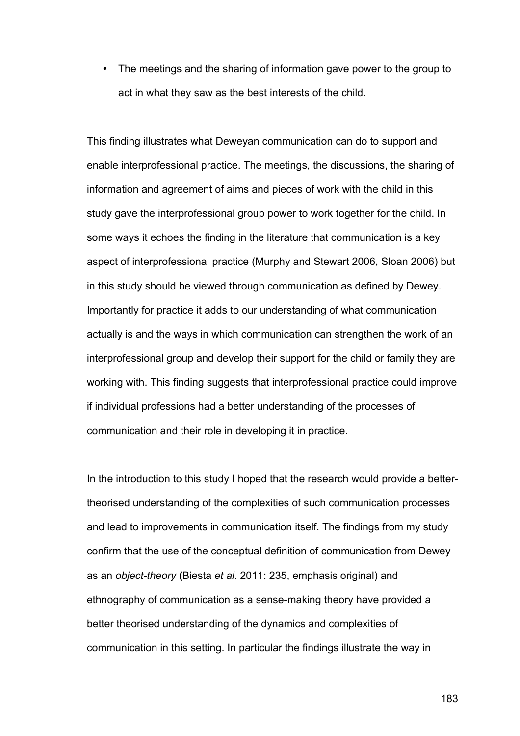- The meetings and the sharing of information gave power to the group to act in what they saw as the best interests of the child.

This finding illustrates what Deweyan communication can do to support and enable interprofessional practice. The meetings, the discussions, the sharing of information and agreement of aims and pieces of work with the child in this study gave the interprofessional group power to work together for the child. In some ways it echoes the finding in the literature that communication is a key aspect of interprofessional practice (Murphy and Stewart 2006, Sloan 2006) but in this study should be viewed through communication as defined by Dewey. Importantly for practice it adds to our understanding of what communication actually is and the ways in which communication can strengthen the work of an interprofessional group and develop their support for the child or family they are working with. This finding suggests that interprofessional practice could improve if individual professions had a better understanding of the processes of communication and their role in developing it in practice.

In the introduction to this study I hoped that the research would provide a better-theorised understanding of the complexities of such communication processes and lead to improvements in communication itself. The findings from my study confirm that the use of the conceptual definition of communication from Dewey as an *object-theory* (Biesta *et al*. 2011: 235, emphasis original) and ethnography of communication as a sense-making theory have provided a better theorised understanding of the dynamics and complexities of communication in this setting. In particular the findings illustrate the way in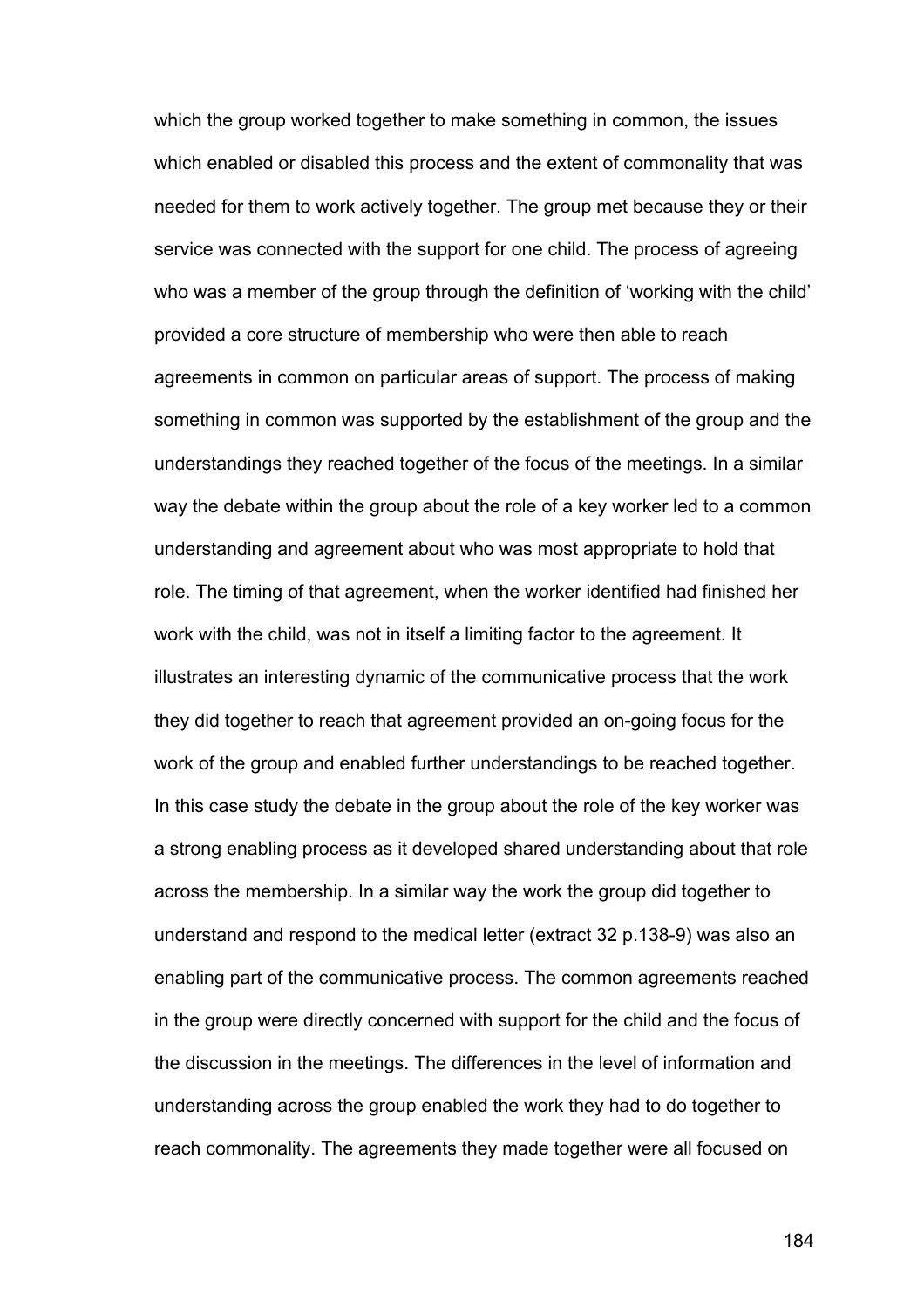which the group worked together to make something in common, the issues which enabled or disabled this process and the extent of commonality that was needed for them to work actively together. The group met because they or their service was connected with the support for one child. The process of agreeing who was a member of the group through the definition of 'working with the child' provided a core structure of membership who were then able to reach agreements in common on particular areas of support. The process of making something in common was supported by the establishment of the group and the understandings they reached together of the focus of the meetings. In a similar way the debate within the group about the role of a key worker led to a common understanding and agreement about who was most appropriate to hold that role. The timing of that agreement, when the worker identified had finished her work with the child, was not in itself a limiting factor to the agreement. It illustrates an interesting dynamic of the communicative process that the work they did together to reach that agreement provided an on-going focus for the work of the group and enabled further understandings to be reached together. In this case study the debate in the group about the role of the key worker was a strong enabling process as it developed shared understanding about that role across the membership. In a similar way the work the group did together to understand and respond to the medical letter (extract 32 p.138-9) was also an enabling part of the communicative process. The common agreements reached in the group were directly concerned with support for the child and the focus of the discussion in the meetings. The differences in the level of information and understanding across the group enabled the work they had to do together to reach commonality. The agreements they made together were all focused on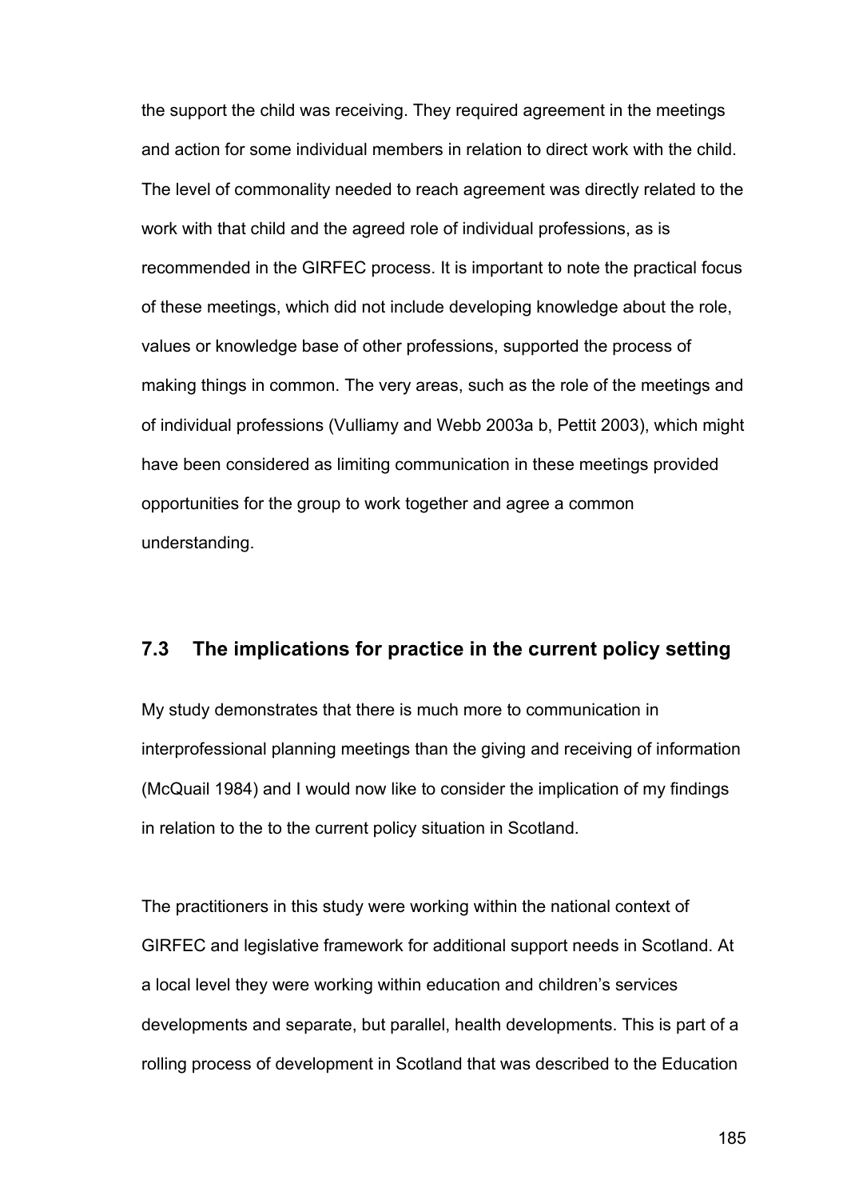the support the child was receiving. They required agreement in the meetings and action for some individual members in relation to direct work with the child. The level of commonality needed to reach agreement was directly related to the work with that child and the agreed role of individual professions, as is recommended in the GIRFEC process. It is important to note the practical focus of these meetings, which did not include developing knowledge about the role, values or knowledge base of other professions, supported the process of making things in common. The very areas, such as the role of the meetings and of individual professions (Vulliamy and Webb 2003a b, Pettit 2003), which might have been considered as limiting communication in these meetings provided opportunities for the group to work together and agree a common understanding.

## 7.3 The implications for practice in the current policy setting

My study demonstrates that there is much more to communication in interprofessional planning meetings than the giving and receiving of information (McQuail 1984) and I would now like to consider the implication of my findings in relation to the to the current policy situation in Scotland.

The practitioners in this study were working within the national context of GIRFEC and legislative framework for additional support needs in Scotland. At a local level they were working within education and children's services developments and separate, but parallel, health developments. This is part of a rolling process of development in Scotland that was described to the Education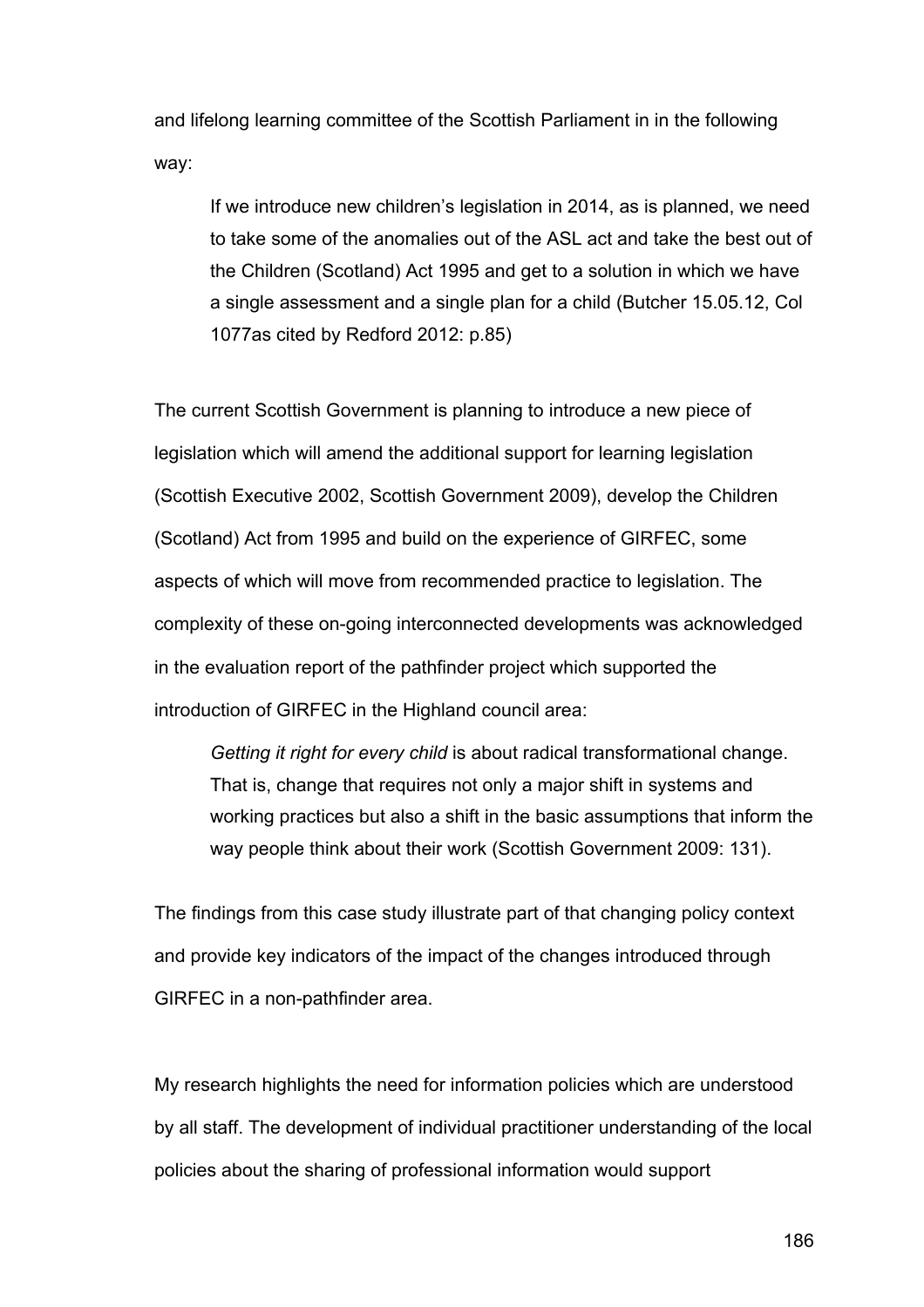and lifelong learning committee of the Scottish Parliament in in the following way:

> If we introduce new children's legislation in 2014, as is planned, we need to take some of the anomalies out of the ASL act and take the best out of the Children (Scotland) Act 1995 and get to a solution in which we have a single assessment and a single plan for a child (Butcher 15.05.12, Col 1077as cited by Redford 2012: p.85)

The current Scottish Government is planning to introduce a new piece of legislation which will amend the additional support for learning legislation (Scottish Executive 2002, Scottish Government 2009), develop the Children (Scotland) Act from 1995 and build on the experience of GIRFEC, some aspects of which will move from recommended practice to legislation. The complexity of these on-going interconnected developments was acknowledged in the evaluation report of the pathfinder project which supported the introduction of GIRFEC in the Highland council area:

> *Getting it right for every child* is about radical transformational change. That is, change that requires not only a major shift in systems and working practices but also a shift in the basic assumptions that inform the way people think about their work (Scottish Government 2009: 131).

The findings from this case study illustrate part of that changing policy context and provide key indicators of the impact of the changes introduced through GIRFEC in a non-pathfinder area.

My research highlights the need for information policies which are understood by all staff. The development of individual practitioner understanding of the local policies about the sharing of professional information would support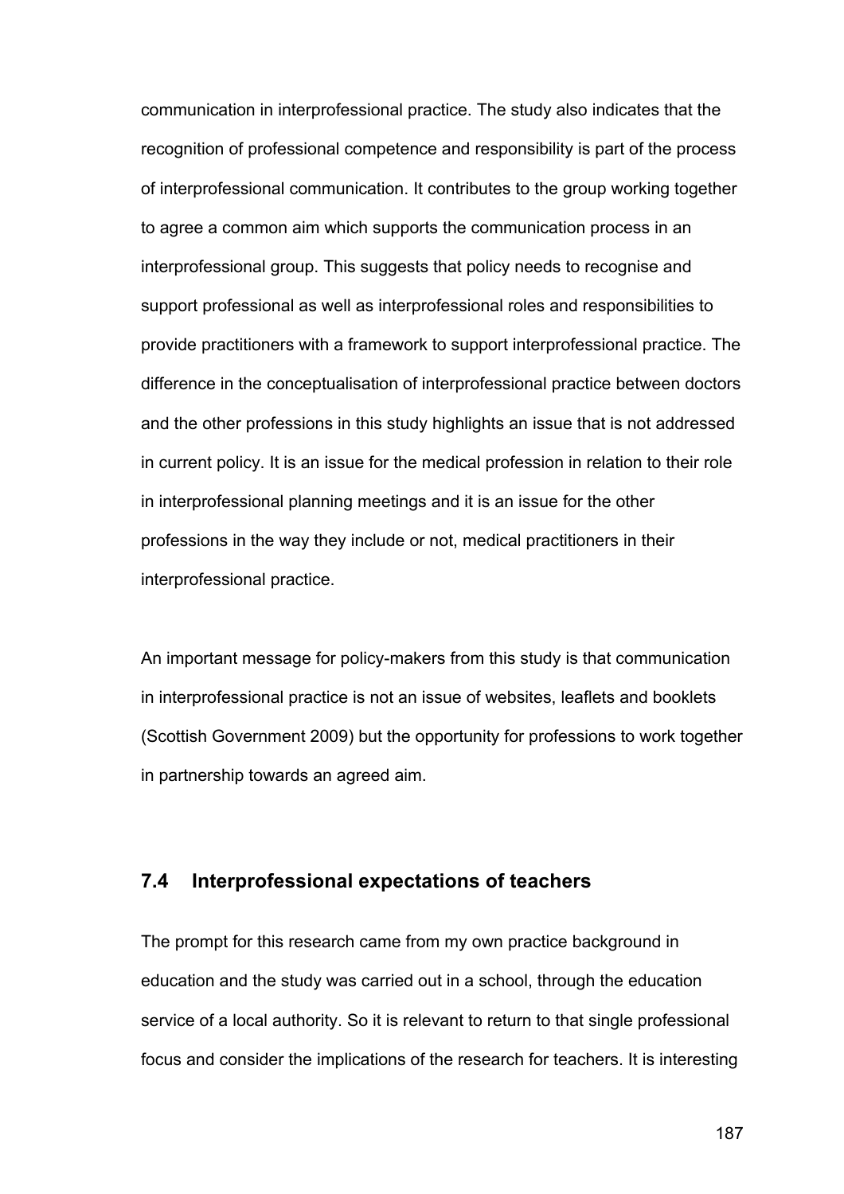communication in interprofessional practice. The study also indicates that the recognition of professional competence and responsibility is part of the process of interprofessional communication. It contributes to the group working together to agree a common aim which supports the communication process in an interprofessional group. This suggests that policy needs to recognise and support professional as well as interprofessional roles and responsibilities to provide practitioners with a framework to support interprofessional practice. The difference in the conceptualisation of interprofessional practice between doctors and the other professions in this study highlights an issue that is not addressed in current policy. It is an issue for the medical profession in relation to their role in interprofessional planning meetings and it is an issue for the other professions in the way they include or not, medical practitioners in their interprofessional practice.

An important message for policy-makers from this study is that communication in interprofessional practice is not an issue of websites, leaflets and booklets (Scottish Government 2009) but the opportunity for professions to work together in partnership towards an agreed aim.

## 7.4 Interprofessional expectations of teachers

The prompt for this research came from my own practice background in education and the study was carried out in a school, through the education service of a local authority. So it is relevant to return to that single professional focus and consider the implications of the research for teachers. It is interesting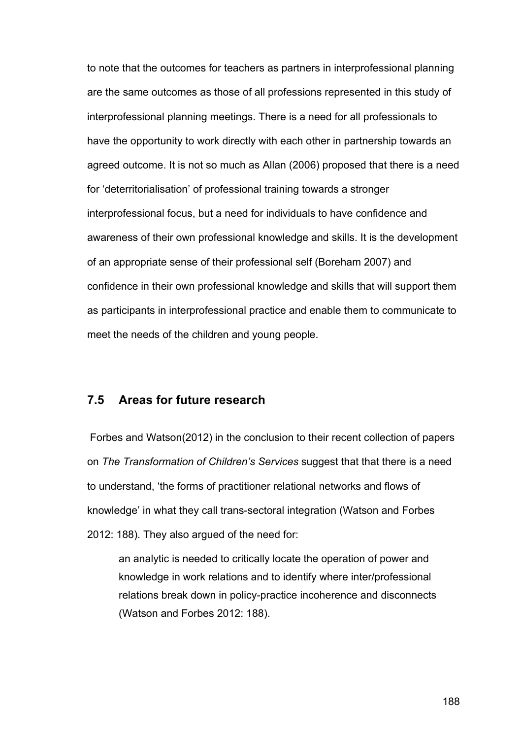to note that the outcomes for teachers as partners in interprofessional planning are the same outcomes as those of all professions represented in this study of interprofessional planning meetings. There is a need for all professionals to have the opportunity to work directly with each other in partnership towards an agreed outcome. It is not so much as Allan (2006) proposed that there is a need for 'deterritorialisation' of professional training towards a stronger interprofessional focus, but a need for individuals to have confidence and awareness of their own professional knowledge and skills. It is the development of an appropriate sense of their professional self (Boreham 2007) and confidence in their own professional knowledge and skills that will support them as participants in interprofessional practice and enable them to communicate to meet the needs of the children and young people.

## 7.5 Areas for future research

Forbes and Watson(2012) in the conclusion to their recent collection of papers on *The Transformation of Children's Services* suggest that that there is a need to understand, 'the forms of practitioner relational networks and flows of knowledge' in what they call trans-sectoral integration (Watson and Forbes 2012: 188). They also argued of the need for:

> an analytic is needed to critically locate the operation of power and knowledge in work relations and to identify where inter/professional relations break down in policy-practice incoherence and disconnects (Watson and Forbes 2012: 188).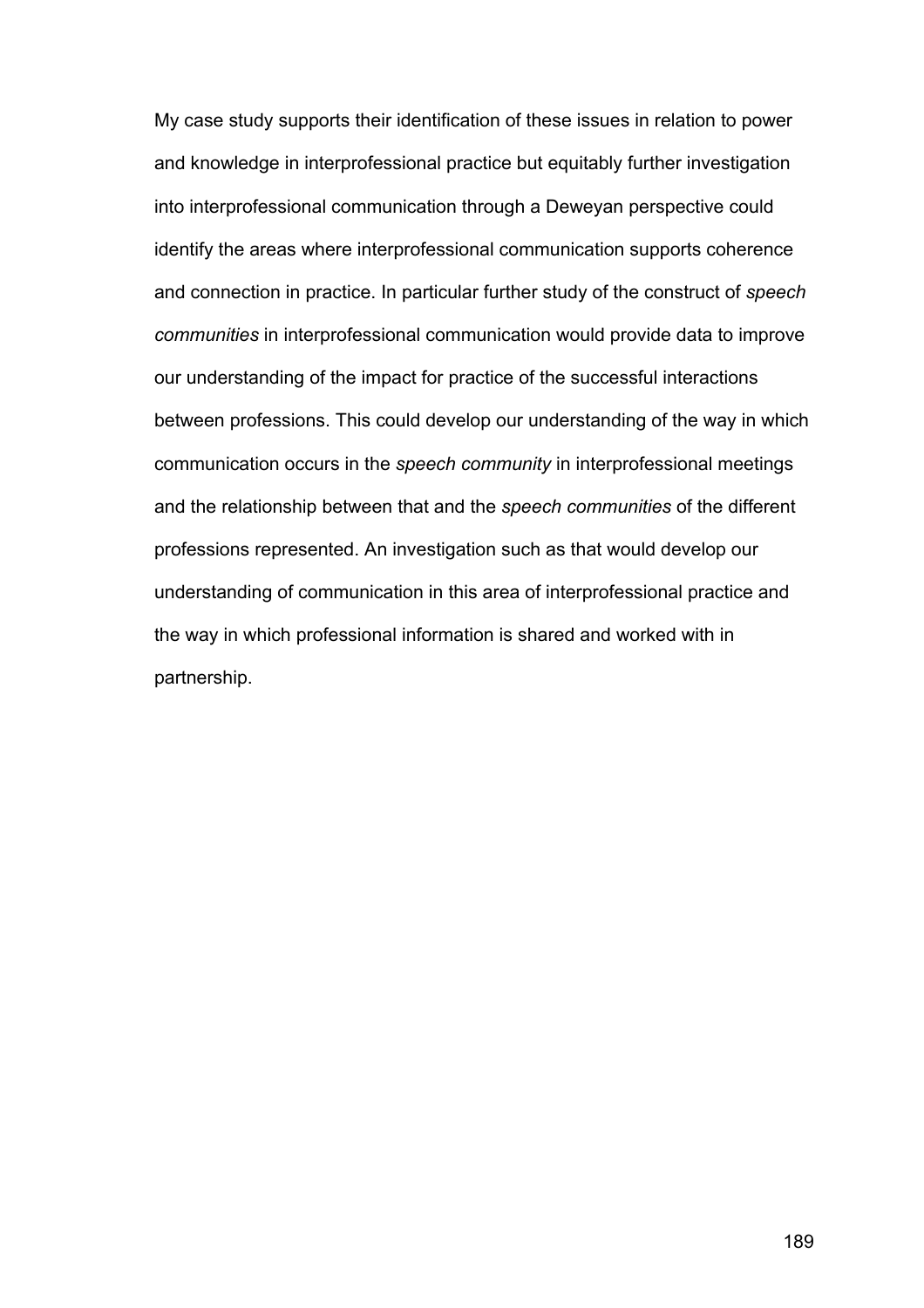My case study supports their identification of these issues in relation to power and knowledge in interprofessional practice but equitably further investigation into interprofessional communication through a Deweyan perspective could identify the areas where interprofessional communication supports coherence and connection in practice. In particular further study of the construct of *speech communities* in interprofessional communication would provide data to improve our understanding of the impact for practice of the successful interactions between professions. This could develop our understanding of the way in which communication occurs in the *speech community* in interprofessional meetings and the relationship between that and the *speech communities* of the different professions represented. An investigation such as that would develop our understanding of communication in this area of interprofessional practice and the way in which professional information is shared and worked with in partnership.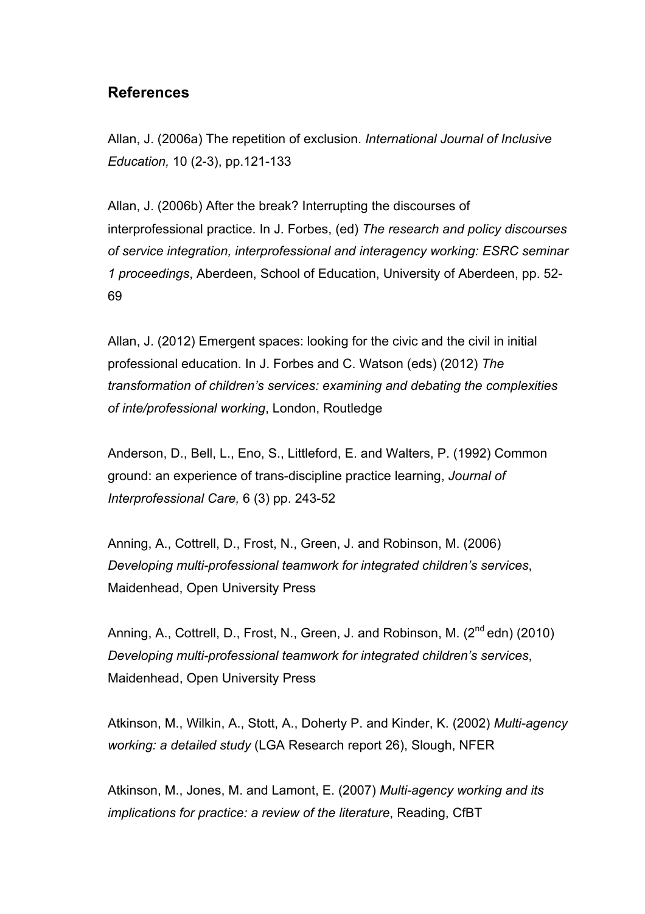## References

Allan, J. (2006a) The repetition of exclusion. *International Journal of Inclusive Education,* 10 (2-3), pp.121-133

Allan, J. (2006b) After the break? Interrupting the discourses of interprofessional practice. In J. Forbes, (ed) *The research and policy discourses of service integration, interprofessional and interagency working: ESRC seminar 1 proceedings*, Aberdeen, School of Education, University of Aberdeen, pp. 52-69

Allan, J. (2012) Emergent spaces: looking for the civic and the civil in initial professional education. In J. Forbes and C. Watson (eds) (2012) *The transformation of children's services: examining and debating the complexities of inte/professional working*, London, Routledge

Anderson, D., Bell, L., Eno, S., Littleford, E. and Walters, P. (1992) Common ground: an experience of trans-discipline practice learning, *Journal of Interprofessional Care,* 6 (3) pp. 243-52

Anning, A., Cottrell, D., Frost, N., Green, J. and Robinson, M. (2006) *Developing multi-professional teamwork for integrated children's services*, Maidenhead, Open University Press

Anning, A., Cottrell, D., Frost, N., Green, J. and Robinson, M. (2nd edn) (2010) *Developing multi-professional teamwork for integrated children's services*, Maidenhead, Open University Press

Atkinson, M., Wilkin, A., Stott, A., Doherty P. and Kinder, K. (2002) *Multi-agency working: a detailed study* (LGA Research report 26), Slough, NFER

Atkinson, M., Jones, M. and Lamont, E. (2007) *Multi-agency working and its implications for practice: a review of the literature*, Reading, CfBT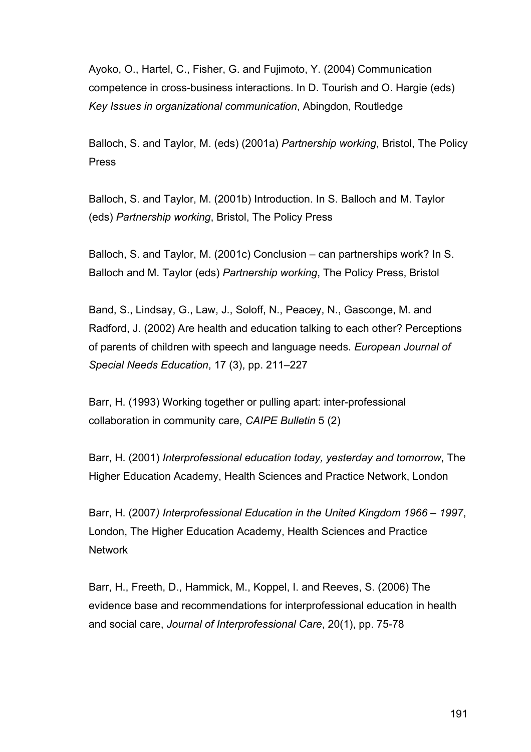Ayoko, O., Hartel, C., Fisher, G. and Fujimoto, Y. (2004) Communication competence in cross-business interactions. In D. Tourish and O. Hargie (eds) *Key Issues in organizational communication*, Abingdon, Routledge

Balloch, S. and Taylor, M. (eds) (2001a) *Partnership working*, Bristol, The Policy Press

Balloch, S. and Taylor, M. (2001b) Introduction. In S. Balloch and M. Taylor (eds) *Partnership working*, Bristol, The Policy Press

Balloch, S. and Taylor, M. (2001c) Conclusion – can partnerships work? In S. Balloch and M. Taylor (eds) *Partnership working*, The Policy Press, Bristol

Band, S., Lindsay, G., Law, J., Soloff, N., Peacey, N., Gasconge, M. and Radford, J. (2002) Are health and education talking to each other? Perceptions of parents of children with speech and language needs. *European Journal of Special Needs Education*, 17 (3), pp. 211–227

Barr, H. (1993) Working together or pulling apart: inter-professional collaboration in community care, *CAIPE Bulletin* 5 (2)

Barr, H. (2001) *Interprofessional education today, yesterday and tomorrow*, The Higher Education Academy, Health Sciences and Practice Network, London

Barr, H. (2007*) Interprofessional Education in the United Kingdom 1966 – 1997*, London, The Higher Education Academy, Health Sciences and Practice Network

Barr, H., Freeth, D., Hammick, M., Koppel, I. and Reeves, S. (2006) The evidence base and recommendations for interprofessional education in health and social care, *Journal of Interprofessional Care*, 20(1), pp. 75-78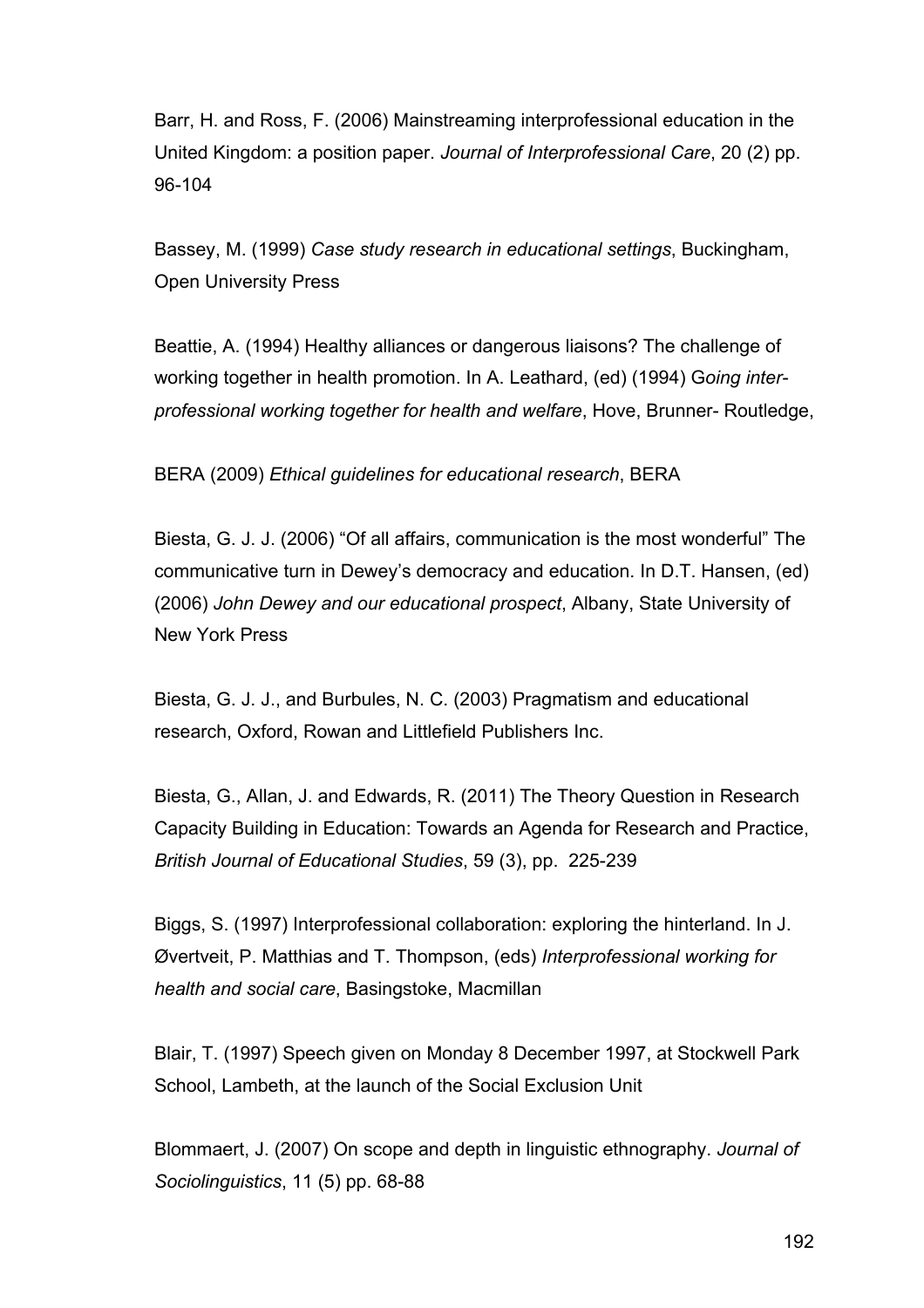Barr, H. and Ross, F. (2006) Mainstreaming interprofessional education in the United Kingdom: a position paper. *Journal of Interprofessional Care*, 20 (2) pp. 96-104

Bassey, M. (1999) *Case study research in educational settings*, Buckingham, Open University Press

Beattie, A. (1994) Healthy alliances or dangerous liaisons? The challenge of working together in health promotion. In A. Leathard, (ed) (1994) G*oing inter-professional working together for health and welfare*, Hove, Brunner- Routledge,

BERA (2009) *Ethical guidelines for educational research*, BERA

Biesta, G. J. J. (2006) "Of all affairs, communication is the most wonderful" The communicative turn in Dewey's democracy and education. In D.T. Hansen, (ed) (2006) *John Dewey and our educational prospect*, Albany, State University of New York Press

Biesta, G. J. J., and Burbules, N. C. (2003) Pragmatism and educational research, Oxford, Rowan and Littlefield Publishers Inc.

Biesta, G., Allan, J. and Edwards, R. (2011) The Theory Question in Research Capacity Building in Education: Towards an Agenda for Research and Practice, *British Journal of Educational Studies*, 59 (3), pp. 225-239

Biggs, S. (1997) Interprofessional collaboration: exploring the hinterland. In J. Øvertveit, P. Matthias and T. Thompson, (eds) *Interprofessional working for health and social care*, Basingstoke, Macmillan

Blair, T. (1997) Speech given on Monday 8 December 1997, at Stockwell Park School, Lambeth, at the launch of the Social Exclusion Unit

Blommaert, J. (2007) On scope and depth in linguistic ethnography. *Journal of Sociolinguistics*, 11 (5) pp. 68-88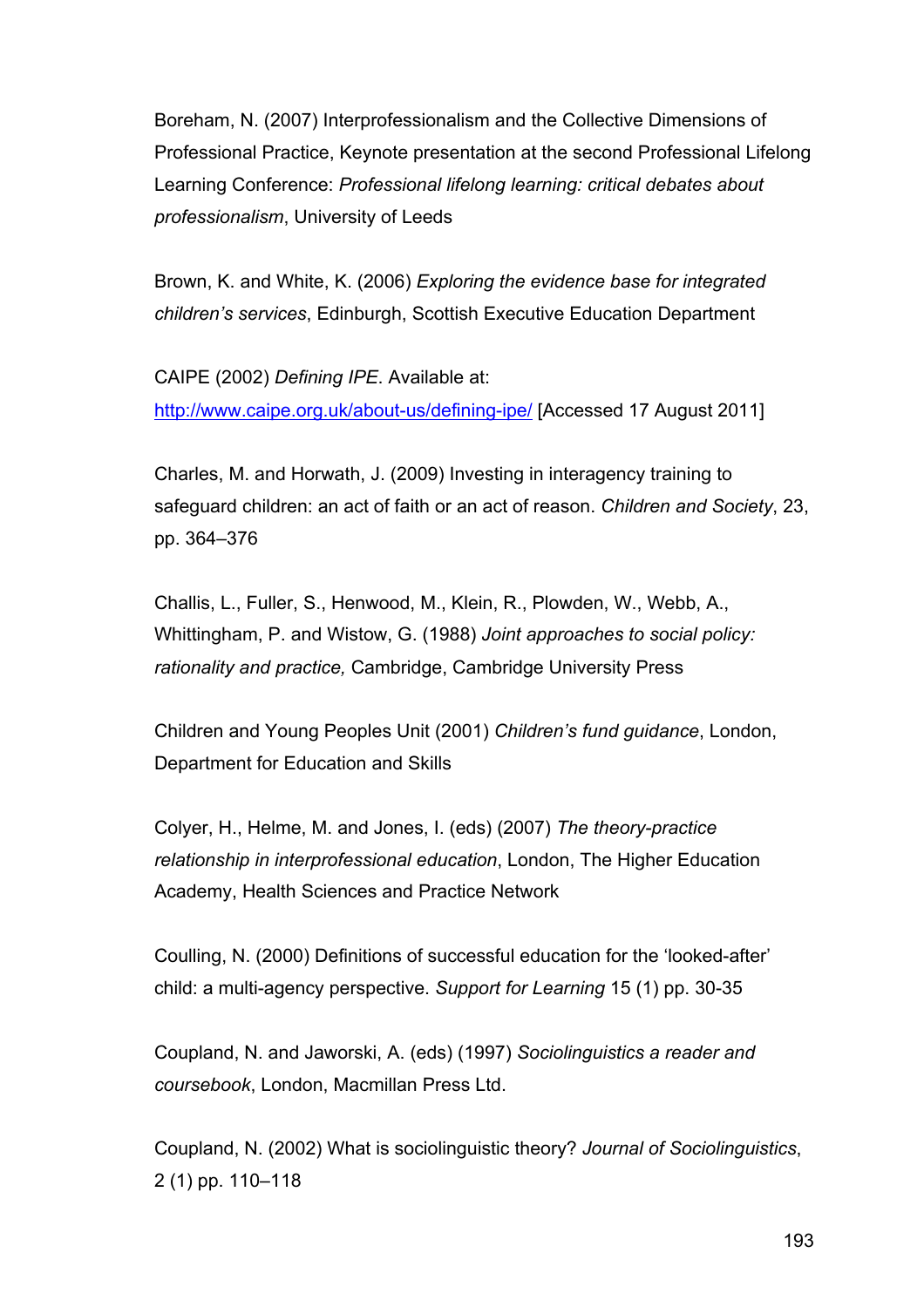Boreham, N. (2007) Interprofessionalism and the Collective Dimensions of Professional Practice, Keynote presentation at the second Professional Lifelong Learning Conference: *Professional lifelong learning: critical debates about professionalism*, University of Leeds

Brown, K. and White, K. (2006) *Exploring the evidence base for integrated children's services*, Edinburgh, Scottish Executive Education Department

CAIPE (2002) *Defining IPE*. Available at: http://www.caipe.org.uk/about-us/defining-ipe/ [Accessed 17 August 2011]

Charles, M. and Horwath, J. (2009) Investing in interagency training to safeguard children: an act of faith or an act of reason. *Children and Society*, 23, pp. 364–376

Challis, L., Fuller, S., Henwood, M., Klein, R., Plowden, W., Webb, A., Whittingham, P. and Wistow, G. (1988) *Joint approaches to social policy: rationality and practice,* Cambridge, Cambridge University Press

Children and Young Peoples Unit (2001) *Children's fund guidance*, London, Department for Education and Skills

Colyer, H., Helme, M. and Jones, I. (eds) (2007) *The theory-practice relationship in interprofessional education*, London, The Higher Education Academy, Health Sciences and Practice Network

Coulling, N. (2000) Definitions of successful education for the 'looked-after' child: a multi-agency perspective. *Support for Learning* 15 (1) pp. 30-35

Coupland, N. and Jaworski, A. (eds) (1997) *Sociolinguistics a reader and coursebook*, London, Macmillan Press Ltd.

Coupland, N. (2002) What is sociolinguistic theory? *Journal of Sociolinguistics*, 2 (1) pp. 110–118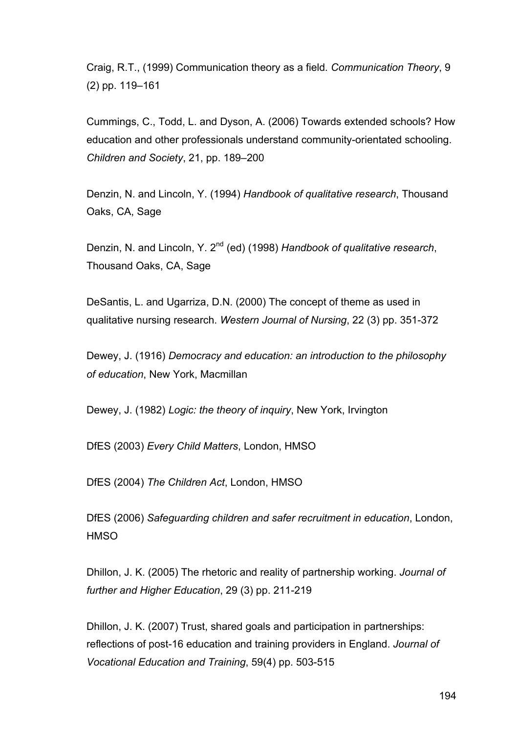Craig, R.T., (1999) Communication theory as a field. *Communication Theory*, 9 (2) pp. 119–161

Cummings, C., Todd, L. and Dyson, A. (2006) Towards extended schools? How education and other professionals understand community-orientated schooling. *Children and Society*, 21, pp. 189–200

Denzin, N. and Lincoln, Y. (1994) *Handbook of qualitative research*, Thousand Oaks, CA, Sage

Denzin, N. and Lincoln, Y. 2nd (ed) (1998) *Handbook of qualitative research*, Thousand Oaks, CA, Sage

DeSantis, L. and Ugarriza, D.N. (2000) The concept of theme as used in qualitative nursing research. *Western Journal of Nursing*, 22 (3) pp. 351-372

Dewey, J. (1916) *Democracy and education: an introduction to the philosophy of education*, New York, Macmillan

Dewey, J. (1982) *Logic: the theory of inquiry*, New York, Irvington

DfES (2003) *Every Child Matters*, London, HMSO

DfES (2004) *The Children Act*, London, HMSO

DfES (2006) *Safeguarding children and safer recruitment in education*, London, HMSO

Dhillon, J. K. (2005) The rhetoric and reality of partnership working. *Journal of further and Higher Education*, 29 (3) pp. 211-219

Dhillon, J. K. (2007) Trust, shared goals and participation in partnerships: reflections of post-16 education and training providers in England. *Journal of Vocational Education and Training*, 59(4) pp. 503-515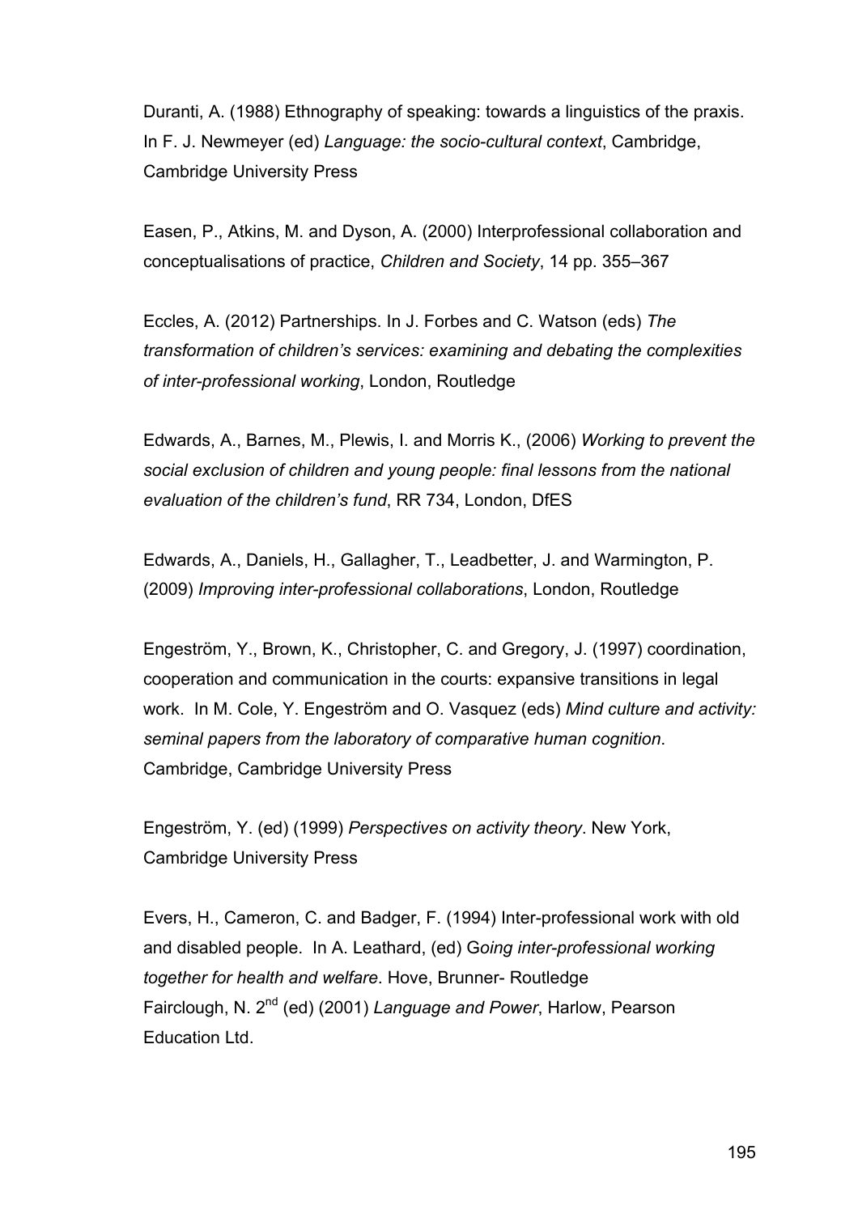Duranti, A. (1988) Ethnography of speaking: towards a linguistics of the praxis. In F. J. Newmeyer (ed) *Language: the socio-cultural context*, Cambridge, Cambridge University Press

Easen, P., Atkins, M. and Dyson, A. (2000) Interprofessional collaboration and conceptualisations of practice, *Children and Society*, 14 pp. 355–367

Eccles, A. (2012) Partnerships. In J. Forbes and C. Watson (eds) *The transformation of children's services: examining and debating the complexities of inter-professional working*, London, Routledge

Edwards, A., Barnes, M., Plewis, I. and Morris K., (2006) *Working to prevent the social exclusion of children and young people: final lessons from the national evaluation of the children's fund*, RR 734, London, DfES

Edwards, A., Daniels, H., Gallagher, T., Leadbetter, J. and Warmington, P. (2009) *Improving inter-professional collaborations*, London, Routledge

Engeström, Y., Brown, K., Christopher, C. and Gregory, J. (1997) coordination, cooperation and communication in the courts: expansive transitions in legal work. In M. Cole, Y. Engeström and O. Vasquez (eds) *Mind culture and activity: seminal papers from the laboratory of comparative human cognition*. Cambridge, Cambridge University Press

Engeström, Y. (ed) (1999) *Perspectives on activity theory*. New York, Cambridge University Press

Evers, H., Cameron, C. and Badger, F. (1994) Inter-professional work with old and disabled people. In A. Leathard, (ed) G*oing inter-professional working together for health and welfare*. Hove, Brunner- Routledge
Fairclough, N. 2nd (ed) (2001) *Language and Power*, Harlow, Pearson Education Ltd.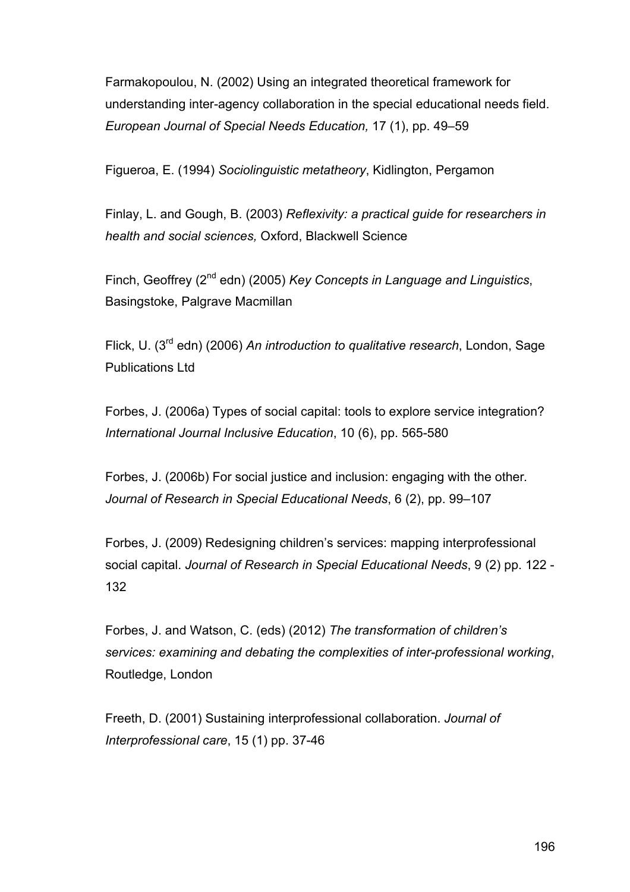Farmakopoulou, N. (2002) Using an integrated theoretical framework for understanding inter-agency collaboration in the special educational needs field. *European Journal of Special Needs Education,* 17 (1), pp. 49–59

Figueroa, E. (1994) *Sociolinguistic metatheory*, Kidlington, Pergamon

Finlay, L. and Gough, B. (2003) *Reflexivity: a practical guide for researchers in health and social sciences,* Oxford, Blackwell Science

Finch, Geoffrey (2nd edn) (2005) *Key Concepts in Language and Linguistics*, Basingstoke, Palgrave Macmillan

Flick, U. (3rd edn) (2006) *An introduction to qualitative research*, London, Sage Publications Ltd

Forbes, J. (2006a) Types of social capital: tools to explore service integration? *International Journal Inclusive Education*, 10 (6), pp. 565-580

Forbes, J. (2006b) For social justice and inclusion: engaging with the other. *Journal of Research in Special Educational Needs*, 6 (2), pp. 99–107

Forbes, J. (2009) Redesigning children's services: mapping interprofessional social capital. *Journal of Research in Special Educational Needs*, 9 (2) pp. 122 - 132

Forbes, J. and Watson, C. (eds) (2012) *The transformation of children's services: examining and debating the complexities of inter-professional working*, Routledge, London

Freeth, D. (2001) Sustaining interprofessional collaboration. *Journal of Interprofessional care*, 15 (1) pp. 37-46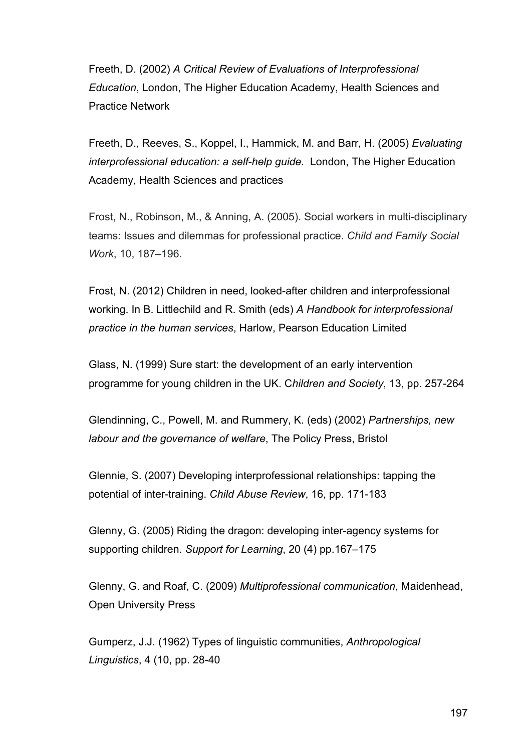Freeth, D. (2002) *A Critical Review of Evaluations of Interprofessional Education*, London, The Higher Education Academy, Health Sciences and Practice Network

Freeth, D., Reeves, S., Koppel, I., Hammick, M. and Barr, H. (2005) *Evaluating interprofessional education: a self-help guide.* London, The Higher Education Academy, Health Sciences and practices

Frost, N., Robinson, M., & Anning, A. (2005). Social workers in multi-disciplinary teams: Issues and dilemmas for professional practice. *Child and Family Social Work*, 10, 187–196.

Frost, N. (2012) Children in need, looked-after children and interprofessional working. In B. Littlechild and R. Smith (eds) *A Handbook for interprofessional practice in the human services*, Harlow, Pearson Education Limited

Glass, N. (1999) Sure start: the development of an early intervention programme for young children in the UK. C*hildren and Society*, 13, pp. 257-264

Glendinning, C., Powell, M. and Rummery, K. (eds) (2002) *Partnerships, new labour and the governance of welfare*, The Policy Press, Bristol

Glennie, S. (2007) Developing interprofessional relationships: tapping the potential of inter-training. *Child Abuse Review*, 16, pp. 171-183

Glenny, G. (2005) Riding the dragon: developing inter-agency systems for supporting children. *Support for Learning*, 20 (4) pp.167–175

Glenny, G. and Roaf, C. (2009) *Multiprofessional communication*, Maidenhead, Open University Press

Gumperz, J.J. (1962) Types of linguistic communities, *Anthropological Linguistics*, 4 (10, pp. 28-40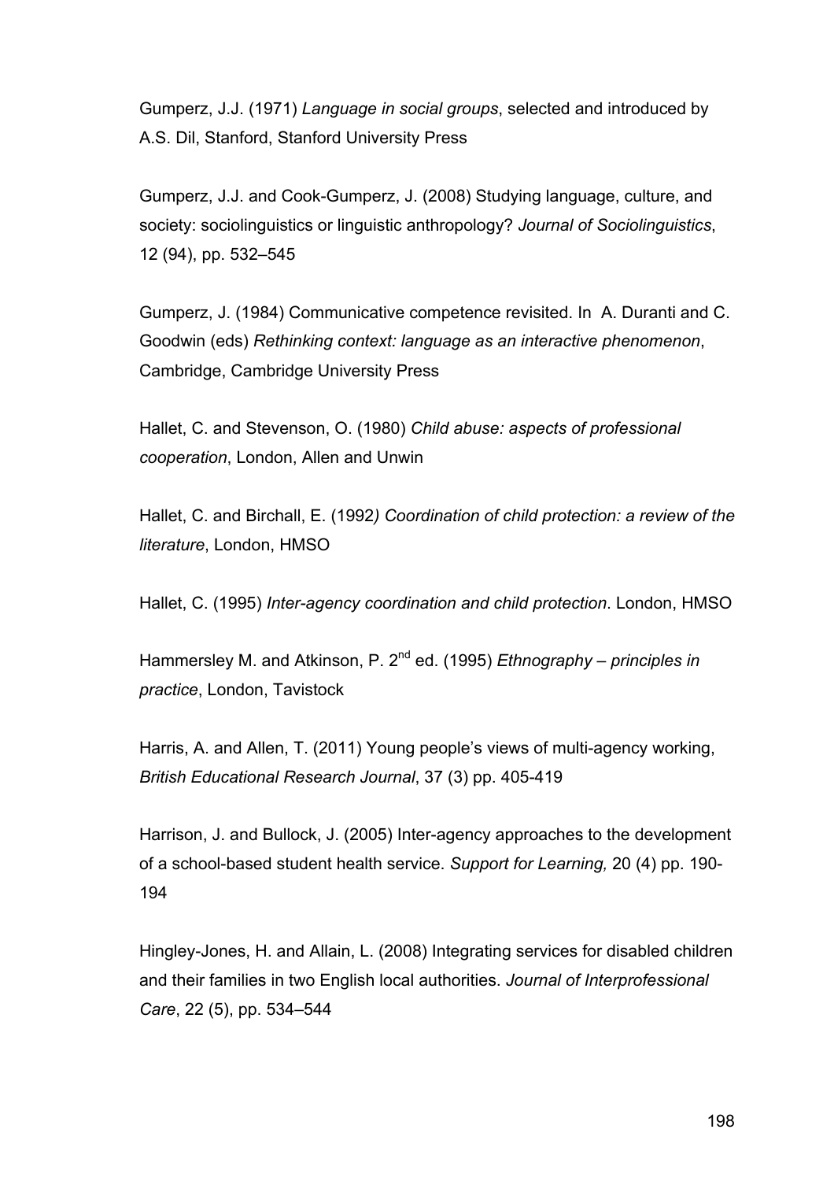Gumperz, J.J. (1971) *Language in social groups*, selected and introduced by A.S. Dil, Stanford, Stanford University Press

Gumperz, J.J. and Cook-Gumperz, J. (2008) Studying language, culture, and society: sociolinguistics or linguistic anthropology? *Journal of Sociolinguistics*, 12 (94), pp. 532–545

Gumperz, J. (1984) Communicative competence revisited. In A. Duranti and C. Goodwin (eds) *Rethinking context: language as an interactive phenomenon*, Cambridge, Cambridge University Press

Hallet, C. and Stevenson, O. (1980) *Child abuse: aspects of professional cooperation*, London, Allen and Unwin

Hallet, C. and Birchall, E. (1992*) Coordination of child protection: a review of the literature*, London, HMSO

Hallet, C. (1995) *Inter-agency coordination and child protection*. London, HMSO

Hammersley M. and Atkinson, P. 2nd ed. (1995) *Ethnography – principles in practice*, London, Tavistock

Harris, A. and Allen, T. (2011) Young people's views of multi-agency working, *British Educational Research Journal*, 37 (3) pp. 405-419

Harrison, J. and Bullock, J. (2005) Inter-agency approaches to the development of a school-based student health service. *Support for Learning,* 20 (4) pp. 190-194

Hingley-Jones, H. and Allain, L. (2008) Integrating services for disabled children and their families in two English local authorities. *Journal of Interprofessional Care*, 22 (5), pp. 534–544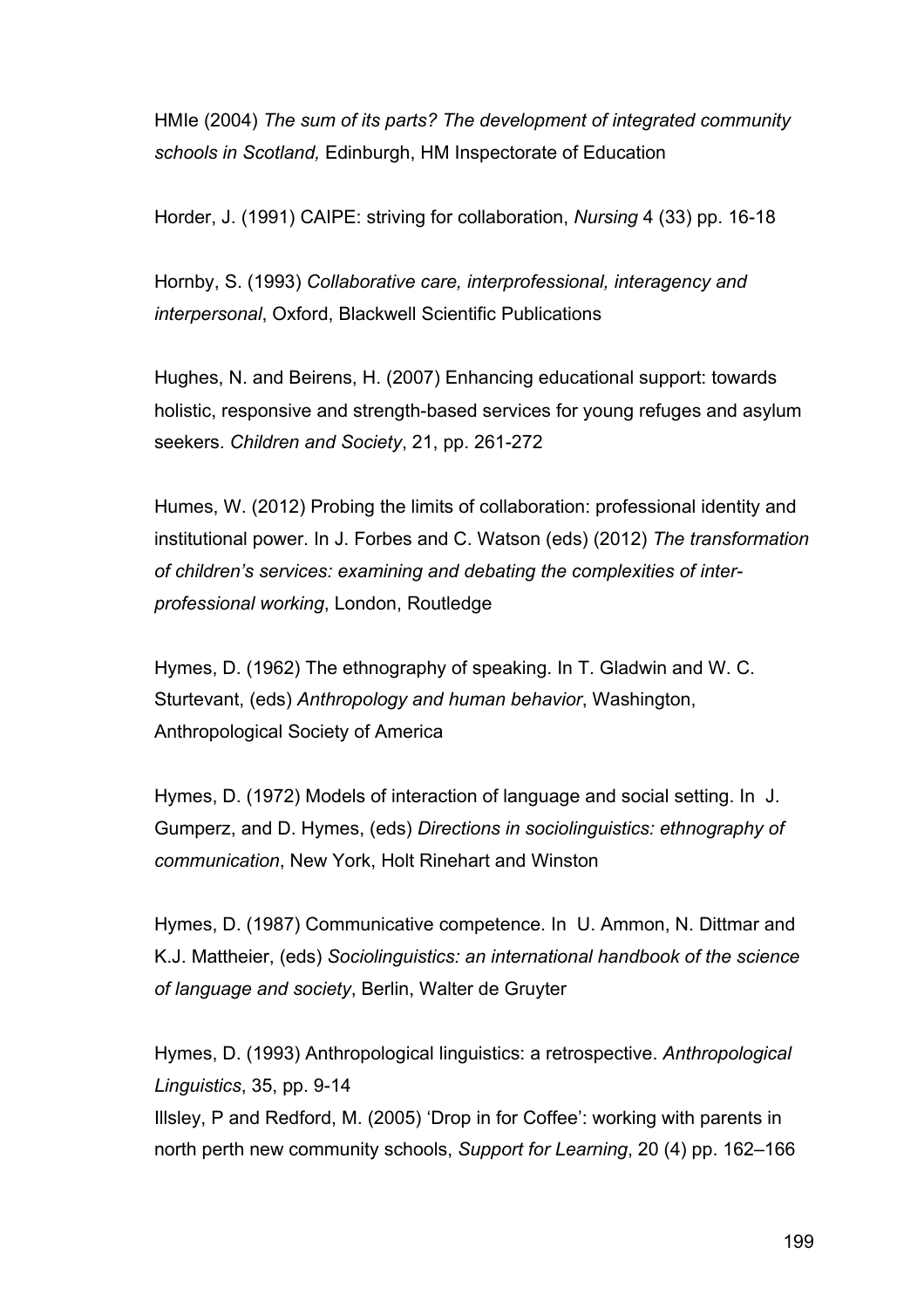HMIe (2004) *The sum of its parts? The development of integrated community schools in Scotland,* Edinburgh, HM Inspectorate of Education

Horder, J. (1991) CAIPE: striving for collaboration, *Nursing* 4 (33) pp. 16-18

Hornby, S. (1993) *Collaborative care, interprofessional, interagency and interpersonal*, Oxford, Blackwell Scientific Publications

Hughes, N. and Beirens, H. (2007) Enhancing educational support: towards holistic, responsive and strength-based services for young refuges and asylum seekers. *Children and Society*, 21, pp. 261-272

Humes, W. (2012) Probing the limits of collaboration: professional identity and institutional power. In J. Forbes and C. Watson (eds) (2012) *The transformation of children's services: examining and debating the complexities of inter-professional working*, London, Routledge

Hymes, D. (1962) The ethnography of speaking. In T. Gladwin and W. C. Sturtevant, (eds) *Anthropology and human behavior*, Washington, Anthropological Society of America

Hymes, D. (1972) Models of interaction of language and social setting. In J. Gumperz, and D. Hymes, (eds) *Directions in sociolinguistics: ethnography of communication*, New York, Holt Rinehart and Winston

Hymes, D. (1987) Communicative competence. In U. Ammon, N. Dittmar and K.J. Mattheier, (eds) *Sociolinguistics: an international handbook of the science of language and society*, Berlin, Walter de Gruyter

Hymes, D. (1993) Anthropological linguistics: a retrospective. *Anthropological Linguistics*, 35, pp. 9-14

Illsley, P and Redford, M. (2005) 'Drop in for Coffee': working with parents in north perth new community schools, *Support for Learning*, 20 (4) pp. 162–166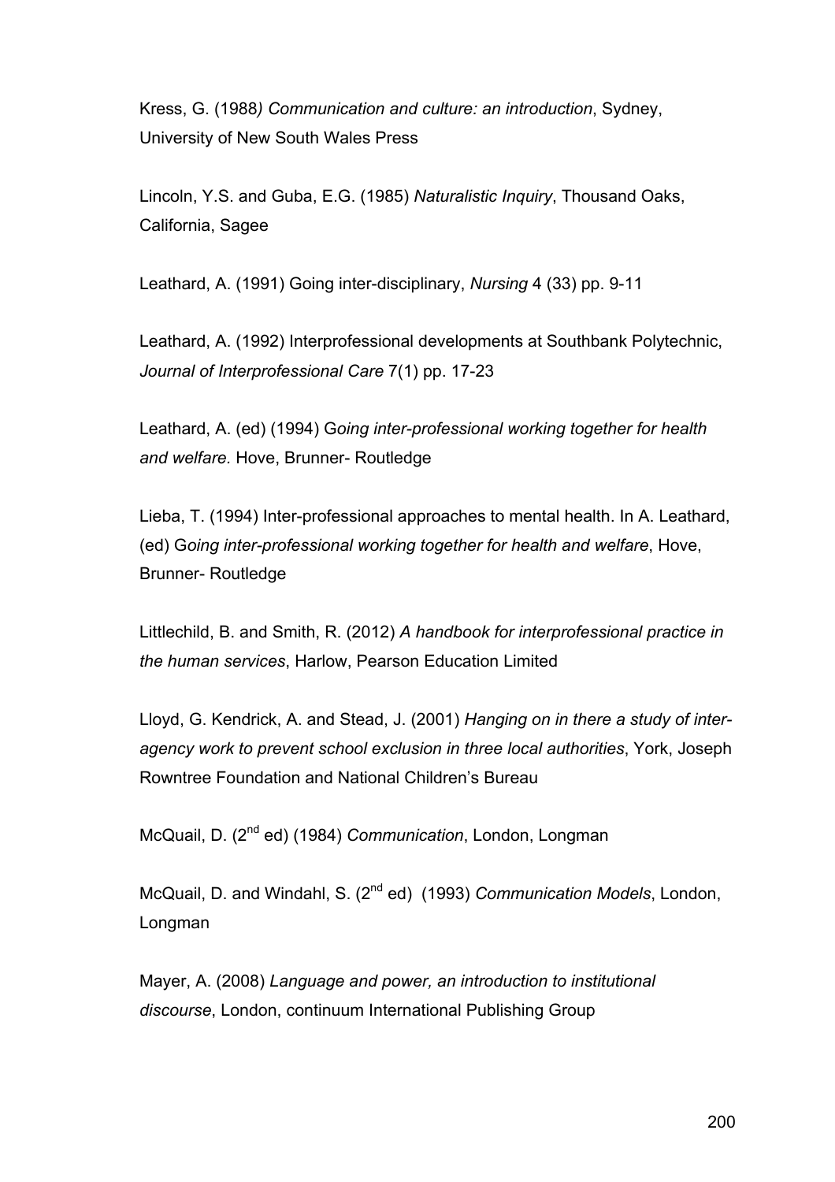Kress, G. (1988*) Communication and culture: an introduction*, Sydney, University of New South Wales Press

Lincoln, Y.S. and Guba, E.G. (1985) *Naturalistic Inquiry*, Thousand Oaks, California, Sagee

Leathard, A. (1991) Going inter-disciplinary, *Nursing* 4 (33) pp. 9-11

Leathard, A. (1992) Interprofessional developments at Southbank Polytechnic, *Journal of Interprofessional Care* 7(1) pp. 17-23

Leathard, A. (ed) (1994) G*oing inter-professional working together for health and welfare.* Hove, Brunner- Routledge

Lieba, T. (1994) Inter-professional approaches to mental health. In A. Leathard, (ed) G*oing inter-professional working together for health and welfare*, Hove, Brunner- Routledge

Littlechild, B. and Smith, R. (2012) *A handbook for interprofessional practice in the human services*, Harlow, Pearson Education Limited

Lloyd, G. Kendrick, A. and Stead, J. (2001) *Hanging on in there a study of inter-agency work to prevent school exclusion in three local authorities*, York, Joseph Rowntree Foundation and National Children's Bureau

McQuail, D. (2nd ed) (1984) *Communication*, London, Longman

McQuail, D. and Windahl, S. (2nd ed) (1993) *Communication Models*, London, Longman

Mayer, A. (2008) *Language and power, an introduction to institutional discourse*, London, continuum International Publishing Group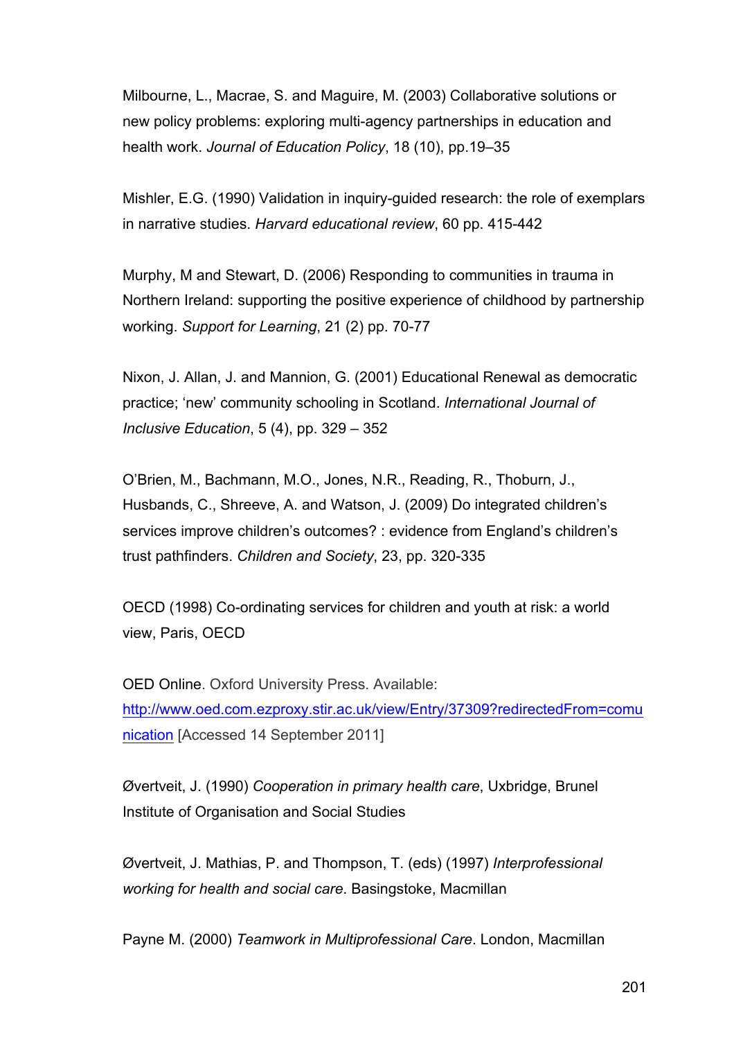Milbourne, L., Macrae, S. and Maguire, M. (2003) Collaborative solutions or new policy problems: exploring multi-agency partnerships in education and health work. *Journal of Education Policy*, 18 (10), pp.19–35

Mishler, E.G. (1990) Validation in inquiry-guided research: the role of exemplars in narrative studies. *Harvard educational review*, 60 pp. 415-442

Murphy, M and Stewart, D. (2006) Responding to communities in trauma in Northern Ireland: supporting the positive experience of childhood by partnership working. *Support for Learning*, 21 (2) pp. 70-77

Nixon, J. Allan, J. and Mannion, G. (2001) Educational Renewal as democratic practice; 'new' community schooling in Scotland. *International Journal of Inclusive Education*, 5 (4), pp. 329 – 352

O'Brien, M., Bachmann, M.O., Jones, N.R., Reading, R., Thoburn, J., Husbands, C., Shreeve, A. and Watson, J. (2009) Do integrated children's services improve children's outcomes? : evidence from England's children's trust pathfinders. *Children and Society*, 23, pp. 320-335

OECD (1998) Co-ordinating services for children and youth at risk: a world view, Paris, OECD

OED Online. Oxford University Press. Available: [http://www.oed.com.ezproxy.stir.ac.uk/view/Entry/37309?redirectedFrom=comunication](http://www.oed.com.ezproxy.stir.ac.uk/view/Entry/37309?redirectedFrom=comunication) [Accessed 14 September 2011]

Øvertveit, J. (1990) *Cooperation in primary health care*, Uxbridge, Brunel Institute of Organisation and Social Studies

Øvertveit, J. Mathias, P. and Thompson, T. (eds) (1997) *Interprofessional working for health and social care*. Basingstoke, Macmillan

Payne M. (2000) *Teamwork in Multiprofessional Care*. London, Macmillan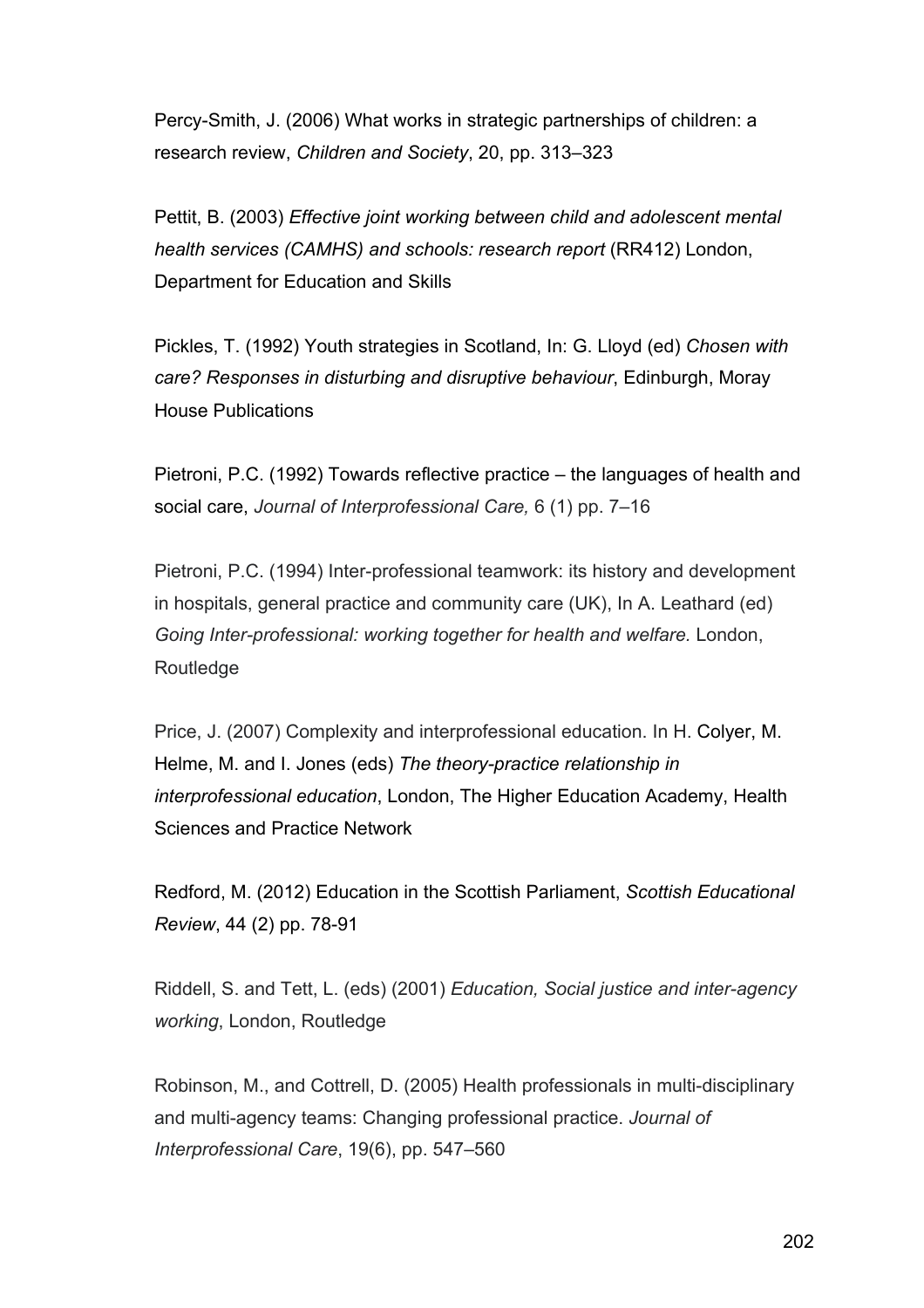Percy-Smith, J. (2006) What works in strategic partnerships of children: a research review, *Children and Society*, 20, pp. 313–323

Pettit, B. (2003) *Effective joint working between child and adolescent mental health services (CAMHS) and schools: research report* (RR412) London, Department for Education and Skills

Pickles, T. (1992) Youth strategies in Scotland, In: G. Lloyd (ed) *Chosen with care? Responses in disturbing and disruptive behaviour*, Edinburgh, Moray House Publications

Pietroni, P.C. (1992) Towards reflective practice – the languages of health and social care, *Journal of Interprofessional Care,* 6 (1) pp. 7–16

Pietroni, P.C. (1994) Inter-professional teamwork: its history and development in hospitals, general practice and community care (UK), In A. Leathard (ed) *Going Inter-professional: working together for health and welfare.* London, Routledge

Price, J. (2007) Complexity and interprofessional education. In H. Colyer, M. Helme, M. and I. Jones (eds) *The theory-practice relationship in interprofessional education*, London, The Higher Education Academy, Health Sciences and Practice Network

Redford, M. (2012) Education in the Scottish Parliament, *Scottish Educational Review*, 44 (2) pp. 78-91

Riddell, S. and Tett, L. (eds) (2001) *Education, Social justice and inter-agency working*, London, Routledge

Robinson, M., and Cottrell, D. (2005) Health professionals in multi-disciplinary and multi-agency teams: Changing professional practice. *Journal of Interprofessional Care*, 19(6), pp. 547–560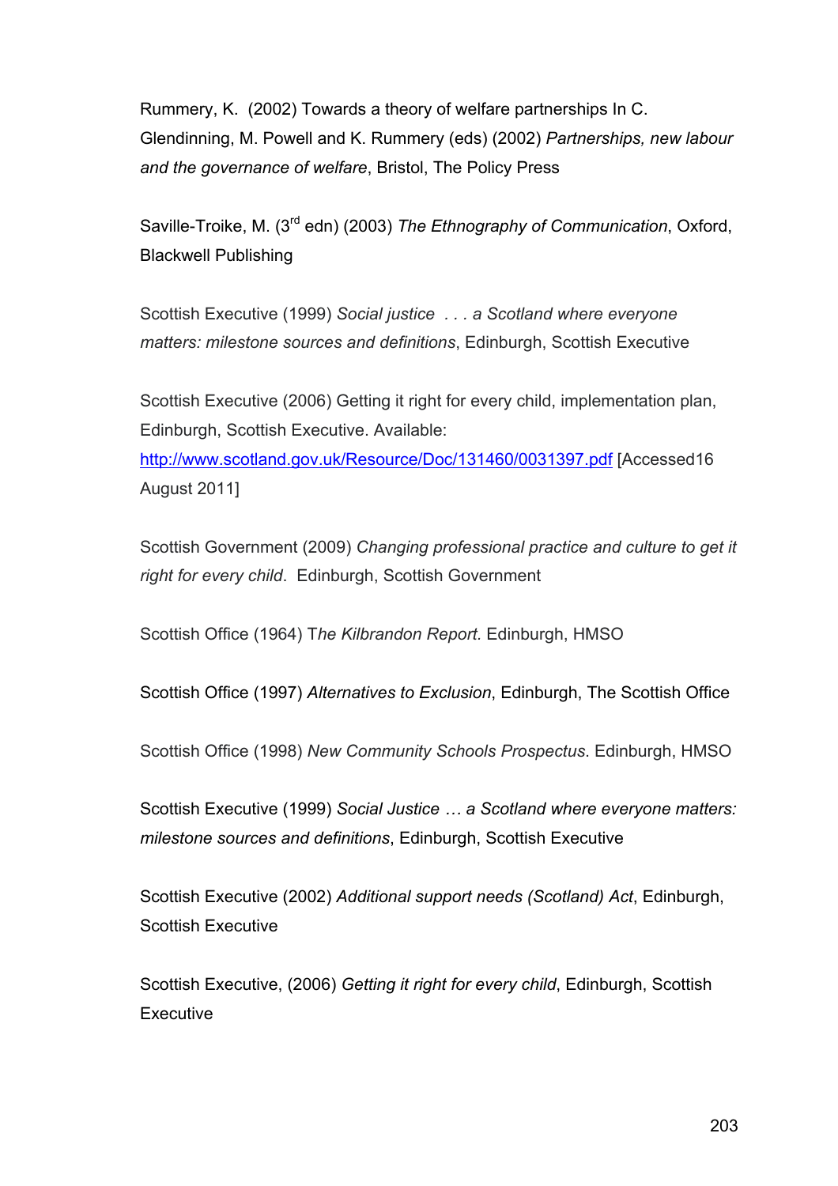Rummery, K.  (2002) Towards a theory of welfare partnerships In C. Glendinning, M. Powell and K. Rummery (eds) (2002) *Partnerships, new labour and the governance of welfare*, Bristol, The Policy Press

Saville-Troike, M. (3[rd] edn) (2003) *The Ethnography of Communication*, Oxford, Blackwell Publishing

Scottish Executive (1999) *Social justice  . . . a Scotland where everyone matters: milestone sources and definitions*, Edinburgh, Scottish Executive

Scottish Executive (2006) Getting it right for every child, implementation plan, Edinburgh, Scottish Executive. Available: http://www.scotland.gov.uk/Resource/Doc/131460/0031397.pdf [Accessed16 August 2011]

Scottish Government (2009) *Changing professional practice and culture to get it right for every child*.  Edinburgh, Scottish Government

Scottish Office (1964) T*he Kilbrandon Report.* Edinburgh, HMSO

Scottish Office (1997) *Alternatives to Exclusion*, Edinburgh, The Scottish Office

Scottish Office (1998) *New Community Schools Prospectus*. Edinburgh, HMSO

Scottish Executive (1999) *Social Justice … a Scotland where everyone matters: milestone sources and definitions*, Edinburgh, Scottish Executive

Scottish Executive (2002) *Additional support needs (Scotland) Act*, Edinburgh, Scottish Executive

Scottish Executive, (2006) *Getting it right for every child*, Edinburgh, Scottish Executive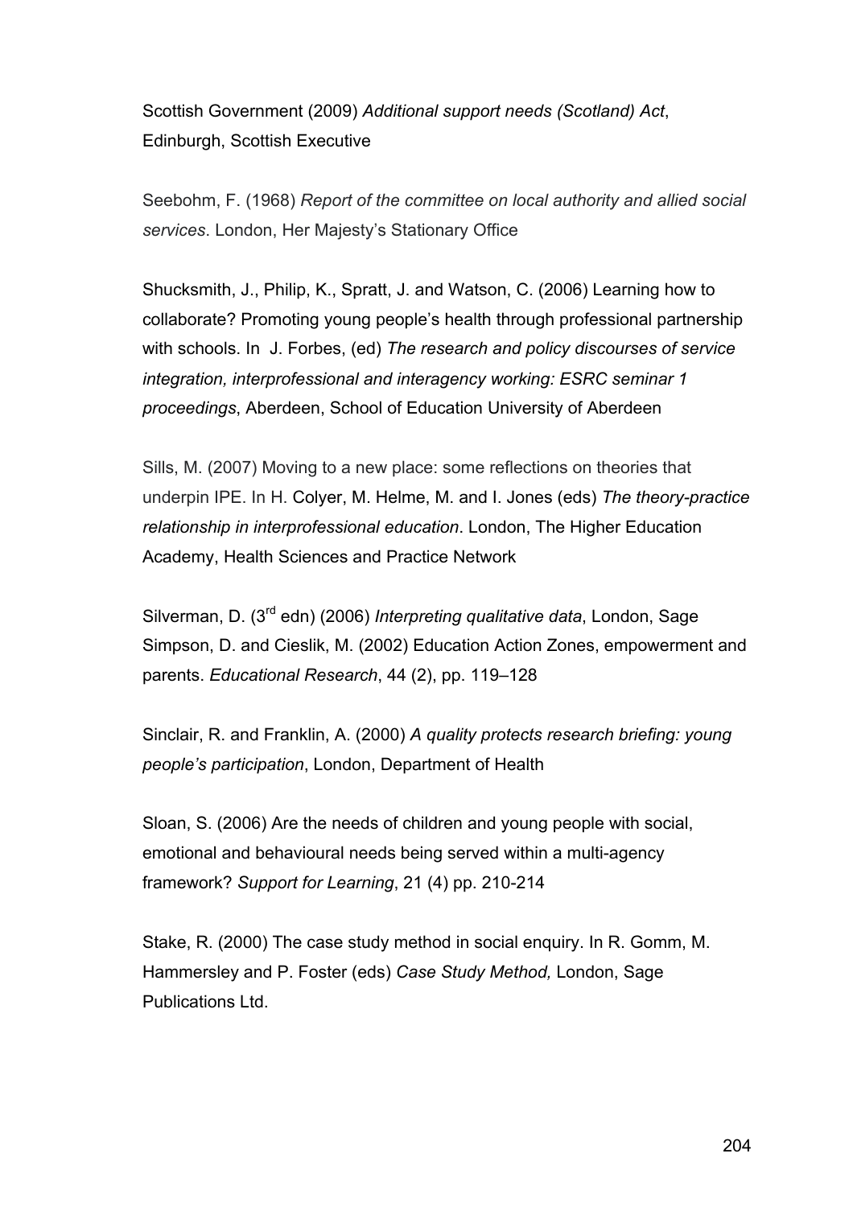Scottish Government (2009) *Additional support needs (Scotland) Act*, Edinburgh, Scottish Executive

Seebohm, F. (1968) *Report of the committee on local authority and allied social services*. London, Her Majesty's Stationary Office

Shucksmith, J., Philip, K., Spratt, J. and Watson, C. (2006) Learning how to collaborate? Promoting young people's health through professional partnership with schools. In J. Forbes, (ed) *The research and policy discourses of service integration, interprofessional and interagency working: ESRC seminar 1 proceedings*, Aberdeen, School of Education University of Aberdeen

Sills, M. (2007) Moving to a new place: some reflections on theories that underpin IPE. In H. Colyer, M. Helme, M. and I. Jones (eds) *The theory-practice relationship in interprofessional education*. London, The Higher Education Academy, Health Sciences and Practice Network

Silverman, D. (3rd edn) (2006) *Interpreting qualitative data*, London, Sage
Simpson, D. and Cieslik, M. (2002) Education Action Zones, empowerment and parents. *Educational Research*, 44 (2), pp. 119–128

Sinclair, R. and Franklin, A. (2000) *A quality protects research briefing: young people's participation*, London, Department of Health

Sloan, S. (2006) Are the needs of children and young people with social, emotional and behavioural needs being served within a multi-agency framework? *Support for Learning*, 21 (4) pp. 210-214

Stake, R. (2000) The case study method in social enquiry. In R. Gomm, M. Hammersley and P. Foster (eds) *Case Study Method,* London, Sage Publications Ltd.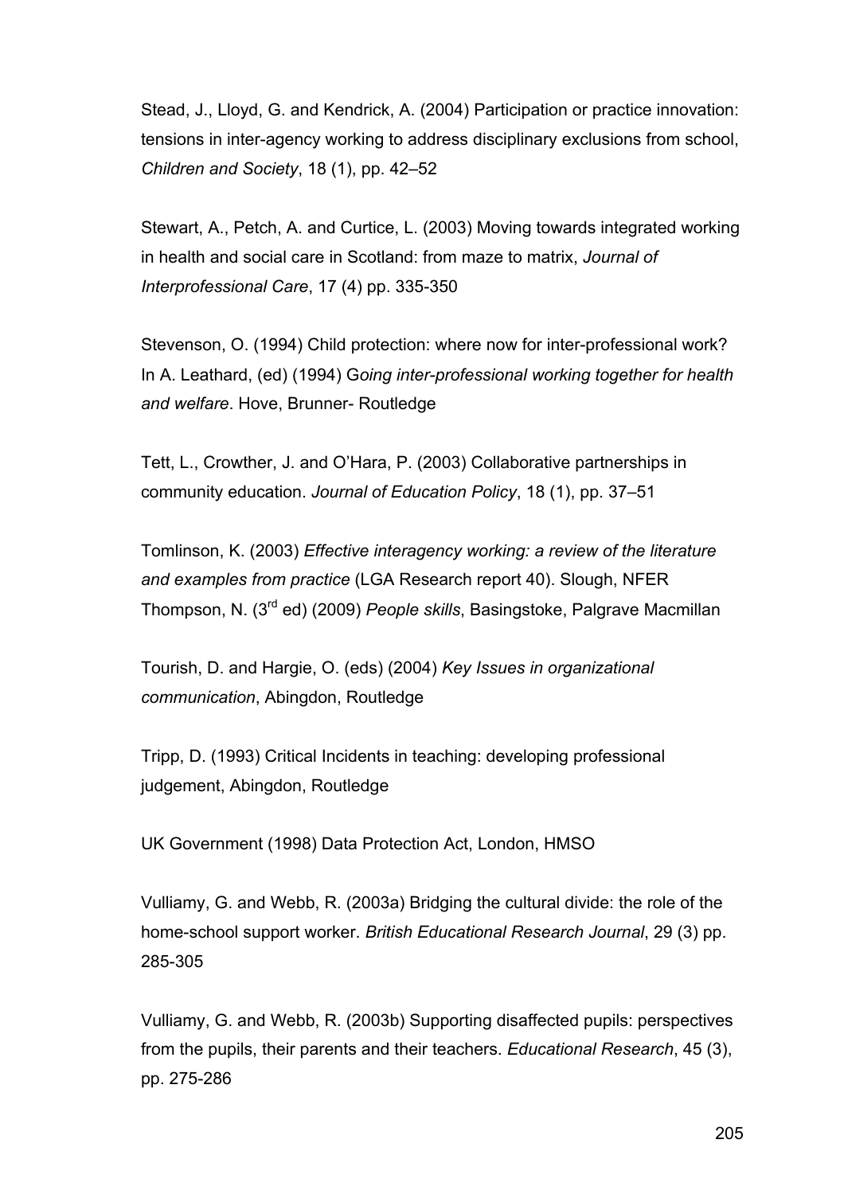Stead, J., Lloyd, G. and Kendrick, A. (2004) Participation or practice innovation: tensions in inter-agency working to address disciplinary exclusions from school, *Children and Society*, 18 (1), pp. 42–52

Stewart, A., Petch, A. and Curtice, L. (2003) Moving towards integrated working in health and social care in Scotland: from maze to matrix, *Journal of Interprofessional Care*, 17 (4) pp. 335-350

Stevenson, O. (1994) Child protection: where now for inter-professional work? In A. Leathard, (ed) (1994) G*oing inter-professional working together for health and welfare*. Hove, Brunner- Routledge

Tett, L., Crowther, J. and O'Hara, P. (2003) Collaborative partnerships in community education. *Journal of Education Policy*, 18 (1), pp. 37–51

Tomlinson, K. (2003) *Effective interagency working: a review of the literature and examples from practice* (LGA Research report 40). Slough, NFER
Thompson, N. (3rd ed) (2009) *People skills*, Basingstoke, Palgrave Macmillan

Tourish, D. and Hargie, O. (eds) (2004) *Key Issues in organizational communication*, Abingdon, Routledge

Tripp, D. (1993) Critical Incidents in teaching: developing professional judgement, Abingdon, Routledge

UK Government (1998) Data Protection Act, London, HMSO

Vulliamy, G. and Webb, R. (2003a) Bridging the cultural divide: the role of the home-school support worker. *British Educational Research Journal*, 29 (3) pp. 285-305

Vulliamy, G. and Webb, R. (2003b) Supporting disaffected pupils: perspectives from the pupils, their parents and their teachers. *Educational Research*, 45 (3), pp. 275-286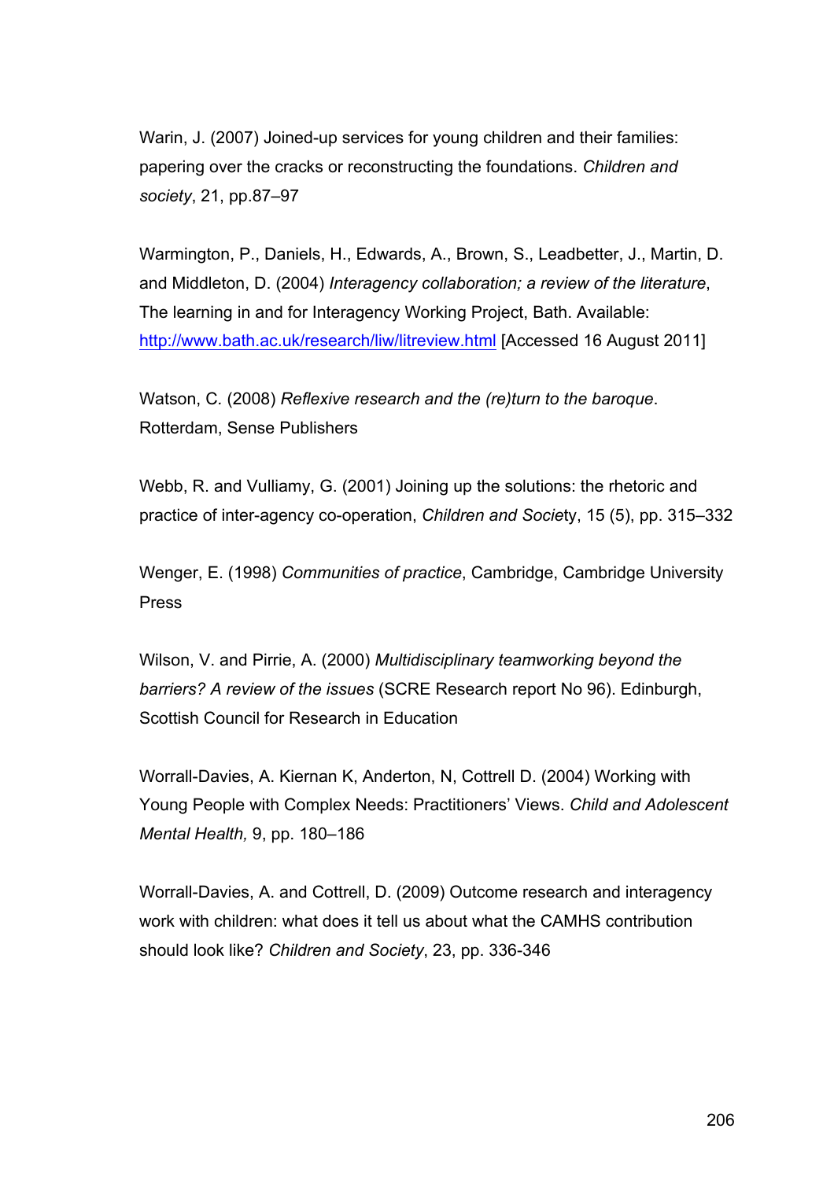Warin, J. (2007) Joined-up services for young children and their families: papering over the cracks or reconstructing the foundations. *Children and society*, 21, pp.87–97

Warmington, P., Daniels, H., Edwards, A., Brown, S., Leadbetter, J., Martin, D. and Middleton, D. (2004) *Interagency collaboration; a review of the literature*, The learning in and for Interagency Working Project, Bath. Available: http://www.bath.ac.uk/research/liw/litreview.html [Accessed 16 August 2011]

Watson, C. (2008) *Reflexive research and the (re)turn to the baroque*. Rotterdam, Sense Publishers

Webb, R. and Vulliamy, G. (2001) Joining up the solutions: the rhetoric and practice of inter-agency co-operation, *Children and Society*, 15 (5), pp. 315–332

Wenger, E. (1998) *Communities of practice*, Cambridge, Cambridge University Press

Wilson, V. and Pirrie, A. (2000) *Multidisciplinary teamworking beyond the barriers? A review of the issues* (SCRE Research report No 96). Edinburgh, Scottish Council for Research in Education

Worrall-Davies, A. Kiernan K, Anderton, N, Cottrell D. (2004) Working with Young People with Complex Needs: Practitioners' Views. *Child and Adolescent Mental Health,* 9, pp. 180–186

Worrall-Davies, A. and Cottrell, D. (2009) Outcome research and interagency work with children: what does it tell us about what the CAMHS contribution should look like? *Children and Society*, 23, pp. 336-346